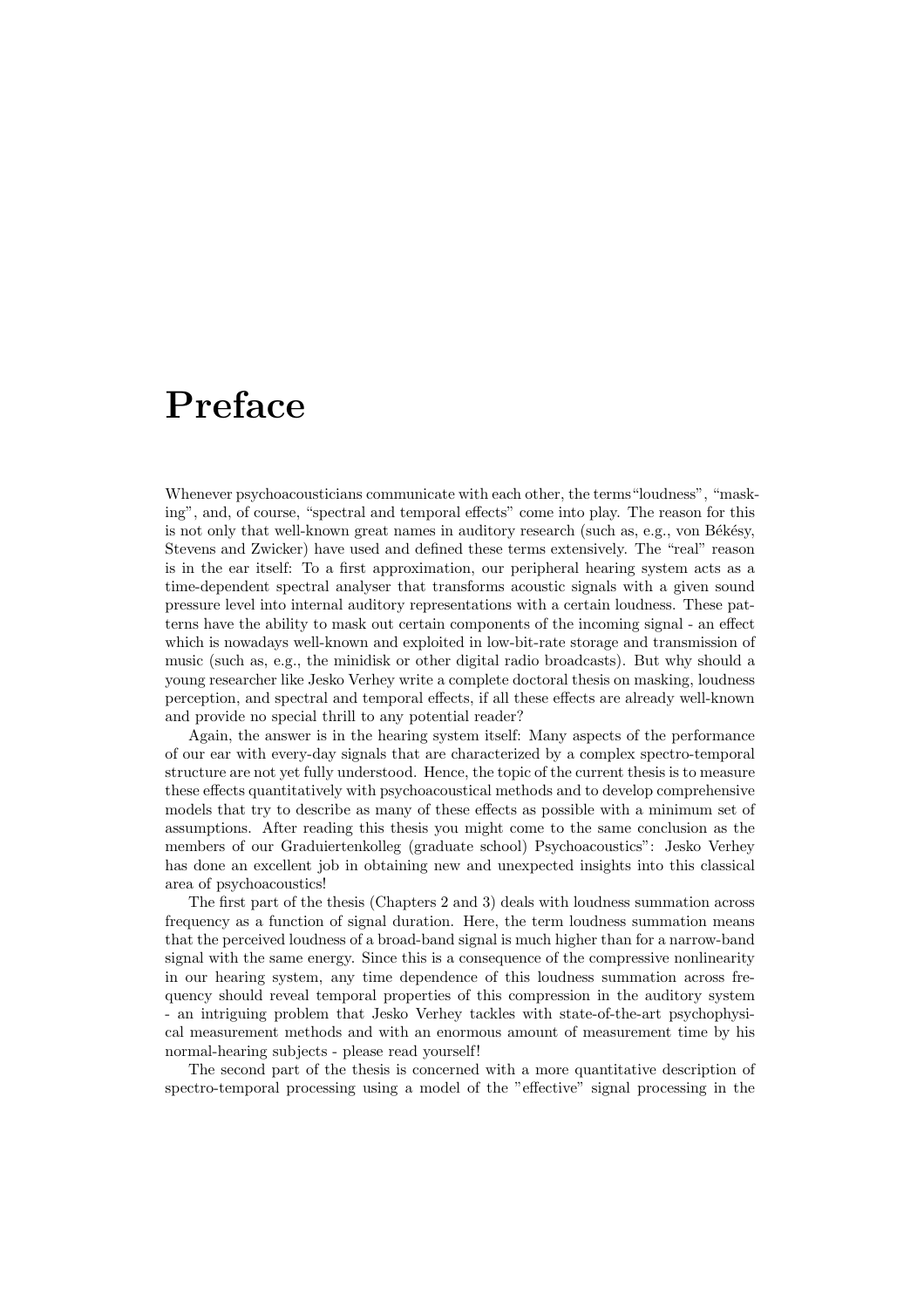# Preface

Whenever psychoacousticians communicate with each other, the terms "loudness", "masking", and, of course, "spectral and temporal effects" come into play. The reason for this is not only that well-known great names in auditory research (such as, e.g., von Békésy, Stevens and Zwicker) have used and defined these terms extensively. The "real" reason is in the ear itself: To a first approximation, our peripheral hearing system acts as a time-dependent spectral analyser that transforms acoustic signals with a given sound pressure level into internal auditory representations with a certain loudness. These patterns have the ability to mask out certain components of the incoming signal - an effect which is nowadays well-known and exploited in low-bit-rate storage and transmission of music (such as, e.g., the minidisk or other digital radio broadcasts). But why should a young researcher like Jesko Verhey write a complete doctoral thesis on masking, loudness perception, and spectral and temporal effects, if all these effects are already well-known and provide no special thrill to any potential reader?

Again, the answer is in the hearing system itself: Many aspects of the performance of our ear with every-day signals that are characterized by a complex spectro-temporal structure are not yet fully understood. Hence, the topic of the current thesis is to measure these effects quantitatively with psychoacoustical methods and to develop comprehensive models that try to describe as many of these effects as possible with a minimum set of assumptions. After reading this thesis you might come to the same conclusion as the members of our Graduiertenkolleg (graduate school) Psychoacoustics": Jesko Verhey has done an excellent job in obtaining new and unexpected insights into this classical area of psychoacoustics!

The first part of the thesis (Chapters 2 and 3) deals with loudness summation across frequency as a function of signal duration. Here, the term loudness summation means that the perceived loudness of a broad-band signal is much higher than for a narrow-band signal with the same energy. Since this is a consequence of the compressive nonlinearity in our hearing system, any time dependence of this loudness summation across frequency should reveal temporal properties of this compression in the auditory system - an intriguing problem that Jesko Verhey tackles with state-of-the-art psychophysical measurement methods and with an enormous amount of measurement time by his normal-hearing subjects - please read yourself!

The second part of the thesis is concerned with a more quantitative description of spectro-temporal processing using a model of the "effective" signal processing in the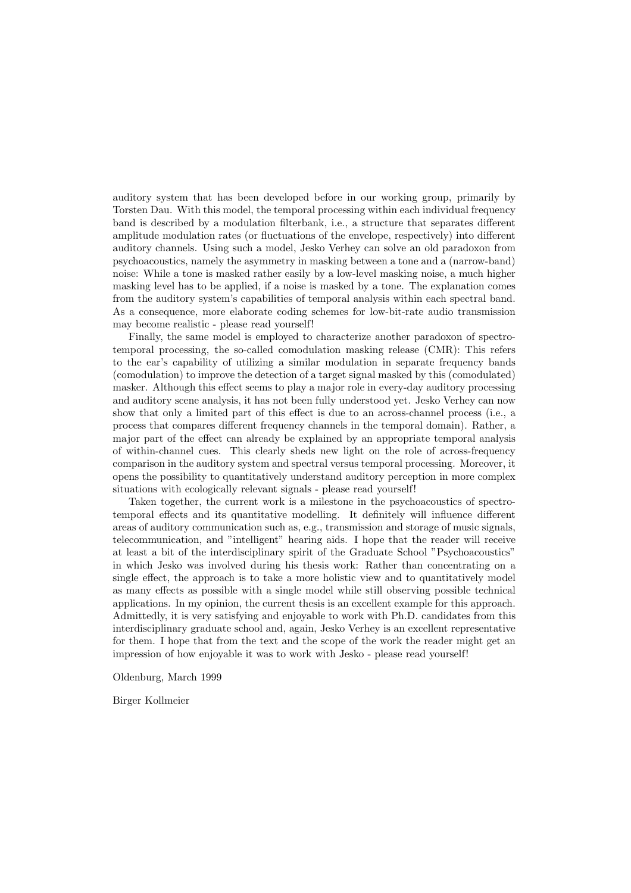auditory system that has been developed before in our working group, primarily by Torsten Dau. With this model, the temporal processing within each individual frequency band is described by a modulation filterbank, i.e., a structure that separates different amplitude modulation rates (or fluctuations of the envelope, respectively) into different auditory channels. Using such a model, Jesko Verhey can solve an old paradoxon from psychoacoustics, namely the asymmetry in masking between a tone and a (narrow-band) noise: While a tone is masked rather easily by a low-level masking noise, a much higher masking level has to be applied, if a noise is masked by a tone. The explanation comes from the auditory system's capabilities of temporal analysis within each spectral band. As a consequence, more elaborate coding schemes for low-bit-rate audio transmission may become realistic - please read yourself!

Finally, the same model is employed to characterize another paradoxon of spectro-temporal processing, the so-called comodulation masking release (CMR): This refers to the ear's capability of utilizing a similar modulation in separate frequency bands (comodulation) to improve the detection of a target signal masked by this (comodulated) masker. Although this effect seems to play a major role in every-day auditory processing and auditory scene analysis, it has not been fully understood yet. Jesko Verhey can now show that only a limited part of this effect is due to an across-channel process (i.e., a process that compares different frequency channels in the temporal domain). Rather, a major part of the effect can already be explained by an appropriate temporal analysis of within-channel cues. This clearly sheds new light on the role of across-frequency comparison in the auditory system and spectral versus temporal processing. Moreover, it opens the possibility to quantitatively understand auditory perception in more complex situations with ecologically relevant signals - please read yourself!

Taken together, the current work is a milestone in the psychoacoustics of spectro-temporal effects and its quantitative modelling. It definitely will influence different areas of auditory communication such as, e.g., transmission and storage of music signals, telecommunication, and "intelligent" hearing aids. I hope that the reader will receive at least a bit of the interdisciplinary spirit of the Graduate School "Psychoacoustics" in which Jesko was involved during his thesis work: Rather than concentrating on a single effect, the approach is to take a more holistic view and to quantitatively model as many effects as possible with a single model while still observing possible technical applications. In my opinion, the current thesis is an excellent example for this approach. Admittedly, it is very satisfying and enjoyable to work with Ph.D. candidates from this interdisciplinary graduate school and, again, Jesko Verhey is an excellent representative for them. I hope that from the text and the scope of the work the reader might get an impression of how enjoyable it was to work with Jesko - please read yourself!

Oldenburg, March 1999

Birger Kollmeier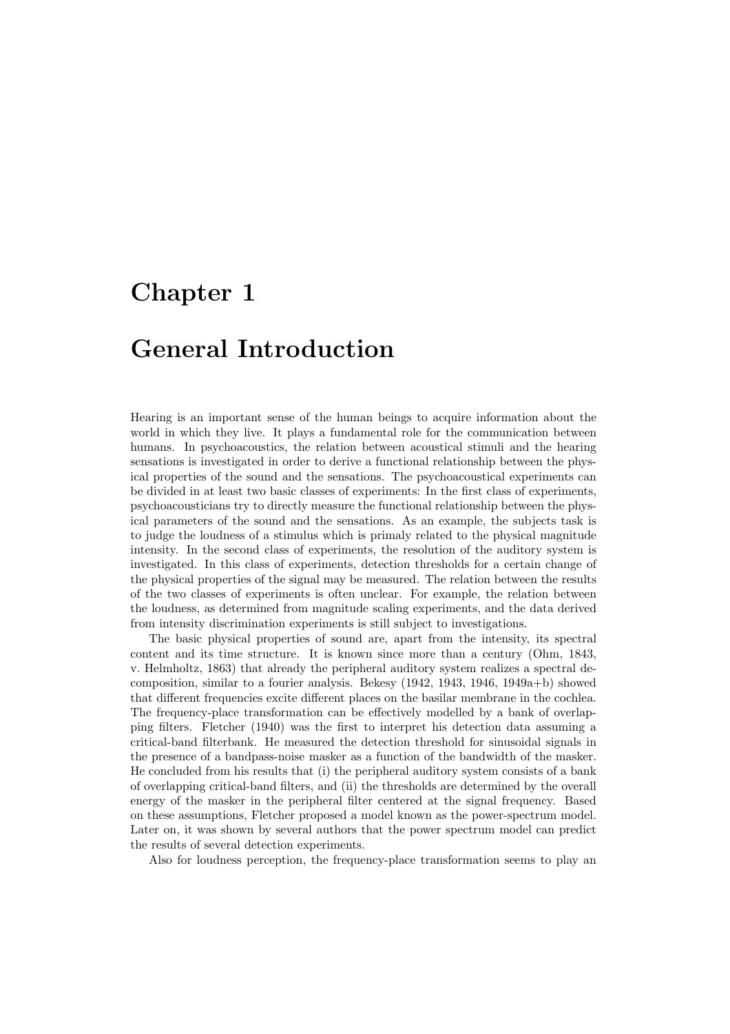// Chapter 1

# General Introduction

Hearing is an important sense of the human beings to acquire information about the world in which they live. It plays a fundamental role for the communication between humans. In psychoacoustics, the relation between acoustical stimuli and the hearing sensations is investigated in order to derive a functional relationship between the physical properties of the sound and the sensations. The psychoacoustical experiments can be divided in at least two basic classes of experiments: In the first class of experiments, psychoacousticians try to directly measure the functional relationship between the physical parameters of the sound and the sensations. As an example, the subjects task is to judge the loudness of a stimulus which is primaly related to the physical magnitude intensity. In the second class of experiments, the resolution of the auditory system is investigated. In this class of experiments, detection thresholds for a certain change of the physical properties of the signal may be measured. The relation between the results of the two classes of experiments is often unclear. For example, the relation between the loudness, as determined from magnitude scaling experiments, and the data derived from intensity discrimination experiments is still subject to investigations.

The basic physical properties of sound are, apart from the intensity, its spectral content and its time structure. It is known since more than a century (Ohm, 1843, v. Helmholtz, 1863) that already the peripheral auditory system realizes a spectral decomposition, similar to a fourier analysis. Bekesy (1942, 1943, 1946, 1949a+b) showed that different frequencies excite different places on the basilar membrane in the cochlea. The frequency-place transformation can be effectively modelled by a bank of overlapping filters. Fletcher (1940) was the first to interpret his detection data assuming a critical-band filterbank. He measured the detection threshold for sinusoidal signals in the presence of a bandpass-noise masker as a function of the bandwidth of the masker. He concluded from his results that (i) the peripheral auditory system consists of a bank of overlapping critical-band filters, and (ii) the thresholds are determined by the overall energy of the masker in the peripheral filter centered at the signal frequency. Based on these assumptions, Fletcher proposed a model known as the power-spectrum model. Later on, it was shown by several authors that the power spectrum model can predict the results of several detection experiments.

Also for loudness perception, the frequency-place transformation seems to play an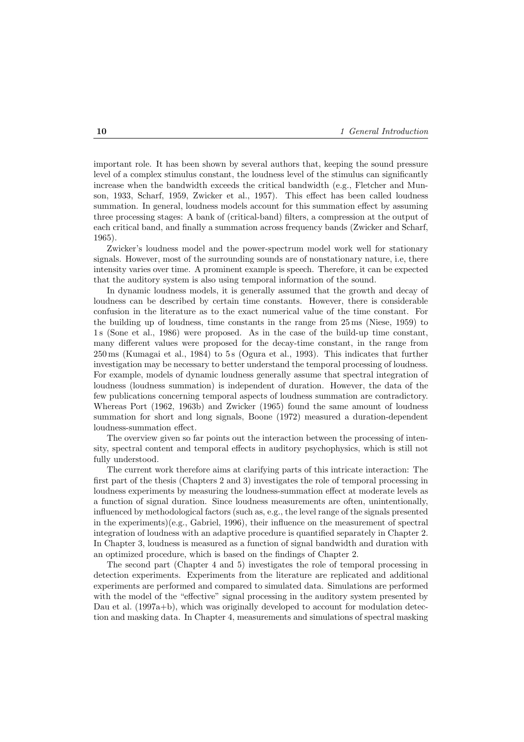important role. It has been shown by several authors that, keeping the sound pressure level of a complex stimulus constant, the loudness level of the stimulus can significantly increase when the bandwidth exceeds the critical bandwidth (e.g., Fletcher and Munson, 1933, Scharf, 1959, Zwicker et al., 1957). This effect has been called loudness summation. In general, loudness models account for this summation effect by assuming three processing stages: A bank of (critical-band) filters, a compression at the output of each critical band, and finally a summation across frequency bands (Zwicker and Scharf, 1965).

Zwicker's loudness model and the power-spectrum model work well for stationary signals. However, most of the surrounding sounds are of nonstationary nature, i.e, there intensity varies over time. A prominent example is speech. Therefore, it can be expected that the auditory system is also using temporal information of the sound.

In dynamic loudness models, it is generally assumed that the growth and decay of loudness can be described by certain time constants. However, there is considerable confusion in the literature as to the exact numerical value of the time constant. For the building up of loudness, time constants in the range from 25 ms (Niese, 1959) to 1 s (Sone et al., 1986) were proposed. As in the case of the build-up time constant, many different values were proposed for the decay-time constant, in the range from 250 ms (Kumagai et al., 1984) to 5 s (Ogura et al., 1993). This indicates that further investigation may be necessary to better understand the temporal processing of loudness. For example, models of dynamic loudness generally assume that spectral integration of loudness (loudness summation) is independent of duration. However, the data of the few publications concerning temporal aspects of loudness summation are contradictory. Whereas Port (1962, 1963b) and Zwicker (1965) found the same amount of loudness summation for short and long signals, Boone (1972) measured a duration-dependent loudness-summation effect.

The overview given so far points out the interaction between the processing of intensity, spectral content and temporal effects in auditory psychophysics, which is still not fully understood.

The current work therefore aims at clarifying parts of this intricate interaction: The first part of the thesis (Chapters 2 and 3) investigates the role of temporal processing in loudness experiments by measuring the loudness-summation effect at moderate levels as a function of signal duration. Since loudness measurements are often, unintentionally, influenced by methodological factors (such as, e.g., the level range of the signals presented in the experiments)(e.g., Gabriel, 1996), their influence on the measurement of spectral integration of loudness with an adaptive procedure is quantified separately in Chapter 2. In Chapter 3, loudness is measured as a function of signal bandwidth and duration with an optimized procedure, which is based on the findings of Chapter 2.

The second part (Chapter 4 and 5) investigates the role of temporal processing in detection experiments. Experiments from the literature are replicated and additional experiments are performed and compared to simulated data. Simulations are performed with the model of the "effective" signal processing in the auditory system presented by Dau et al. (1997a+b), which was originally developed to account for modulation detection and masking data. In Chapter 4, measurements and simulations of spectral masking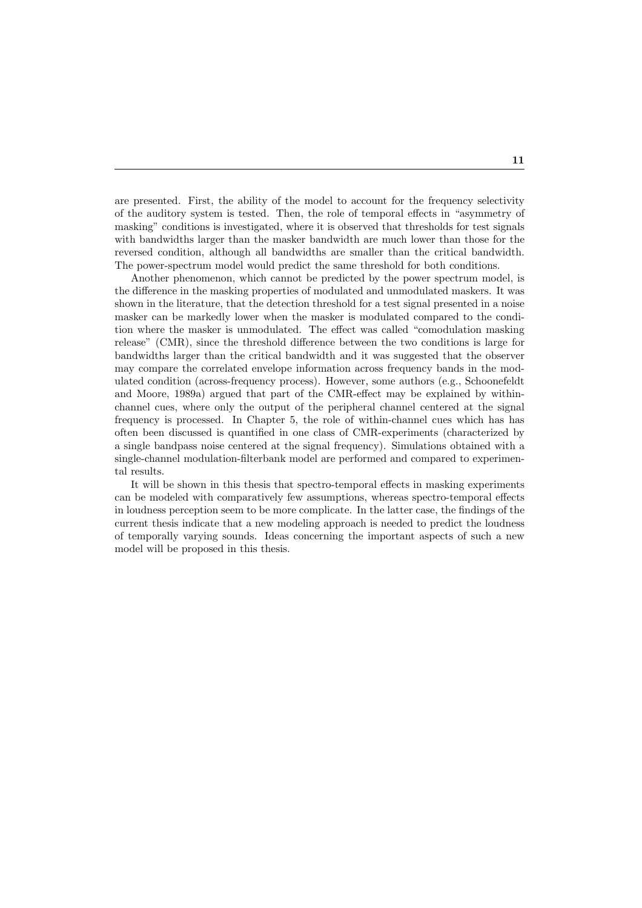are presented. First, the ability of the model to account for the frequency selectivity of the auditory system is tested. Then, the role of temporal effects in "asymmetry of masking" conditions is investigated, where it is observed that thresholds for test signals with bandwidths larger than the masker bandwidth are much lower than those for the reversed condition, although all bandwidths are smaller than the critical bandwidth. The power-spectrum model would predict the same threshold for both conditions.

Another phenomenon, which cannot be predicted by the power spectrum model, is the difference in the masking properties of modulated and unmodulated maskers. It was shown in the literature, that the detection threshold for a test signal presented in a noise masker can be markedly lower when the masker is modulated compared to the condition where the masker is unmodulated. The effect was called "comodulation masking release" (CMR), since the threshold difference between the two conditions is large for bandwidths larger than the critical bandwidth and it was suggested that the observer may compare the correlated envelope information across frequency bands in the modulated condition (across-frequency process). However, some authors (e.g., Schoonefeldt and Moore, 1989a) argued that part of the CMR-effect may be explained by within-channel cues, where only the output of the peripheral channel centered at the signal frequency is processed. In Chapter 5, the role of within-channel cues which has has often been discussed is quantified in one class of CMR-experiments (characterized by a single bandpass noise centered at the signal frequency). Simulations obtained with a single-channel modulation-filterbank model are performed and compared to experimental results.

It will be shown in this thesis that spectro-temporal effects in masking experiments can be modeled with comparatively few assumptions, whereas spectro-temporal effects in loudness perception seem to be more complicate. In the latter case, the findings of the current thesis indicate that a new modeling approach is needed to predict the loudness of temporally varying sounds. Ideas concerning the important aspects of such a new model will be proposed in this thesis.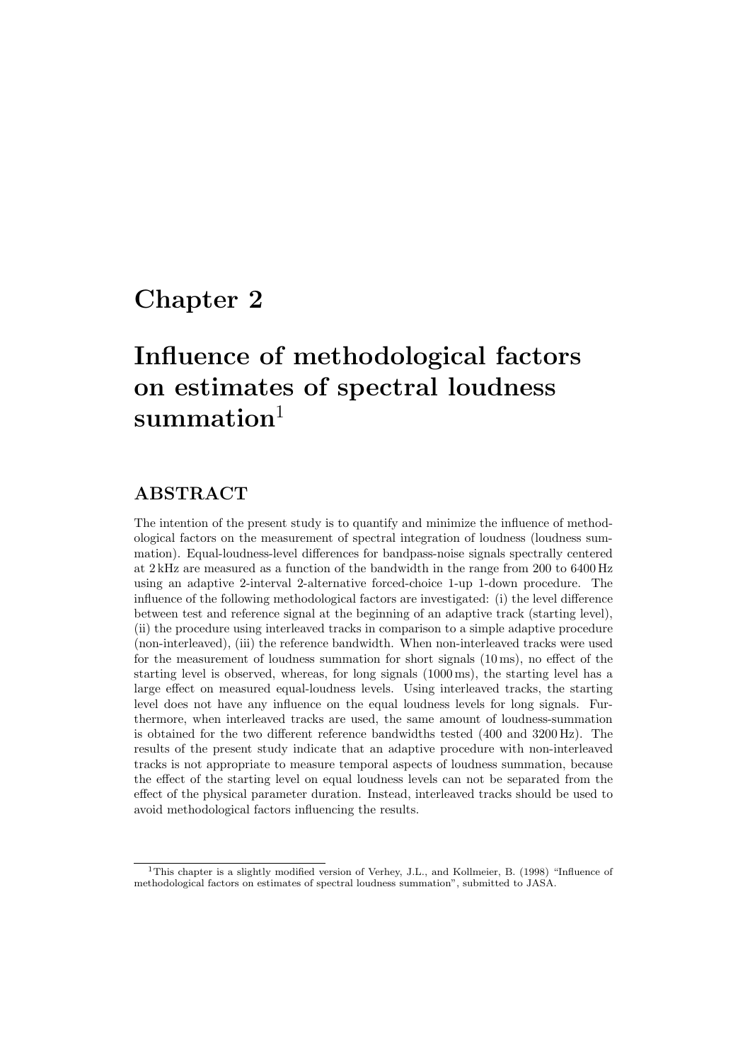# Chapter 2

# Influence of methodological factors on estimates of spectral loudness summation[1]

## ABSTRACT

The intention of the present study is to quantify and minimize the influence of methodological factors on the measurement of spectral integration of loudness (loudness summation). Equal-loudness-level differences for bandpass-noise signals spectrally centered at 2 kHz are measured as a function of the bandwidth in the range from 200 to 6400 Hz using an adaptive 2-interval 2-alternative forced-choice 1-up 1-down procedure. The influence of the following methodological factors are investigated: (i) the level difference between test and reference signal at the beginning of an adaptive track (starting level), (ii) the procedure using interleaved tracks in comparison to a simple adaptive procedure (non-interleaved), (iii) the reference bandwidth. When non-interleaved tracks were used for the measurement of loudness summation for short signals (10 ms), no effect of the starting level is observed, whereas, for long signals (1000 ms), the starting level has a large effect on measured equal-loudness levels. Using interleaved tracks, the starting level does not have any influence on the equal loudness levels for long signals. Furthermore, when interleaved tracks are used, the same amount of loudness-summation is obtained for the two different reference bandwidths tested (400 and 3200 Hz). The results of the present study indicate that an adaptive procedure with non-interleaved tracks is not appropriate to measure temporal aspects of loudness summation, because the effect of the starting level on equal loudness levels can not be separated from the effect of the physical parameter duration. Instead, interleaved tracks should be used to avoid methodological factors influencing the results.

---

[1] This chapter is a slightly modified version of Verhey, J.L., and Kollmeier, B. (1998) "Influence of methodological factors on estimates of spectral loudness summation", submitted to JASA.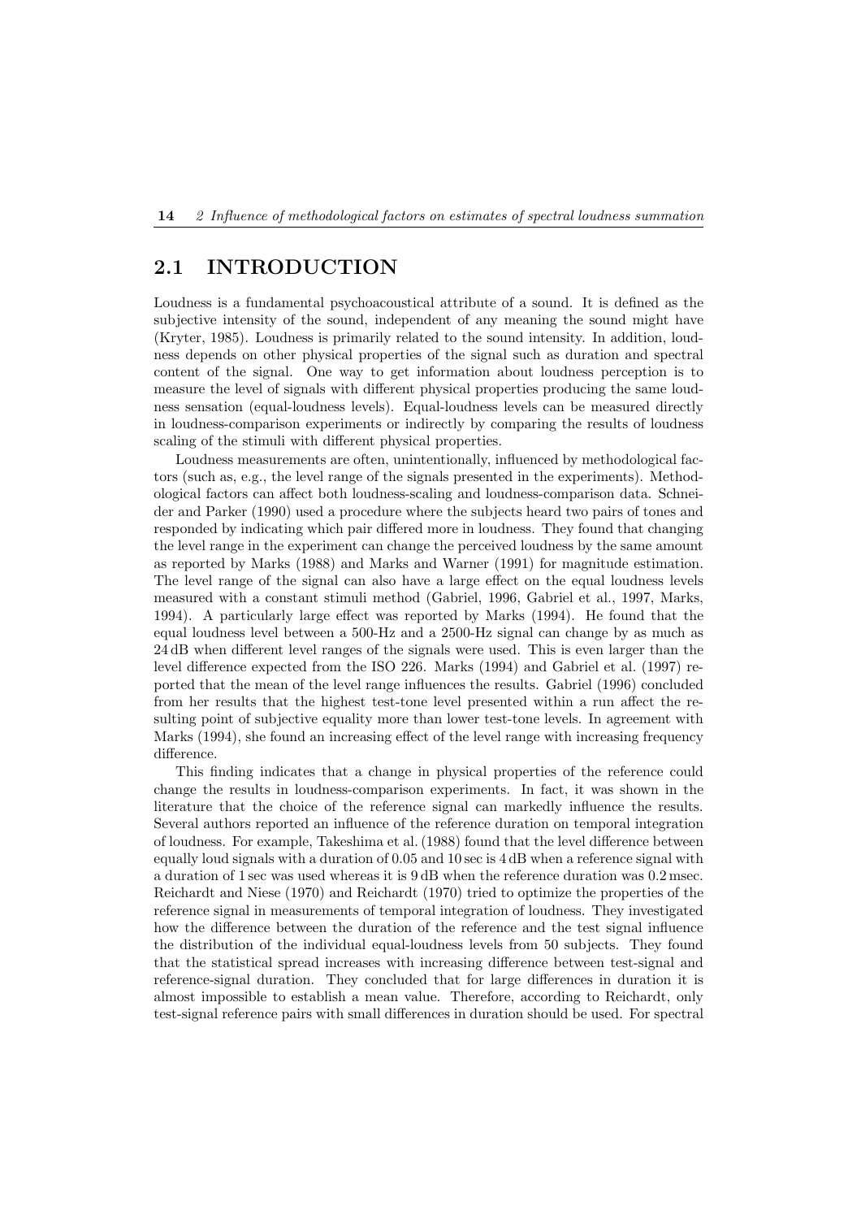## 2.1 INTRODUCTION

Loudness is a fundamental psychoacoustical attribute of a sound. It is defined as the subjective intensity of the sound, independent of any meaning the sound might have (Kryter, 1985). Loudness is primarily related to the sound intensity. In addition, loudness depends on other physical properties of the signal such as duration and spectral content of the signal. One way to get information about loudness perception is to measure the level of signals with different physical properties producing the same loudness sensation (equal-loudness levels). Equal-loudness levels can be measured directly in loudness-comparison experiments or indirectly by comparing the results of loudness scaling of the stimuli with different physical properties.

Loudness measurements are often, unintentionally, influenced by methodological factors (such as, e.g., the level range of the signals presented in the experiments). Methodological factors can affect both loudness-scaling and loudness-comparison data. Schneider and Parker (1990) used a procedure where the subjects heard two pairs of tones and responded by indicating which pair differed more in loudness. They found that changing the level range in the experiment can change the perceived loudness by the same amount as reported by Marks (1988) and Marks and Warner (1991) for magnitude estimation. The level range of the signal can also have a large effect on the equal loudness levels measured with a constant stimuli method (Gabriel, 1996, Gabriel et al., 1997, Marks, 1994). A particularly large effect was reported by Marks (1994). He found that the equal loudness level between a 500-Hz and a 2500-Hz signal can change by as much as 24 dB when different level ranges of the signals were used. This is even larger than the level difference expected from the ISO 226. Marks (1994) and Gabriel et al. (1997) reported that the mean of the level range influences the results. Gabriel (1996) concluded from her results that the highest test-tone level presented within a run affect the resulting point of subjective equality more than lower test-tone levels. In agreement with Marks (1994), she found an increasing effect of the level range with increasing frequency difference.

This finding indicates that a change in physical properties of the reference could change the results in loudness-comparison experiments. In fact, it was shown in the literature that the choice of the reference signal can markedly influence the results. Several authors reported an influence of the reference duration on temporal integration of loudness. For example, Takeshima et al. (1988) found that the level difference between equally loud signals with a duration of 0.05 and 10 sec is 4 dB when a reference signal with a duration of 1 sec was used whereas it is 9 dB when the reference duration was 0.2 msec. Reichardt and Niese (1970) and Reichardt (1970) tried to optimize the properties of the reference signal in measurements of temporal integration of loudness. They investigated how the difference between the duration of the reference and the test signal influence the distribution of the individual equal-loudness levels from 50 subjects. They found that the statistical spread increases with increasing difference between test-signal and reference-signal duration. They concluded that for large differences in duration it is almost impossible to establish a mean value. Therefore, according to Reichardt, only test-signal reference pairs with small differences in duration should be used. For spectral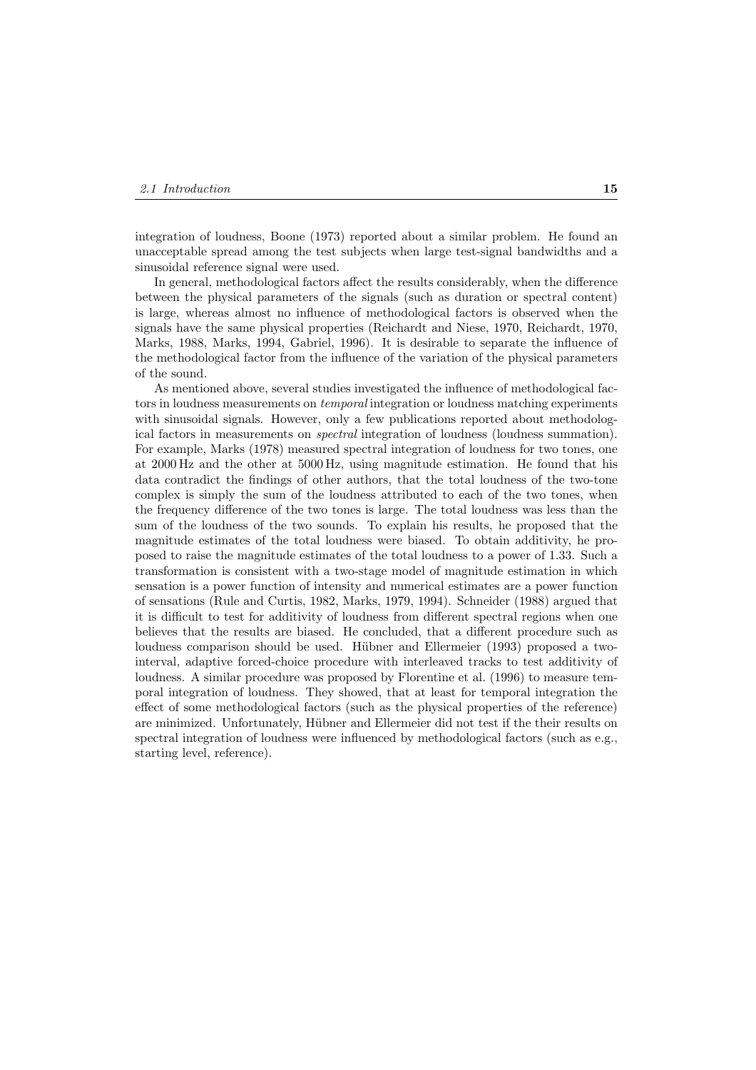integration of loudness, Boone (1973) reported about a similar problem. He found an unacceptable spread among the test subjects when large test-signal bandwidths and a sinusoidal reference signal were used.

In general, methodological factors affect the results considerably, when the difference between the physical parameters of the signals (such as duration or spectral content) is large, whereas almost no influence of methodological factors is observed when the signals have the same physical properties (Reichardt and Niese, 1970, Reichardt, 1970, Marks, 1988, Marks, 1994, Gabriel, 1996). It is desirable to separate the influence of the methodological factor from the influence of the variation of the physical parameters of the sound.

As mentioned above, several studies investigated the influence of methodological factors in loudness measurements on *temporal* integration or loudness matching experiments with sinusoidal signals. However, only a few publications reported about methodological factors in measurements on *spectral* integration of loudness (loudness summation). For example, Marks (1978) measured spectral integration of loudness for two tones, one at 2000 Hz and the other at 5000 Hz, using magnitude estimation. He found that his data contradict the findings of other authors, that the total loudness of the two-tone complex is simply the sum of the loudness attributed to each of the two tones, when the frequency difference of the two tones is large. The total loudness was less than the sum of the loudness of the two sounds. To explain his results, he proposed that the magnitude estimates of the total loudness were biased. To obtain additivity, he proposed to raise the magnitude estimates of the total loudness to a power of 1.33. Such a transformation is consistent with a two-stage model of magnitude estimation in which sensation is a power function of intensity and numerical estimates are a power function of sensations (Rule and Curtis, 1982, Marks, 1979, 1994). Schneider (1988) argued that it is difficult to test for additivity of loudness from different spectral regions when one believes that the results are biased. He concluded, that a different procedure such as loudness comparison should be used. Hübner and Ellermeier (1993) proposed a two-interval, adaptive forced-choice procedure with interleaved tracks to test additivity of loudness. A similar procedure was proposed by Florentine et al. (1996) to measure temporal integration of loudness. They showed, that at least for temporal integration the effect of some methodological factors (such as the physical properties of the reference) are minimized. Unfortunately, Hübner and Ellermeier did not test if the their results on spectral integration of loudness were influenced by methodological factors (such as e.g., starting level, reference).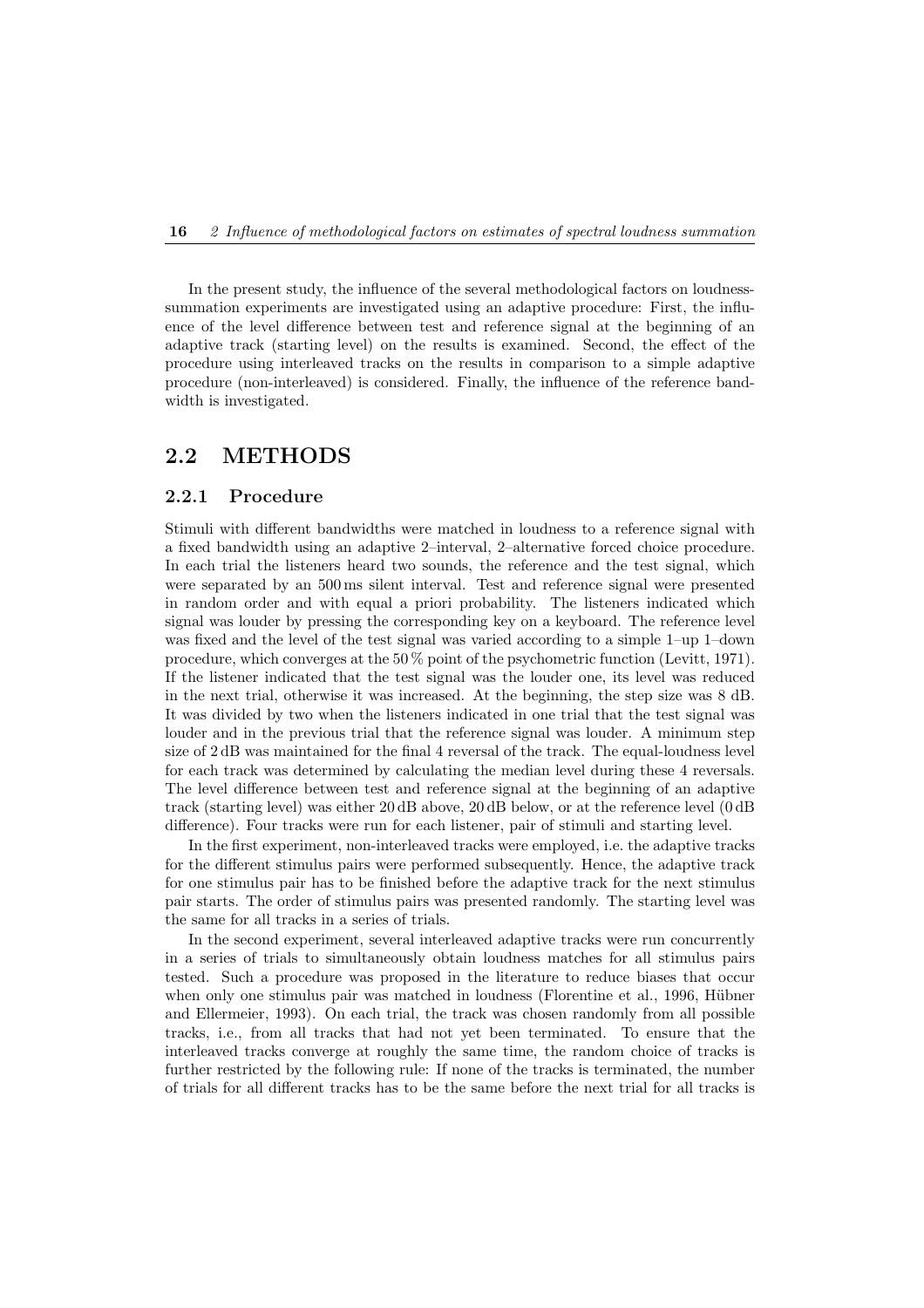In the present study, the influence of the several methodological factors on loudness-summation experiments are investigated using an adaptive procedure: First, the influence of the level difference between test and reference signal at the beginning of an adaptive track (starting level) on the results is examined. Second, the effect of the procedure using interleaved tracks on the results in comparison to a simple adaptive procedure (non-interleaved) is considered. Finally, the influence of the reference bandwidth is investigated.

## 2.2 METHODS

### 2.2.1 Procedure

Stimuli with different bandwidths were matched in loudness to a reference signal with a fixed bandwidth using an adaptive 2–interval, 2–alternative forced choice procedure. In each trial the listeners heard two sounds, the reference and the test signal, which were separated by an 500 ms silent interval. Test and reference signal were presented in random order and with equal a priori probability. The listeners indicated which signal was louder by pressing the corresponding key on a keyboard. The reference level was fixed and the level of the test signal was varied according to a simple 1–up 1–down procedure, which converges at the 50 % point of the psychometric function (Levitt, 1971). If the listener indicated that the test signal was the louder one, its level was reduced in the next trial, otherwise it was increased. At the beginning, the step size was 8 dB. It was divided by two when the listeners indicated in one trial that the test signal was louder and in the previous trial that the reference signal was louder. A minimum step size of 2 dB was maintained for the final 4 reversal of the track. The equal-loudness level for each track was determined by calculating the median level during these 4 reversals. The level difference between test and reference signal at the beginning of an adaptive track (starting level) was either 20 dB above, 20 dB below, or at the reference level (0 dB difference). Four tracks were run for each listener, pair of stimuli and starting level.

In the first experiment, non-interleaved tracks were employed, i.e. the adaptive tracks for the different stimulus pairs were performed subsequently. Hence, the adaptive track for one stimulus pair has to be finished before the adaptive track for the next stimulus pair starts. The order of stimulus pairs was presented randomly. The starting level was the same for all tracks in a series of trials.

In the second experiment, several interleaved adaptive tracks were run concurrently in a series of trials to simultaneously obtain loudness matches for all stimulus pairs tested. Such a procedure was proposed in the literature to reduce biases that occur when only one stimulus pair was matched in loudness (Florentine et al., 1996, Hübner and Ellermeier, 1993). On each trial, the track was chosen randomly from all possible tracks, i.e., from all tracks that had not yet been terminated. To ensure that the interleaved tracks converge at roughly the same time, the random choice of tracks is further restricted by the following rule: If none of the tracks is terminated, the number of trials for all different tracks has to be the same before the next trial for all tracks is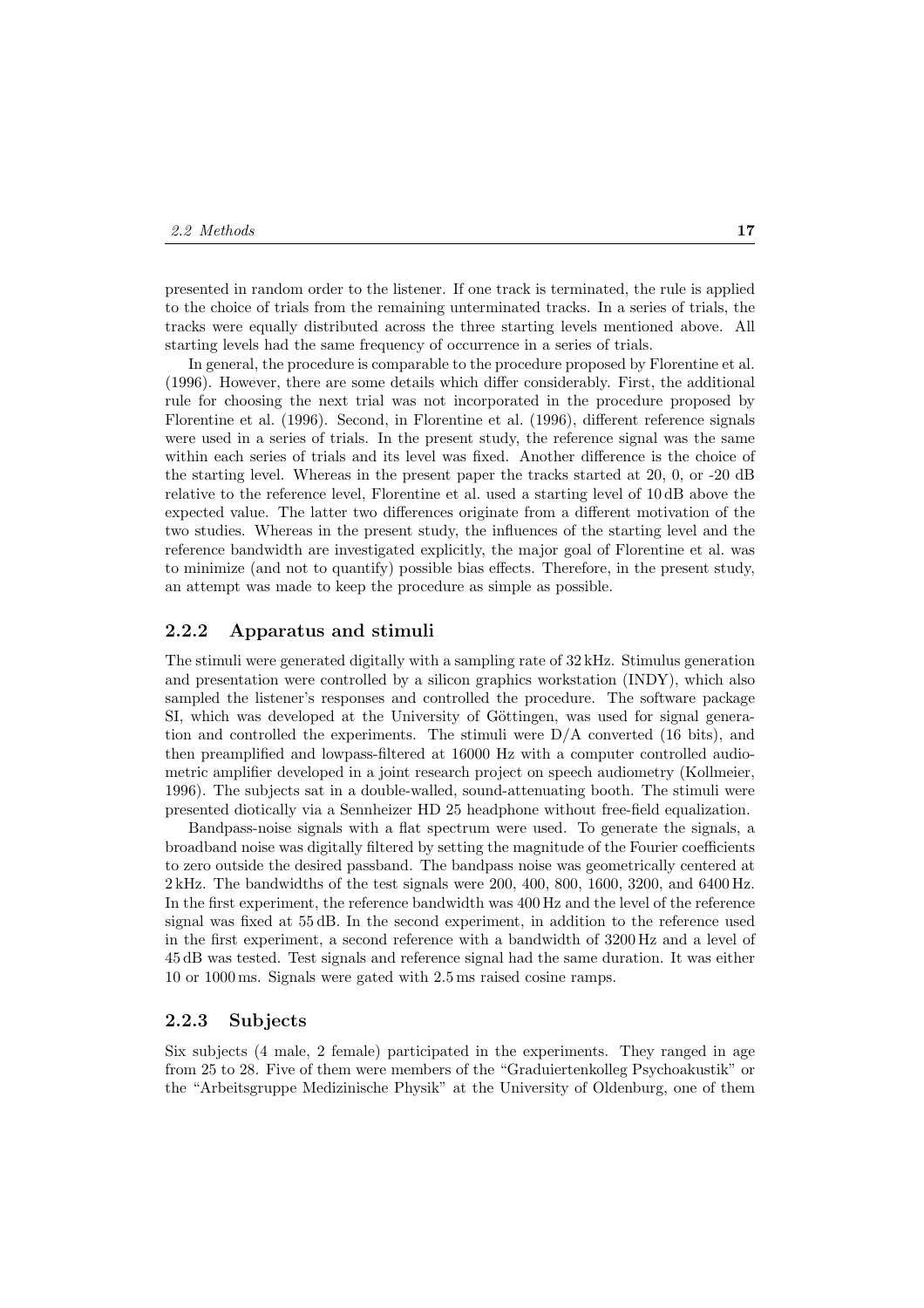presented in random order to the listener. If one track is terminated, the rule is applied to the choice of trials from the remaining unterminated tracks. In a series of trials, the tracks were equally distributed across the three starting levels mentioned above. All starting levels had the same frequency of occurrence in a series of trials.

In general, the procedure is comparable to the procedure proposed by Florentine et al. (1996). However, there are some details which differ considerably. First, the additional rule for choosing the next trial was not incorporated in the procedure proposed by Florentine et al. (1996). Second, in Florentine et al. (1996), different reference signals were used in a series of trials. In the present study, the reference signal was the same within each series of trials and its level was fixed. Another difference is the choice of the starting level. Whereas in the present paper the tracks started at 20, 0, or -20 dB relative to the reference level, Florentine et al. used a starting level of 10 dB above the expected value. The latter two differences originate from a different motivation of the two studies. Whereas in the present study, the influences of the starting level and the reference bandwidth are investigated explicitly, the major goal of Florentine et al. was to minimize (and not to quantify) possible bias effects. Therefore, in the present study, an attempt was made to keep the procedure as simple as possible.

### 2.2.2 Apparatus and stimuli

The stimuli were generated digitally with a sampling rate of 32 kHz. Stimulus generation and presentation were controlled by a silicon graphics workstation (INDY), which also sampled the listener's responses and controlled the procedure. The software package SI, which was developed at the University of Göttingen, was used for signal generation and controlled the experiments. The stimuli were D/A converted (16 bits), and then preamplified and lowpass-filtered at 16000 Hz with a computer controlled audiometric amplifier developed in a joint research project on speech audiometry (Kollmeier, 1996). The subjects sat in a double-walled, sound-attenuating booth. The stimuli were presented diotically via a Sennheizer HD 25 headphone without free-field equalization.

Bandpass-noise signals with a flat spectrum were used. To generate the signals, a broadband noise was digitally filtered by setting the magnitude of the Fourier coefficients to zero outside the desired passband. The bandpass noise was geometrically centered at 2 kHz. The bandwidths of the test signals were 200, 400, 800, 1600, 3200, and 6400 Hz. In the first experiment, the reference bandwidth was 400 Hz and the level of the reference signal was fixed at 55 dB. In the second experiment, in addition to the reference used in the first experiment, a second reference with a bandwidth of 3200 Hz and a level of 45 dB was tested. Test signals and reference signal had the same duration. It was either 10 or 1000 ms. Signals were gated with 2.5 ms raised cosine ramps.

### 2.2.3 Subjects

Six subjects (4 male, 2 female) participated in the experiments. They ranged in age from 25 to 28. Five of them were members of the "Graduiertenkolleg Psychoakustik" or the "Arbeitsgruppe Medizinische Physik" at the University of Oldenburg, one of them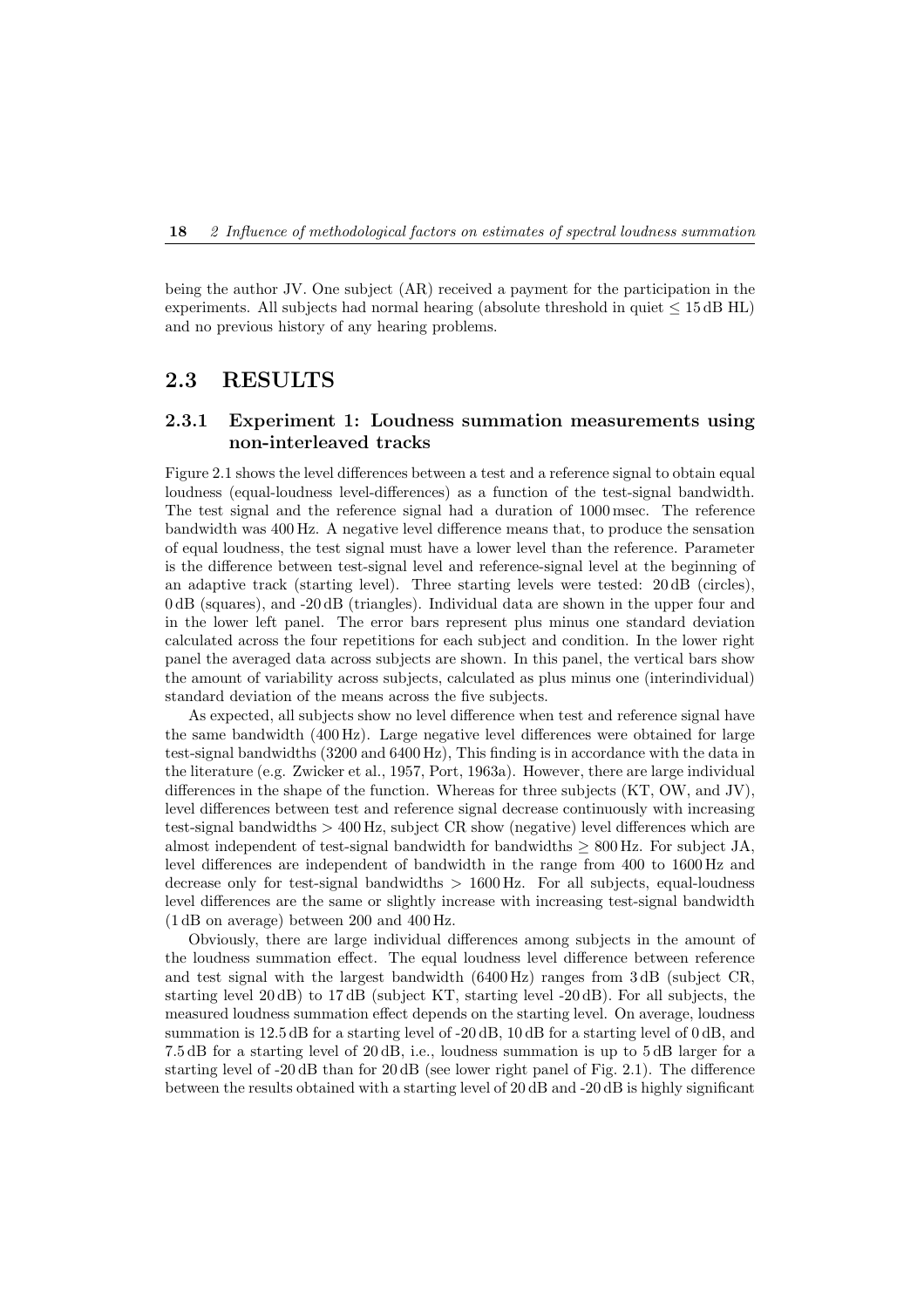being the author JV. One subject (AR) received a payment for the participation in the experiments. All subjects had normal hearing (absolute threshold in quiet $\leq$ 15 dB HL) and no previous history of any hearing problems.

## 2.3 RESULTS

### 2.3.1 Experiment 1: Loudness summation measurements using non-interleaved tracks

Figure 2.1 shows the level differences between a test and a reference signal to obtain equal loudness (equal-loudness level-differences) as a function of the test-signal bandwidth. The test signal and the reference signal had a duration of 1000 msec. The reference bandwidth was 400 Hz. A negative level difference means that, to produce the sensation of equal loudness, the test signal must have a lower level than the reference. Parameter is the difference between test-signal level and reference-signal level at the beginning of an adaptive track (starting level). Three starting levels were tested: 20 dB (circles), 0 dB (squares), and -20 dB (triangles). Individual data are shown in the upper four and in the lower left panel. The error bars represent plus minus one standard deviation calculated across the four repetitions for each subject and condition. In the lower right panel the averaged data across subjects are shown. In this panel, the vertical bars show the amount of variability across subjects, calculated as plus minus one (interindividual) standard deviation of the means across the five subjects.

As expected, all subjects show no level difference when test and reference signal have the same bandwidth (400 Hz). Large negative level differences were obtained for large test-signal bandwidths (3200 and 6400 Hz), This finding is in accordance with the data in the literature (e.g. Zwicker et al., 1957, Port, 1963a). However, there are large individual differences in the shape of the function. Whereas for three subjects (KT, OW, and JV), level differences between test and reference signal decrease continuously with increasing test-signal bandwidths > 400 Hz, subject CR show (negative) level differences which are almost independent of test-signal bandwidth for bandwidths $\geq$ 800 Hz. For subject JA, level differences are independent of bandwidth in the range from 400 to 1600 Hz and decrease only for test-signal bandwidths > 1600 Hz. For all subjects, equal-loudness level differences are the same or slightly increase with increasing test-signal bandwidth (1 dB on average) between 200 and 400 Hz.

Obviously, there are large individual differences among subjects in the amount of the loudness summation effect. The equal loudness level difference between reference and test signal with the largest bandwidth (6400 Hz) ranges from 3 dB (subject CR, starting level 20 dB) to 17 dB (subject KT, starting level -20 dB). For all subjects, the measured loudness summation effect depends on the starting level. On average, loudness summation is 12.5 dB for a starting level of -20 dB, 10 dB for a starting level of 0 dB, and 7.5 dB for a starting level of 20 dB, i.e., loudness summation is up to 5 dB larger for a starting level of -20 dB than for 20 dB (see lower right panel of Fig. 2.1). The difference between the results obtained with a starting level of 20 dB and -20 dB is highly significant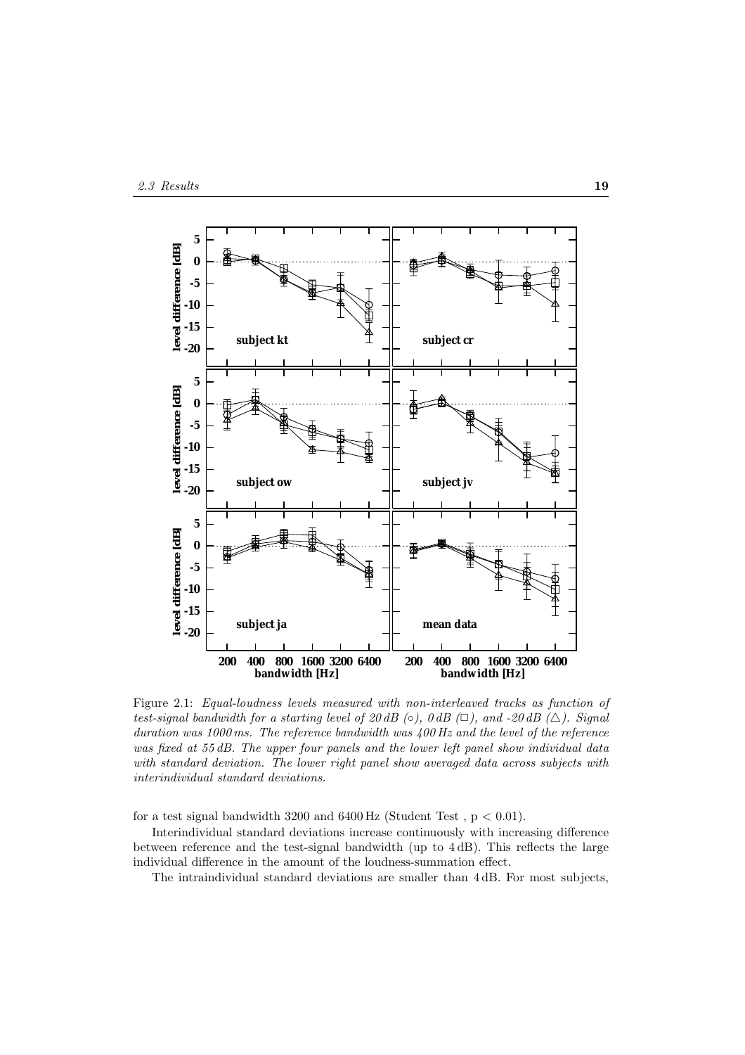Figure 2.1: *Equal-loudness levels measured with non-interleaved tracks as function of test-signal bandwidth for a starting level of 20 dB (○), 0 dB (□), and -20 dB (△). Signal duration was 1000 ms. The reference bandwidth was 400 Hz and the level of the reference was fixed at 55 dB. The upper four panels and the lower left panel show individual data with standard deviation. The lower right panel show averaged data across subjects with interindividual standard deviations.*

for a test signal bandwidth 3200 and 6400 Hz (Student Test , $p < 0.01$).

Interindividual standard deviations increase continuously with increasing difference between reference and the test-signal bandwidth (up to 4 dB). This reflects the large individual difference in the amount of the loudness-summation effect.

The intraindividual standard deviations are smaller than 4 dB. For most subjects,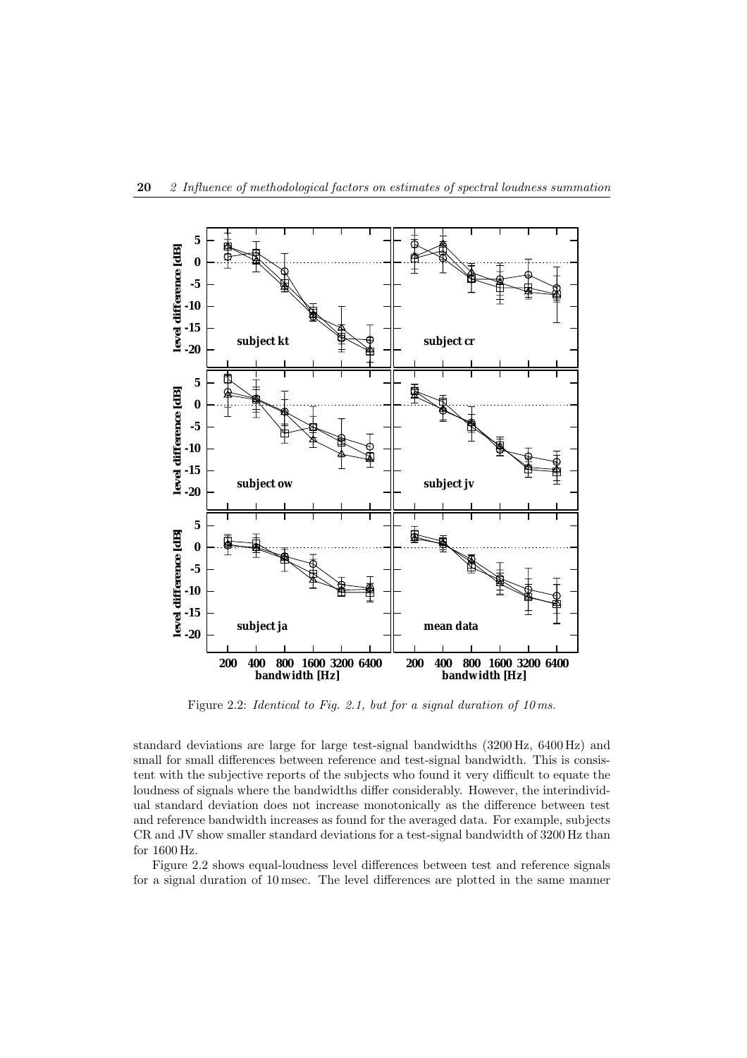Figure 2.2: *Identical to Fig. 2.1, but for a signal duration of 10 ms.*

standard deviations are large for large test-signal bandwidths (3200 Hz, 6400 Hz) and small for small differences between reference and test-signal bandwidth. This is consistent with the subjective reports of the subjects who found it very difficult to equate the loudness of signals where the bandwidths differ considerably. However, the interindividual standard deviation does not increase monotonically as the difference between test and reference bandwidth increases as found for the averaged data. For example, subjects CR and JV show smaller standard deviations for a test-signal bandwidth of 3200 Hz than for 1600 Hz.

Figure 2.2 shows equal-loudness level differences between test and reference signals for a signal duration of 10 msec. The level differences are plotted in the same manner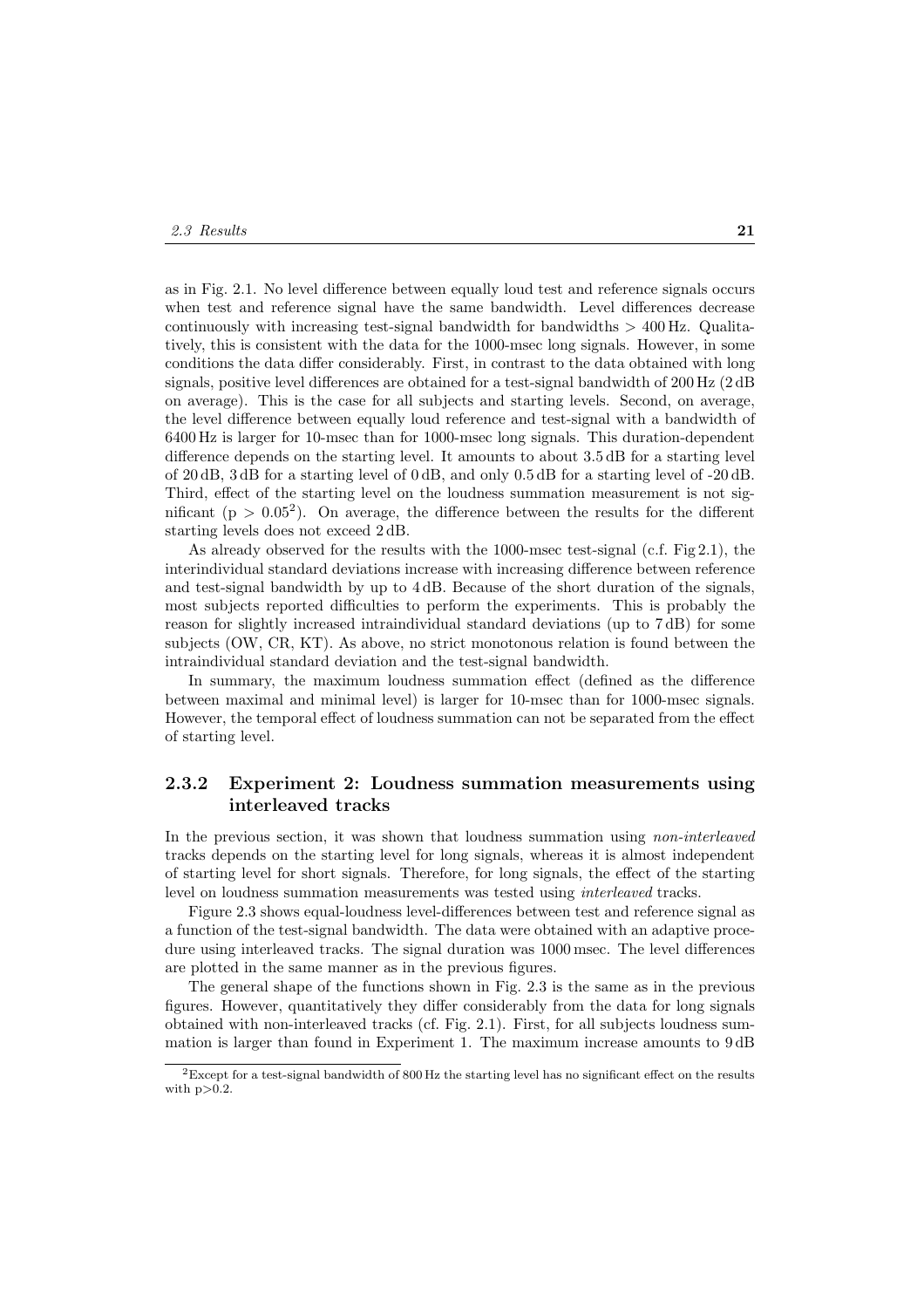as in Fig. 2.1. No level difference between equally loud test and reference signals occurs when test and reference signal have the same bandwidth. Level differences decrease continuously with increasing test-signal bandwidth for bandwidths $> 400$ Hz. Qualitatively, this is consistent with the data for the 1000-msec long signals. However, in some conditions the data differ considerably. First, in contrast to the data obtained with long signals, positive level differences are obtained for a test-signal bandwidth of 200 Hz (2 dB on average). This is the case for all subjects and starting levels. Second, on average, the level difference between equally loud reference and test-signal with a bandwidth of 6400 Hz is larger for 10-msec than for 1000-msec long signals. This duration-dependent difference depends on the starting level. It amounts to about 3.5 dB for a starting level of 20 dB, 3 dB for a starting level of 0 dB, and only 0.5 dB for a starting level of -20 dB. Third, effect of the starting level on the loudness summation measurement is not significant ($p > 0.05$[2]). On average, the difference between the results for the different starting levels does not exceed 2 dB.

As already observed for the results with the 1000-msec test-signal (c.f. Fig 2.1), the interindividual standard deviations increase with increasing difference between reference and test-signal bandwidth by up to 4 dB. Because of the short duration of the signals, most subjects reported difficulties to perform the experiments. This is probably the reason for slightly increased intraindividual standard deviations (up to 7 dB) for some subjects (OW, CR, KT). As above, no strict monotonous relation is found between the intraindividual standard deviation and the test-signal bandwidth.

In summary, the maximum loudness summation effect (defined as the difference between maximal and minimal level) is larger for 10-msec than for 1000-msec signals. However, the temporal effect of loudness summation can not be separated from the effect of starting level.

### 2.3.2 Experiment 2: Loudness summation measurements using interleaved tracks

In the previous section, it was shown that loudness summation using *non-interleaved* tracks depends on the starting level for long signals, whereas it is almost independent of starting level for short signals. Therefore, for long signals, the effect of the starting level on loudness summation measurements was tested using *interleaved* tracks.

Figure 2.3 shows equal-loudness level-differences between test and reference signal as a function of the test-signal bandwidth. The data were obtained with an adaptive procedure using interleaved tracks. The signal duration was 1000 msec. The level differences are plotted in the same manner as in the previous figures.

The general shape of the functions shown in Fig. 2.3 is the same as in the previous figures. However, quantitatively they differ considerably from the data for long signals obtained with non-interleaved tracks (cf. Fig. 2.1). First, for all subjects loudness summation is larger than found in Experiment 1. The maximum increase amounts to 9 dB

---

[2] Except for a test-signal bandwidth of 800 Hz the starting level has no significant effect on the results with $p>0.2$.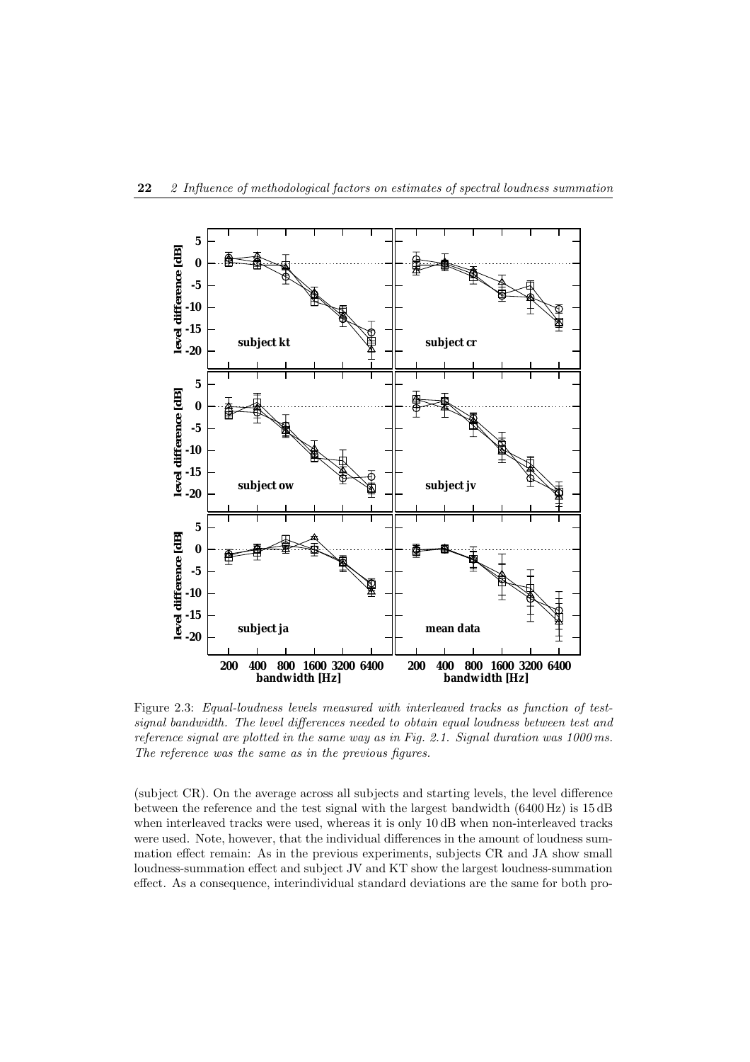Figure 2.3: *Equal-loudness levels measured with interleaved tracks as function of test-signal bandwidth. The level differences needed to obtain equal loudness between test and reference signal are plotted in the same way as in Fig. 2.1. Signal duration was 1000 ms. The reference was the same as in the previous figures.*

(subject CR). On the average across all subjects and starting levels, the level difference between the reference and the test signal with the largest bandwidth (6400 Hz) is 15 dB when interleaved tracks were used, whereas it is only 10 dB when non-interleaved tracks were used. Note, however, that the individual differences in the amount of loudness summation effect remain: As in the previous experiments, subjects CR and JA show small loudness-summation effect and subject JV and KT show the largest loudness-summation effect. As a consequence, interindividual standard deviations are the same for both pro-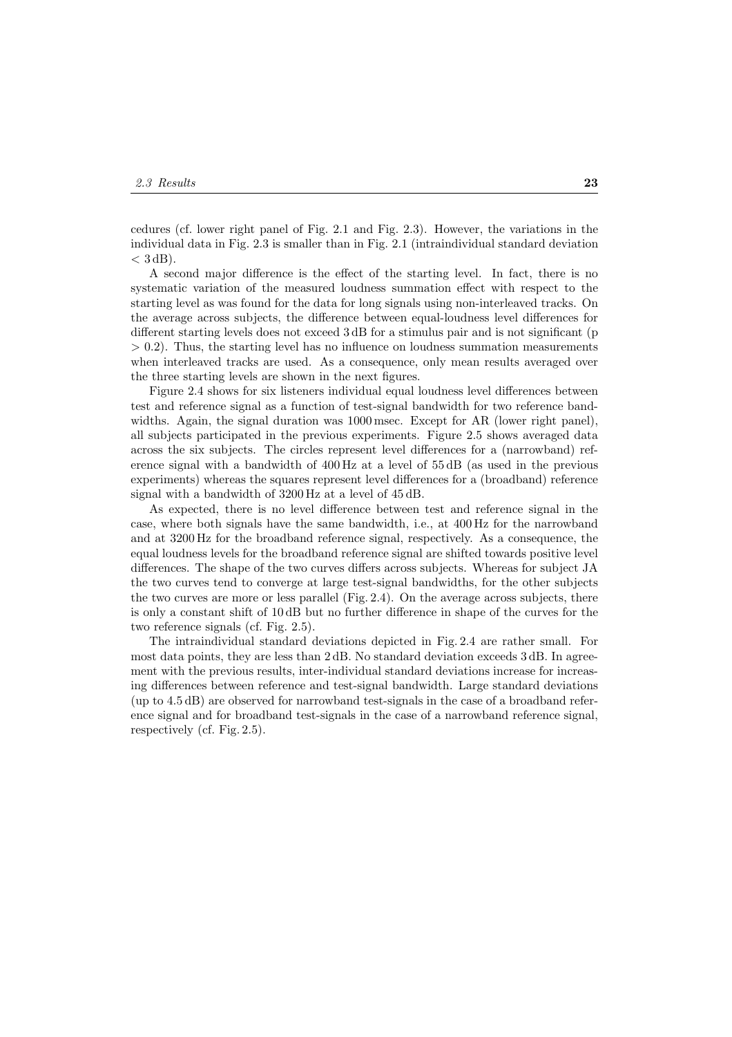cedures (cf. lower right panel of Fig. 2.1 and Fig. 2.3). However, the variations in the individual data in Fig. 2.3 is smaller than in Fig. 2.1 (intraindividual standard deviation $< 3$ dB).

A second major difference is the effect of the starting level. In fact, there is no systematic variation of the measured loudness summation effect with respect to the starting level as was found for the data for long signals using non-interleaved tracks. On the average across subjects, the difference between equal-loudness level differences for different starting levels does not exceed 3 dB for a stimulus pair and is not significant ($p > 0.2$). Thus, the starting level has no influence on loudness summation measurements when interleaved tracks are used. As a consequence, only mean results averaged over the three starting levels are shown in the next figures.

Figure 2.4 shows for six listeners individual equal loudness level differences between test and reference signal as a function of test-signal bandwidth for two reference bandwidths. Again, the signal duration was 1000 msec. Except for AR (lower right panel), all subjects participated in the previous experiments. Figure 2.5 shows averaged data across the six subjects. The circles represent level differences for a (narrowband) reference signal with a bandwidth of 400 Hz at a level of 55 dB (as used in the previous experiments) whereas the squares represent level differences for a (broadband) reference signal with a bandwidth of 3200 Hz at a level of 45 dB.

As expected, there is no level difference between test and reference signal in the case, where both signals have the same bandwidth, i.e., at 400 Hz for the narrowband and at 3200 Hz for the broadband reference signal, respectively. As a consequence, the equal loudness levels for the broadband reference signal are shifted towards positive level differences. The shape of the two curves differs across subjects. Whereas for subject JA the two curves tend to converge at large test-signal bandwidths, for the other subjects the two curves are more or less parallel (Fig. 2.4). On the average across subjects, there is only a constant shift of 10 dB but no further difference in shape of the curves for the two reference signals (cf. Fig. 2.5).

The intraindividual standard deviations depicted in Fig. 2.4 are rather small. For most data points, they are less than 2 dB. No standard deviation exceeds 3 dB. In agreement with the previous results, inter-individual standard deviations increase for increasing differences between reference and test-signal bandwidth. Large standard deviations (up to 4.5 dB) are observed for narrowband test-signals in the case of a broadband reference signal and for broadband test-signals in the case of a narrowband reference signal, respectively (cf. Fig. 2.5).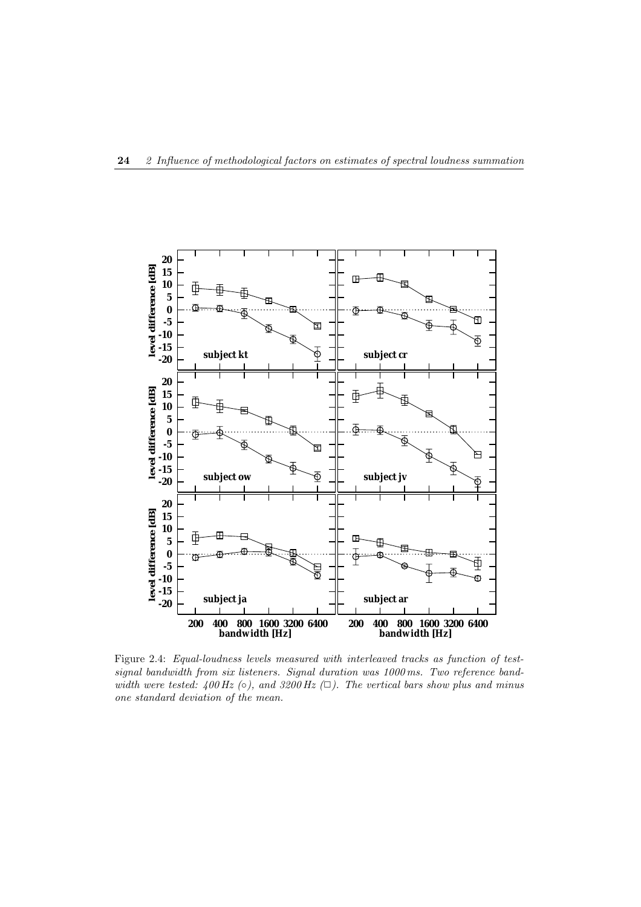Figure 2.4: *Equal-loudness levels measured with interleaved tracks as function of test-signal bandwidth from six listeners. Signal duration was 1000 ms. Two reference bandwidth were tested: 400 Hz (○), and 3200 Hz (□). The vertical bars show plus and minus one standard deviation of the mean.*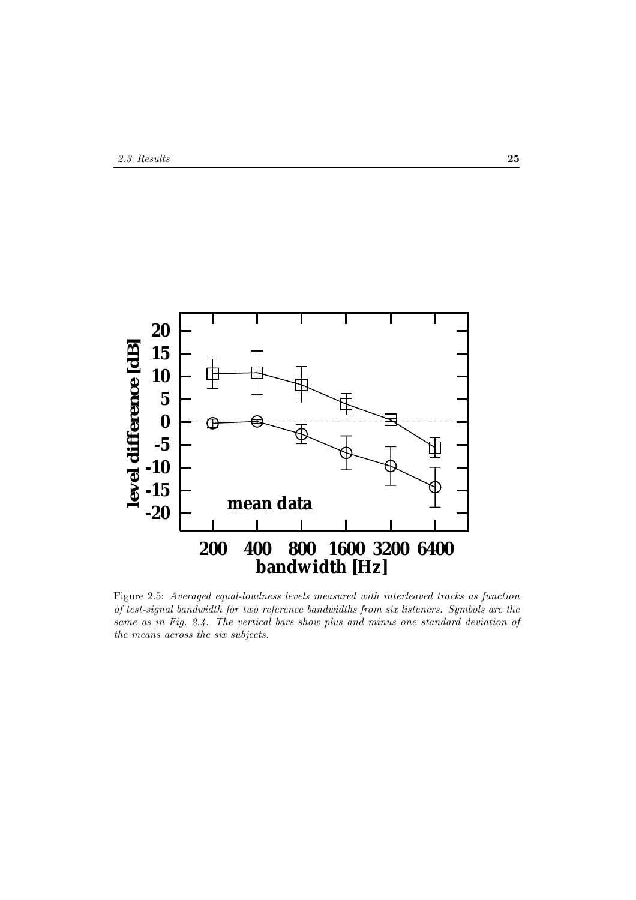Figure 2.5: *Averaged equal-loudness levels measured with interleaved tracks as function of test-signal bandwidth for two reference bandwidths from six listeners. Symbols are the same as in Fig. 2.4. The vertical bars show plus and minus one standard deviation of the means across the six subjects.*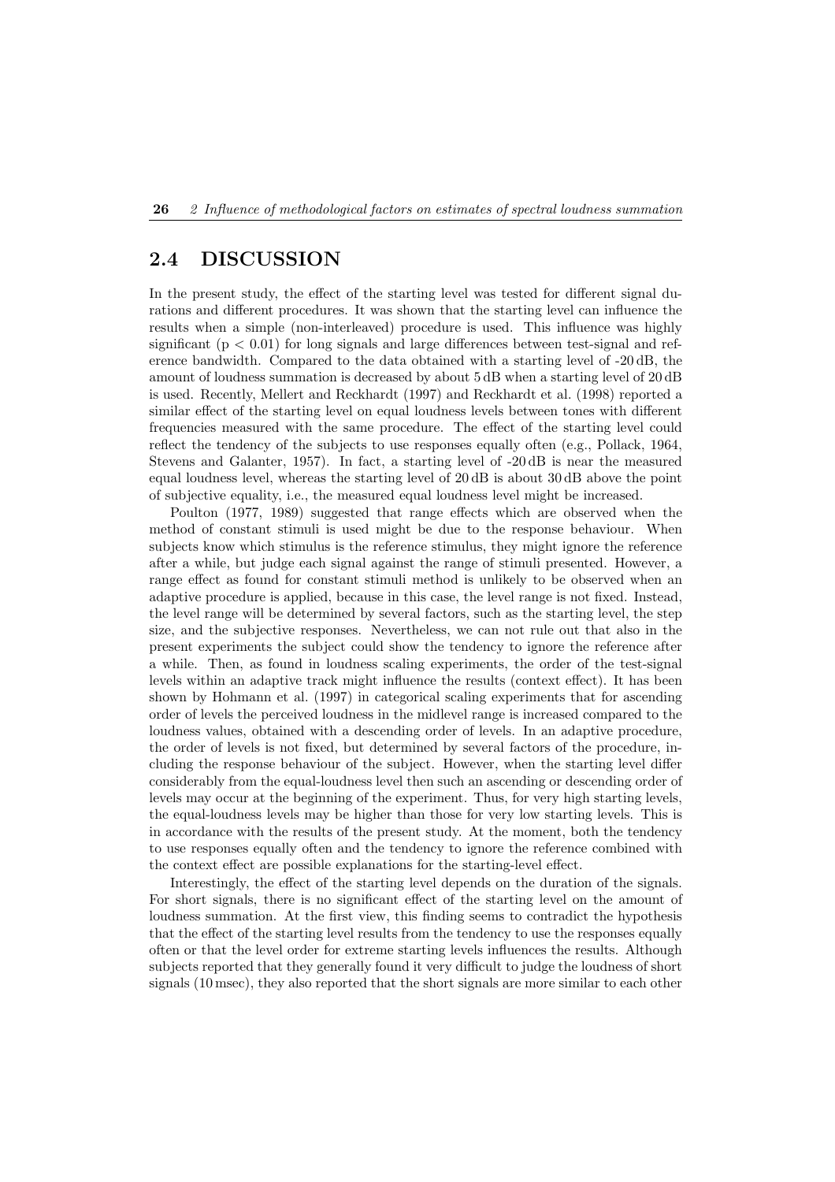## 2.4 DISCUSSION

In the present study, the effect of the starting level was tested for different signal durations and different procedures. It was shown that the starting level can influence the results when a simple (non-interleaved) procedure is used. This influence was highly significant ($p < 0.01$) for long signals and large differences between test-signal and reference bandwidth. Compared to the data obtained with a starting level of -20 dB, the amount of loudness summation is decreased by about 5 dB when a starting level of 20 dB is used. Recently, Mellert and Reckhardt (1997) and Reckhardt et al. (1998) reported a similar effect of the starting level on equal loudness levels between tones with different frequencies measured with the same procedure. The effect of the starting level could reflect the tendency of the subjects to use responses equally often (e.g., Pollack, 1964, Stevens and Galanter, 1957). In fact, a starting level of -20 dB is near the measured equal loudness level, whereas the starting level of 20 dB is about 30 dB above the point of subjective equality, i.e., the measured equal loudness level might be increased.

Poulton (1977, 1989) suggested that range effects which are observed when the method of constant stimuli is used might be due to the response behaviour. When subjects know which stimulus is the reference stimulus, they might ignore the reference after a while, but judge each signal against the range of stimuli presented. However, a range effect as found for constant stimuli method is unlikely to be observed when an adaptive procedure is applied, because in this case, the level range is not fixed. Instead, the level range will be determined by several factors, such as the starting level, the step size, and the subjective responses. Nevertheless, we can not rule out that also in the present experiments the subject could show the tendency to ignore the reference after a while. Then, as found in loudness scaling experiments, the order of the test-signal levels within an adaptive track might influence the results (context effect). It has been shown by Hohmann et al. (1997) in categorical scaling experiments that for ascending order of levels the perceived loudness in the midlevel range is increased compared to the loudness values, obtained with a descending order of levels. In an adaptive procedure, the order of levels is not fixed, but determined by several factors of the procedure, including the response behaviour of the subject. However, when the starting level differ considerably from the equal-loudness level then such an ascending or descending order of levels may occur at the beginning of the experiment. Thus, for very high starting levels, the equal-loudness levels may be higher than those for very low starting levels. This is in accordance with the results of the present study. At the moment, both the tendency to use responses equally often and the tendency to ignore the reference combined with the context effect are possible explanations for the starting-level effect.

Interestingly, the effect of the starting level depends on the duration of the signals. For short signals, there is no significant effect of the starting level on the amount of loudness summation. At the first view, this finding seems to contradict the hypothesis that the effect of the starting level results from the tendency to use the responses equally often or that the level order for extreme starting levels influences the results. Although subjects reported that they generally found it very difficult to judge the loudness of short signals (10 msec), they also reported that the short signals are more similar to each other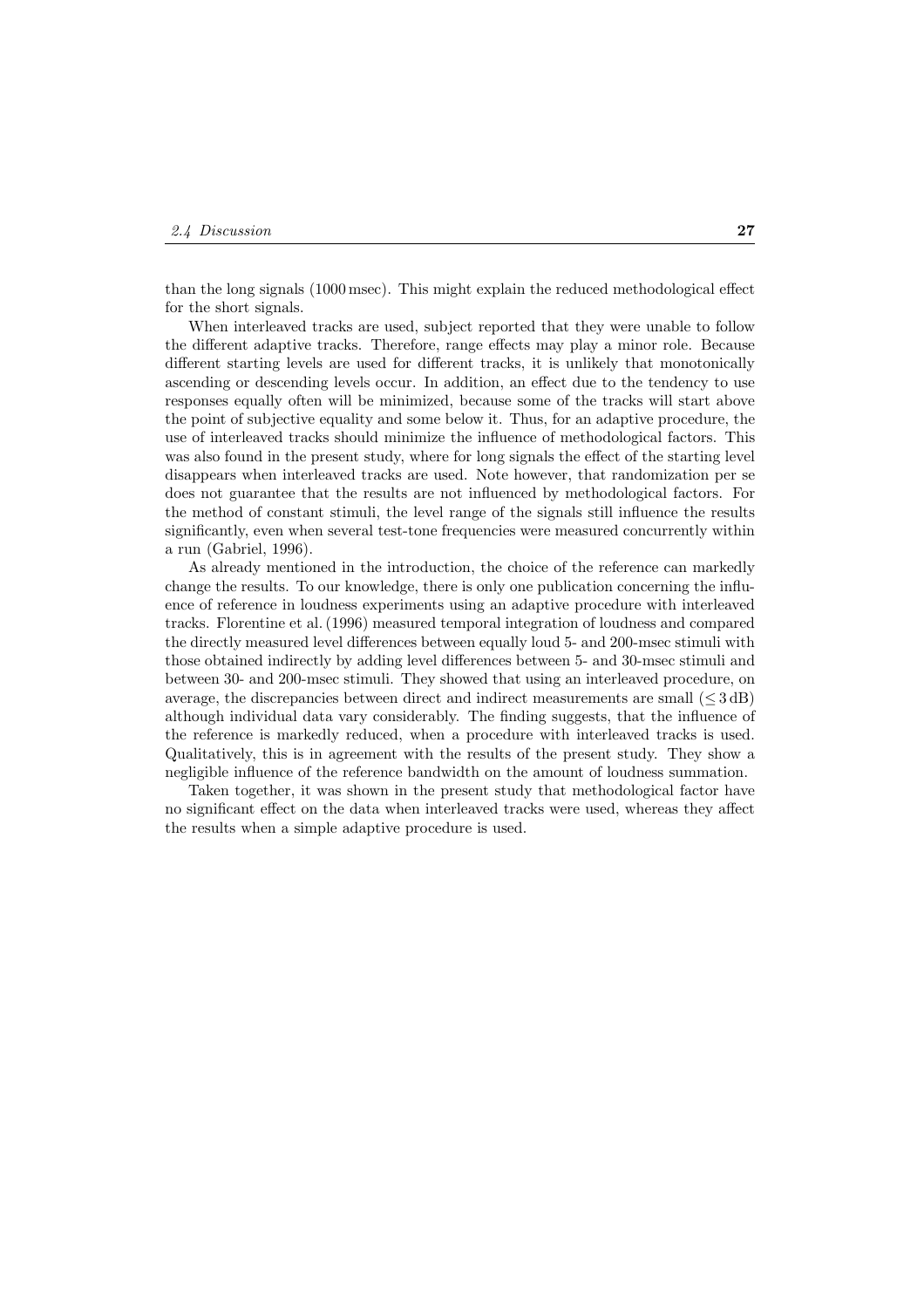than the long signals (1000 msec). This might explain the reduced methodological effect for the short signals.

When interleaved tracks are used, subject reported that they were unable to follow the different adaptive tracks. Therefore, range effects may play a minor role. Because different starting levels are used for different tracks, it is unlikely that monotonically ascending or descending levels occur. In addition, an effect due to the tendency to use responses equally often will be minimized, because some of the tracks will start above the point of subjective equality and some below it. Thus, for an adaptive procedure, the use of interleaved tracks should minimize the influence of methodological factors. This was also found in the present study, where for long signals the effect of the starting level disappears when interleaved tracks are used. Note however, that randomization per se does not guarantee that the results are not influenced by methodological factors. For the method of constant stimuli, the level range of the signals still influence the results significantly, even when several test-tone frequencies were measured concurrently within a run (Gabriel, 1996).

As already mentioned in the introduction, the choice of the reference can markedly change the results. To our knowledge, there is only one publication concerning the influence of reference in loudness experiments using an adaptive procedure with interleaved tracks. Florentine et al. (1996) measured temporal integration of loudness and compared the directly measured level differences between equally loud 5- and 200-msec stimuli with those obtained indirectly by adding level differences between 5- and 30-msec stimuli and between 30- and 200-msec stimuli. They showed that using an interleaved procedure, on average, the discrepancies between direct and indirect measurements are small ($\leq 3$ dB) although individual data vary considerably. The finding suggests, that the influence of the reference is markedly reduced, when a procedure with interleaved tracks is used. Qualitatively, this is in agreement with the results of the present study. They show a negligible influence of the reference bandwidth on the amount of loudness summation.

Taken together, it was shown in the present study that methodological factor have no significant effect on the data when interleaved tracks were used, whereas they affect the results when a simple adaptive procedure is used.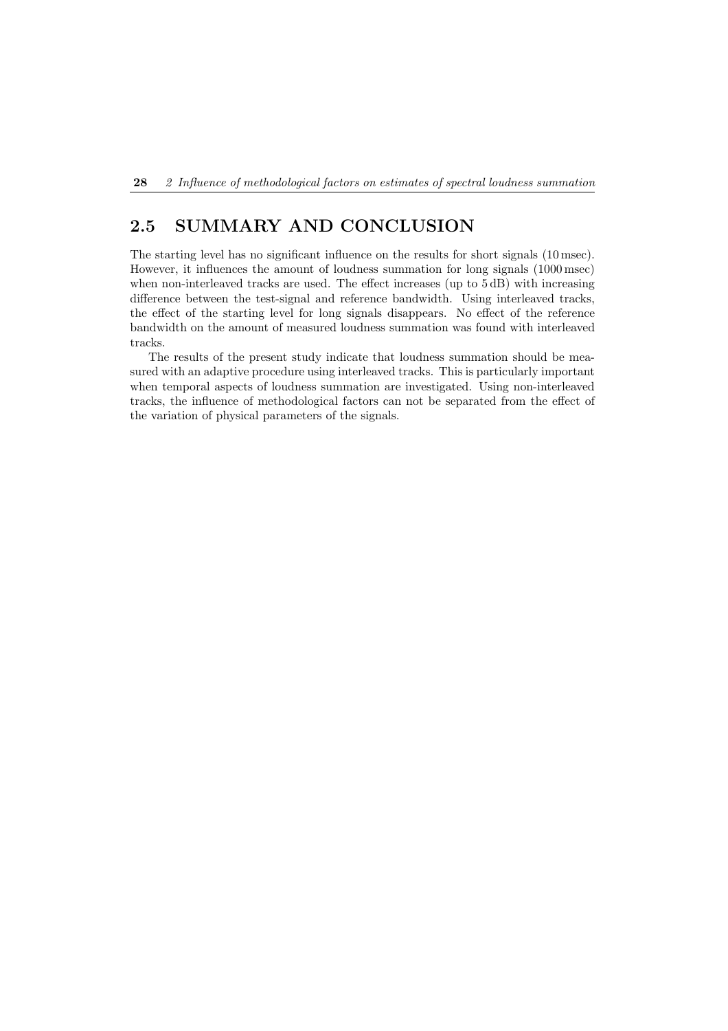## 2.5 SUMMARY AND CONCLUSION

The starting level has no significant influence on the results for short signals (10 msec). However, it influences the amount of loudness summation for long signals (1000 msec) when non-interleaved tracks are used. The effect increases (up to 5 dB) with increasing difference between the test-signal and reference bandwidth. Using interleaved tracks, the effect of the starting level for long signals disappears. No effect of the reference bandwidth on the amount of measured loudness summation was found with interleaved tracks.

The results of the present study indicate that loudness summation should be measured with an adaptive procedure using interleaved tracks. This is particularly important when temporal aspects of loudness summation are investigated. Using non-interleaved tracks, the influence of methodological factors can not be separated from the effect of the variation of physical parameters of the signals.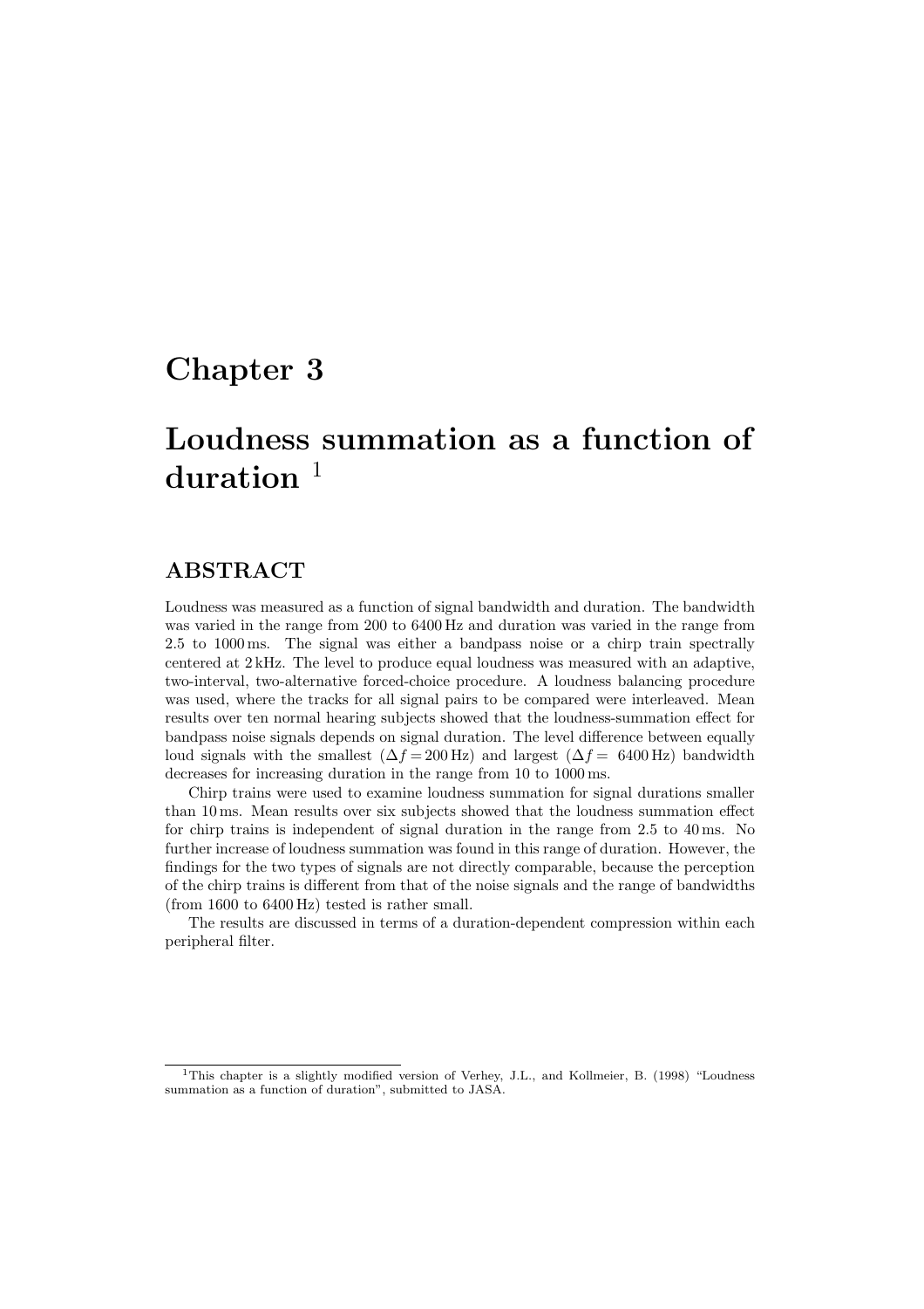# Chapter 3

# Loudness summation as a function of duration [1]

## ABSTRACT

Loudness was measured as a function of signal bandwidth and duration. The bandwidth was varied in the range from 200 to 6400 Hz and duration was varied in the range from 2.5 to 1000 ms. The signal was either a bandpass noise or a chirp train spectrally centered at 2 kHz. The level to produce equal loudness was measured with an adaptive, two-interval, two-alternative forced-choice procedure. A loudness balancing procedure was used, where the tracks for all signal pairs to be compared were interleaved. Mean results over ten normal hearing subjects showed that the loudness-summation effect for bandpass noise signals depends on signal duration. The level difference between equally loud signals with the smallest ($\Delta f = 200$ Hz) and largest ($\Delta f = 6400$ Hz) bandwidth decreases for increasing duration in the range from 10 to 1000 ms.

Chirp trains were used to examine loudness summation for signal durations smaller than 10 ms. Mean results over six subjects showed that the loudness summation effect for chirp trains is independent of signal duration in the range from 2.5 to 40 ms. No further increase of loudness summation was found in this range of duration. However, the findings for the two types of signals are not directly comparable, because the perception of the chirp trains is different from that of the noise signals and the range of bandwidths (from 1600 to 6400 Hz) tested is rather small.

The results are discussed in terms of a duration-dependent compression within each peripheral filter.

[1] This chapter is a slightly modified version of Verhey, J.L., and Kollmeier, B. (1998) "Loudness summation as a function of duration", submitted to JASA.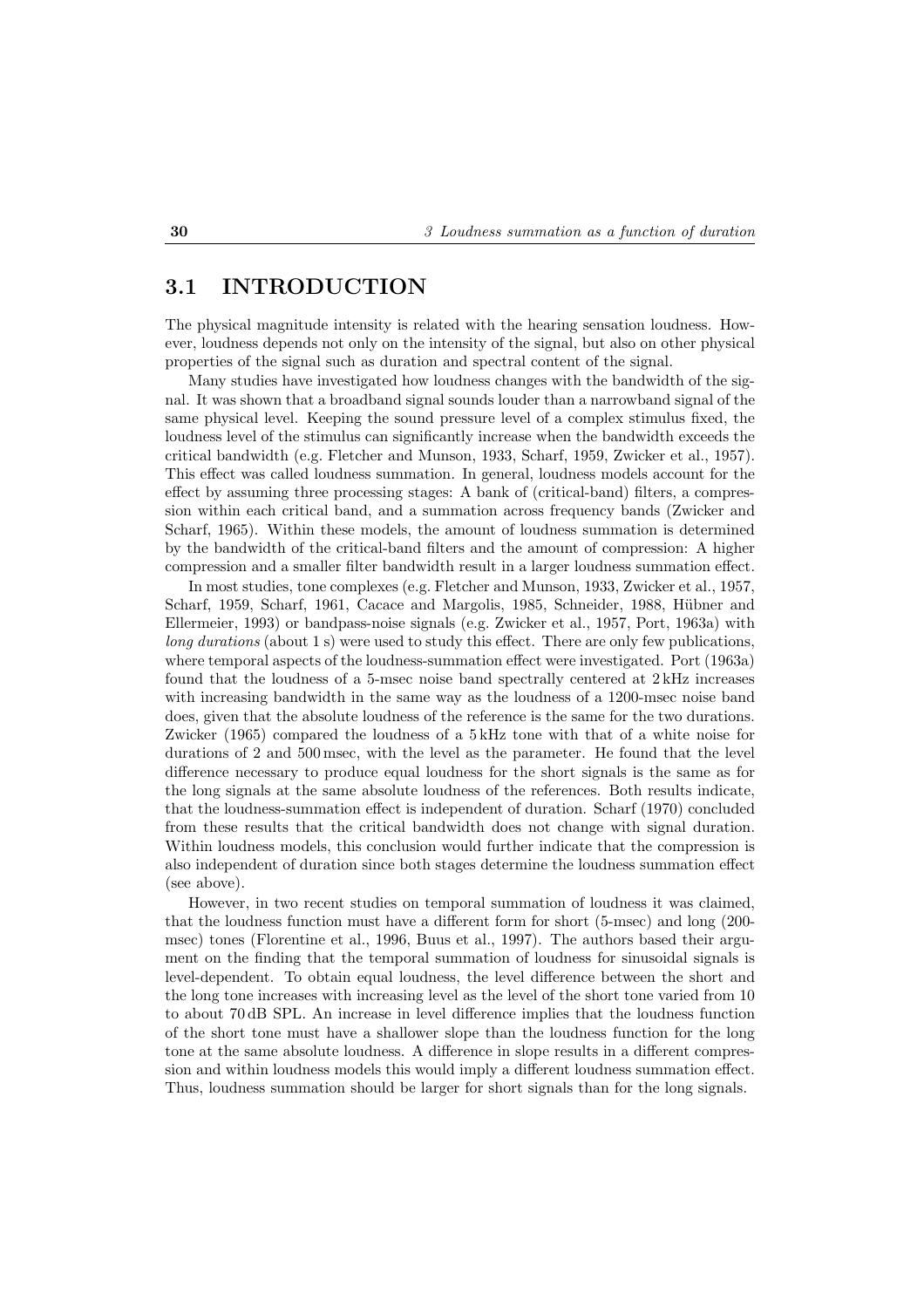## 3.1 INTRODUCTION

The physical magnitude intensity is related with the hearing sensation loudness. However, loudness depends not only on the intensity of the signal, but also on other physical properties of the signal such as duration and spectral content of the signal.

Many studies have investigated how loudness changes with the bandwidth of the signal. It was shown that a broadband signal sounds louder than a narrowband signal of the same physical level. Keeping the sound pressure level of a complex stimulus fixed, the loudness level of the stimulus can significantly increase when the bandwidth exceeds the critical bandwidth (e.g. Fletcher and Munson, 1933, Scharf, 1959, Zwicker et al., 1957). This effect was called loudness summation. In general, loudness models account for the effect by assuming three processing stages: A bank of (critical-band) filters, a compression within each critical band, and a summation across frequency bands (Zwicker and Scharf, 1965). Within these models, the amount of loudness summation is determined by the bandwidth of the critical-band filters and the amount of compression: A higher compression and a smaller filter bandwidth result in a larger loudness summation effect.

In most studies, tone complexes (e.g. Fletcher and Munson, 1933, Zwicker et al., 1957, Scharf, 1959, Scharf, 1961, Cacace and Margolis, 1985, Schneider, 1988, Hübner and Ellermeier, 1993) or bandpass-noise signals (e.g. Zwicker et al., 1957, Port, 1963a) with *long durations* (about 1 s) were used to study this effect. There are only few publications, where temporal aspects of the loudness-summation effect were investigated. Port (1963a) found that the loudness of a 5-msec noise band spectrally centered at 2 kHz increases with increasing bandwidth in the same way as the loudness of a 1200-msec noise band does, given that the absolute loudness of the reference is the same for the two durations. Zwicker (1965) compared the loudness of a 5 kHz tone with that of a white noise for durations of 2 and 500 msec, with the level as the parameter. He found that the level difference necessary to produce equal loudness for the short signals is the same as for the long signals at the same absolute loudness of the references. Both results indicate, that the loudness-summation effect is independent of duration. Scharf (1970) concluded from these results that the critical bandwidth does not change with signal duration. Within loudness models, this conclusion would further indicate that the compression is also independent of duration since both stages determine the loudness summation effect (see above).

However, in two recent studies on temporal summation of loudness it was claimed, that the loudness function must have a different form for short (5-msec) and long (200-msec) tones (Florentine et al., 1996, Buus et al., 1997). The authors based their argument on the finding that the temporal summation of loudness for sinusoidal signals is level-dependent. To obtain equal loudness, the level difference between the short and the long tone increases with increasing level as the level of the short tone varied from 10 to about 70 dB SPL. An increase in level difference implies that the loudness function of the short tone must have a shallower slope than the loudness function for the long tone at the same absolute loudness. A difference in slope results in a different compression and within loudness models this would imply a different loudness summation effect. Thus, loudness summation should be larger for short signals than for the long signals.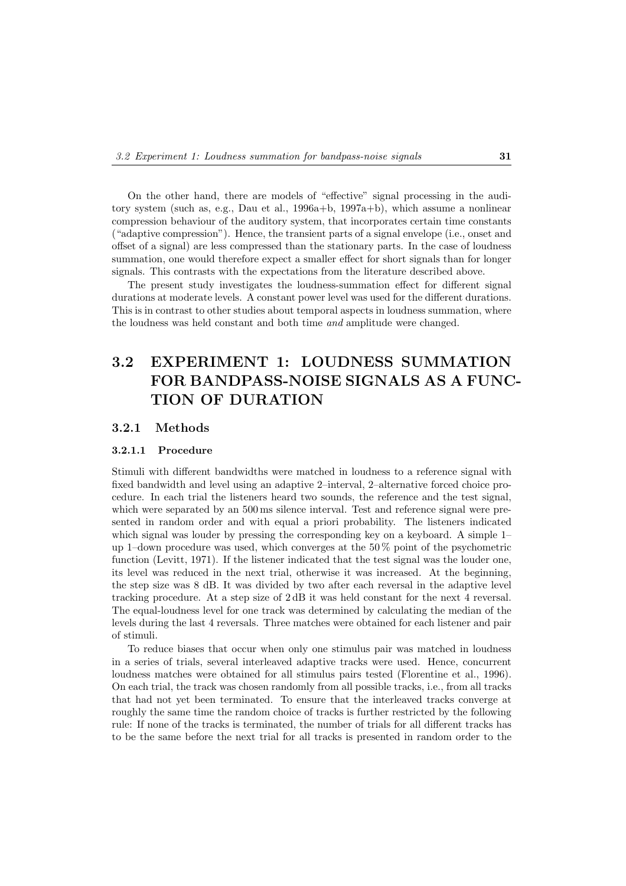On the other hand, there are models of "effective" signal processing in the auditory system (such as, e.g., Dau et al., 1996a+b, 1997a+b), which assume a nonlinear compression behaviour of the auditory system, that incorporates certain time constants ("adaptive compression"). Hence, the transient parts of a signal envelope (i.e., onset and offset of a signal) are less compressed than the stationary parts. In the case of loudness summation, one would therefore expect a smaller effect for short signals than for longer signals. This contrasts with the expectations from the literature described above.

The present study investigates the loudness-summation effect for different signal durations at moderate levels. A constant power level was used for the different durations. This is in contrast to other studies about temporal aspects in loudness summation, where the loudness was held constant and both time *and* amplitude were changed.

## 3.2 EXPERIMENT 1: LOUDNESS SUMMATION FOR BANDPASS-NOISE SIGNALS AS A FUNCTION OF DURATION

### 3.2.1 Methods

#### 3.2.1.1 Procedure

Stimuli with different bandwidths were matched in loudness to a reference signal with fixed bandwidth and level using an adaptive 2–interval, 2–alternative forced choice procedure. In each trial the listeners heard two sounds, the reference and the test signal, which were separated by an 500 ms silence interval. Test and reference signal were presented in random order and with equal a priori probability. The listeners indicated which signal was louder by pressing the corresponding key on a keyboard. A simple 1–up 1–down procedure was used, which converges at the 50 % point of the psychometric function (Levitt, 1971). If the listener indicated that the test signal was the louder one, its level was reduced in the next trial, otherwise it was increased. At the beginning, the step size was 8 dB. It was divided by two after each reversal in the adaptive level tracking procedure. At a step size of 2 dB it was held constant for the next 4 reversal. The equal-loudness level for one track was determined by calculating the median of the levels during the last 4 reversals. Three matches were obtained for each listener and pair of stimuli.

To reduce biases that occur when only one stimulus pair was matched in loudness in a series of trials, several interleaved adaptive tracks were used. Hence, concurrent loudness matches were obtained for all stimulus pairs tested (Florentine et al., 1996). On each trial, the track was chosen randomly from all possible tracks, i.e., from all tracks that had not yet been terminated. To ensure that the interleaved tracks converge at roughly the same time the random choice of tracks is further restricted by the following rule: If none of the tracks is terminated, the number of trials for all different tracks has to be the same before the next trial for all tracks is presented in random order to the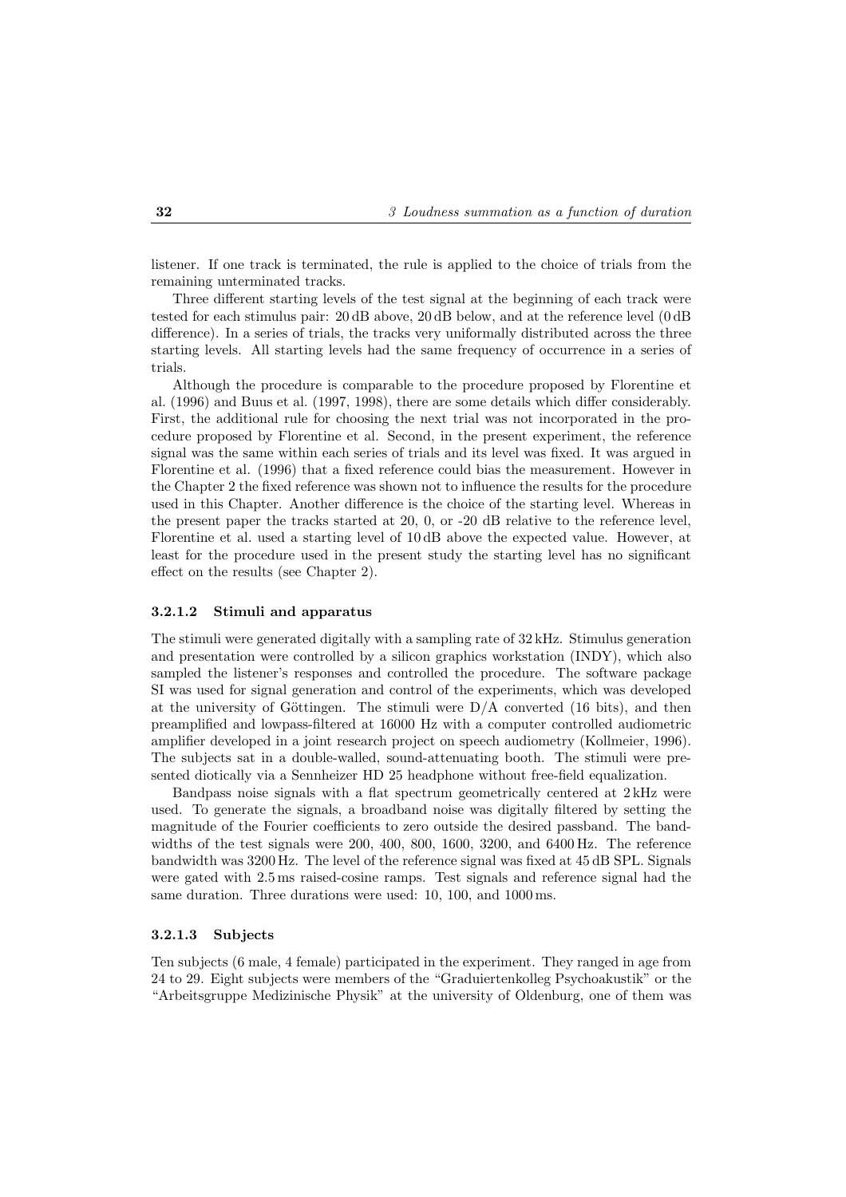listener. If one track is terminated, the rule is applied to the choice of trials from the remaining unterminated tracks.

Three different starting levels of the test signal at the beginning of each track were tested for each stimulus pair: 20 dB above, 20 dB below, and at the reference level (0 dB difference). In a series of trials, the tracks very uniformally distributed across the three starting levels. All starting levels had the same frequency of occurrence in a series of trials.

Although the procedure is comparable to the procedure proposed by Florentine et al. (1996) and Buus et al. (1997, 1998), there are some details which differ considerably. First, the additional rule for choosing the next trial was not incorporated in the procedure proposed by Florentine et al. Second, in the present experiment, the reference signal was the same within each series of trials and its level was fixed. It was argued in Florentine et al. (1996) that a fixed reference could bias the measurement. However in the Chapter 2 the fixed reference was shown not to influence the results for the procedure used in this Chapter. Another difference is the choice of the starting level. Whereas in the present paper the tracks started at 20, 0, or -20 dB relative to the reference level, Florentine et al. used a starting level of 10 dB above the expected value. However, at least for the procedure used in the present study the starting level has no significant effect on the results (see Chapter 2).

#### 3.2.1.2 Stimuli and apparatus

The stimuli were generated digitally with a sampling rate of 32 kHz. Stimulus generation and presentation were controlled by a silicon graphics workstation (INDY), which also sampled the listener's responses and controlled the procedure. The software package SI was used for signal generation and control of the experiments, which was developed at the university of Göttingen. The stimuli were D/A converted (16 bits), and then preamplified and lowpass-filtered at 16000 Hz with a computer controlled audiometric amplifier developed in a joint research project on speech audiometry (Kollmeier, 1996). The subjects sat in a double-walled, sound-attenuating booth. The stimuli were presented diotically via a Sennheizer HD 25 headphone without free-field equalization.

Bandpass noise signals with a flat spectrum geometrically centered at 2 kHz were used. To generate the signals, a broadband noise was digitally filtered by setting the magnitude of the Fourier coefficients to zero outside the desired passband. The bandwidths of the test signals were 200, 400, 800, 1600, 3200, and 6400 Hz. The reference bandwidth was 3200 Hz. The level of the reference signal was fixed at 45 dB SPL. Signals were gated with 2.5 ms raised-cosine ramps. Test signals and reference signal had the same duration. Three durations were used: 10, 100, and 1000 ms.

#### 3.2.1.3 Subjects

Ten subjects (6 male, 4 female) participated in the experiment. They ranged in age from 24 to 29. Eight subjects were members of the "Graduiertenkolleg Psychoakustik" or the "Arbeitsgruppe Medizinische Physik" at the university of Oldenburg, one of them was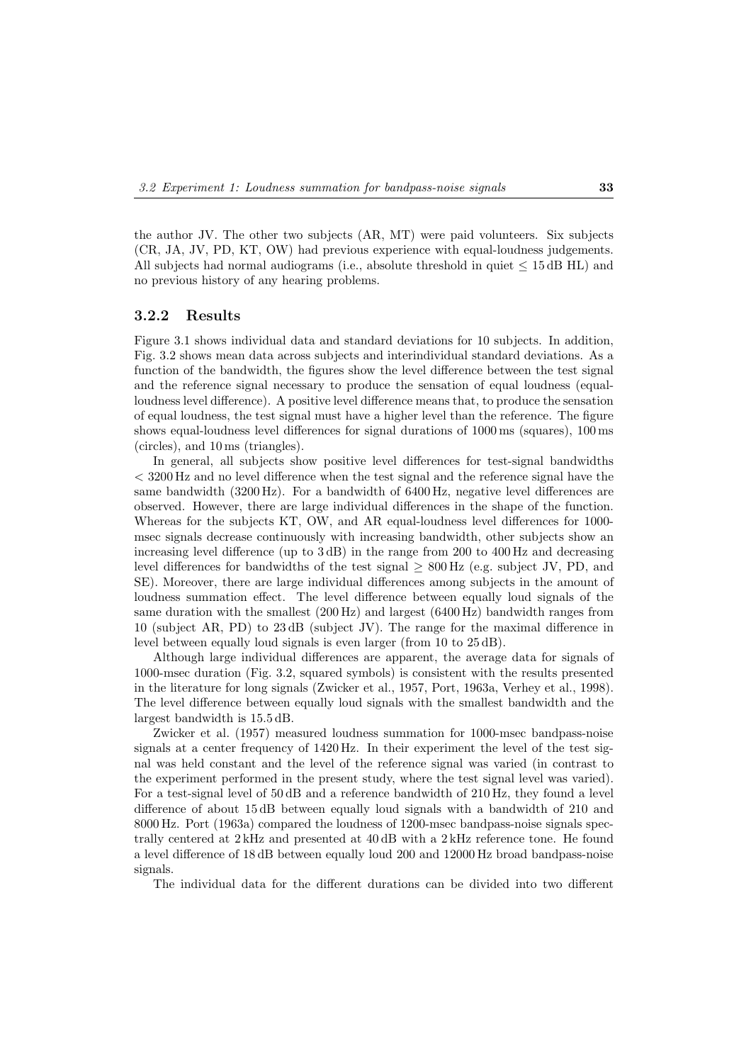the author JV. The other two subjects (AR, MT) were paid volunteers. Six subjects (CR, JA, JV, PD, KT, OW) had previous experience with equal-loudness judgements. All subjects had normal audiograms (i.e., absolute threshold in quiet $\leq$ 15 dB HL) and no previous history of any hearing problems.

### 3.2.2 Results

Figure 3.1 shows individual data and standard deviations for 10 subjects. In addition, Fig. 3.2 shows mean data across subjects and interindividual standard deviations. As a function of the bandwidth, the figures show the level difference between the test signal and the reference signal necessary to produce the sensation of equal loudness (equal-loudness level difference). A positive level difference means that, to produce the sensation of equal loudness, the test signal must have a higher level than the reference. The figure shows equal-loudness level differences for signal durations of 1000 ms (squares), 100 ms (circles), and 10 ms (triangles).

In general, all subjects show positive level differences for test-signal bandwidths $<$ 3200 Hz and no level difference when the test signal and the reference signal have the same bandwidth (3200 Hz). For a bandwidth of 6400 Hz, negative level differences are observed. However, there are large individual differences in the shape of the function. Whereas for the subjects KT, OW, and AR equal-loudness level differences for 1000-msec signals decrease continuously with increasing bandwidth, other subjects show an increasing level difference (up to 3 dB) in the range from 200 to 400 Hz and decreasing level differences for bandwidths of the test signal $\geq$ 800 Hz (e.g. subject JV, PD, and SE). Moreover, there are large individual differences among subjects in the amount of loudness summation effect. The level difference between equally loud signals of the same duration with the smallest (200 Hz) and largest (6400 Hz) bandwidth ranges from 10 (subject AR, PD) to 23 dB (subject JV). The range for the maximal difference in level between equally loud signals is even larger (from 10 to 25 dB).

Although large individual differences are apparent, the average data for signals of 1000-msec duration (Fig. 3.2, squared symbols) is consistent with the results presented in the literature for long signals (Zwicker et al., 1957, Port, 1963a, Verhey et al., 1998). The level difference between equally loud signals with the smallest bandwidth and the largest bandwidth is 15.5 dB.

Zwicker et al. (1957) measured loudness summation for 1000-msec bandpass-noise signals at a center frequency of 1420 Hz. In their experiment the level of the test signal was held constant and the level of the reference signal was varied (in contrast to the experiment performed in the present study, where the test signal level was varied). For a test-signal level of 50 dB and a reference bandwidth of 210 Hz, they found a level difference of about 15 dB between equally loud signals with a bandwidth of 210 and 8000 Hz. Port (1963a) compared the loudness of 1200-msec bandpass-noise signals spectrally centered at 2 kHz and presented at 40 dB with a 2 kHz reference tone. He found a level difference of 18 dB between equally loud 200 and 12000 Hz broad bandpass-noise signals.

The individual data for the different durations can be divided into two different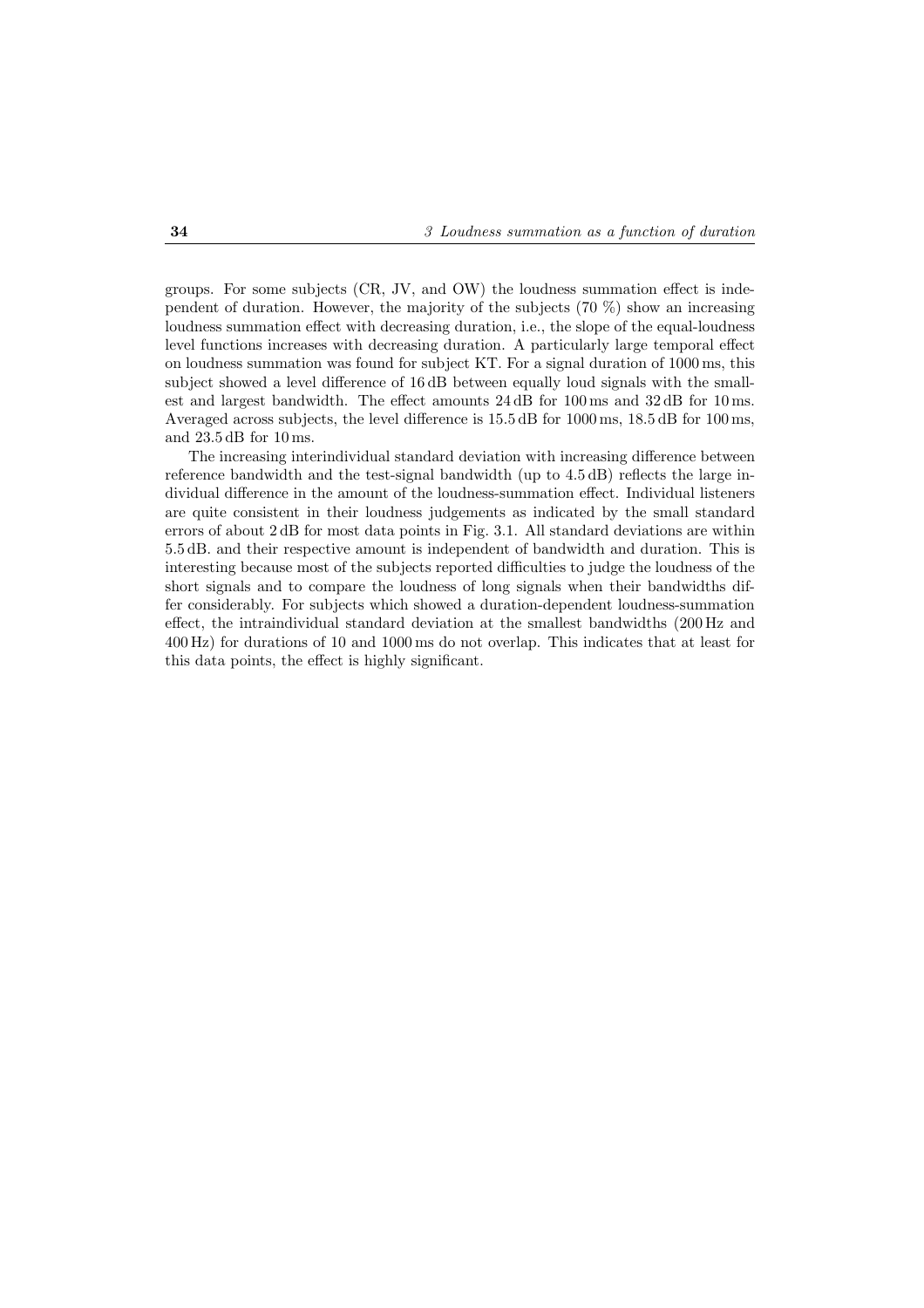groups. For some subjects (CR, JV, and OW) the loudness summation effect is independent of duration. However, the majority of the subjects (70 %) show an increasing loudness summation effect with decreasing duration, i.e., the slope of the equal-loudness level functions increases with decreasing duration. A particularly large temporal effect on loudness summation was found for subject KT. For a signal duration of 1000 ms, this subject showed a level difference of 16 dB between equally loud signals with the smallest and largest bandwidth. The effect amounts 24 dB for 100 ms and 32 dB for 10 ms. Averaged across subjects, the level difference is 15.5 dB for 1000 ms, 18.5 dB for 100 ms, and 23.5 dB for 10 ms.

The increasing interindividual standard deviation with increasing difference between reference bandwidth and the test-signal bandwidth (up to 4.5 dB) reflects the large individual difference in the amount of the loudness-summation effect. Individual listeners are quite consistent in their loudness judgements as indicated by the small standard errors of about 2 dB for most data points in Fig. 3.1. All standard deviations are within 5.5 dB. and their respective amount is independent of bandwidth and duration. This is interesting because most of the subjects reported difficulties to judge the loudness of the short signals and to compare the loudness of long signals when their bandwidths differ considerably. For subjects which showed a duration-dependent loudness-summation effect, the intraindividual standard deviation at the smallest bandwidths (200 Hz and 400 Hz) for durations of 10 and 1000 ms do not overlap. This indicates that at least for this data points, the effect is highly significant.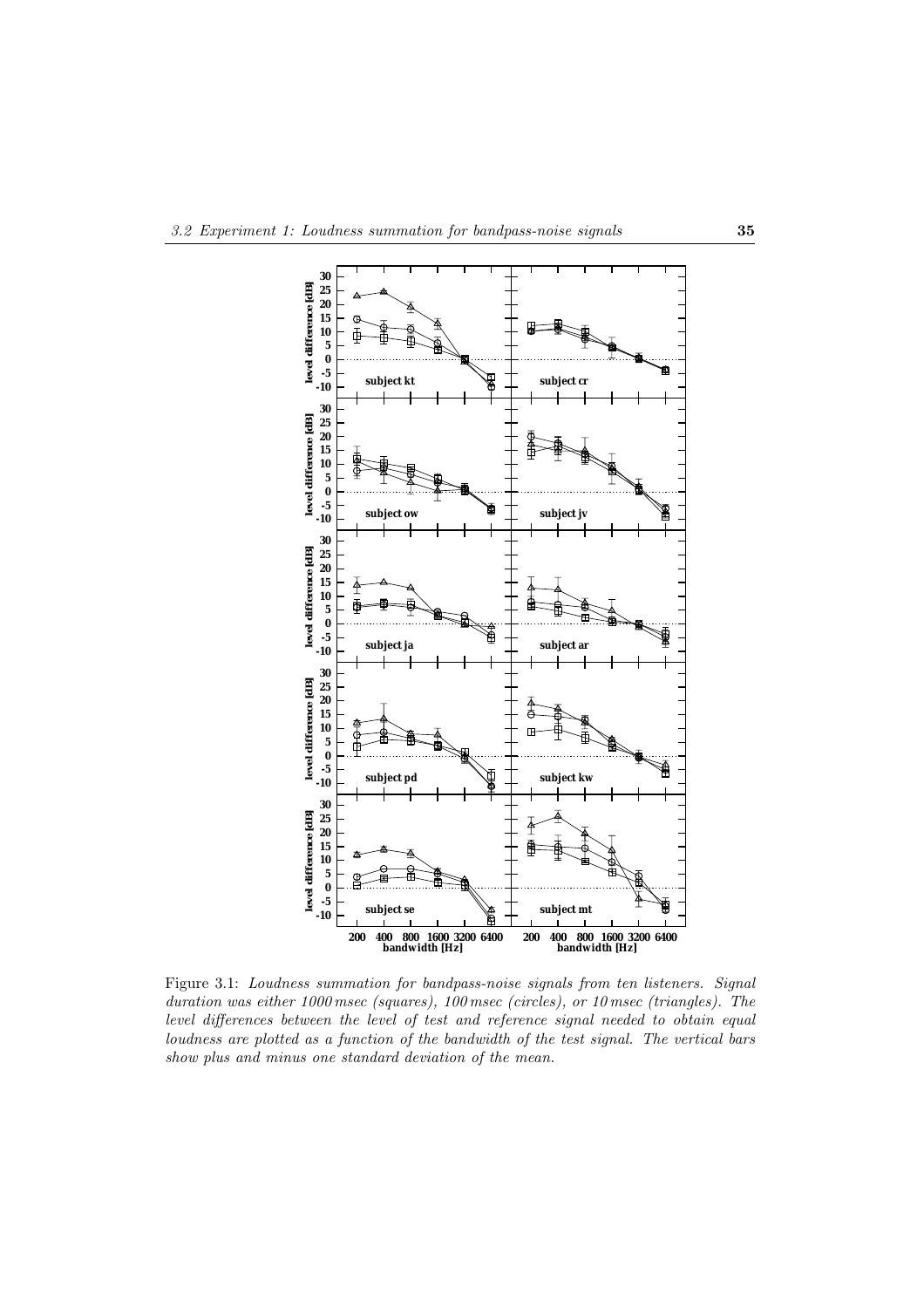Figure 3.1: *Loudness summation for bandpass-noise signals from ten listeners. Signal duration was either 1000 msec (squares), 100 msec (circles), or 10 msec (triangles). The level differences between the level of test and reference signal needed to obtain equal loudness are plotted as a function of the bandwidth of the test signal. The vertical bars show plus and minus one standard deviation of the mean.*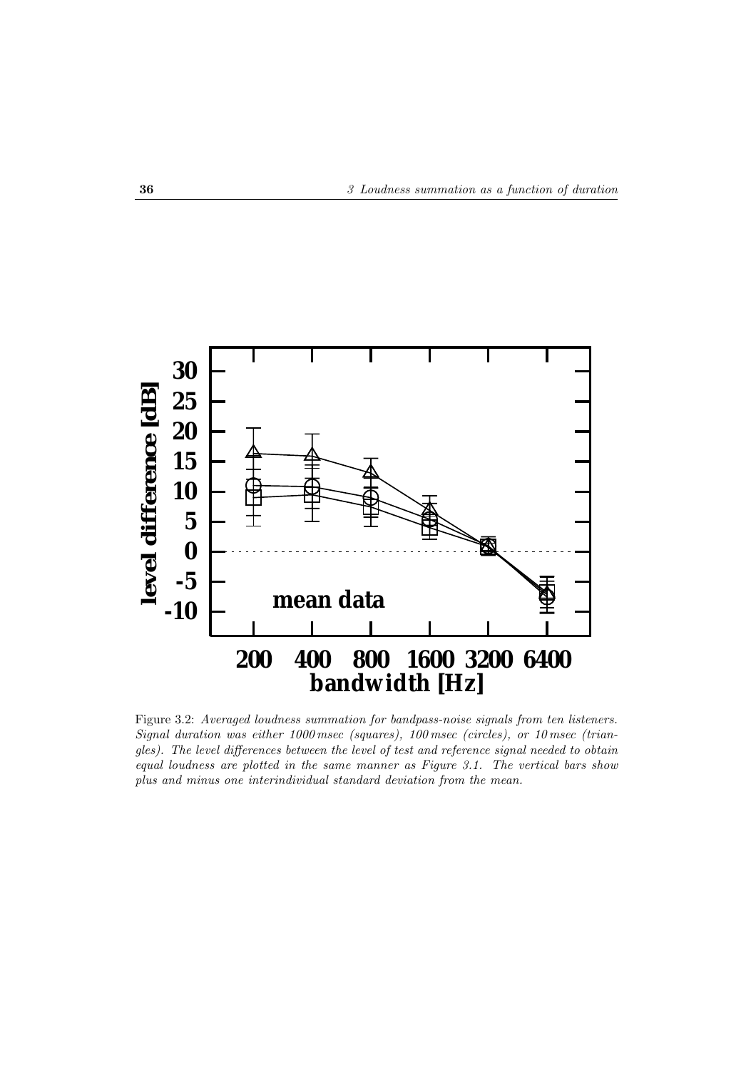Figure 3.2: *Averaged loudness summation for bandpass-noise signals from ten listeners. Signal duration was either 1000 msec (squares), 100 msec (circles), or 10 msec (triangles). The level differences between the level of test and reference signal needed to obtain equal loudness are plotted in the same manner as Figure 3.1. The vertical bars show plus and minus one interindividual standard deviation from the mean.*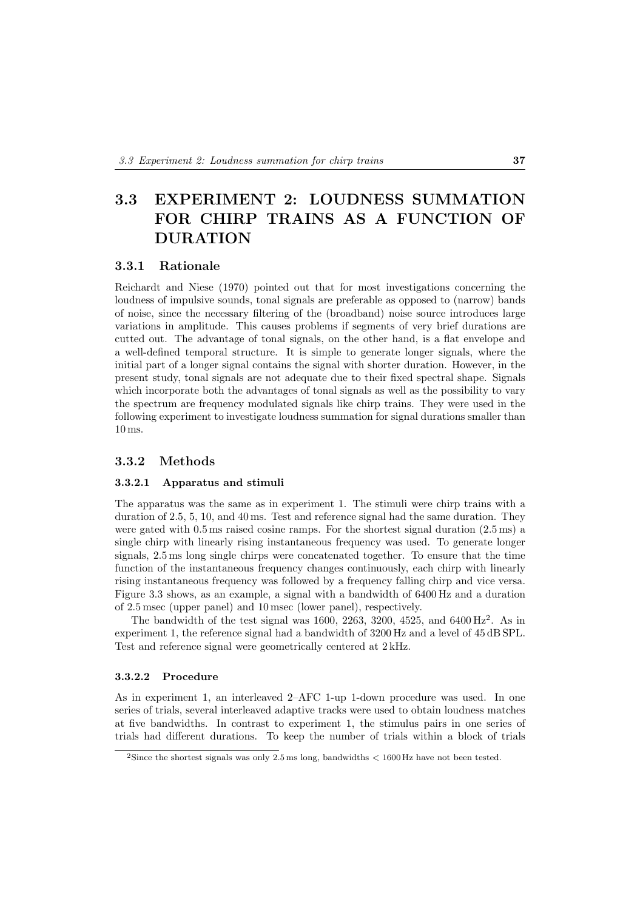## 3.3 EXPERIMENT 2: LOUDNESS SUMMATION FOR CHIRP TRAINS AS A FUNCTION OF DURATION

### 3.3.1 Rationale

Reichardt and Niese (1970) pointed out that for most investigations concerning the loudness of impulsive sounds, tonal signals are preferable as opposed to (narrow) bands of noise, since the necessary filtering of the (broadband) noise source introduces large variations in amplitude. This causes problems if segments of very brief durations are cutted out. The advantage of tonal signals, on the other hand, is a flat envelope and a well-defined temporal structure. It is simple to generate longer signals, where the initial part of a longer signal contains the signal with shorter duration. However, in the present study, tonal signals are not adequate due to their fixed spectral shape. Signals which incorporate both the advantages of tonal signals as well as the possibility to vary the spectrum are frequency modulated signals like chirp trains. They were used in the following experiment to investigate loudness summation for signal durations smaller than 10 ms.

### 3.3.2 Methods

#### 3.3.2.1 Apparatus and stimuli

The apparatus was the same as in experiment 1. The stimuli were chirp trains with a duration of 2.5, 5, 10, and 40 ms. Test and reference signal had the same duration. They were gated with 0.5 ms raised cosine ramps. For the shortest signal duration (2.5 ms) a single chirp with linearly rising instantaneous frequency was used. To generate longer signals, 2.5 ms long single chirps were concatenated together. To ensure that the time function of the instantaneous frequency changes continuously, each chirp with linearly rising instantaneous frequency was followed by a frequency falling chirp and vice versa. Figure 3.3 shows, as an example, a signal with a bandwidth of 6400 Hz and a duration of 2.5 msec (upper panel) and 10 msec (lower panel), respectively.

The bandwidth of the test signal was 1600, 2263, 3200, 4525, and 6400 Hz[2]. As in experiment 1, the reference signal had a bandwidth of 3200 Hz and a level of 45 dB SPL. Test and reference signal were geometrically centered at 2 kHz.

#### 3.3.2.2 Procedure

As in experiment 1, an interleaved 2–AFC 1-up 1-down procedure was used. In one series of trials, several interleaved adaptive tracks were used to obtain loudness matches at five bandwidths. In contrast to experiment 1, the stimulus pairs in one series of trials had different durations. To keep the number of trials within a block of trials

[2]Since the shortest signals was only 2.5 ms long, bandwidths < 1600 Hz have not been tested.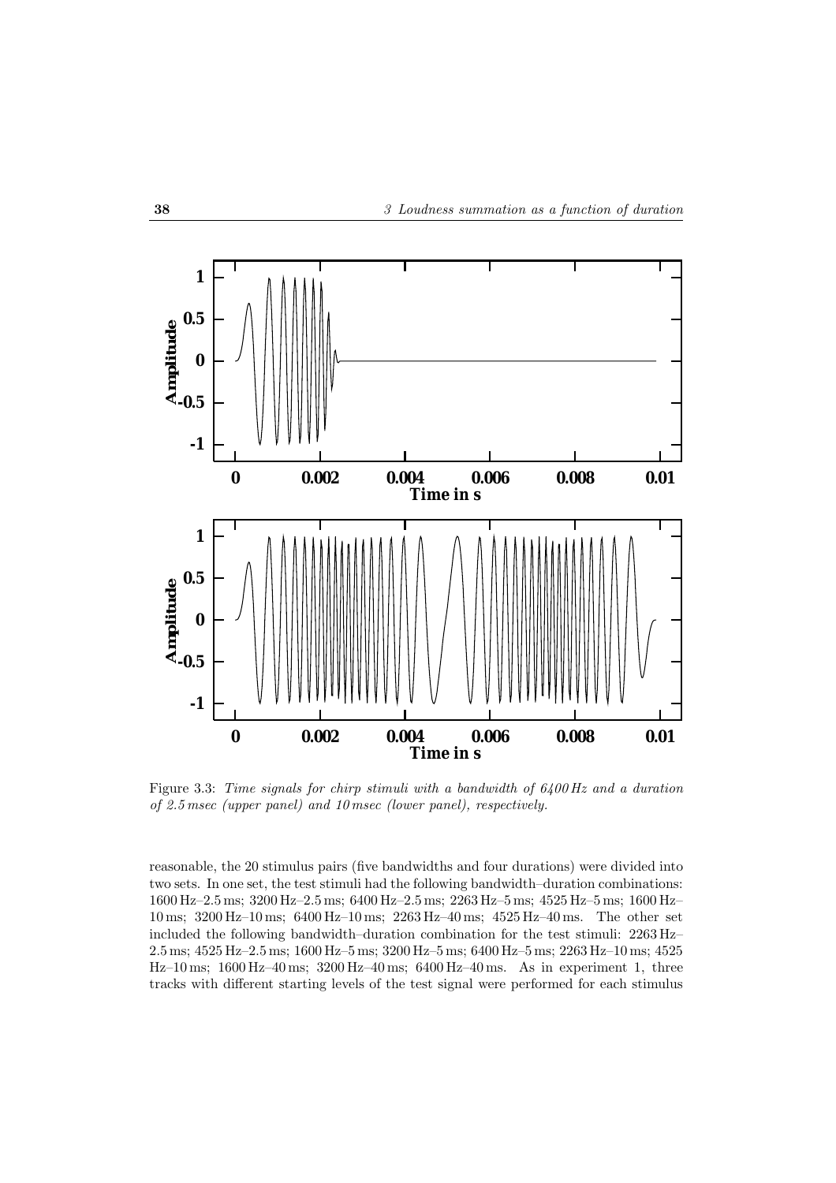Figure 3.3: *Time signals for chirp stimuli with a bandwidth of 6400 Hz and a duration of 2.5 msec (upper panel) and 10 msec (lower panel), respectively.*

reasonable, the 20 stimulus pairs (five bandwidths and four durations) were divided into two sets. In one set, the test stimuli had the following bandwidth–duration combinations: 1600 Hz–2.5 ms; 3200 Hz–2.5 ms; 6400 Hz–2.5 ms; 2263 Hz–5 ms; 4525 Hz–5 ms; 1600 Hz–10 ms; 3200 Hz–10 ms; 6400 Hz–10 ms; 2263 Hz–40 ms; 4525 Hz–40 ms. The other set included the following bandwidth–duration combination for the test stimuli: 2263 Hz–2.5 ms; 4525 Hz–2.5 ms; 1600 Hz–5 ms; 3200 Hz–5 ms; 6400 Hz–5 ms; 2263 Hz–10 ms; 4525 Hz–10 ms; 1600 Hz–40 ms; 3200 Hz–40 ms; 6400 Hz–40 ms. As in experiment 1, three tracks with different starting levels of the test signal were performed for each stimulus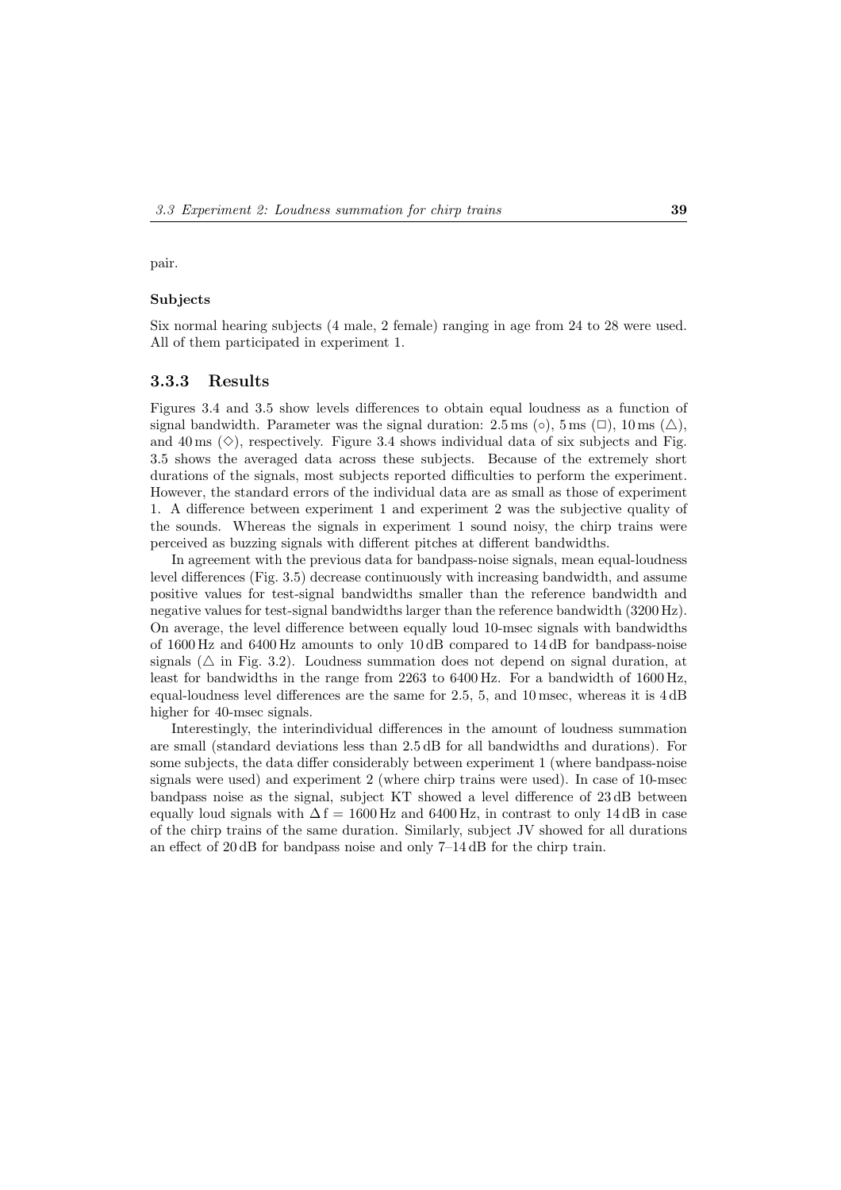pair.

**Subjects**

Six normal hearing subjects (4 male, 2 female) ranging in age from 24 to 28 were used. All of them participated in experiment 1.

### 3.3.3 Results

Figures 3.4 and 3.5 show levels differences to obtain equal loudness as a function of signal bandwidth. Parameter was the signal duration: 2.5 ms (○), 5 ms (□), 10 ms (△), and 40 ms (◇), respectively. Figure 3.4 shows individual data of six subjects and Fig. 3.5 shows the averaged data across these subjects. Because of the extremely short durations of the signals, most subjects reported difficulties to perform the experiment. However, the standard errors of the individual data are as small as those of experiment 1. A difference between experiment 1 and experiment 2 was the subjective quality of the sounds. Whereas the signals in experiment 1 sound noisy, the chirp trains were perceived as buzzing signals with different pitches at different bandwidths.

In agreement with the previous data for bandpass-noise signals, mean equal-loudness level differences (Fig. 3.5) decrease continuously with increasing bandwidth, and assume positive values for test-signal bandwidths smaller than the reference bandwidth and negative values for test-signal bandwidths larger than the reference bandwidth (3200 Hz). On average, the level difference between equally loud 10-msec signals with bandwidths of 1600 Hz and 6400 Hz amounts to only 10 dB compared to 14 dB for bandpass-noise signals (△ in Fig. 3.2). Loudness summation does not depend on signal duration, at least for bandwidths in the range from 2263 to 6400 Hz. For a bandwidth of 1600 Hz, equal-loudness level differences are the same for 2.5, 5, and 10 msec, whereas it is 4 dB higher for 40-msec signals.

Interestingly, the interindividual differences in the amount of loudness summation are small (standard deviations less than 2.5 dB for all bandwidths and durations). For some subjects, the data differ considerably between experiment 1 (where bandpass-noise signals were used) and experiment 2 (where chirp trains were used). In case of 10-msec bandpass noise as the signal, subject KT showed a level difference of 23 dB between equally loud signals with $\Delta f = 1600$ Hz and 6400 Hz, in contrast to only 14 dB in case of the chirp trains of the same duration. Similarly, subject JV showed for all durations an effect of 20 dB for bandpass noise and only 7–14 dB for the chirp train.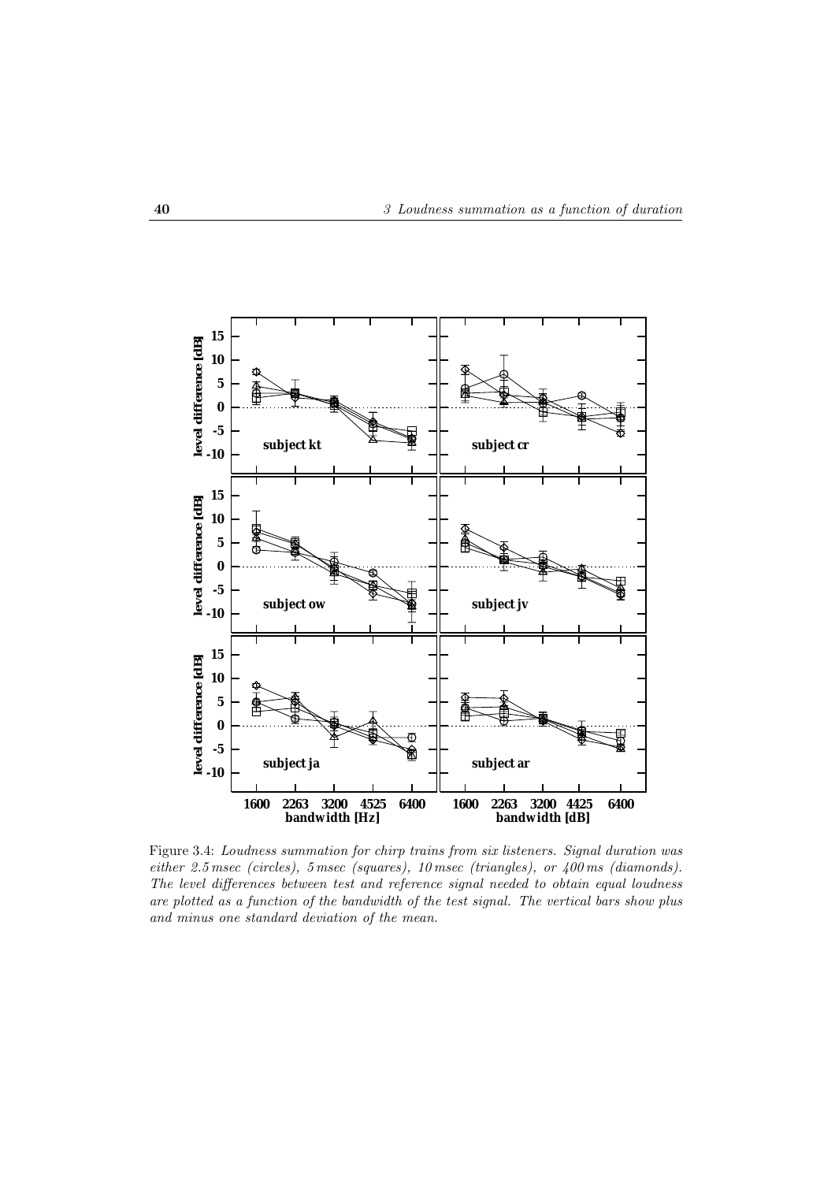Figure 3.4: *Loudness summation for chirp trains from six listeners. Signal duration was either 2.5 msec (circles), 5 msec (squares), 10 msec (triangles), or 400 ms (diamonds). The level differences between test and reference signal needed to obtain equal loudness are plotted as a function of the bandwidth of the test signal. The vertical bars show plus and minus one standard deviation of the mean.*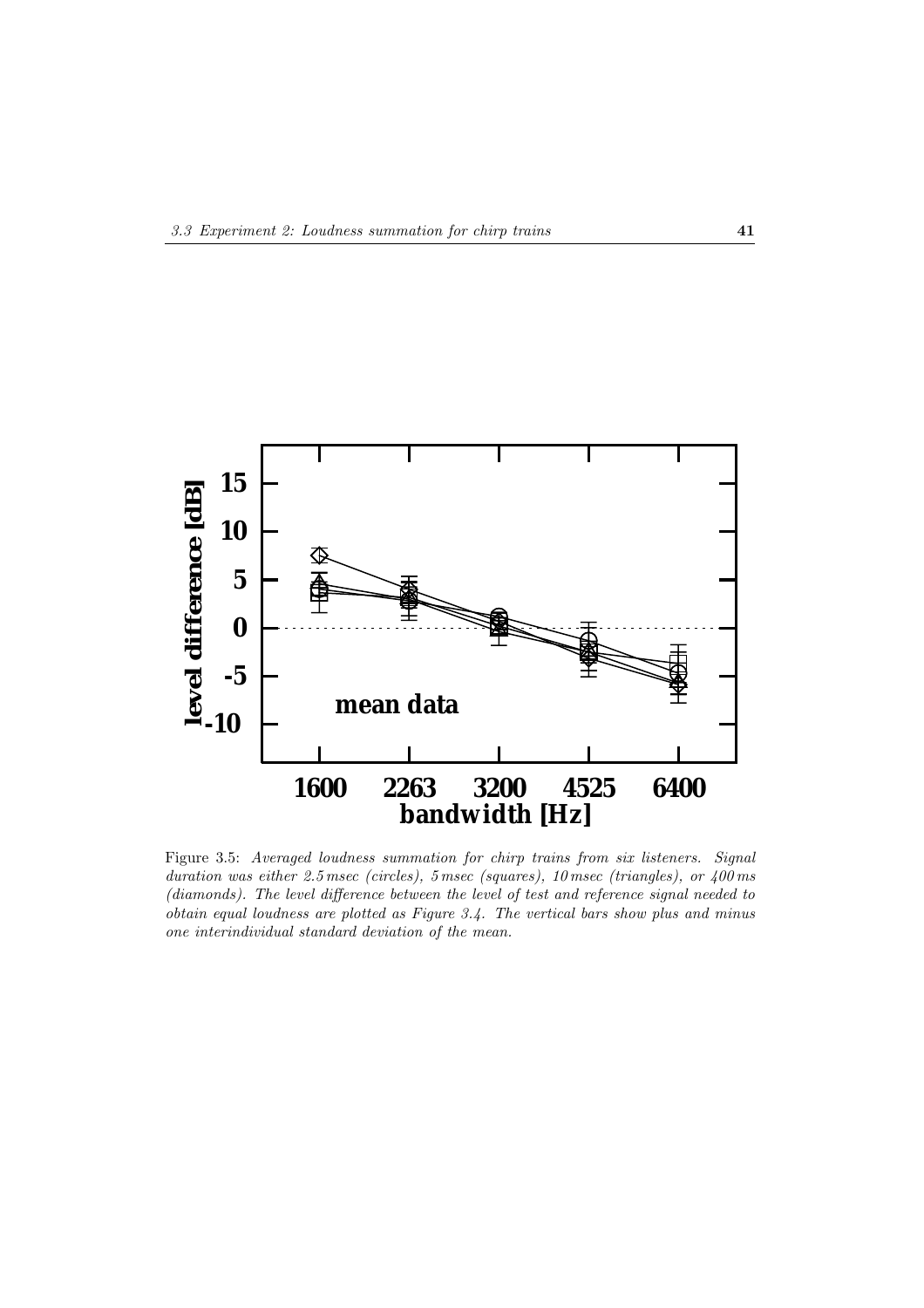Figure 3.5: *Averaged loudness summation for chirp trains from six listeners. Signal duration was either 2.5 msec (circles), 5 msec (squares), 10 msec (triangles), or 400 ms (diamonds). The level difference between the level of test and reference signal needed to obtain equal loudness are plotted as Figure 3.4. The vertical bars show plus and minus one interindividual standard deviation of the mean.*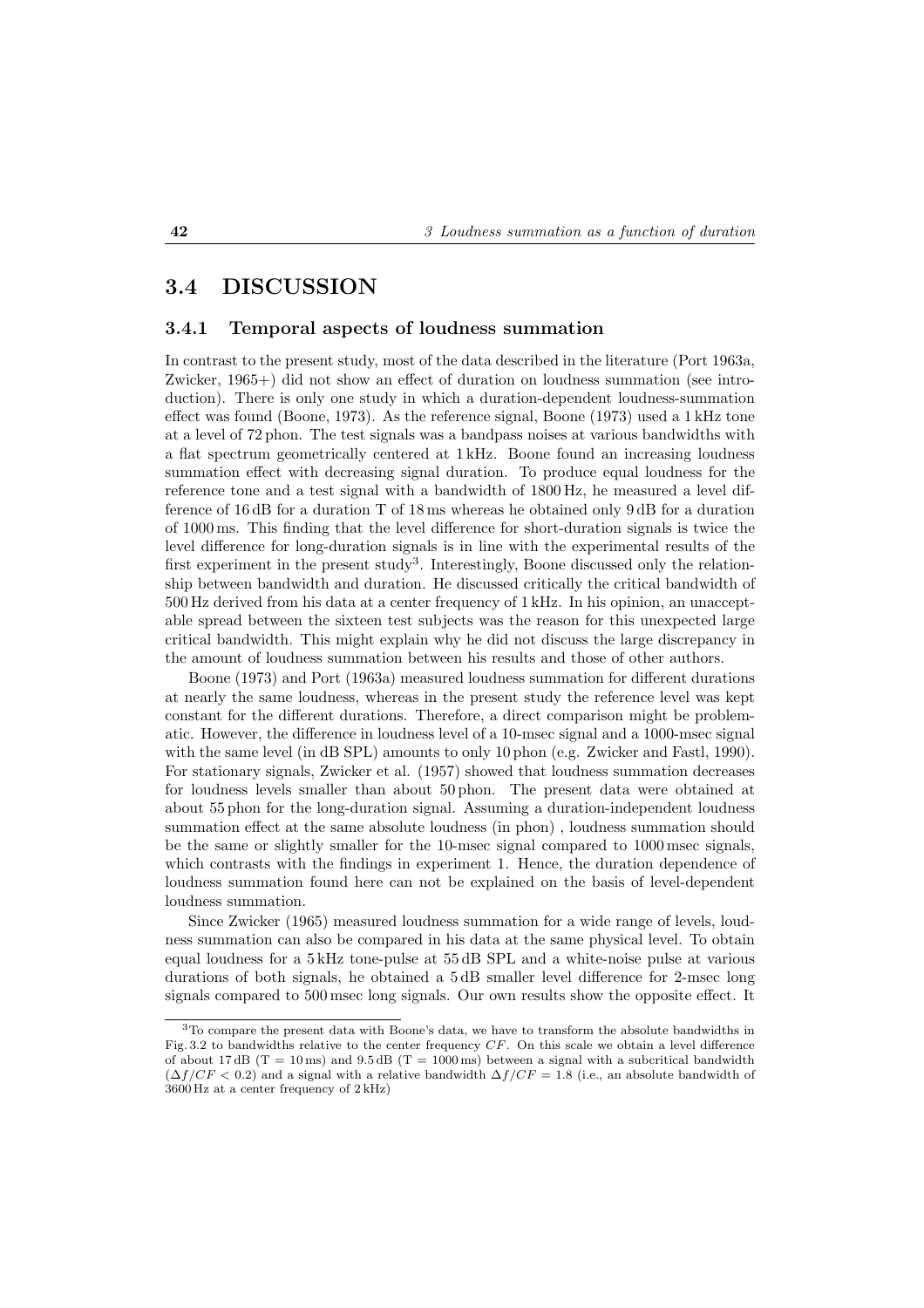## 3.4 DISCUSSION

### 3.4.1 Temporal aspects of loudness summation

In contrast to the present study, most of the data described in the literature (Port 1963a, Zwicker, 1965+) did not show an effect of duration on loudness summation (see introduction). There is only one study in which a duration-dependent loudness-summation effect was found (Boone, 1973). As the reference signal, Boone (1973) used a 1 kHz tone at a level of 72 phon. The test signals was a bandpass noises at various bandwidths with a flat spectrum geometrically centered at 1 kHz. Boone found an increasing loudness summation effect with decreasing signal duration. To produce equal loudness for the reference tone and a test signal with a bandwidth of 1800 Hz, he measured a level difference of 16 dB for a duration T of 18 ms whereas he obtained only 9 dB for a duration of 1000 ms. This finding that the level difference for short-duration signals is twice the level difference for long-duration signals is in line with the experimental results of the first experiment in the present study[3]. Interestingly, Boone discussed only the relationship between bandwidth and duration. He discussed critically the critical bandwidth of 500 Hz derived from his data at a center frequency of 1 kHz. In his opinion, an unacceptable spread between the sixteen test subjects was the reason for this unexpected large critical bandwidth. This might explain why he did not discuss the large discrepancy in the amount of loudness summation between his results and those of other authors.

Boone (1973) and Port (1963a) measured loudness summation for different durations at nearly the same loudness, whereas in the present study the reference level was kept constant for the different durations. Therefore, a direct comparison might be problematic. However, the difference in loudness level of a 10-msec signal and a 1000-msec signal with the same level (in dB SPL) amounts to only 10 phon (e.g. Zwicker and Fastl, 1990). For stationary signals, Zwicker et al. (1957) showed that loudness summation decreases for loudness levels smaller than about 50 phon. The present data were obtained at about 55 phon for the long-duration signal. Assuming a duration-independent loudness summation effect at the same absolute loudness (in phon) , loudness summation should be the same or slightly smaller for the 10-msec signal compared to 1000 msec signals, which contrasts with the findings in experiment 1. Hence, the duration dependence of loudness summation found here can not be explained on the basis of level-dependent loudness summation.

Since Zwicker (1965) measured loudness summation for a wide range of levels, loudness summation can also be compared in his data at the same physical level. To obtain equal loudness for a 5 kHz tone-pulse at 55 dB SPL and a white-noise pulse at various durations of both signals, he obtained a 5 dB smaller level difference for 2-msec long signals compared to 500 msec long signals. Our own results show the opposite effect. It

---

[3] To compare the present data with Boone's data, we have to transform the absolute bandwidths in Fig. 3.2 to bandwidths relative to the center frequency $CF$. On this scale we obtain a level difference of about 17 dB (T = 10 ms) and 9.5 dB (T = 1000 ms) between a signal with a subcritical bandwidth ($\Delta f/CF < 0.2$) and a signal with a relative bandwidth $\Delta f/CF = 1.8$ (i.e., an absolute bandwidth of 3600 Hz at a center frequency of 2 kHz)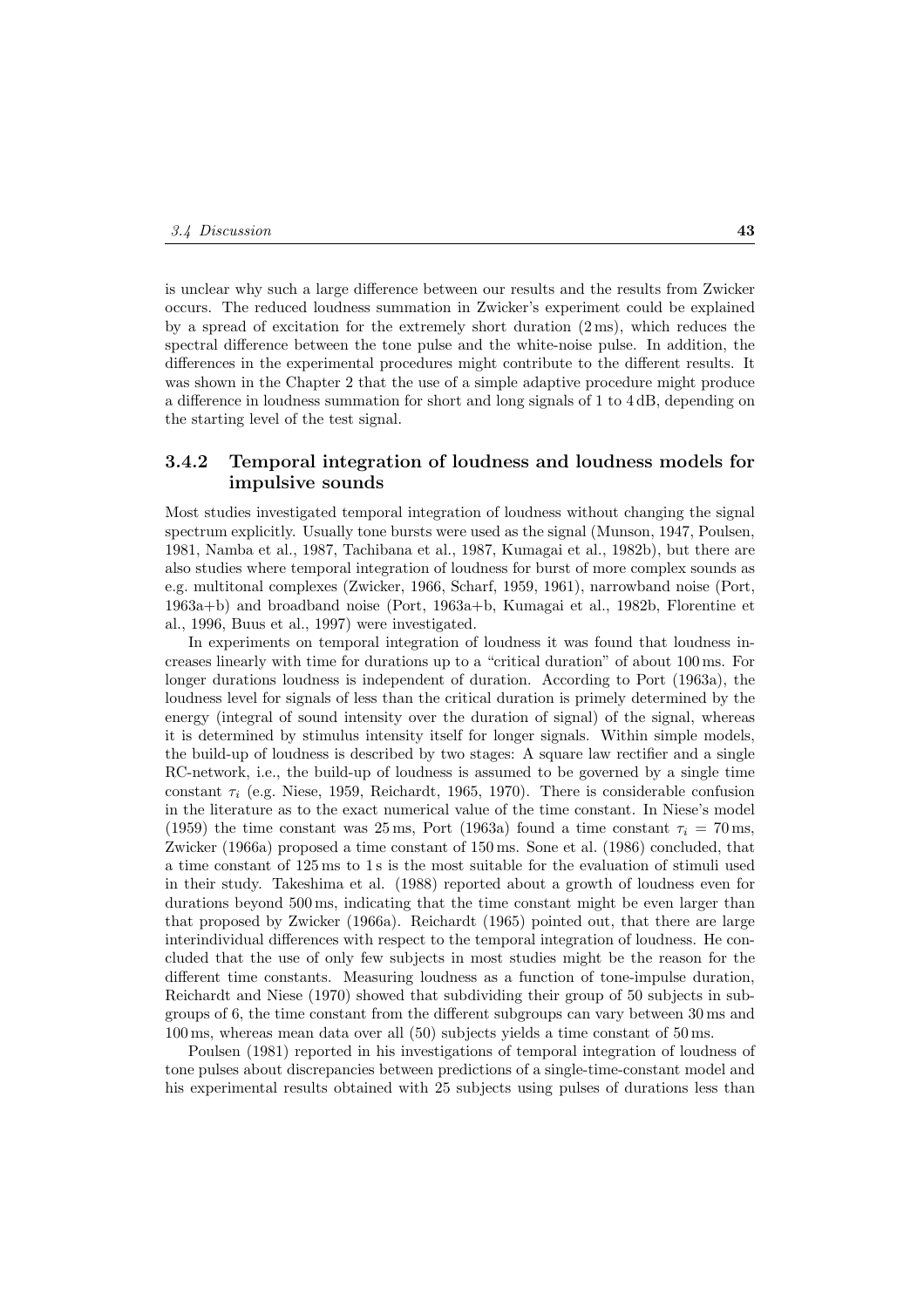is unclear why such a large difference between our results and the results from Zwicker occurs. The reduced loudness summation in Zwicker's experiment could be explained by a spread of excitation for the extremely short duration (2 ms), which reduces the spectral difference between the tone pulse and the white-noise pulse. In addition, the differences in the experimental procedures might contribute to the different results. It was shown in the Chapter 2 that the use of a simple adaptive procedure might produce a difference in loudness summation for short and long signals of 1 to 4 dB, depending on the starting level of the test signal.

### 3.4.2 Temporal integration of loudness and loudness models for impulsive sounds

Most studies investigated temporal integration of loudness without changing the signal spectrum explicitly. Usually tone bursts were used as the signal (Munson, 1947, Poulsen, 1981, Namba et al., 1987, Tachibana et al., 1987, Kumagai et al., 1982b), but there are also studies where temporal integration of loudness for burst of more complex sounds as e.g. multitonal complexes (Zwicker, 1966, Scharf, 1959, 1961), narrowband noise (Port, 1963a+b) and broadband noise (Port, 1963a+b, Kumagai et al., 1982b, Florentine et al., 1996, Buus et al., 1997) were investigated.

In experiments on temporal integration of loudness it was found that loudness increases linearly with time for durations up to a "critical duration" of about 100 ms. For longer durations loudness is independent of duration. According to Port (1963a), the loudness level for signals of less than the critical duration is primely determined by the energy (integral of sound intensity over the duration of signal) of the signal, whereas it is determined by stimulus intensity itself for longer signals. Within simple models, the build-up of loudness is described by two stages: A square law rectifier and a single RC-network, i.e., the build-up of loudness is assumed to be governed by a single time constant $\tau_i$ (e.g. Niese, 1959, Reichardt, 1965, 1970). There is considerable confusion in the literature as to the exact numerical value of the time constant. In Niese's model (1959) the time constant was 25 ms, Port (1963a) found a time constant $\tau_i = 70$ ms, Zwicker (1966a) proposed a time constant of 150 ms. Sone et al. (1986) concluded, that a time constant of 125 ms to 1 s is the most suitable for the evaluation of stimuli used in their study. Takeshima et al. (1988) reported about a growth of loudness even for durations beyond 500 ms, indicating that the time constant might be even larger than that proposed by Zwicker (1966a). Reichardt (1965) pointed out, that there are large interindividual differences with respect to the temporal integration of loudness. He concluded that the use of only few subjects in most studies might be the reason for the different time constants. Measuring loudness as a function of tone-impulse duration, Reichardt and Niese (1970) showed that subdividing their group of 50 subjects in subgroups of 6, the time constant from the different subgroups can vary between 30 ms and 100 ms, whereas mean data over all (50) subjects yields a time constant of 50 ms.

Poulsen (1981) reported in his investigations of temporal integration of loudness of tone pulses about discrepancies between predictions of a single-time-constant model and his experimental results obtained with 25 subjects using pulses of durations less than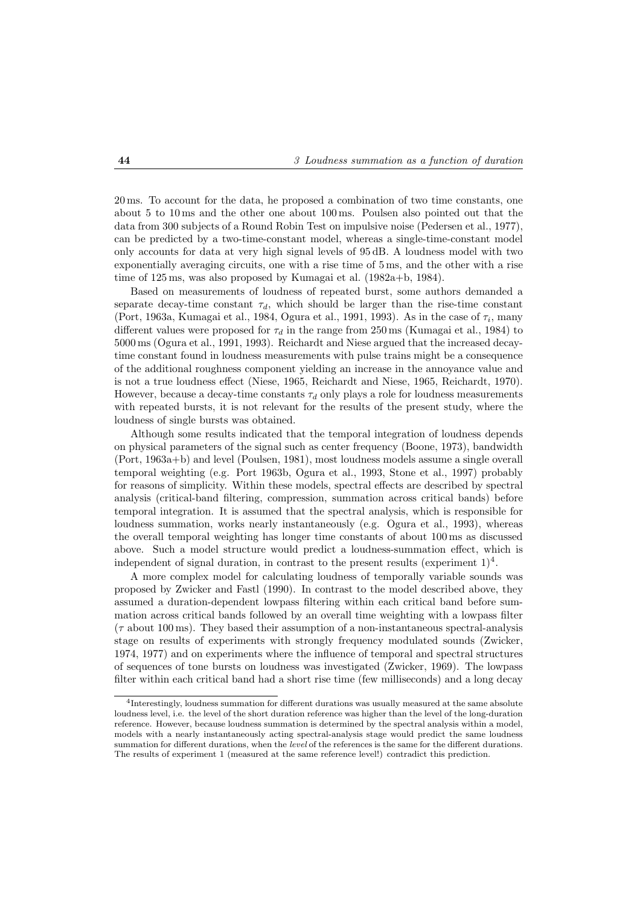20 ms. To account for the data, he proposed a combination of two time constants, one about 5 to 10 ms and the other one about 100 ms. Poulsen also pointed out that the data from 300 subjects of a Round Robin Test on impulsive noise (Pedersen et al., 1977), can be predicted by a two-time-constant model, whereas a single-time-constant model only accounts for data at very high signal levels of 95 dB. A loudness model with two exponentially averaging circuits, one with a rise time of 5 ms, and the other with a rise time of 125 ms, was also proposed by Kumagai et al. (1982a+b, 1984).

Based on measurements of loudness of repeated burst, some authors demanded a separate decay-time constant $\tau_d$, which should be larger than the rise-time constant (Port, 1963a, Kumagai et al., 1984, Ogura et al., 1991, 1993). As in the case of $\tau_i$, many different values were proposed for $\tau_d$ in the range from 250 ms (Kumagai et al., 1984) to 5000 ms (Ogura et al., 1991, 1993). Reichardt and Niese argued that the increased decay-time constant found in loudness measurements with pulse trains might be a consequence of the additional roughness component yielding an increase in the annoyance value and is not a true loudness effect (Niese, 1965, Reichardt and Niese, 1965, Reichardt, 1970). However, because a decay-time constants $\tau_d$ only plays a role for loudness measurements with repeated bursts, it is not relevant for the results of the present study, where the loudness of single bursts was obtained.

Although some results indicated that the temporal integration of loudness depends on physical parameters of the signal such as center frequency (Boone, 1973), bandwidth (Port, 1963a+b) and level (Poulsen, 1981), most loudness models assume a single overall temporal weighting (e.g. Port 1963b, Ogura et al., 1993, Stone et al., 1997) probably for reasons of simplicity. Within these models, spectral effects are described by spectral analysis (critical-band filtering, compression, summation across critical bands) before temporal integration. It is assumed that the spectral analysis, which is responsible for loudness summation, works nearly instantaneously (e.g. Ogura et al., 1993), whereas the overall temporal weighting has longer time constants of about 100 ms as discussed above. Such a model structure would predict a loudness-summation effect, which is independent of signal duration, in contrast to the present results (experiment 1)[4].

A more complex model for calculating loudness of temporally variable sounds was proposed by Zwicker and Fastl (1990). In contrast to the model described above, they assumed a duration-dependent lowpass filtering within each critical band before summation across critical bands followed by an overall time weighting with a lowpass filter ($\tau$ about 100 ms). They based their assumption of a non-instantaneous spectral-analysis stage on results of experiments with strongly frequency modulated sounds (Zwicker, 1974, 1977) and on experiments where the influence of temporal and spectral structures of sequences of tone bursts on loudness was investigated (Zwicker, 1969). The lowpass filter within each critical band had a short rise time (few milliseconds) and a long decay

[4] Interestingly, loudness summation for different durations was usually measured at the same absolute loudness level, i.e. the level of the short duration reference was higher than the level of the long-duration reference. However, because loudness summation is determined by the spectral analysis within a model, models with a nearly instantaneously acting spectral-analysis stage would predict the same loudness summation for different durations, when the *level* of the references is the same for the different durations. The results of experiment 1 (measured at the same reference level!) contradict this prediction.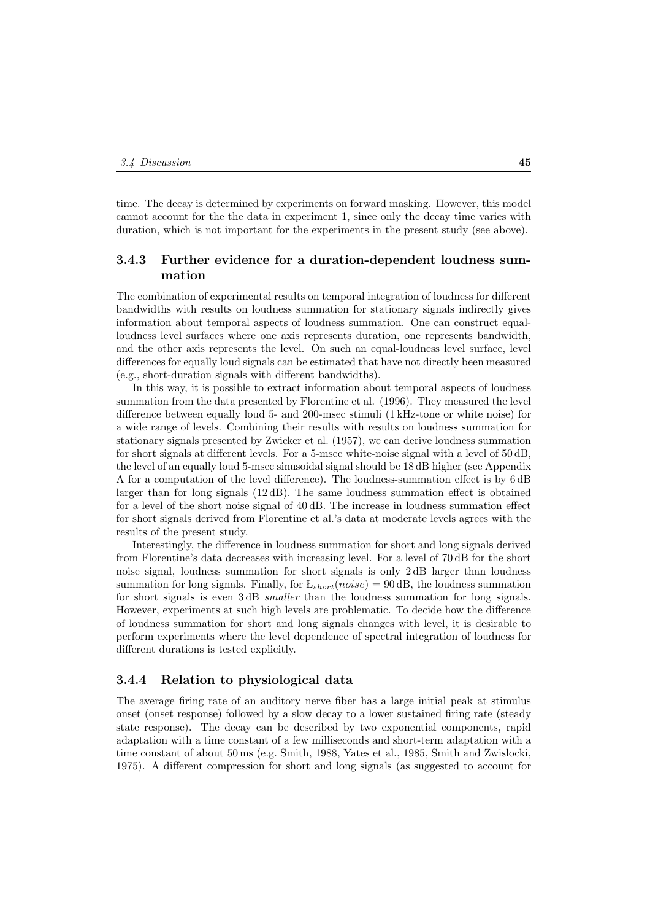time. The decay is determined by experiments on forward masking. However, this model cannot account for the the data in experiment 1, since only the decay time varies with duration, which is not important for the experiments in the present study (see above).

### 3.4.3 Further evidence for a duration-dependent loudness summation

The combination of experimental results on temporal integration of loudness for different bandwidths with results on loudness summation for stationary signals indirectly gives information about temporal aspects of loudness summation. One can construct equal-loudness level surfaces where one axis represents duration, one represents bandwidth, and the other axis represents the level. On such an equal-loudness level surface, level differences for equally loud signals can be estimated that have not directly been measured (e.g., short-duration signals with different bandwidths).

In this way, it is possible to extract information about temporal aspects of loudness summation from the data presented by Florentine et al. (1996). They measured the level difference between equally loud 5- and 200-msec stimuli (1 kHz-tone or white noise) for a wide range of levels. Combining their results with results on loudness summation for stationary signals presented by Zwicker et al. (1957), we can derive loudness summation for short signals at different levels. For a 5-msec white-noise signal with a level of 50 dB, the level of an equally loud 5-msec sinusoidal signal should be 18 dB higher (see Appendix A for a computation of the level difference). The loudness-summation effect is by 6 dB larger than for long signals (12 dB). The same loudness summation effect is obtained for a level of the short noise signal of 40 dB. The increase in loudness summation effect for short signals derived from Florentine et al.'s data at moderate levels agrees with the results of the present study.

Interestingly, the difference in loudness summation for short and long signals derived from Florentine's data decreases with increasing level. For a level of 70 dB for the short noise signal, loudness summation for short signals is only 2 dB larger than loudness summation for long signals. Finally, for $L_{short}(noise) = 90\,\text{dB}$, the loudness summation for short signals is even 3 dB *smaller* than the loudness summation for long signals. However, experiments at such high levels are problematic. To decide how the difference of loudness summation for short and long signals changes with level, it is desirable to perform experiments where the level dependence of spectral integration of loudness for different durations is tested explicitly.

### 3.4.4 Relation to physiological data

The average firing rate of an auditory nerve fiber has a large initial peak at stimulus onset (onset response) followed by a slow decay to a lower sustained firing rate (steady state response). The decay can be described by two exponential components, rapid adaptation with a time constant of a few milliseconds and short-term adaptation with a time constant of about 50 ms (e.g. Smith, 1988, Yates et al., 1985, Smith and Zwislocki, 1975). A different compression for short and long signals (as suggested to account for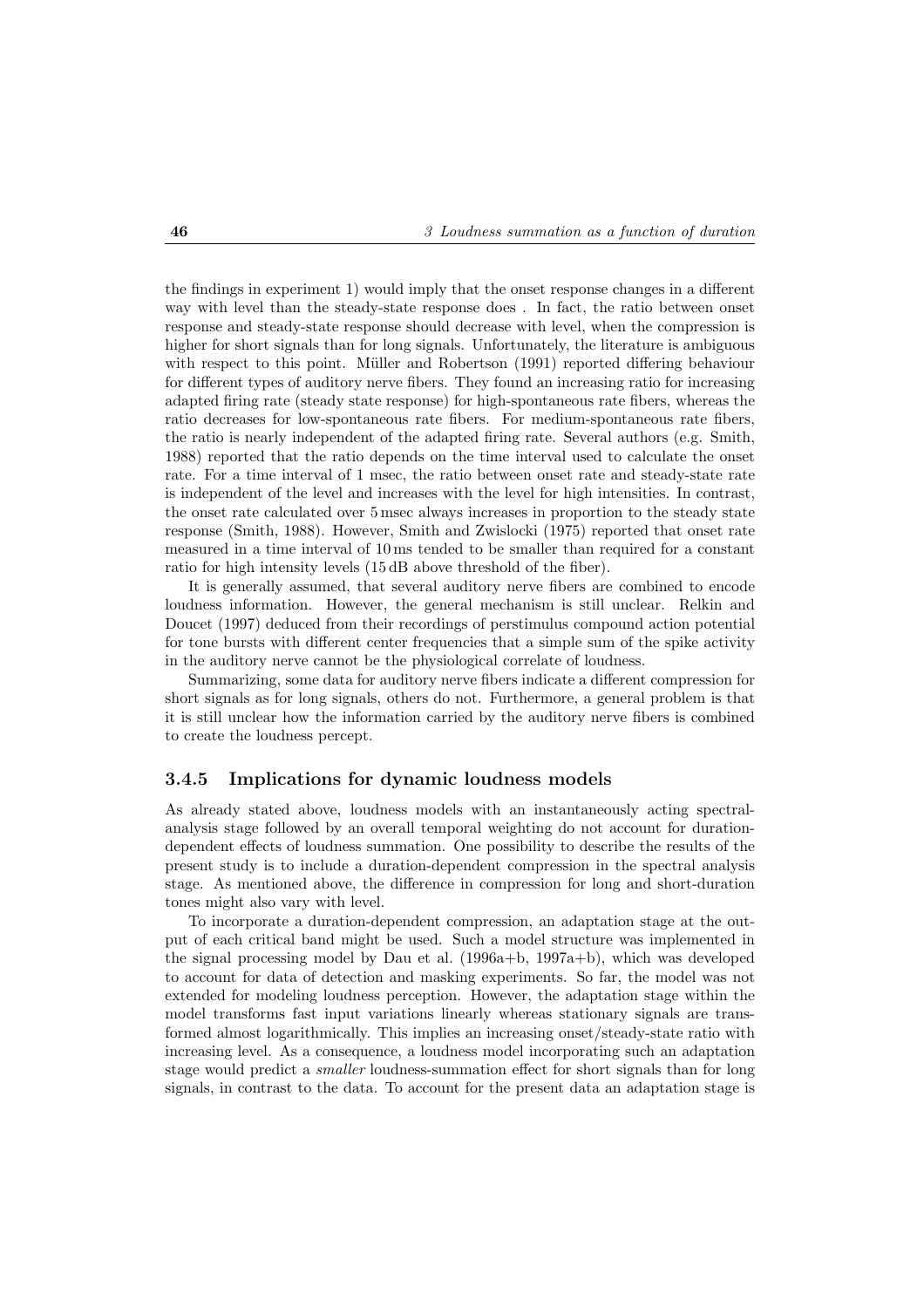the findings in experiment 1) would imply that the onset response changes in a different way with level than the steady-state response does . In fact, the ratio between onset response and steady-state response should decrease with level, when the compression is higher for short signals than for long signals. Unfortunately, the literature is ambiguous with respect to this point. Müller and Robertson (1991) reported differing behaviour for different types of auditory nerve fibers. They found an increasing ratio for increasing adapted firing rate (steady state response) for high-spontaneous rate fibers, whereas the ratio decreases for low-spontaneous rate fibers. For medium-spontaneous rate fibers, the ratio is nearly independent of the adapted firing rate. Several authors (e.g. Smith, 1988) reported that the ratio depends on the time interval used to calculate the onset rate. For a time interval of 1 msec, the ratio between onset rate and steady-state rate is independent of the level and increases with the level for high intensities. In contrast, the onset rate calculated over 5 msec always increases in proportion to the steady state response (Smith, 1988). However, Smith and Zwislocki (1975) reported that onset rate measured in a time interval of 10 ms tended to be smaller than required for a constant ratio for high intensity levels (15 dB above threshold of the fiber).

It is generally assumed, that several auditory nerve fibers are combined to encode loudness information. However, the general mechanism is still unclear. Relkin and Doucet (1997) deduced from their recordings of perstimulus compound action potential for tone bursts with different center frequencies that a simple sum of the spike activity in the auditory nerve cannot be the physiological correlate of loudness.

Summarizing, some data for auditory nerve fibers indicate a different compression for short signals as for long signals, others do not. Furthermore, a general problem is that it is still unclear how the information carried by the auditory nerve fibers is combined to create the loudness percept.

### 3.4.5 Implications for dynamic loudness models

As already stated above, loudness models with an instantaneously acting spectral-analysis stage followed by an overall temporal weighting do not account for duration-dependent effects of loudness summation. One possibility to describe the results of the present study is to include a duration-dependent compression in the spectral analysis stage. As mentioned above, the difference in compression for long and short-duration tones might also vary with level.

To incorporate a duration-dependent compression, an adaptation stage at the output of each critical band might be used. Such a model structure was implemented in the signal processing model by Dau et al. (1996a+b, 1997a+b), which was developed to account for data of detection and masking experiments. So far, the model was not extended for modeling loudness perception. However, the adaptation stage within the model transforms fast input variations linearly whereas stationary signals are transformed almost logarithmically. This implies an increasing onset/steady-state ratio with increasing level. As a consequence, a loudness model incorporating such an adaptation stage would predict a *smaller* loudness-summation effect for short signals than for long signals, in contrast to the data. To account for the present data an adaptation stage is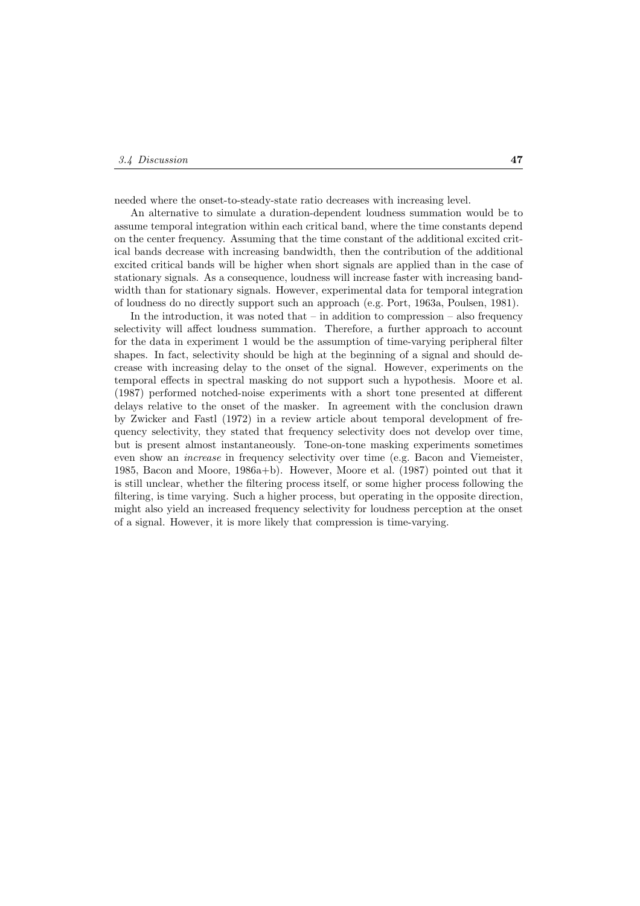needed where the onset-to-steady-state ratio decreases with increasing level.

An alternative to simulate a duration-dependent loudness summation would be to assume temporal integration within each critical band, where the time constants depend on the center frequency. Assuming that the time constant of the additional excited critical bands decrease with increasing bandwidth, then the contribution of the additional excited critical bands will be higher when short signals are applied than in the case of stationary signals. As a consequence, loudness will increase faster with increasing bandwidth than for stationary signals. However, experimental data for temporal integration of loudness do no directly support such an approach (e.g. Port, 1963a, Poulsen, 1981).

In the introduction, it was noted that – in addition to compression – also frequency selectivity will affect loudness summation. Therefore, a further approach to account for the data in experiment 1 would be the assumption of time-varying peripheral filter shapes. In fact, selectivity should be high at the beginning of a signal and should decrease with increasing delay to the onset of the signal. However, experiments on the temporal effects in spectral masking do not support such a hypothesis. Moore et al. (1987) performed notched-noise experiments with a short tone presented at different delays relative to the onset of the masker. In agreement with the conclusion drawn by Zwicker and Fastl (1972) in a review article about temporal development of frequency selectivity, they stated that frequency selectivity does not develop over time, but is present almost instantaneously. Tone-on-tone masking experiments sometimes even show an *increase* in frequency selectivity over time (e.g. Bacon and Viemeister, 1985, Bacon and Moore, 1986a+b). However, Moore et al. (1987) pointed out that it is still unclear, whether the filtering process itself, or some higher process following the filtering, is time varying. Such a higher process, but operating in the opposite direction, might also yield an increased frequency selectivity for loudness perception at the onset of a signal. However, it is more likely that compression is time-varying.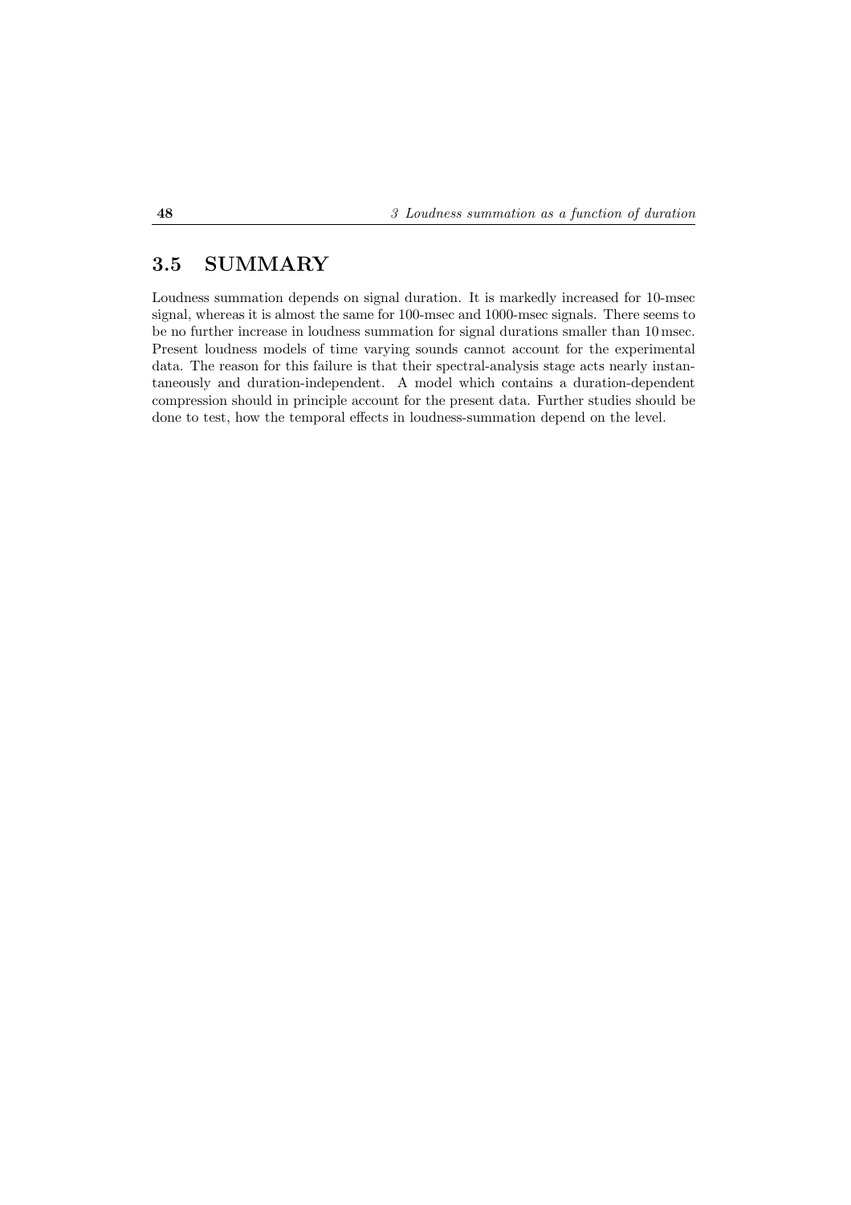## 3.5 SUMMARY

Loudness summation depends on signal duration. It is markedly increased for 10-msec signal, whereas it is almost the same for 100-msec and 1000-msec signals. There seems to be no further increase in loudness summation for signal durations smaller than 10 msec. Present loudness models of time varying sounds cannot account for the experimental data. The reason for this failure is that their spectral-analysis stage acts nearly instantaneously and duration-independent. A model which contains a duration-dependent compression should in principle account for the present data. Further studies should be done to test, how the temporal effects in loudness-summation depend on the level.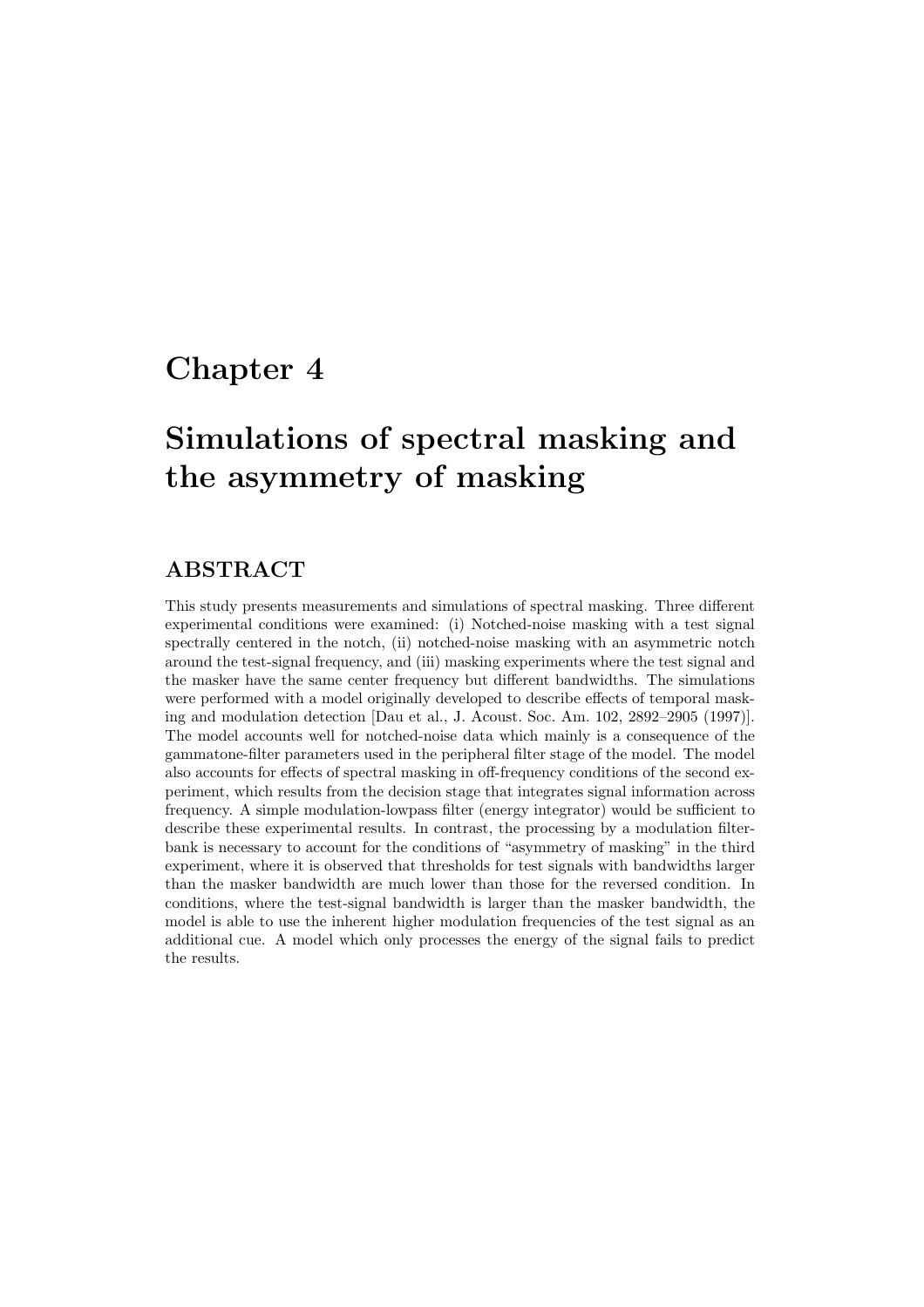# Chapter 4

# Simulations of spectral masking and the asymmetry of masking

## ABSTRACT

This study presents measurements and simulations of spectral masking. Three different experimental conditions were examined: (i) Notched-noise masking with a test signal spectrally centered in the notch, (ii) notched-noise masking with an asymmetric notch around the test-signal frequency, and (iii) masking experiments where the test signal and the masker have the same center frequency but different bandwidths. The simulations were performed with a model originally developed to describe effects of temporal masking and modulation detection [Dau et al., J. Acoust. Soc. Am. 102, 2892–2905 (1997)]. The model accounts well for notched-noise data which mainly is a consequence of the gammatone-filter parameters used in the peripheral filter stage of the model. The model also accounts for effects of spectral masking in off-frequency conditions of the second experiment, which results from the decision stage that integrates signal information across frequency. A simple modulation-lowpass filter (energy integrator) would be sufficient to describe these experimental results. In contrast, the processing by a modulation filterbank is necessary to account for the conditions of "asymmetry of masking" in the third experiment, where it is observed that thresholds for test signals with bandwidths larger than the masker bandwidth are much lower than those for the reversed condition. In conditions, where the test-signal bandwidth is larger than the masker bandwidth, the model is able to use the inherent higher modulation frequencies of the test signal as an additional cue. A model which only processes the energy of the signal fails to predict the results.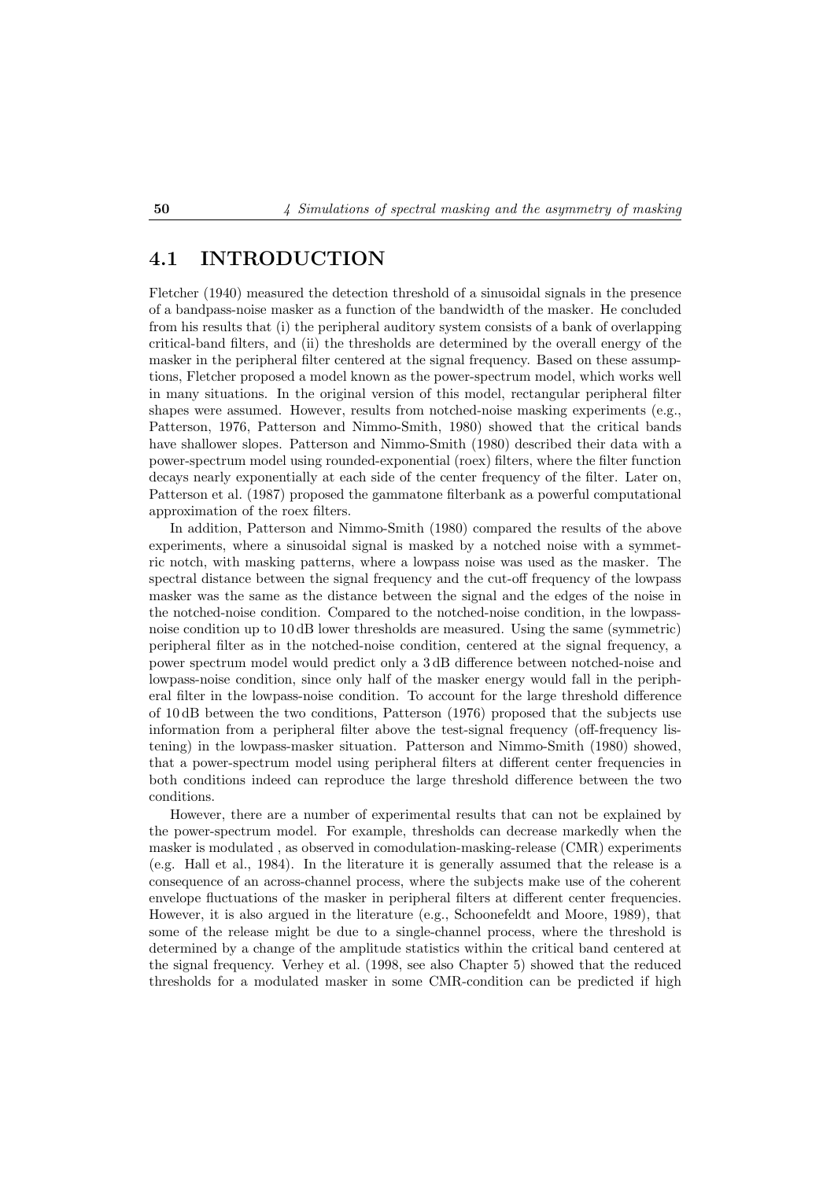## 4.1 INTRODUCTION

Fletcher (1940) measured the detection threshold of a sinusoidal signals in the presence of a bandpass-noise masker as a function of the bandwidth of the masker. He concluded from his results that (i) the peripheral auditory system consists of a bank of overlapping critical-band filters, and (ii) the thresholds are determined by the overall energy of the masker in the peripheral filter centered at the signal frequency. Based on these assumptions, Fletcher proposed a model known as the power-spectrum model, which works well in many situations. In the original version of this model, rectangular peripheral filter shapes were assumed. However, results from notched-noise masking experiments (e.g., Patterson, 1976, Patterson and Nimmo-Smith, 1980) showed that the critical bands have shallower slopes. Patterson and Nimmo-Smith (1980) described their data with a power-spectrum model using rounded-exponential (roex) filters, where the filter function decays nearly exponentially at each side of the center frequency of the filter. Later on, Patterson et al. (1987) proposed the gammatone filterbank as a powerful computational approximation of the roex filters.

In addition, Patterson and Nimmo-Smith (1980) compared the results of the above experiments, where a sinusoidal signal is masked by a notched noise with a symmetric notch, with masking patterns, where a lowpass noise was used as the masker. The spectral distance between the signal frequency and the cut-off frequency of the lowpass masker was the same as the distance between the signal and the edges of the noise in the notched-noise condition. Compared to the notched-noise condition, in the lowpass-noise condition up to 10 dB lower thresholds are measured. Using the same (symmetric) peripheral filter as in the notched-noise condition, centered at the signal frequency, a power spectrum model would predict only a 3 dB difference between notched-noise and lowpass-noise condition, since only half of the masker energy would fall in the peripheral filter in the lowpass-noise condition. To account for the large threshold difference of 10 dB between the two conditions, Patterson (1976) proposed that the subjects use information from a peripheral filter above the test-signal frequency (off-frequency listening) in the lowpass-masker situation. Patterson and Nimmo-Smith (1980) showed, that a power-spectrum model using peripheral filters at different center frequencies in both conditions indeed can reproduce the large threshold difference between the two conditions.

However, there are a number of experimental results that can not be explained by the power-spectrum model. For example, thresholds can decrease markedly when the masker is modulated , as observed in comodulation-masking-release (CMR) experiments (e.g. Hall et al., 1984). In the literature it is generally assumed that the release is a consequence of an across-channel process, where the subjects make use of the coherent envelope fluctuations of the masker in peripheral filters at different center frequencies. However, it is also argued in the literature (e.g., Schoonefeldt and Moore, 1989), that some of the release might be due to a single-channel process, where the threshold is determined by a change of the amplitude statistics within the critical band centered at the signal frequency. Verhey et al. (1998, see also Chapter 5) showed that the reduced thresholds for a modulated masker in some CMR-condition can be predicted if high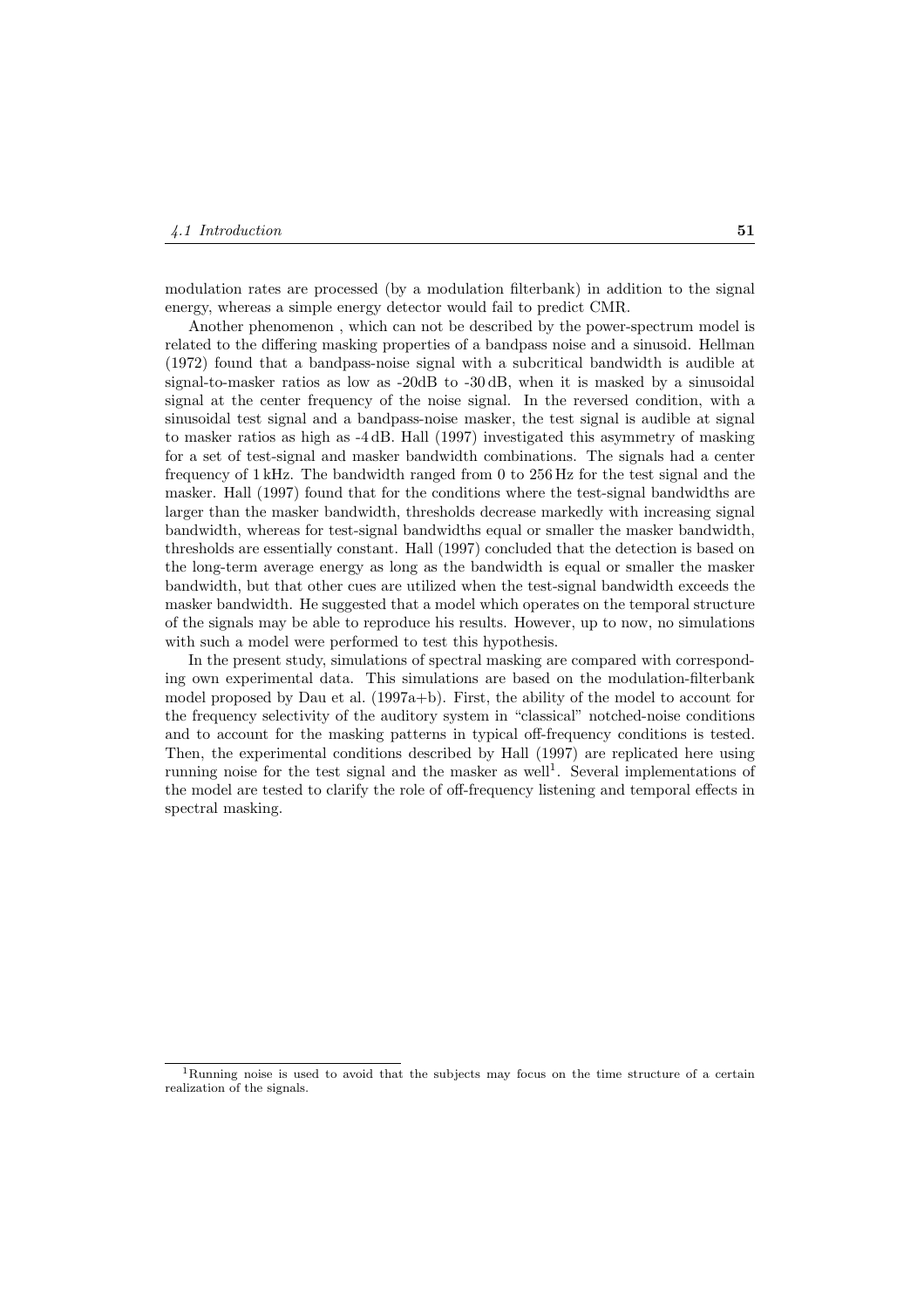modulation rates are processed (by a modulation filterbank) in addition to the signal energy, whereas a simple energy detector would fail to predict CMR.

Another phenomenon , which can not be described by the power-spectrum model is related to the differing masking properties of a bandpass noise and a sinusoid. Hellman (1972) found that a bandpass-noise signal with a subcritical bandwidth is audible at signal-to-masker ratios as low as -20dB to -30 dB, when it is masked by a sinusoidal signal at the center frequency of the noise signal. In the reversed condition, with a sinusoidal test signal and a bandpass-noise masker, the test signal is audible at signal to masker ratios as high as -4 dB. Hall (1997) investigated this asymmetry of masking for a set of test-signal and masker bandwidth combinations. The signals had a center frequency of 1 kHz. The bandwidth ranged from 0 to 256 Hz for the test signal and the masker. Hall (1997) found that for the conditions where the test-signal bandwidths are larger than the masker bandwidth, thresholds decrease markedly with increasing signal bandwidth, whereas for test-signal bandwidths equal or smaller the masker bandwidth, thresholds are essentially constant. Hall (1997) concluded that the detection is based on the long-term average energy as long as the bandwidth is equal or smaller the masker bandwidth, but that other cues are utilized when the test-signal bandwidth exceeds the masker bandwidth. He suggested that a model which operates on the temporal structure of the signals may be able to reproduce his results. However, up to now, no simulations with such a model were performed to test this hypothesis.

In the present study, simulations of spectral masking are compared with corresponding own experimental data. This simulations are based on the modulation-filterbank model proposed by Dau et al. (1997a+b). First, the ability of the model to account for the frequency selectivity of the auditory system in "classical" notched-noise conditions and to account for the masking patterns in typical off-frequency conditions is tested. Then, the experimental conditions described by Hall (1997) are replicated here using running noise for the test signal and the masker as well[1]. Several implementations of the model are tested to clarify the role of off-frequency listening and temporal effects in spectral masking.

[1] Running noise is used to avoid that the subjects may focus on the time structure of a certain realization of the signals.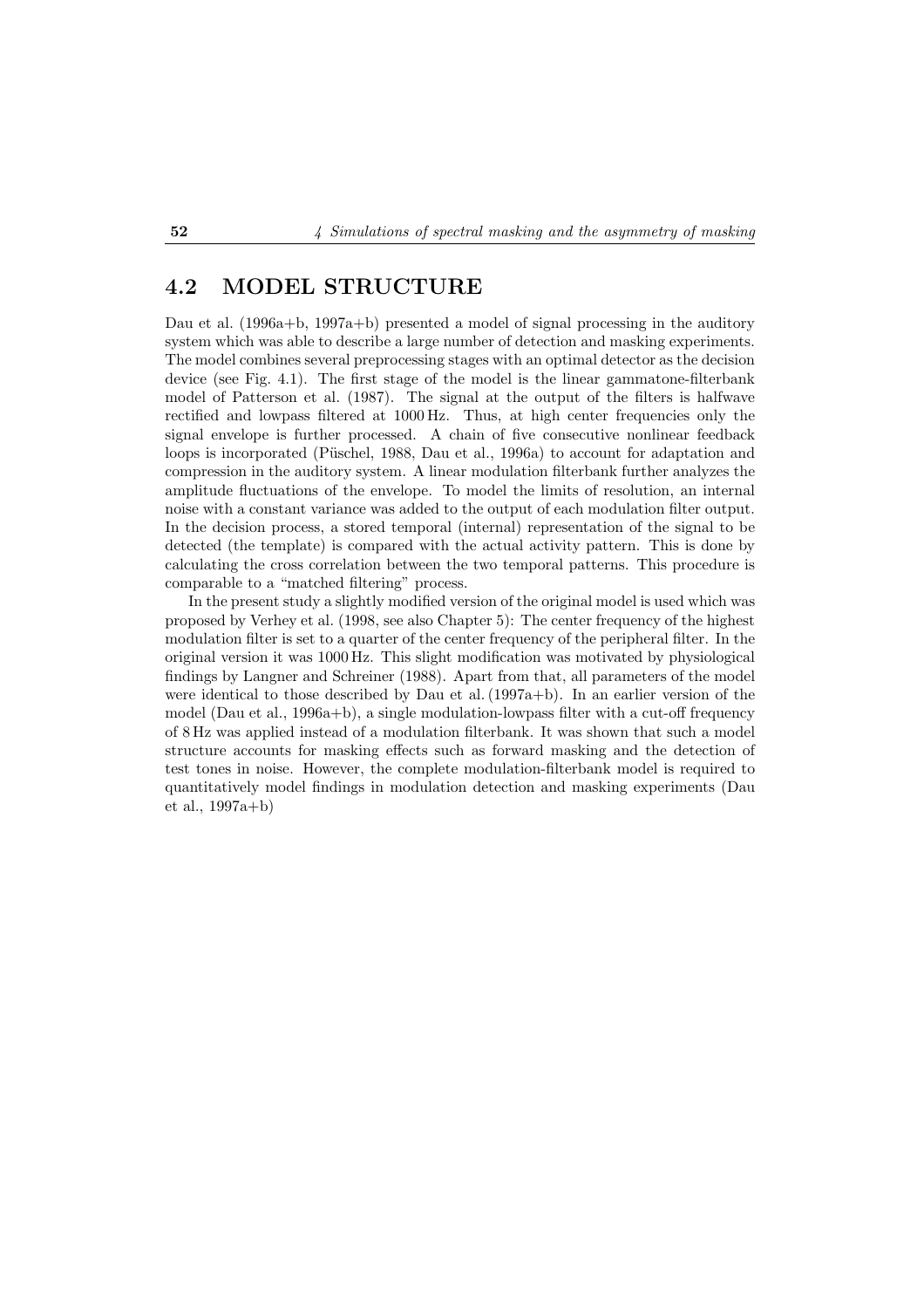## 4.2 MODEL STRUCTURE

Dau et al. (1996a+b, 1997a+b) presented a model of signal processing in the auditory system which was able to describe a large number of detection and masking experiments. The model combines several preprocessing stages with an optimal detector as the decision device (see Fig. 4.1). The first stage of the model is the linear gammatone-filterbank model of Patterson et al. (1987). The signal at the output of the filters is halfwave rectified and lowpass filtered at 1000 Hz. Thus, at high center frequencies only the signal envelope is further processed. A chain of five consecutive nonlinear feedback loops is incorporated (Püschel, 1988, Dau et al., 1996a) to account for adaptation and compression in the auditory system. A linear modulation filterbank further analyzes the amplitude fluctuations of the envelope. To model the limits of resolution, an internal noise with a constant variance was added to the output of each modulation filter output. In the decision process, a stored temporal (internal) representation of the signal to be detected (the template) is compared with the actual activity pattern. This is done by calculating the cross correlation between the two temporal patterns. This procedure is comparable to a "matched filtering" process.

In the present study a slightly modified version of the original model is used which was proposed by Verhey et al. (1998, see also Chapter 5): The center frequency of the highest modulation filter is set to a quarter of the center frequency of the peripheral filter. In the original version it was 1000 Hz. This slight modification was motivated by physiological findings by Langner and Schreiner (1988). Apart from that, all parameters of the model were identical to those described by Dau et al. (1997a+b). In an earlier version of the model (Dau et al., 1996a+b), a single modulation-lowpass filter with a cut-off frequency of 8 Hz was applied instead of a modulation filterbank. It was shown that such a model structure accounts for masking effects such as forward masking and the detection of test tones in noise. However, the complete modulation-filterbank model is required to quantitatively model findings in modulation detection and masking experiments (Dau et al., 1997a+b)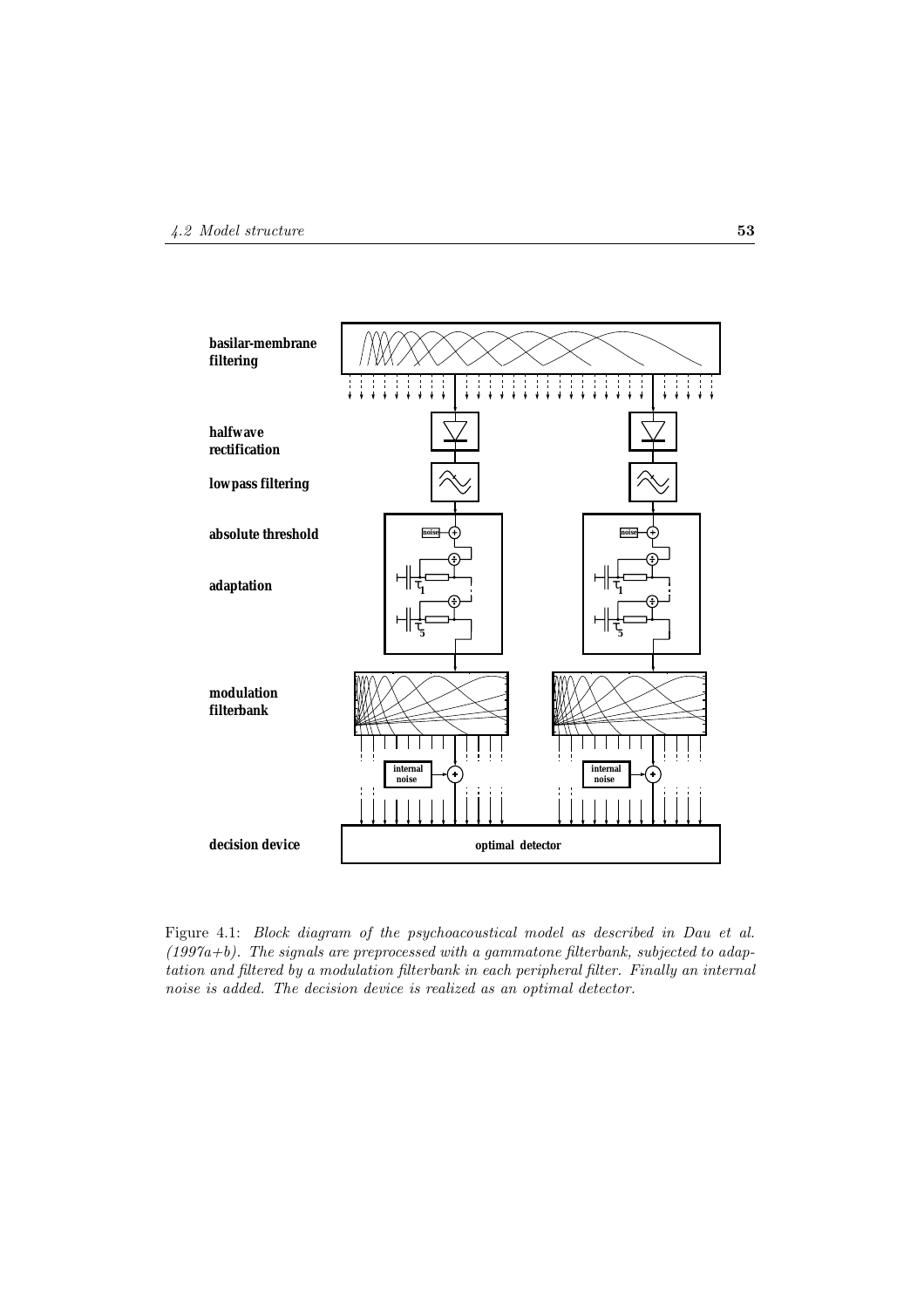Figure 4.1: *Block diagram of the psychoacoustical model as described in Dau et al. (1997a+b). The signals are preprocessed with a gammatone filterbank, subjected to adaptation and filtered by a modulation filterbank in each peripheral filter. Finally an internal noise is added. The decision device is realized as an optimal detector.*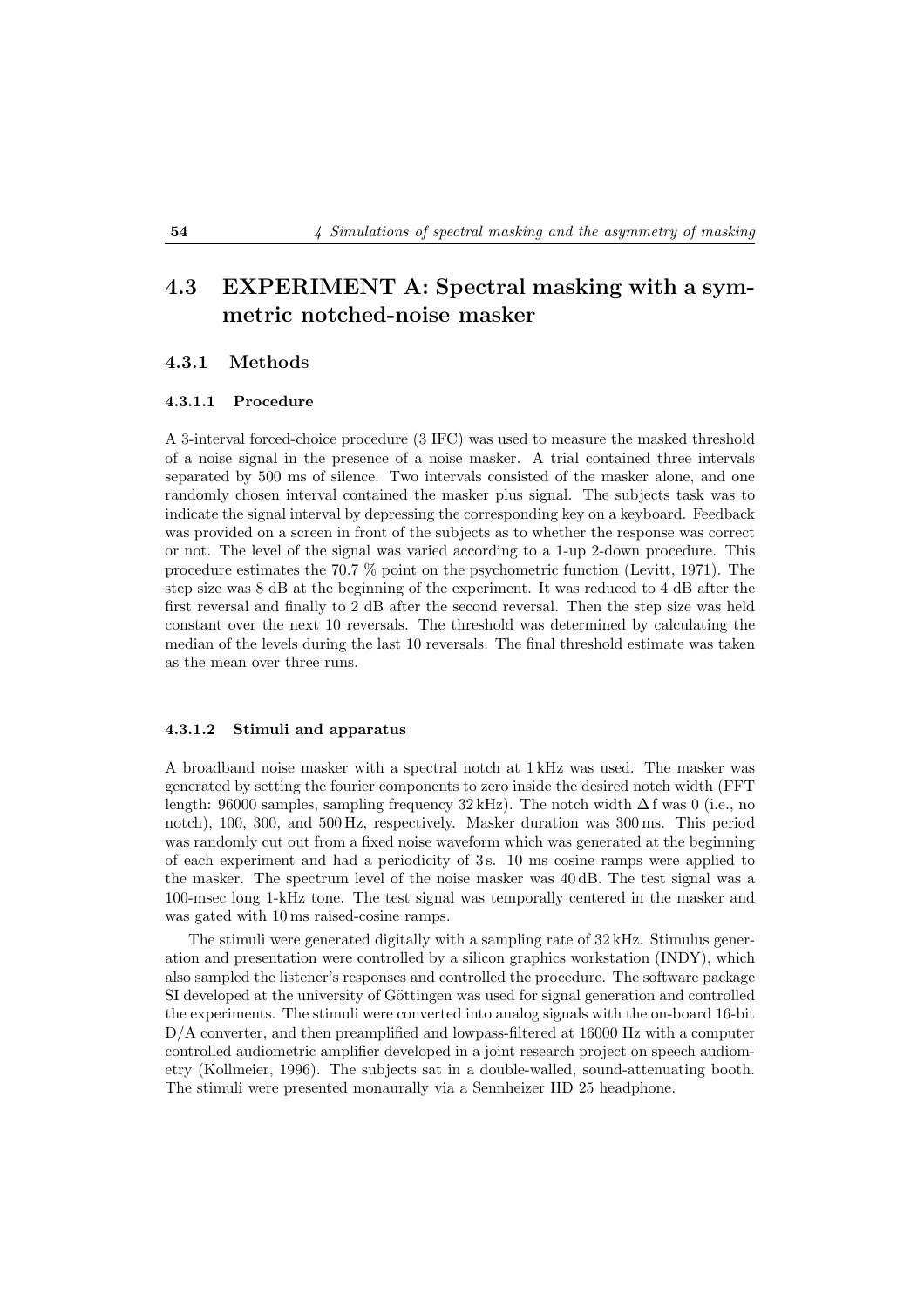## 4.3 EXPERIMENT A: Spectral masking with a symmetric notched-noise masker

### 4.3.1 Methods

#### 4.3.1.1 Procedure

A 3-interval forced-choice procedure (3 IFC) was used to measure the masked threshold of a noise signal in the presence of a noise masker. A trial contained three intervals separated by 500 ms of silence. Two intervals consisted of the masker alone, and one randomly chosen interval contained the masker plus signal. The subjects task was to indicate the signal interval by depressing the corresponding key on a keyboard. Feedback was provided on a screen in front of the subjects as to whether the response was correct or not. The level of the signal was varied according to a 1-up 2-down procedure. This procedure estimates the 70.7 % point on the psychometric function (Levitt, 1971). The step size was 8 dB at the beginning of the experiment. It was reduced to 4 dB after the first reversal and finally to 2 dB after the second reversal. Then the step size was held constant over the next 10 reversals. The threshold was determined by calculating the median of the levels during the last 10 reversals. The final threshold estimate was taken as the mean over three runs.

#### 4.3.1.2 Stimuli and apparatus

A broadband noise masker with a spectral notch at 1 kHz was used. The masker was generated by setting the fourier components to zero inside the desired notch width (FFT length: 96000 samples, sampling frequency 32 kHz). The notch width $\Delta$ f was 0 (i.e., no notch), 100, 300, and 500 Hz, respectively. Masker duration was 300 ms. This period was randomly cut out from a fixed noise waveform which was generated at the beginning of each experiment and had a periodicity of 3 s. 10 ms cosine ramps were applied to the masker. The spectrum level of the noise masker was 40 dB. The test signal was a 100-msec long 1-kHz tone. The test signal was temporally centered in the masker and was gated with 10 ms raised-cosine ramps.

The stimuli were generated digitally with a sampling rate of 32 kHz. Stimulus generation and presentation were controlled by a silicon graphics workstation (INDY), which also sampled the listener's responses and controlled the procedure. The software package SI developed at the university of Göttingen was used for signal generation and controlled the experiments. The stimuli were converted into analog signals with the on-board 16-bit D/A converter, and then preamplified and lowpass-filtered at 16000 Hz with a computer controlled audiometric amplifier developed in a joint research project on speech audiometry (Kollmeier, 1996). The subjects sat in a double-walled, sound-attenuating booth. The stimuli were presented monaurally via a Sennheizer HD 25 headphone.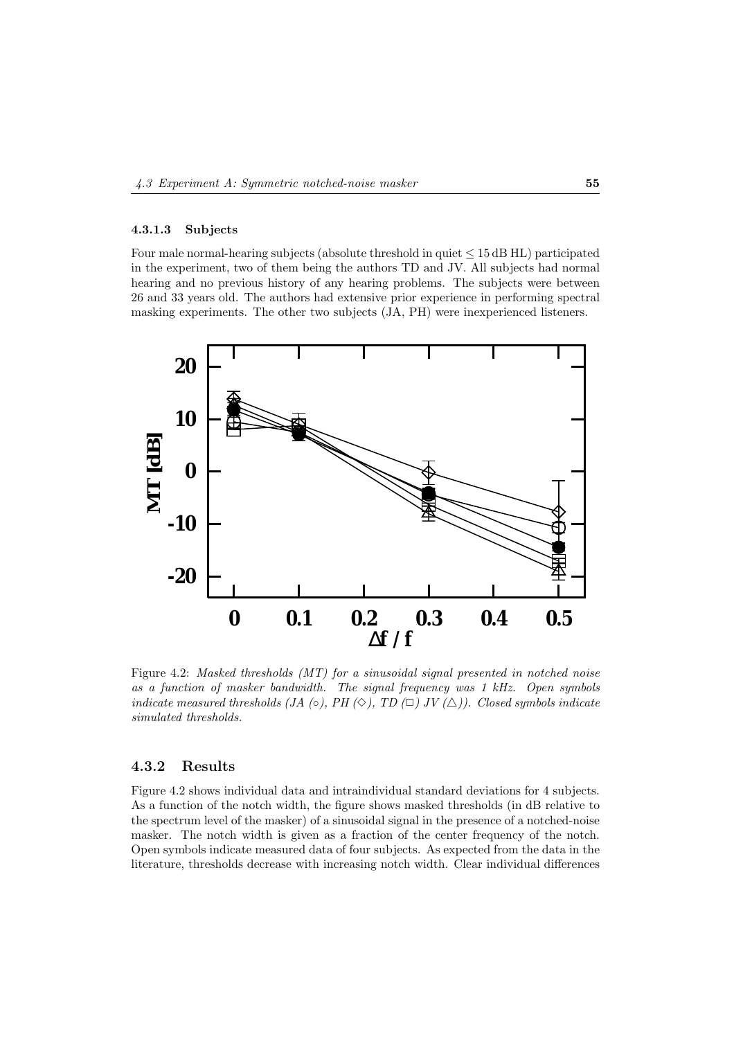#### 4.3.1.3 Subjects

Four male normal-hearing subjects (absolute threshold in quiet $\leq 15\,\text{dB HL}$) participated in the experiment, two of them being the authors TD and JV. All subjects had normal hearing and no previous history of any hearing problems. The subjects were between 26 and 33 years old. The authors had extensive prior experience in performing spectral masking experiments. The other two subjects (JA, PH) were inexperienced listeners.

Figure 4.2: *Masked thresholds (MT) for a sinusoidal signal presented in notched noise as a function of masker bandwidth. The signal frequency was 1 kHz. Open symbols indicate measured thresholds (JA (○), PH (◇), TD (□) JV (△)). Closed symbols indicate simulated thresholds.*

### 4.3.2 Results

Figure 4.2 shows individual data and intraindividual standard deviations for 4 subjects. As a function of the notch width, the figure shows masked thresholds (in dB relative to the spectrum level of the masker) of a sinusoidal signal in the presence of a notched-noise masker. The notch width is given as a fraction of the center frequency of the notch. Open symbols indicate measured data of four subjects. As expected from the data in the literature, thresholds decrease with increasing notch width. Clear individual differences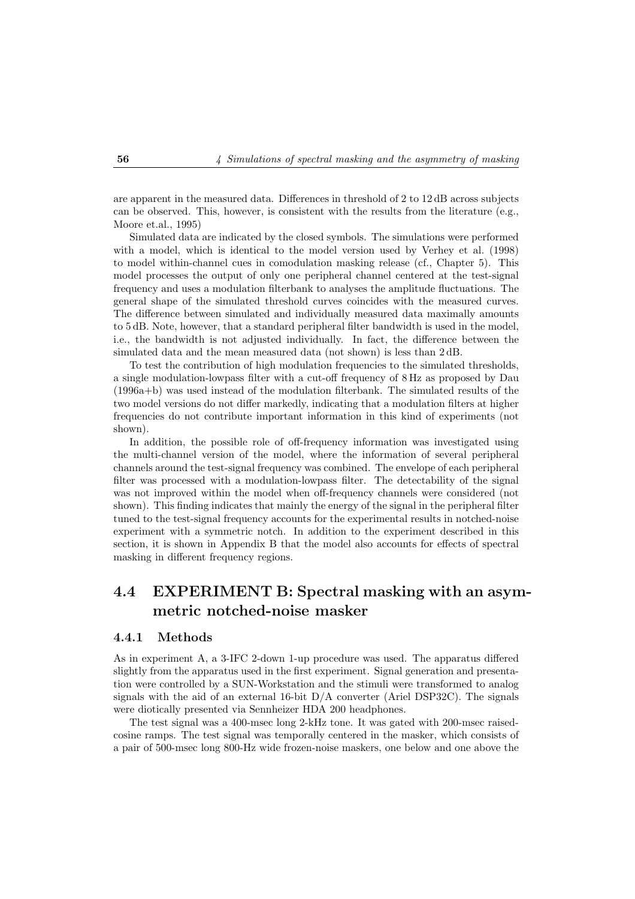are apparent in the measured data. Differences in threshold of 2 to 12 dB across subjects can be observed. This, however, is consistent with the results from the literature (e.g., Moore et.al., 1995)

Simulated data are indicated by the closed symbols. The simulations were performed with a model, which is identical to the model version used by Verhey et al. (1998) to model within-channel cues in comodulation masking release (cf., Chapter 5). This model processes the output of only one peripheral channel centered at the test-signal frequency and uses a modulation filterbank to analyses the amplitude fluctuations. The general shape of the simulated threshold curves coincides with the measured curves. The difference between simulated and individually measured data maximally amounts to 5 dB. Note, however, that a standard peripheral filter bandwidth is used in the model, i.e., the bandwidth is not adjusted individually. In fact, the difference between the simulated data and the mean measured data (not shown) is less than 2 dB.

To test the contribution of high modulation frequencies to the simulated thresholds, a single modulation-lowpass filter with a cut-off frequency of 8 Hz as proposed by Dau (1996a+b) was used instead of the modulation filterbank. The simulated results of the two model versions do not differ markedly, indicating that a modulation filters at higher frequencies do not contribute important information in this kind of experiments (not shown).

In addition, the possible role of off-frequency information was investigated using the multi-channel version of the model, where the information of several peripheral channels around the test-signal frequency was combined. The envelope of each peripheral filter was processed with a modulation-lowpass filter. The detectability of the signal was not improved within the model when off-frequency channels were considered (not shown). This finding indicates that mainly the energy of the signal in the peripheral filter tuned to the test-signal frequency accounts for the experimental results in notched-noise experiment with a symmetric notch. In addition to the experiment described in this section, it is shown in Appendix B that the model also accounts for effects of spectral masking in different frequency regions.

## 4.4 EXPERIMENT B: Spectral masking with an asymmetric notched-noise masker

### 4.4.1 Methods

As in experiment A, a 3-IFC 2-down 1-up procedure was used. The apparatus differed slightly from the apparatus used in the first experiment. Signal generation and presentation were controlled by a SUN-Workstation and the stimuli were transformed to analog signals with the aid of an external 16-bit D/A converter (Ariel DSP32C). The signals were diotically presented via Sennheizer HDA 200 headphones.

The test signal was a 400-msec long 2-kHz tone. It was gated with 200-msec raised-cosine ramps. The test signal was temporally centered in the masker, which consists of a pair of 500-msec long 800-Hz wide frozen-noise maskers, one below and one above the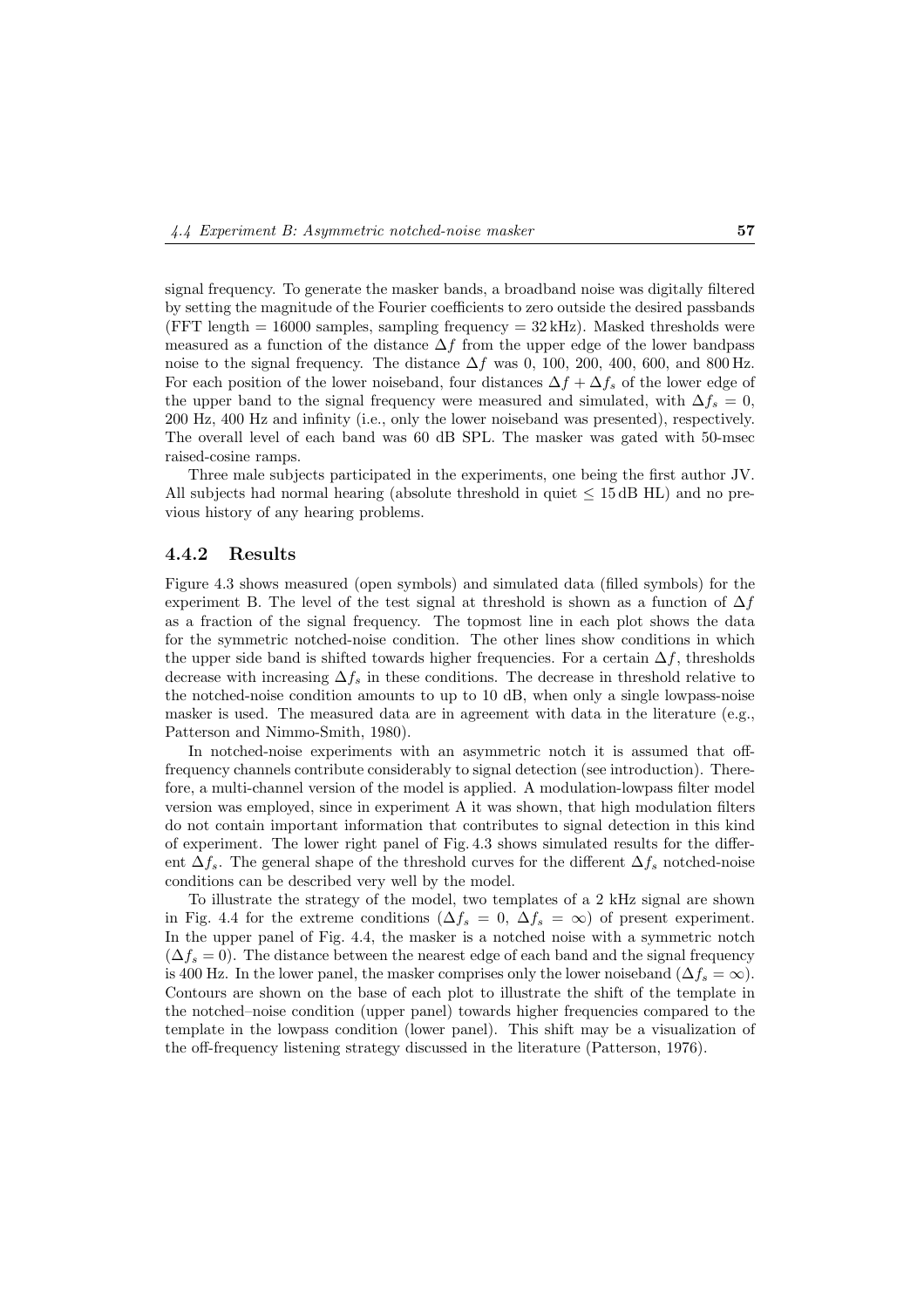signal frequency. To generate the masker bands, a broadband noise was digitally filtered by setting the magnitude of the Fourier coefficients to zero outside the desired passbands (FFT length = 16000 samples, sampling frequency = 32 kHz). Masked thresholds were measured as a function of the distance $\Delta f$ from the upper edge of the lower bandpass noise to the signal frequency. The distance $\Delta f$ was 0, 100, 200, 400, 600, and 800 Hz. For each position of the lower noiseband, four distances $\Delta f + \Delta f_s$ of the lower edge of the upper band to the signal frequency were measured and simulated, with $\Delta f_s = 0$, 200 Hz, 400 Hz and infinity (i.e., only the lower noiseband was presented), respectively. The overall level of each band was 60 dB SPL. The masker was gated with 50-msec raised-cosine ramps.

Three male subjects participated in the experiments, one being the first author JV. All subjects had normal hearing (absolute threshold in quiet $\leq$ 15 dB HL) and no previous history of any hearing problems.

### 4.4.2 Results

Figure 4.3 shows measured (open symbols) and simulated data (filled symbols) for the experiment B. The level of the test signal at threshold is shown as a function of $\Delta f$ as a fraction of the signal frequency. The topmost line in each plot shows the data for the symmetric notched-noise condition. The other lines show conditions in which the upper side band is shifted towards higher frequencies. For a certain $\Delta f$, thresholds decrease with increasing $\Delta f_s$ in these conditions. The decrease in threshold relative to the notched-noise condition amounts to up to 10 dB, when only a single lowpass-noise masker is used. The measured data are in agreement with data in the literature (e.g., Patterson and Nimmo-Smith, 1980).

In notched-noise experiments with an asymmetric notch it is assumed that off-frequency channels contribute considerably to signal detection (see introduction). Therefore, a multi-channel version of the model is applied. A modulation-lowpass filter model version was employed, since in experiment A it was shown, that high modulation filters do not contain important information that contributes to signal detection in this kind of experiment. The lower right panel of Fig. 4.3 shows simulated results for the different $\Delta f_s$. The general shape of the threshold curves for the different $\Delta f_s$ notched-noise conditions can be described very well by the model.

To illustrate the strategy of the model, two templates of a 2 kHz signal are shown in Fig. 4.4 for the extreme conditions ($\Delta f_s = 0$, $\Delta f_s = \infty$) of present experiment. In the upper panel of Fig. 4.4, the masker is a notched noise with a symmetric notch ($\Delta f_s = 0$). The distance between the nearest edge of each band and the signal frequency is 400 Hz. In the lower panel, the masker comprises only the lower noiseband ($\Delta f_s = \infty$). Contours are shown on the base of each plot to illustrate the shift of the template in the notched–noise condition (upper panel) towards higher frequencies compared to the template in the lowpass condition (lower panel). This shift may be a visualization of the off-frequency listening strategy discussed in the literature (Patterson, 1976).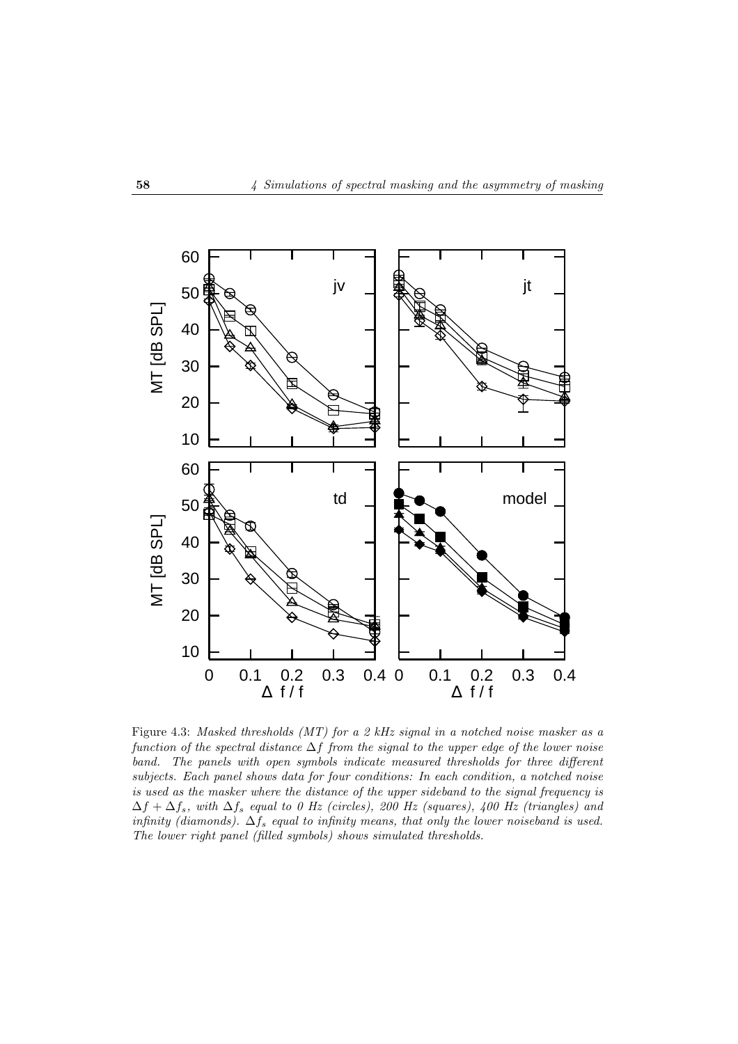Figure 4.3: *Masked thresholds (MT) for a 2 kHz signal in a notched noise masker as a function of the spectral distance* $\Delta f$ *from the signal to the upper edge of the lower noise band. The panels with open symbols indicate measured thresholds for three different subjects. Each panel shows data for four conditions: In each condition, a notched noise is used as the masker where the distance of the upper sideband to the signal frequency is* $\Delta f + \Delta f_s$*, with* $\Delta f_s$ *equal to 0 Hz (circles), 200 Hz (squares), 400 Hz (triangles) and infinity (diamonds).* $\Delta f_s$ *equal to infinity means, that only the lower noiseband is used. The lower right panel (filled symbols) shows simulated thresholds.*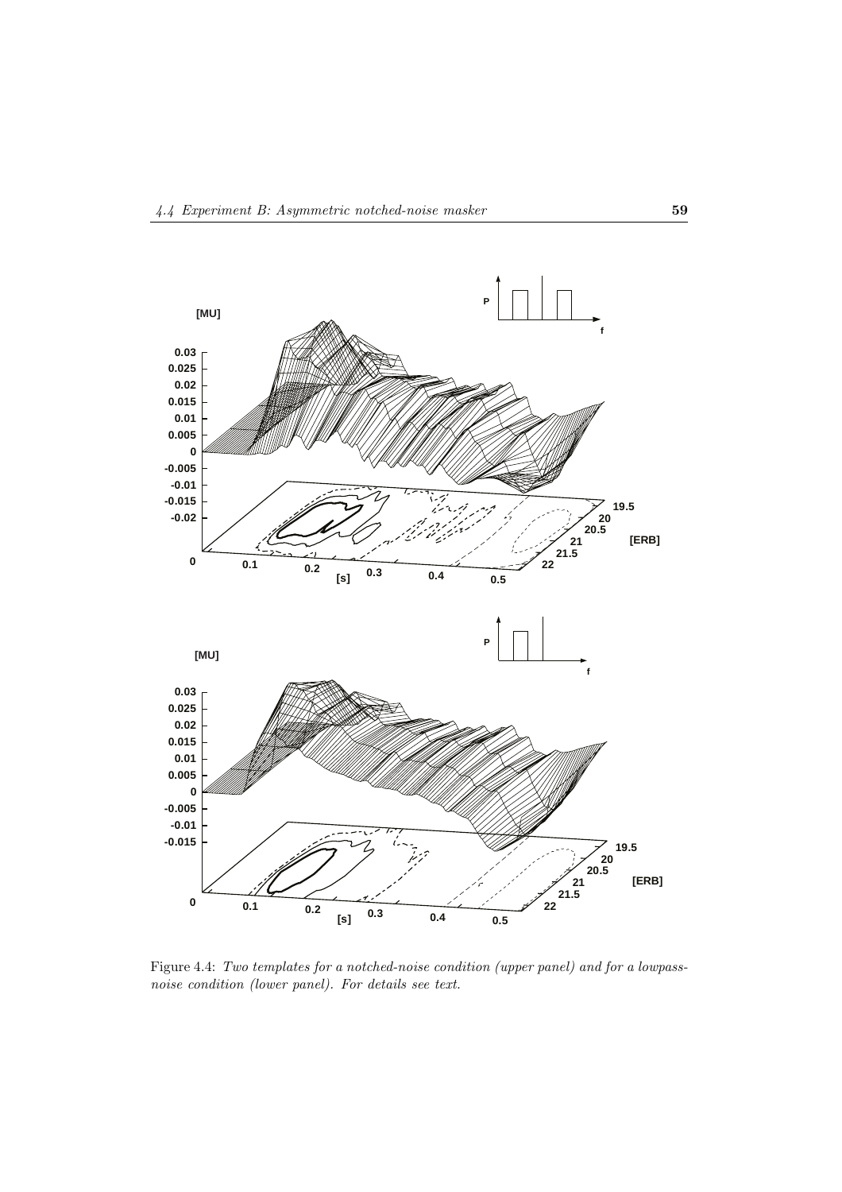Figure 4.4: *Two templates for a notched-noise condition (upper panel) and for a lowpass-noise condition (lower panel). For details see text.*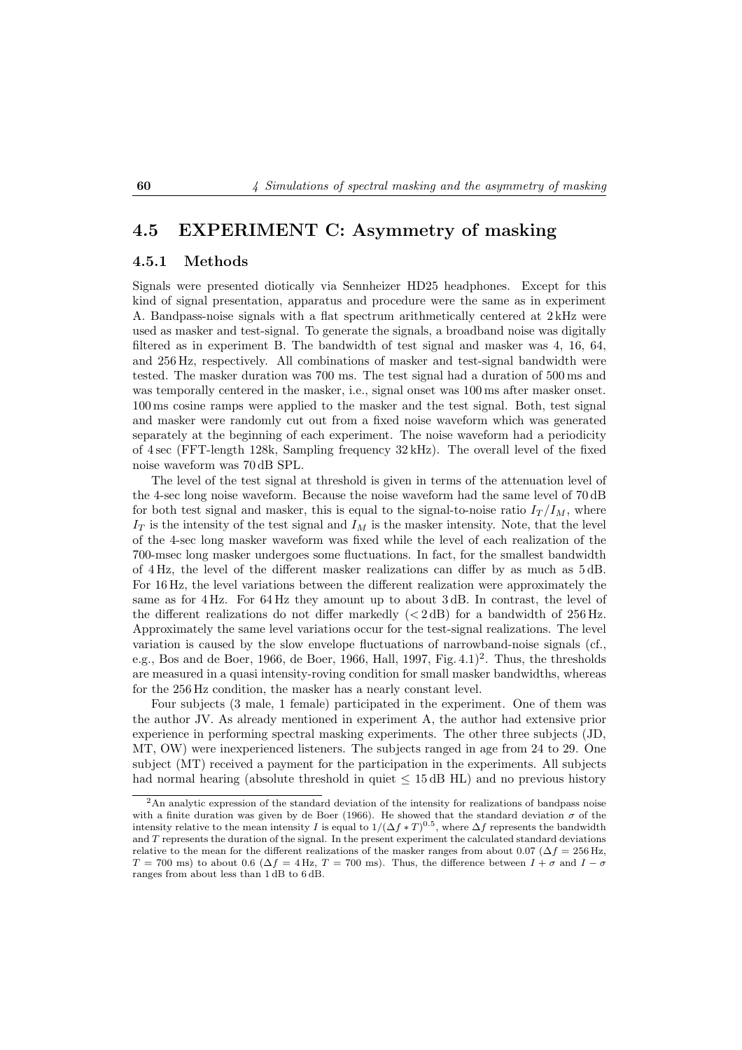## 4.5 EXPERIMENT C: Asymmetry of masking

### 4.5.1 Methods

Signals were presented diotically via Sennheizer HD25 headphones. Except for this kind of signal presentation, apparatus and procedure were the same as in experiment A. Bandpass-noise signals with a flat spectrum arithmetically centered at 2 kHz were used as masker and test-signal. To generate the signals, a broadband noise was digitally filtered as in experiment B. The bandwidth of test signal and masker was 4, 16, 64, and 256 Hz, respectively. All combinations of masker and test-signal bandwidth were tested. The masker duration was 700 ms. The test signal had a duration of 500 ms and was temporally centered in the masker, i.e., signal onset was 100 ms after masker onset. 100 ms cosine ramps were applied to the masker and the test signal. Both, test signal and masker were randomly cut out from a fixed noise waveform which was generated separately at the beginning of each experiment. The noise waveform had a periodicity of 4 sec (FFT-length 128k, Sampling frequency 32 kHz). The overall level of the fixed noise waveform was 70 dB SPL.

The level of the test signal at threshold is given in terms of the attenuation level of the 4-sec long noise waveform. Because the noise waveform had the same level of 70 dB for both test signal and masker, this is equal to the signal-to-noise ratio $I_T/I_M$, where $I_T$ is the intensity of the test signal and $I_M$ is the masker intensity. Note, that the level of the 4-sec long masker waveform was fixed while the level of each realization of the 700-msec long masker undergoes some fluctuations. In fact, for the smallest bandwidth of 4 Hz, the level of the different masker realizations can differ by as much as 5 dB. For 16 Hz, the level variations between the different realization were approximately the same as for 4 Hz. For 64 Hz they amount up to about 3 dB. In contrast, the level of the different realizations do not differ markedly ($<$ 2 dB) for a bandwidth of 256 Hz. Approximately the same level variations occur for the test-signal realizations. The level variation is caused by the slow envelope fluctuations of narrowband-noise signals (cf., e.g., Bos and de Boer, 1966, de Boer, 1966, Hall, 1997, Fig. 4.1)[2]. Thus, the thresholds are measured in a quasi intensity-roving condition for small masker bandwidths, whereas for the 256 Hz condition, the masker has a nearly constant level.

Four subjects (3 male, 1 female) participated in the experiment. One of them was the author JV. As already mentioned in experiment A, the author had extensive prior experience in performing spectral masking experiments. The other three subjects (JD, MT, OW) were inexperienced listeners. The subjects ranged in age from 24 to 29. One subject (MT) received a payment for the participation in the experiments. All subjects had normal hearing (absolute threshold in quiet $\leq$ 15 dB HL) and no previous history

[2] An analytic expression of the standard deviation of the intensity for realizations of bandpass noise with a finite duration was given by de Boer (1966). He showed that the standard deviation $\sigma$ of the intensity relative to the mean intensity $I$ is equal to $1/(\Delta f * T)^{0.5}$, where $\Delta f$ represents the bandwidth and $T$ represents the duration of the signal. In the present experiment the calculated standard deviations relative to the mean for the different realizations of the masker ranges from about 0.07 ($\Delta f$ = 256 Hz, $T$ = 700 ms) to about 0.6 ($\Delta f$ = 4 Hz, $T$ = 700 ms). Thus, the difference between $I + \sigma$ and $I - \sigma$ ranges from about less than 1 dB to 6 dB.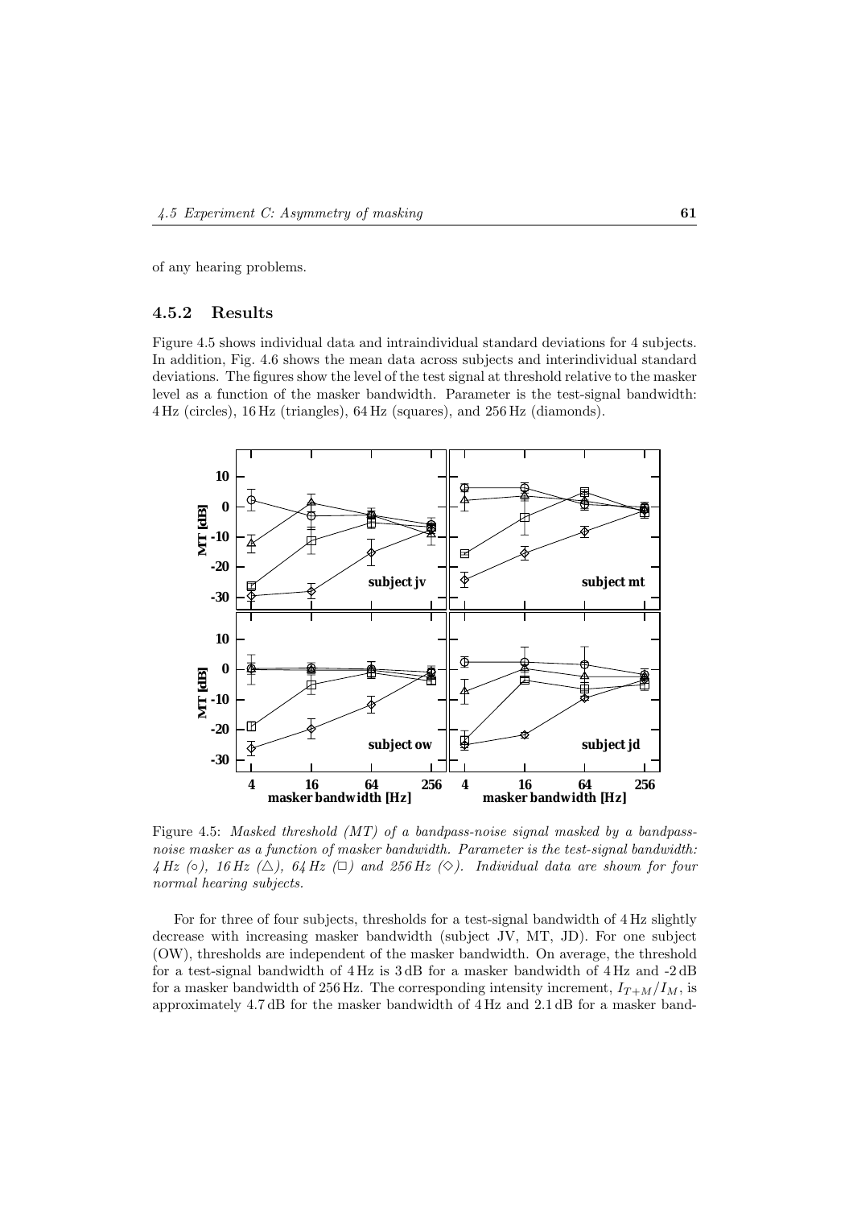of any hearing problems.

### 4.5.2 Results

Figure 4.5 shows individual data and intraindividual standard deviations for 4 subjects. In addition, Fig. 4.6 shows the mean data across subjects and interindividual standard deviations. The figures show the level of the test signal at threshold relative to the masker level as a function of the masker bandwidth. Parameter is the test-signal bandwidth: 4 Hz (circles), 16 Hz (triangles), 64 Hz (squares), and 256 Hz (diamonds).

Figure 4.5: *Masked threshold (MT) of a bandpass-noise signal masked by a bandpass-noise masker as a function of masker bandwidth. Parameter is the test-signal bandwidth: 4 Hz (○), 16 Hz (△), 64 Hz (□) and 256 Hz (◇). Individual data are shown for four normal hearing subjects.*

For for three of four subjects, thresholds for a test-signal bandwidth of 4 Hz slightly decrease with increasing masker bandwidth (subject JV, MT, JD). For one subject (OW), thresholds are independent of the masker bandwidth. On average, the threshold for a test-signal bandwidth of 4 Hz is 3 dB for a masker bandwidth of 4 Hz and -2 dB for a masker bandwidth of 256 Hz. The corresponding intensity increment, $I_{T+M}/I_M$, is approximately 4.7 dB for the masker bandwidth of 4 Hz and 2.1 dB for a masker band-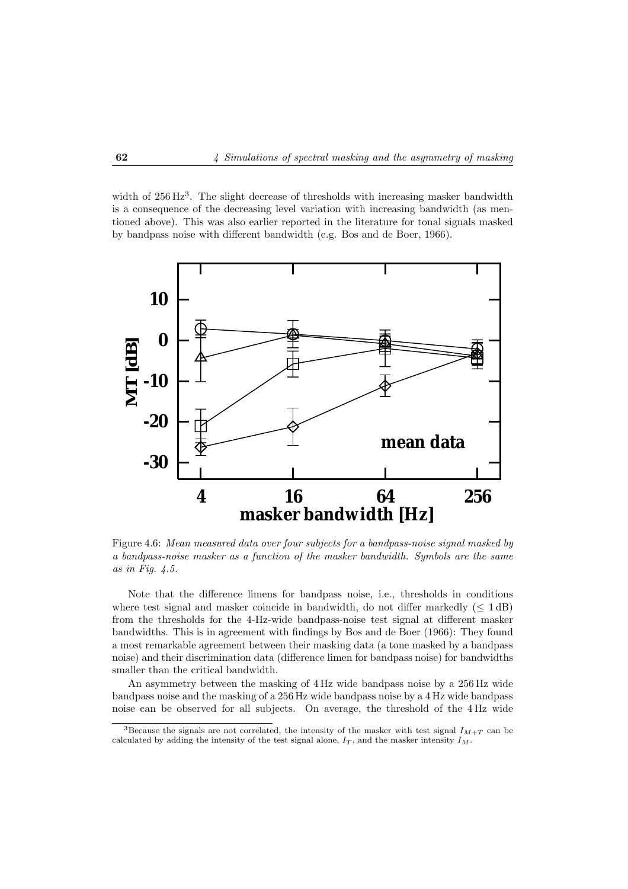width of 256 Hz[3]. The slight decrease of thresholds with increasing masker bandwidth is a consequence of the decreasing level variation with increasing bandwidth (as mentioned above). This was also earlier reported in the literature for tonal signals masked by bandpass noise with different bandwidth (e.g. Bos and de Boer, 1966).

Figure 4.6: *Mean measured data over four subjects for a bandpass-noise signal masked by a bandpass-noise masker as a function of the masker bandwidth. Symbols are the same as in Fig. 4.5.*

Note that the difference limens for bandpass noise, i.e., thresholds in conditions where test signal and masker coincide in bandwidth, do not differ markedly ($\leq 1$ dB) from the thresholds for the 4-Hz-wide bandpass-noise test signal at different masker bandwidths. This is in agreement with findings by Bos and de Boer (1966): They found a most remarkable agreement between their masking data (a tone masked by a bandpass noise) and their discrimination data (difference limen for bandpass noise) for bandwidths smaller than the critical bandwidth.

An asymmetry between the masking of 4 Hz wide bandpass noise by a 256 Hz wide bandpass noise and the masking of a 256 Hz wide bandpass noise by a 4 Hz wide bandpass noise can be observed for all subjects. On average, the threshold of the 4 Hz wide

[3] Because the signals are not correlated, the intensity of the masker with test signal $I_{M+T}$ can be calculated by adding the intensity of the test signal alone, $I_T$, and the masker intensity $I_M$.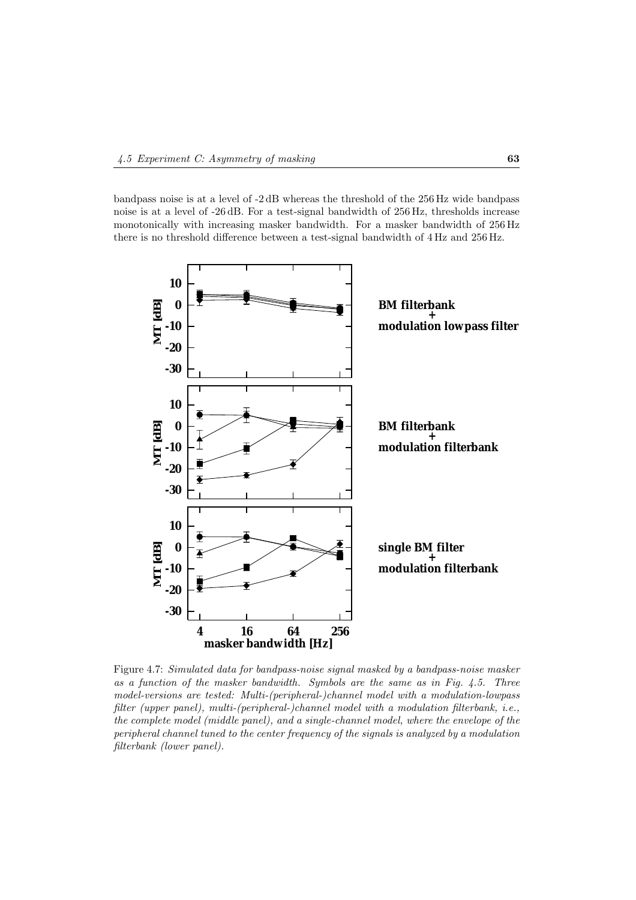bandpass noise is at a level of -2 dB whereas the threshold of the 256 Hz wide bandpass noise is at a level of -26 dB. For a test-signal bandwidth of 256 Hz, thresholds increase monotonically with increasing masker bandwidth. For a masker bandwidth of 256 Hz there is no threshold difference between a test-signal bandwidth of 4 Hz and 256 Hz.

Figure 4.7: *Simulated data for bandpass-noise signal masked by a bandpass-noise masker as a function of the masker bandwidth. Symbols are the same as in Fig. 4.5. Three model-versions are tested: Multi-(peripheral-)channel model with a modulation-lowpass filter (upper panel), multi-(peripheral-)channel model with a modulation filterbank, i.e., the complete model (middle panel), and a single-channel model, where the envelope of the peripheral channel tuned to the center frequency of the signals is analyzed by a modulation filterbank (lower panel).*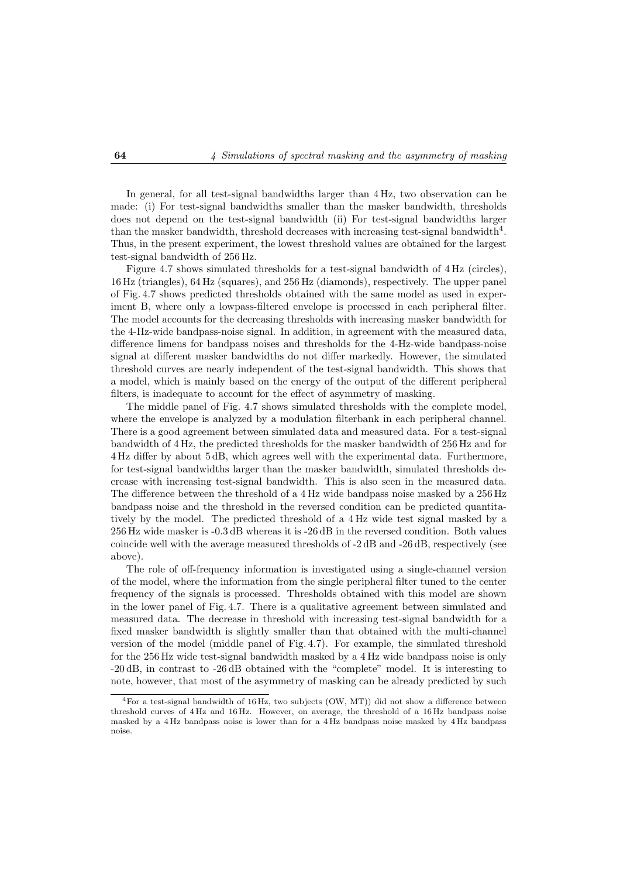In general, for all test-signal bandwidths larger than 4 Hz, two observation can be made: (i) For test-signal bandwidths smaller than the masker bandwidth, thresholds does not depend on the test-signal bandwidth (ii) For test-signal bandwidths larger than the masker bandwidth, threshold decreases with increasing test-signal bandwidth[4]. Thus, in the present experiment, the lowest threshold values are obtained for the largest test-signal bandwidth of 256 Hz.

Figure 4.7 shows simulated thresholds for a test-signal bandwidth of 4 Hz (circles), 16 Hz (triangles), 64 Hz (squares), and 256 Hz (diamonds), respectively. The upper panel of Fig. 4.7 shows predicted thresholds obtained with the same model as used in experiment B, where only a lowpass-filtered envelope is processed in each peripheral filter. The model accounts for the decreasing thresholds with increasing masker bandwidth for the 4-Hz-wide bandpass-noise signal. In addition, in agreement with the measured data, difference limens for bandpass noises and thresholds for the 4-Hz-wide bandpass-noise signal at different masker bandwidths do not differ markedly. However, the simulated threshold curves are nearly independent of the test-signal bandwidth. This shows that a model, which is mainly based on the energy of the output of the different peripheral filters, is inadequate to account for the effect of asymmetry of masking.

The middle panel of Fig. 4.7 shows simulated thresholds with the complete model, where the envelope is analyzed by a modulation filterbank in each peripheral channel. There is a good agreement between simulated data and measured data. For a test-signal bandwidth of 4 Hz, the predicted thresholds for the masker bandwidth of 256 Hz and for 4 Hz differ by about 5 dB, which agrees well with the experimental data. Furthermore, for test-signal bandwidths larger than the masker bandwidth, simulated thresholds decrease with increasing test-signal bandwidth. This is also seen in the measured data. The difference between the threshold of a 4 Hz wide bandpass noise masked by a 256 Hz bandpass noise and the threshold in the reversed condition can be predicted quantitatively by the model. The predicted threshold of a 4 Hz wide test signal masked by a 256 Hz wide masker is -0.3 dB whereas it is -26 dB in the reversed condition. Both values coincide well with the average measured thresholds of -2 dB and -26 dB, respectively (see above).

The role of off-frequency information is investigated using a single-channel version of the model, where the information from the single peripheral filter tuned to the center frequency of the signals is processed. Thresholds obtained with this model are shown in the lower panel of Fig. 4.7. There is a qualitative agreement between simulated and measured data. The decrease in threshold with increasing test-signal bandwidth for a fixed masker bandwidth is slightly smaller than that obtained with the multi-channel version of the model (middle panel of Fig. 4.7). For example, the simulated threshold for the 256 Hz wide test-signal bandwidth masked by a 4 Hz wide bandpass noise is only -20 dB, in contrast to -26 dB obtained with the "complete" model. It is interesting to note, however, that most of the asymmetry of masking can be already predicted by such

[4] For a test-signal bandwidth of 16 Hz, two subjects (OW, MT)) did not show a difference between threshold curves of 4 Hz and 16 Hz. However, on average, the threshold of a 16 Hz bandpass noise masked by a 4 Hz bandpass noise is lower than for a 4 Hz bandpass noise masked by 4 Hz bandpass noise.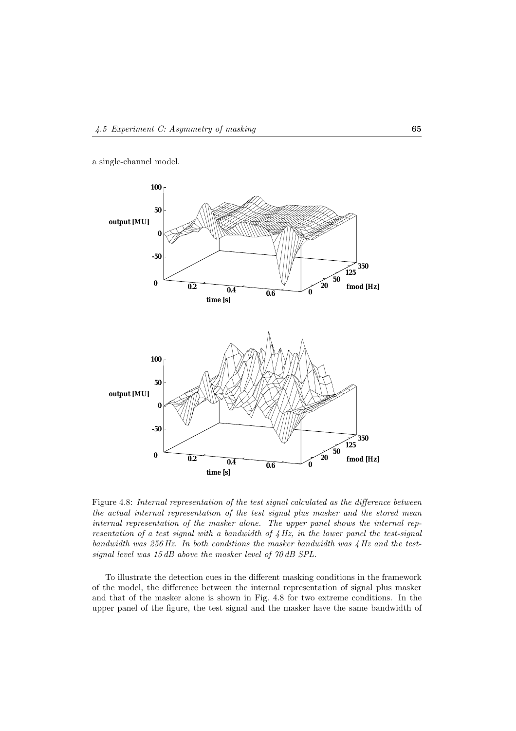a single-channel model.

Figure 4.8: *Internal representation of the test signal calculated as the difference between the actual internal representation of the test signal plus masker and the stored mean internal representation of the masker alone. The upper panel shows the internal representation of a test signal with a bandwidth of 4 Hz, in the lower panel the test-signal bandwidth was 256 Hz. In both conditions the masker bandwidth was 4 Hz and the test-signal level was 15 dB above the masker level of 70 dB SPL.*

To illustrate the detection cues in the different masking conditions in the framework of the model, the difference between the internal representation of signal plus masker and that of the masker alone is shown in Fig. 4.8 for two extreme conditions. In the upper panel of the figure, the test signal and the masker have the same bandwidth of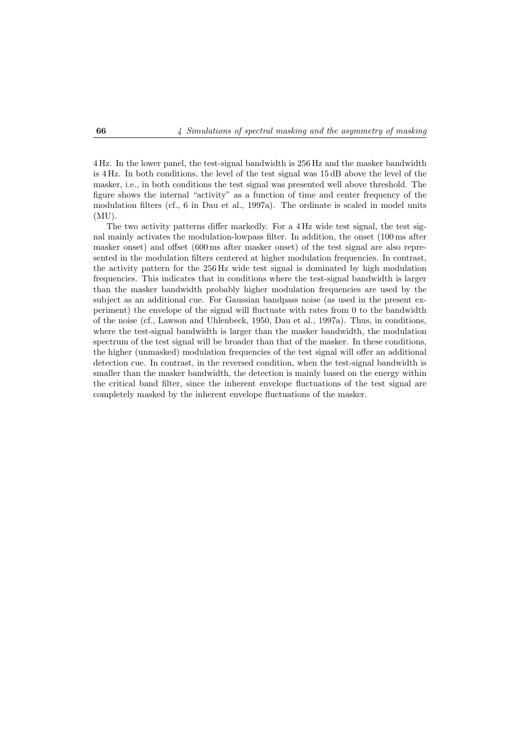4 Hz. In the lower panel, the test-signal bandwidth is 256 Hz and the masker bandwidth is 4 Hz. In both conditions, the level of the test signal was 15 dB above the level of the masker, i.e., in both conditions the test signal was presented well above threshold. The figure shows the internal "activity" as a function of time and center frequency of the modulation filters (cf., 6 in Dau et al., 1997a). The ordinate is scaled in model units (MU).

The two activity patterns differ markedly. For a 4 Hz wide test signal, the test signal mainly activates the modulation-lowpass filter. In addition, the onset (100 ms after masker onset) and offset (600 ms after masker onset) of the test signal are also represented in the modulation filters centered at higher modulation frequencies. In contrast, the activity pattern for the 256 Hz wide test signal is dominated by high modulation frequencies. This indicates that in conditions where the test-signal bandwidth is larger than the masker bandwidth probably higher modulation frequencies are used by the subject as an additional cue. For Gaussian bandpass noise (as used in the present experiment) the envelope of the signal will fluctuate with rates from 0 to the bandwidth of the noise (cf., Lawson and Uhlenbeck, 1950, Dau et al., 1997a). Thus, in conditions, where the test-signal bandwidth is larger than the masker bandwidth, the modulation spectrum of the test signal will be broader than that of the masker. In these conditions, the higher (unmasked) modulation frequencies of the test signal will offer an additional detection cue. In contrast, in the reversed condition, when the test-signal bandwidth is smaller than the masker bandwidth, the detection is mainly based on the energy within the critical band filter, since the inherent envelope fluctuations of the test signal are completely masked by the inherent envelope fluctuations of the masker.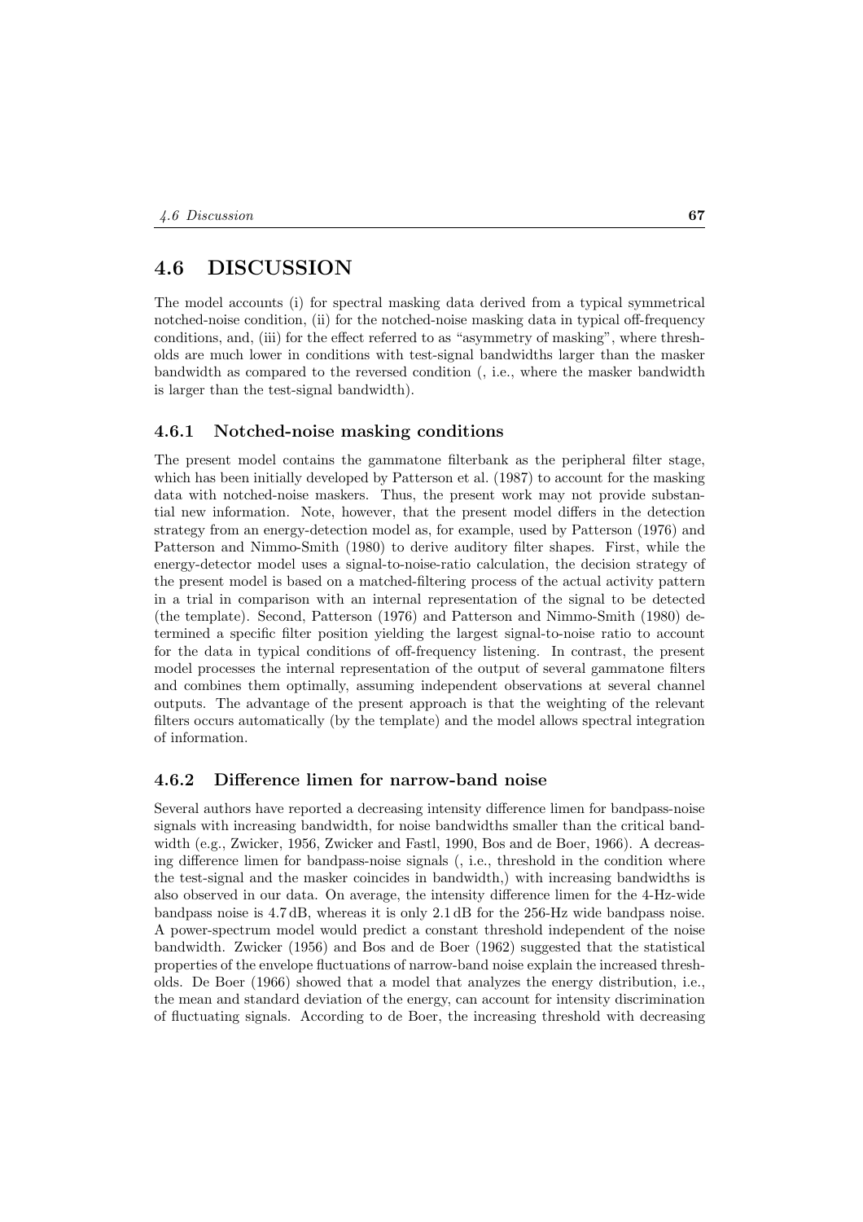## 4.6 DISCUSSION

The model accounts (i) for spectral masking data derived from a typical symmetrical notched-noise condition, (ii) for the notched-noise masking data in typical off-frequency conditions, and, (iii) for the effect referred to as "asymmetry of masking", where thresholds are much lower in conditions with test-signal bandwidths larger than the masker bandwidth as compared to the reversed condition (, i.e., where the masker bandwidth is larger than the test-signal bandwidth).

### 4.6.1 Notched-noise masking conditions

The present model contains the gammatone filterbank as the peripheral filter stage, which has been initially developed by Patterson et al. (1987) to account for the masking data with notched-noise maskers. Thus, the present work may not provide substantial new information. Note, however, that the present model differs in the detection strategy from an energy-detection model as, for example, used by Patterson (1976) and Patterson and Nimmo-Smith (1980) to derive auditory filter shapes. First, while the energy-detector model uses a signal-to-noise-ratio calculation, the decision strategy of the present model is based on a matched-filtering process of the actual activity pattern in a trial in comparison with an internal representation of the signal to be detected (the template). Second, Patterson (1976) and Patterson and Nimmo-Smith (1980) determined a specific filter position yielding the largest signal-to-noise ratio to account for the data in typical conditions of off-frequency listening. In contrast, the present model processes the internal representation of the output of several gammatone filters and combines them optimally, assuming independent observations at several channel outputs. The advantage of the present approach is that the weighting of the relevant filters occurs automatically (by the template) and the model allows spectral integration of information.

### 4.6.2 Difference limen for narrow-band noise

Several authors have reported a decreasing intensity difference limen for bandpass-noise signals with increasing bandwidth, for noise bandwidths smaller than the critical bandwidth (e.g., Zwicker, 1956, Zwicker and Fastl, 1990, Bos and de Boer, 1966). A decreasing difference limen for bandpass-noise signals (, i.e., threshold in the condition where the test-signal and the masker coincides in bandwidth,) with increasing bandwidths is also observed in our data. On average, the intensity difference limen for the 4-Hz-wide bandpass noise is 4.7 dB, whereas it is only 2.1 dB for the 256-Hz wide bandpass noise. A power-spectrum model would predict a constant threshold independent of the noise bandwidth. Zwicker (1956) and Bos and de Boer (1962) suggested that the statistical properties of the envelope fluctuations of narrow-band noise explain the increased thresholds. De Boer (1966) showed that a model that analyzes the energy distribution, i.e., the mean and standard deviation of the energy, can account for intensity discrimination of fluctuating signals. According to de Boer, the increasing threshold with decreasing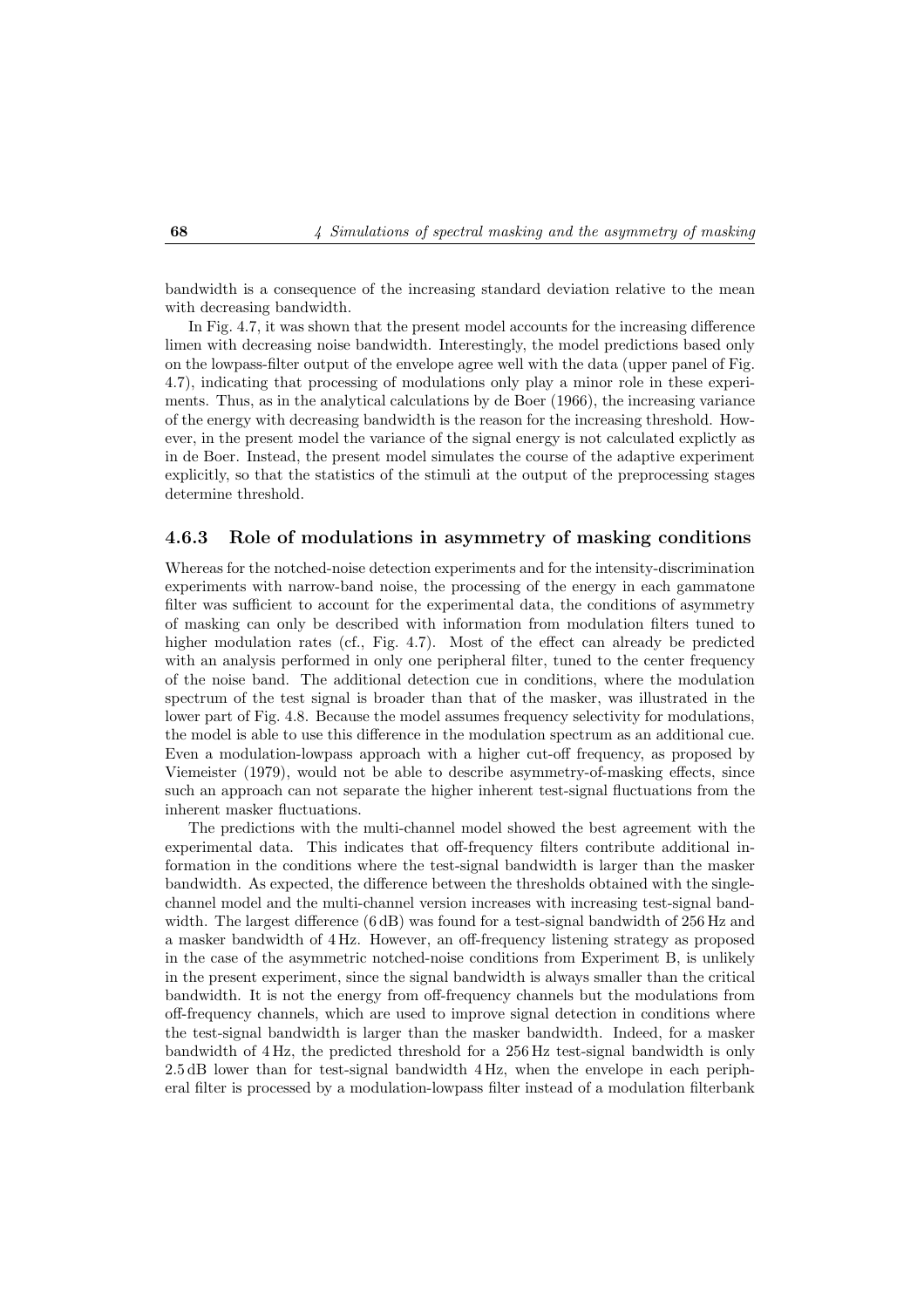bandwidth is a consequence of the increasing standard deviation relative to the mean with decreasing bandwidth.

In Fig. 4.7, it was shown that the present model accounts for the increasing difference limen with decreasing noise bandwidth. Interestingly, the model predictions based only on the lowpass-filter output of the envelope agree well with the data (upper panel of Fig. 4.7), indicating that processing of modulations only play a minor role in these experiments. Thus, as in the analytical calculations by de Boer (1966), the increasing variance of the energy with decreasing bandwidth is the reason for the increasing threshold. However, in the present model the variance of the signal energy is not calculated explictly as in de Boer. Instead, the present model simulates the course of the adaptive experiment explicitly, so that the statistics of the stimuli at the output of the preprocessing stages determine threshold.

### 4.6.3 Role of modulations in asymmetry of masking conditions

Whereas for the notched-noise detection experiments and for the intensity-discrimination experiments with narrow-band noise, the processing of the energy in each gammatone filter was sufficient to account for the experimental data, the conditions of asymmetry of masking can only be described with information from modulation filters tuned to higher modulation rates (cf., Fig. 4.7). Most of the effect can already be predicted with an analysis performed in only one peripheral filter, tuned to the center frequency of the noise band. The additional detection cue in conditions, where the modulation spectrum of the test signal is broader than that of the masker, was illustrated in the lower part of Fig. 4.8. Because the model assumes frequency selectivity for modulations, the model is able to use this difference in the modulation spectrum as an additional cue. Even a modulation-lowpass approach with a higher cut-off frequency, as proposed by Viemeister (1979), would not be able to describe asymmetry-of-masking effects, since such an approach can not separate the higher inherent test-signal fluctuations from the inherent masker fluctuations.

The predictions with the multi-channel model showed the best agreement with the experimental data. This indicates that off-frequency filters contribute additional information in the conditions where the test-signal bandwidth is larger than the masker bandwidth. As expected, the difference between the thresholds obtained with the single-channel model and the multi-channel version increases with increasing test-signal bandwidth. The largest difference (6 dB) was found for a test-signal bandwidth of 256 Hz and a masker bandwidth of 4 Hz. However, an off-frequency listening strategy as proposed in the case of the asymmetric notched-noise conditions from Experiment B, is unlikely in the present experiment, since the signal bandwidth is always smaller than the critical bandwidth. It is not the energy from off-frequency channels but the modulations from off-frequency channels, which are used to improve signal detection in conditions where the test-signal bandwidth is larger than the masker bandwidth. Indeed, for a masker bandwidth of 4 Hz, the predicted threshold for a 256 Hz test-signal bandwidth is only 2.5 dB lower than for test-signal bandwidth 4 Hz, when the envelope in each peripheral filter is processed by a modulation-lowpass filter instead of a modulation filterbank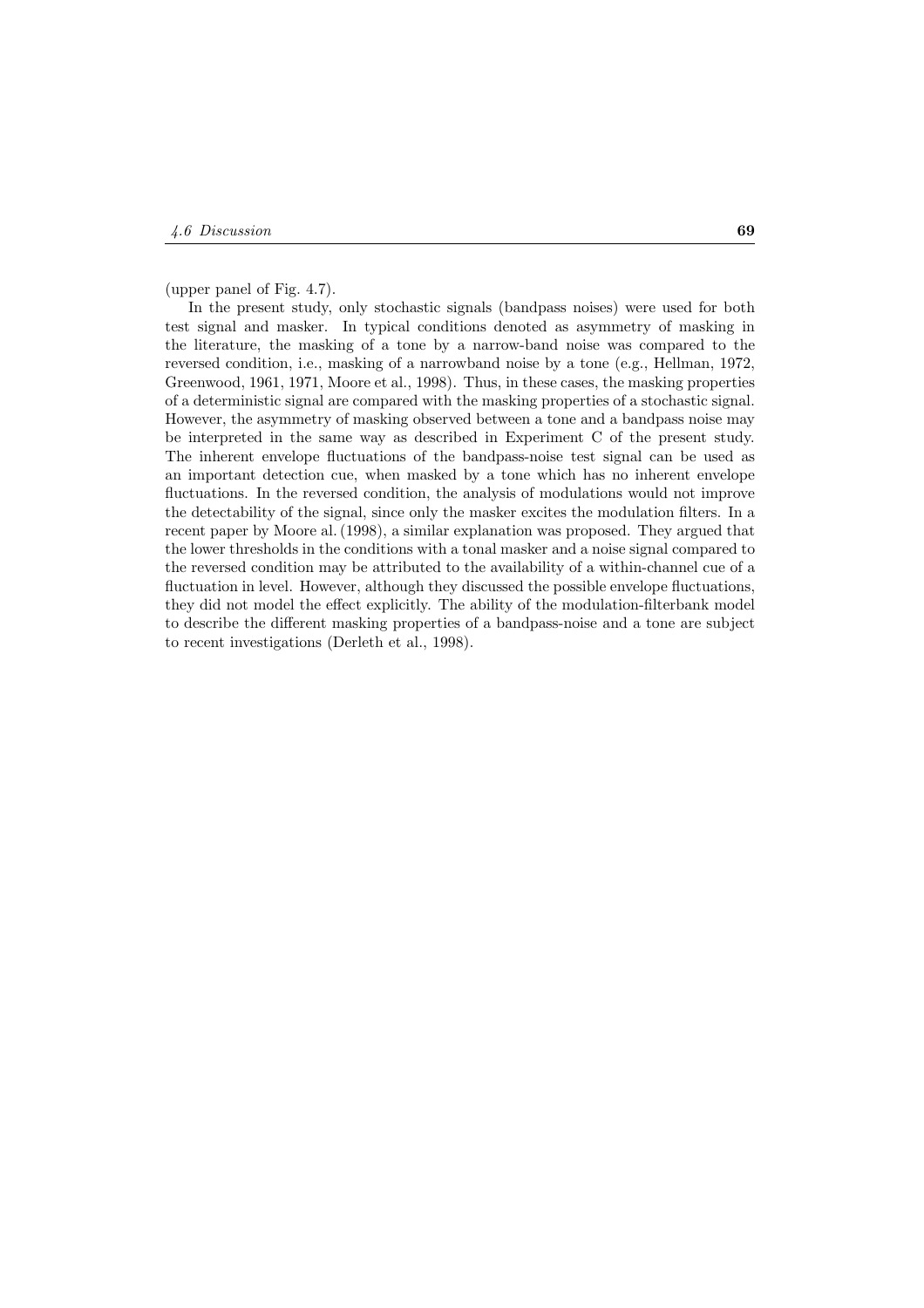(upper panel of Fig. 4.7).

In the present study, only stochastic signals (bandpass noises) were used for both test signal and masker. In typical conditions denoted as asymmetry of masking in the literature, the masking of a tone by a narrow-band noise was compared to the reversed condition, i.e., masking of a narrowband noise by a tone (e.g., Hellman, 1972, Greenwood, 1961, 1971, Moore et al., 1998). Thus, in these cases, the masking properties of a deterministic signal are compared with the masking properties of a stochastic signal. However, the asymmetry of masking observed between a tone and a bandpass noise may be interpreted in the same way as described in Experiment C of the present study. The inherent envelope fluctuations of the bandpass-noise test signal can be used as an important detection cue, when masked by a tone which has no inherent envelope fluctuations. In the reversed condition, the analysis of modulations would not improve the detectability of the signal, since only the masker excites the modulation filters. In a recent paper by Moore al. (1998), a similar explanation was proposed. They argued that the lower thresholds in the conditions with a tonal masker and a noise signal compared to the reversed condition may be attributed to the availability of a within-channel cue of a fluctuation in level. However, although they discussed the possible envelope fluctuations, they did not model the effect explicitly. The ability of the modulation-filterbank model to describe the different masking properties of a bandpass-noise and a tone are subject to recent investigations (Derleth et al., 1998).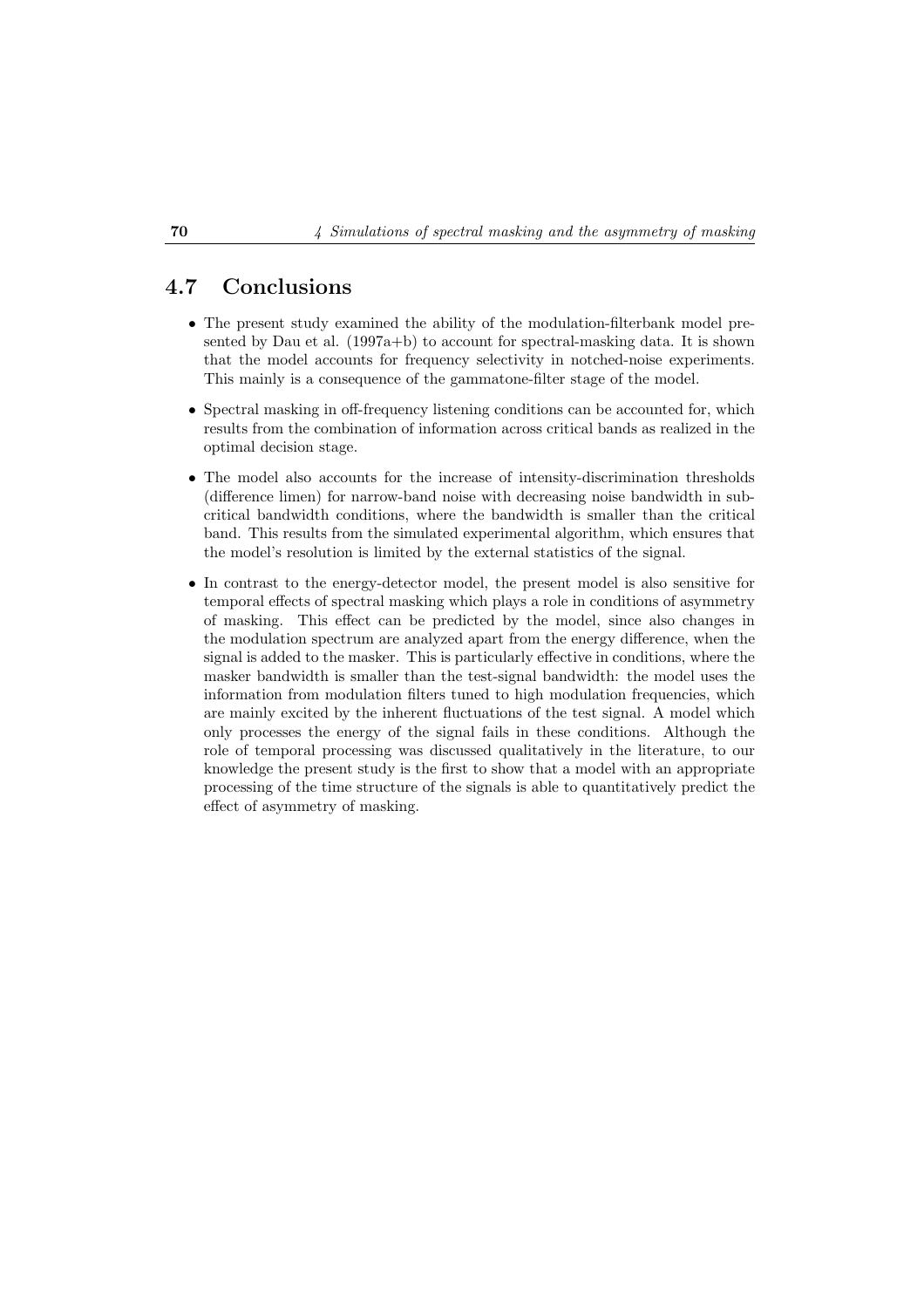## 4.7 Conclusions

- The present study examined the ability of the modulation-filterbank model presented by Dau et al. (1997a+b) to account for spectral-masking data. It is shown that the model accounts for frequency selectivity in notched-noise experiments. This mainly is a consequence of the gammatone-filter stage of the model.

- Spectral masking in off-frequency listening conditions can be accounted for, which results from the combination of information across critical bands as realized in the optimal decision stage.

- The model also accounts for the increase of intensity-discrimination thresholds (difference limen) for narrow-band noise with decreasing noise bandwidth in subcritical bandwidth conditions, where the bandwidth is smaller than the critical band. This results from the simulated experimental algorithm, which ensures that the model's resolution is limited by the external statistics of the signal.

- In contrast to the energy-detector model, the present model is also sensitive for temporal effects of spectral masking which plays a role in conditions of asymmetry of masking. This effect can be predicted by the model, since also changes in the modulation spectrum are analyzed apart from the energy difference, when the signal is added to the masker. This is particularly effective in conditions, where the masker bandwidth is smaller than the test-signal bandwidth: the model uses the information from modulation filters tuned to high modulation frequencies, which are mainly excited by the inherent fluctuations of the test signal. A model which only processes the energy of the signal fails in these conditions. Although the role of temporal processing was discussed qualitatively in the literature, to our knowledge the present study is the first to show that a model with an appropriate processing of the time structure of the signals is able to quantitatively predict the effect of asymmetry of masking.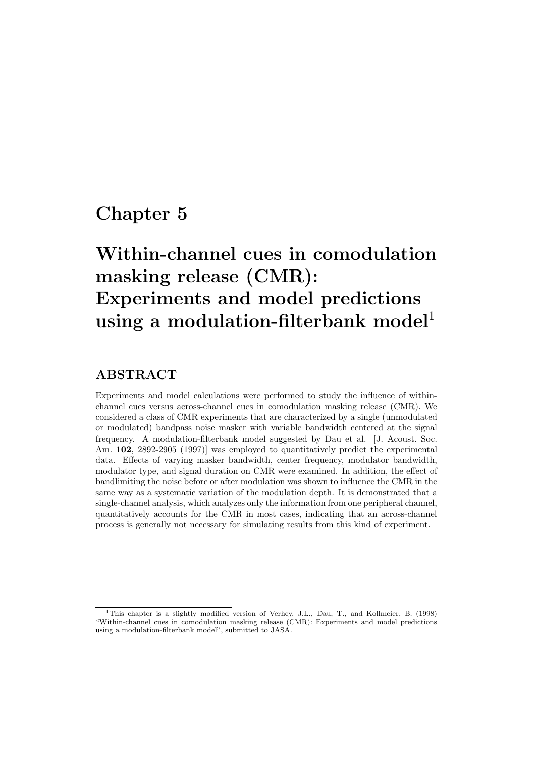# Chapter 5

# Within-channel cues in comodulation masking release (CMR): Experiments and model predictions using a modulation-filterbank model[1]

## ABSTRACT

Experiments and model calculations were performed to study the influence of within-channel cues versus across-channel cues in comodulation masking release (CMR). We considered a class of CMR experiments that are characterized by a single (unmodulated or modulated) bandpass noise masker with variable bandwidth centered at the signal frequency. A modulation-filterbank model suggested by Dau et al. [J. Acoust. Soc. Am. **102**, 2892-2905 (1997)] was employed to quantitatively predict the experimental data. Effects of varying masker bandwidth, center frequency, modulator bandwidth, modulator type, and signal duration on CMR were examined. In addition, the effect of bandlimiting the noise before or after modulation was shown to influence the CMR in the same way as a systematic variation of the modulation depth. It is demonstrated that a single-channel analysis, which analyzes only the information from one peripheral channel, quantitatively accounts for the CMR in most cases, indicating that an across-channel process is generally not necessary for simulating results from this kind of experiment.

[1] This chapter is a slightly modified version of Verhey, J.L., Dau, T., and Kollmeier, B. (1998) "Within-channel cues in comodulation masking release (CMR): Experiments and model predictions using a modulation-filterbank model", submitted to JASA.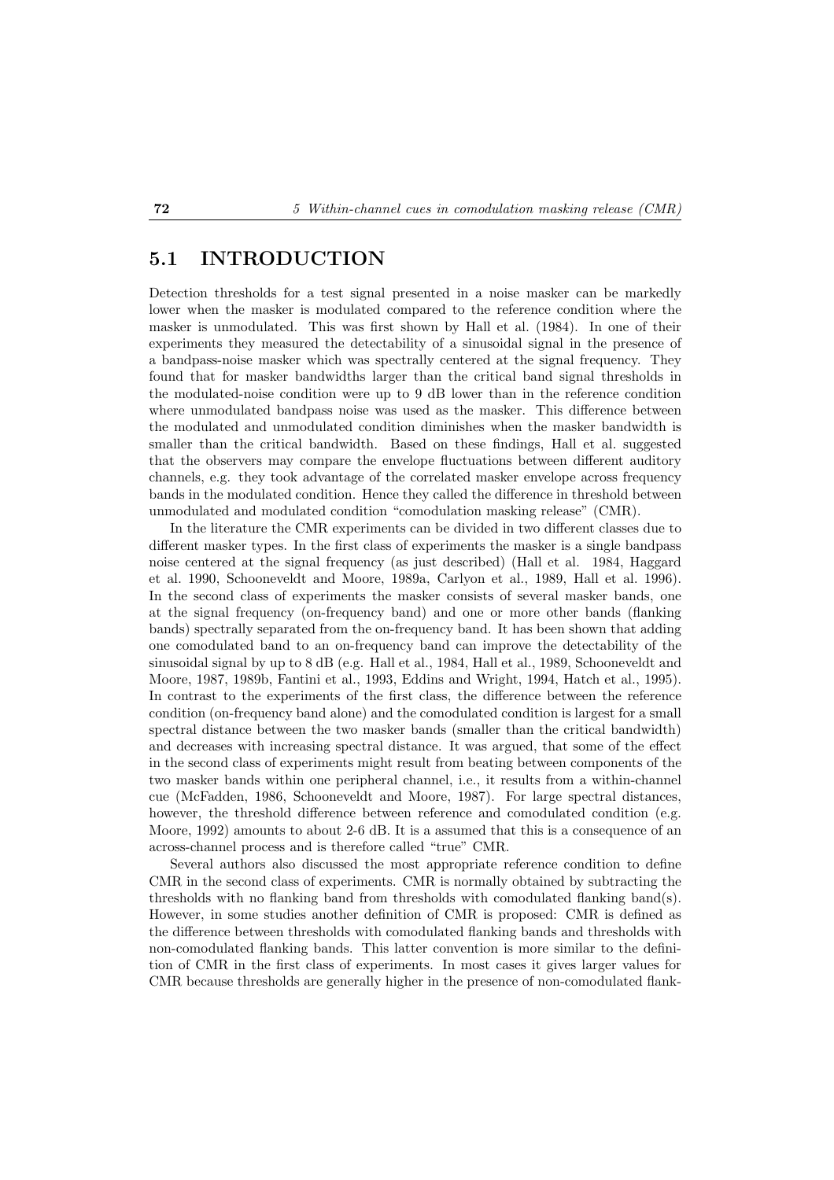## 5.1 INTRODUCTION

Detection thresholds for a test signal presented in a noise masker can be markedly lower when the masker is modulated compared to the reference condition where the masker is unmodulated. This was first shown by Hall et al. (1984). In one of their experiments they measured the detectability of a sinusoidal signal in the presence of a bandpass-noise masker which was spectrally centered at the signal frequency. They found that for masker bandwidths larger than the critical band signal thresholds in the modulated-noise condition were up to 9 dB lower than in the reference condition where unmodulated bandpass noise was used as the masker. This difference between the modulated and unmodulated condition diminishes when the masker bandwidth is smaller than the critical bandwidth. Based on these findings, Hall et al. suggested that the observers may compare the envelope fluctuations between different auditory channels, e.g. they took advantage of the correlated masker envelope across frequency bands in the modulated condition. Hence they called the difference in threshold between unmodulated and modulated condition "comodulation masking release" (CMR).

In the literature the CMR experiments can be divided in two different classes due to different masker types. In the first class of experiments the masker is a single bandpass noise centered at the signal frequency (as just described) (Hall et al. 1984, Haggard et al. 1990, Schooneveldt and Moore, 1989a, Carlyon et al., 1989, Hall et al. 1996). In the second class of experiments the masker consists of several masker bands, one at the signal frequency (on-frequency band) and one or more other bands (flanking bands) spectrally separated from the on-frequency band. It has been shown that adding one comodulated band to an on-frequency band can improve the detectability of the sinusoidal signal by up to 8 dB (e.g. Hall et al., 1984, Hall et al., 1989, Schooneveldt and Moore, 1987, 1989b, Fantini et al., 1993, Eddins and Wright, 1994, Hatch et al., 1995). In contrast to the experiments of the first class, the difference between the reference condition (on-frequency band alone) and the comodulated condition is largest for a small spectral distance between the two masker bands (smaller than the critical bandwidth) and decreases with increasing spectral distance. It was argued, that some of the effect in the second class of experiments might result from beating between components of the two masker bands within one peripheral channel, i.e., it results from a within-channel cue (McFadden, 1986, Schooneveldt and Moore, 1987). For large spectral distances, however, the threshold difference between reference and comodulated condition (e.g. Moore, 1992) amounts to about 2-6 dB. It is a assumed that this is a consequence of an across-channel process and is therefore called "true" CMR.

Several authors also discussed the most appropriate reference condition to define CMR in the second class of experiments. CMR is normally obtained by subtracting the thresholds with no flanking band from thresholds with comodulated flanking band(s). However, in some studies another definition of CMR is proposed: CMR is defined as the difference between thresholds with comodulated flanking bands and thresholds with non-comodulated flanking bands. This latter convention is more similar to the definition of CMR in the first class of experiments. In most cases it gives larger values for CMR because thresholds are generally higher in the presence of non-comodulated flank-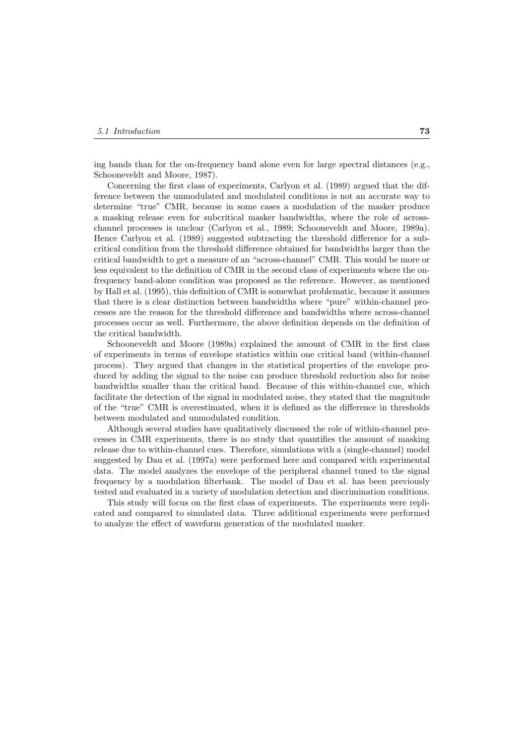ing bands than for the on-frequency band alone even for large spectral distances (e.g., Schooneveldt and Moore, 1987).

Concerning the first class of experiments, Carlyon et al. (1989) argued that the difference between the unmodulated and modulated conditions is not an accurate way to determine "true" CMR, because in some cases a modulation of the masker produce a masking release even for subcritical masker bandwidths, where the role of across-channel processes is unclear (Carlyon et al., 1989; Schooneveldt and Moore, 1989a). Hence Carlyon et al. (1989) suggested subtracting the threshold difference for a subcritical condition from the threshold difference obtained for bandwidths larger than the critical bandwidth to get a measure of an "across-channel" CMR. This would be more or less equivalent to the definition of CMR in the second class of experiments where the on-frequency band-alone condition was proposed as the reference. However, as mentioned by Hall et al. (1995), this definition of CMR is somewhat problematic, because it assumes that there is a clear distinction between bandwidths where "pure" within-channel processes are the reason for the threshold difference and bandwidths where across-channel processes occur as well. Furthermore, the above definition depends on the definition of the critical bandwidth.

Schooneveldt and Moore (1989a) explained the amount of CMR in the first class of experiments in terms of envelope statistics within one critical band (within-channel process). They argued that changes in the statistical properties of the envelope produced by adding the signal to the noise can produce threshold reduction also for noise bandwidths smaller than the critical band. Because of this within-channel cue, which facilitate the detection of the signal in modulated noise, they stated that the magnitude of the "true" CMR is overestimated, when it is defined as the difference in thresholds between modulated and unmodulated condition.

Although several studies have qualitatively discussed the role of within-channel processes in CMR experiments, there is no study that quantifies the amount of masking release due to within-channel cues. Therefore, simulations with a (single-channel) model suggested by Dau et al. (1997a) were performed here and compared with experimental data. The model analyzes the envelope of the peripheral channel tuned to the signal frequency by a modulation filterbank. The model of Dau et al. has been previously tested and evaluated in a variety of modulation detection and discrimination conditions.

This study will focus on the first class of experiments. The experiments were replicated and compared to simulated data. Three additional experiments were performed to analyze the effect of waveform generation of the modulated masker.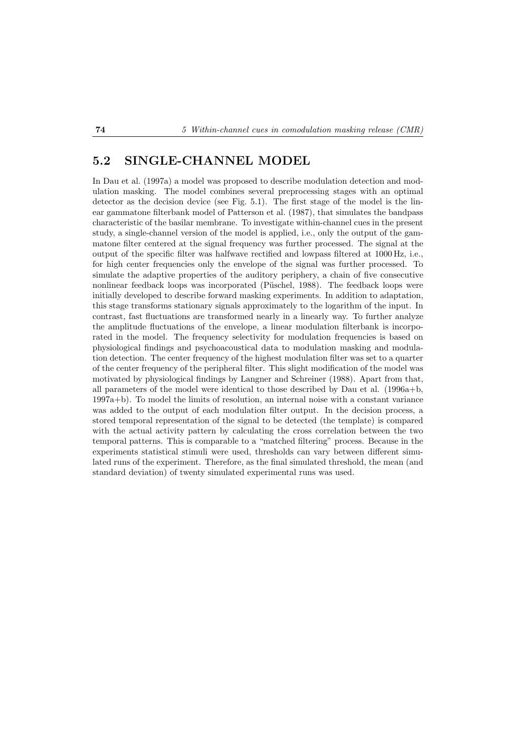## 5.2 SINGLE-CHANNEL MODEL

In Dau et al. (1997a) a model was proposed to describe modulation detection and modulation masking. The model combines several preprocessing stages with an optimal detector as the decision device (see Fig. 5.1). The first stage of the model is the linear gammatone filterbank model of Patterson et al. (1987), that simulates the bandpass characteristic of the basilar membrane. To investigate within-channel cues in the present study, a single-channel version of the model is applied, i.e., only the output of the gammatone filter centered at the signal frequency was further processed. The signal at the output of the specific filter was halfwave rectified and lowpass filtered at 1000 Hz, i.e., for high center frequencies only the envelope of the signal was further processed. To simulate the adaptive properties of the auditory periphery, a chain of five consecutive nonlinear feedback loops was incorporated (Püschel, 1988). The feedback loops were initially developed to describe forward masking experiments. In addition to adaptation, this stage transforms stationary signals approximately to the logarithm of the input. In contrast, fast fluctuations are transformed nearly in a linearly way. To further analyze the amplitude fluctuations of the envelope, a linear modulation filterbank is incorporated in the model. The frequency selectivity for modulation frequencies is based on physiological findings and psychoacoustical data to modulation masking and modulation detection. The center frequency of the highest modulation filter was set to a quarter of the center frequency of the peripheral filter. This slight modification of the model was motivated by physiological findings by Langner and Schreiner (1988). Apart from that, all parameters of the model were identical to those described by Dau et al. (1996a+b, 1997a+b). To model the limits of resolution, an internal noise with a constant variance was added to the output of each modulation filter output. In the decision process, a stored temporal representation of the signal to be detected (the template) is compared with the actual activity pattern by calculating the cross correlation between the two temporal patterns. This is comparable to a "matched filtering" process. Because in the experiments statistical stimuli were used, thresholds can vary between different simulated runs of the experiment. Therefore, as the final simulated threshold, the mean (and standard deviation) of twenty simulated experimental runs was used.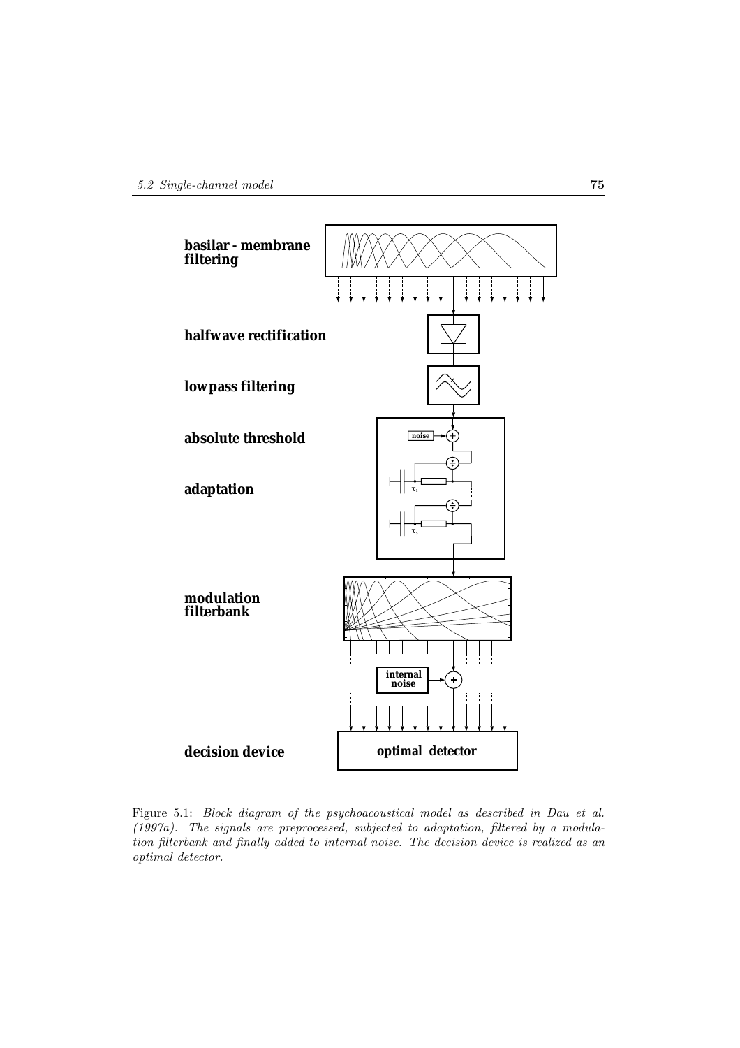basilar - membrane filtering

halfwave rectification

lowpass filtering

absolute threshold

adaptation

modulation filterbank

decision device

noise

internal noise

optimal detector

$\tau_1$

$\tau_5$

Figure 5.1: *Block diagram of the psychoacoustical model as described in Dau et al. (1997a). The signals are preprocessed, subjected to adaptation, filtered by a modulation filterbank and finally added to internal noise. The decision device is realized as an optimal detector.*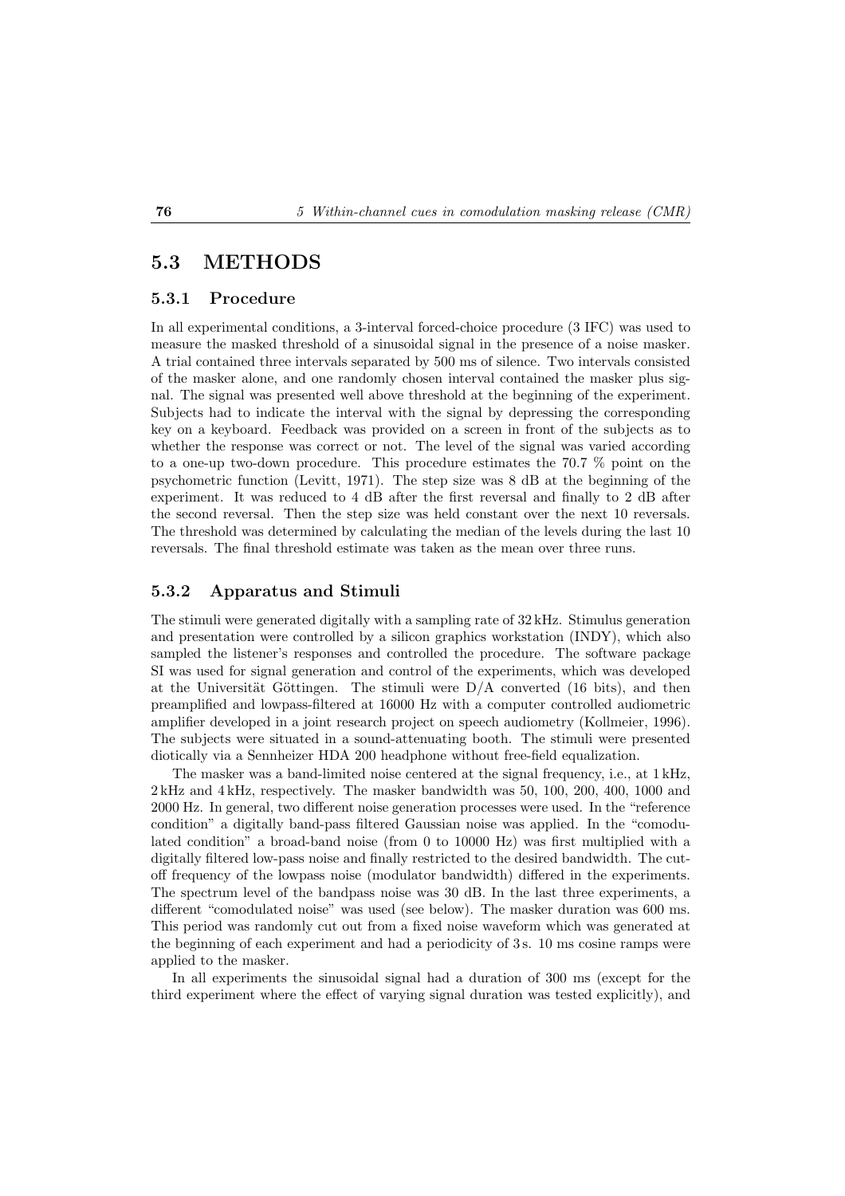## 5.3 METHODS

### 5.3.1 Procedure

In all experimental conditions, a 3-interval forced-choice procedure (3 IFC) was used to measure the masked threshold of a sinusoidal signal in the presence of a noise masker. A trial contained three intervals separated by 500 ms of silence. Two intervals consisted of the masker alone, and one randomly chosen interval contained the masker plus signal. The signal was presented well above threshold at the beginning of the experiment. Subjects had to indicate the interval with the signal by depressing the corresponding key on a keyboard. Feedback was provided on a screen in front of the subjects as to whether the response was correct or not. The level of the signal was varied according to a one-up two-down procedure. This procedure estimates the 70.7 % point on the psychometric function (Levitt, 1971). The step size was 8 dB at the beginning of the experiment. It was reduced to 4 dB after the first reversal and finally to 2 dB after the second reversal. Then the step size was held constant over the next 10 reversals. The threshold was determined by calculating the median of the levels during the last 10 reversals. The final threshold estimate was taken as the mean over three runs.

### 5.3.2 Apparatus and Stimuli

The stimuli were generated digitally with a sampling rate of 32 kHz. Stimulus generation and presentation were controlled by a silicon graphics workstation (INDY), which also sampled the listener's responses and controlled the procedure. The software package SI was used for signal generation and control of the experiments, which was developed at the Universität Göttingen. The stimuli were D/A converted (16 bits), and then preamplified and lowpass-filtered at 16000 Hz with a computer controlled audiometric amplifier developed in a joint research project on speech audiometry (Kollmeier, 1996). The subjects were situated in a sound-attenuating booth. The stimuli were presented diotically via a Sennheizer HDA 200 headphone without free-field equalization.

The masker was a band-limited noise centered at the signal frequency, i.e., at 1 kHz, 2 kHz and 4 kHz, respectively. The masker bandwidth was 50, 100, 200, 400, 1000 and 2000 Hz. In general, two different noise generation processes were used. In the "reference condition" a digitally band-pass filtered Gaussian noise was applied. In the "comodulated condition" a broad-band noise (from 0 to 10000 Hz) was first multiplied with a digitally filtered low-pass noise and finally restricted to the desired bandwidth. The cutoff frequency of the lowpass noise (modulator bandwidth) differed in the experiments. The spectrum level of the bandpass noise was 30 dB. In the last three experiments, a different "comodulated noise" was used (see below). The masker duration was 600 ms. This period was randomly cut out from a fixed noise waveform which was generated at the beginning of each experiment and had a periodicity of 3 s. 10 ms cosine ramps were applied to the masker.

In all experiments the sinusoidal signal had a duration of 300 ms (except for the third experiment where the effect of varying signal duration was tested explicitly), and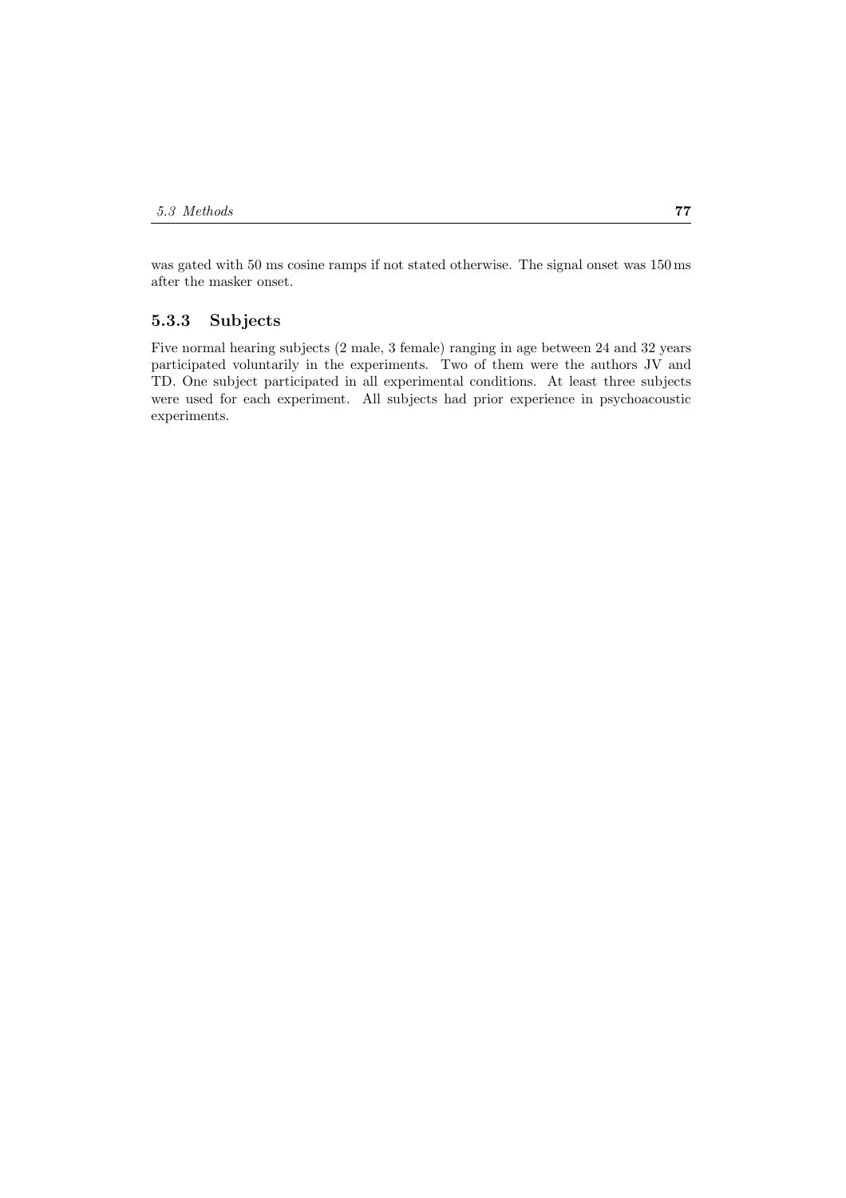was gated with 50 ms cosine ramps if not stated otherwise. The signal onset was 150 ms after the masker onset.

### 5.3.3 Subjects

Five normal hearing subjects (2 male, 3 female) ranging in age between 24 and 32 years participated voluntarily in the experiments. Two of them were the authors JV and TD. One subject participated in all experimental conditions. At least three subjects were used for each experiment. All subjects had prior experience in psychoacoustic experiments.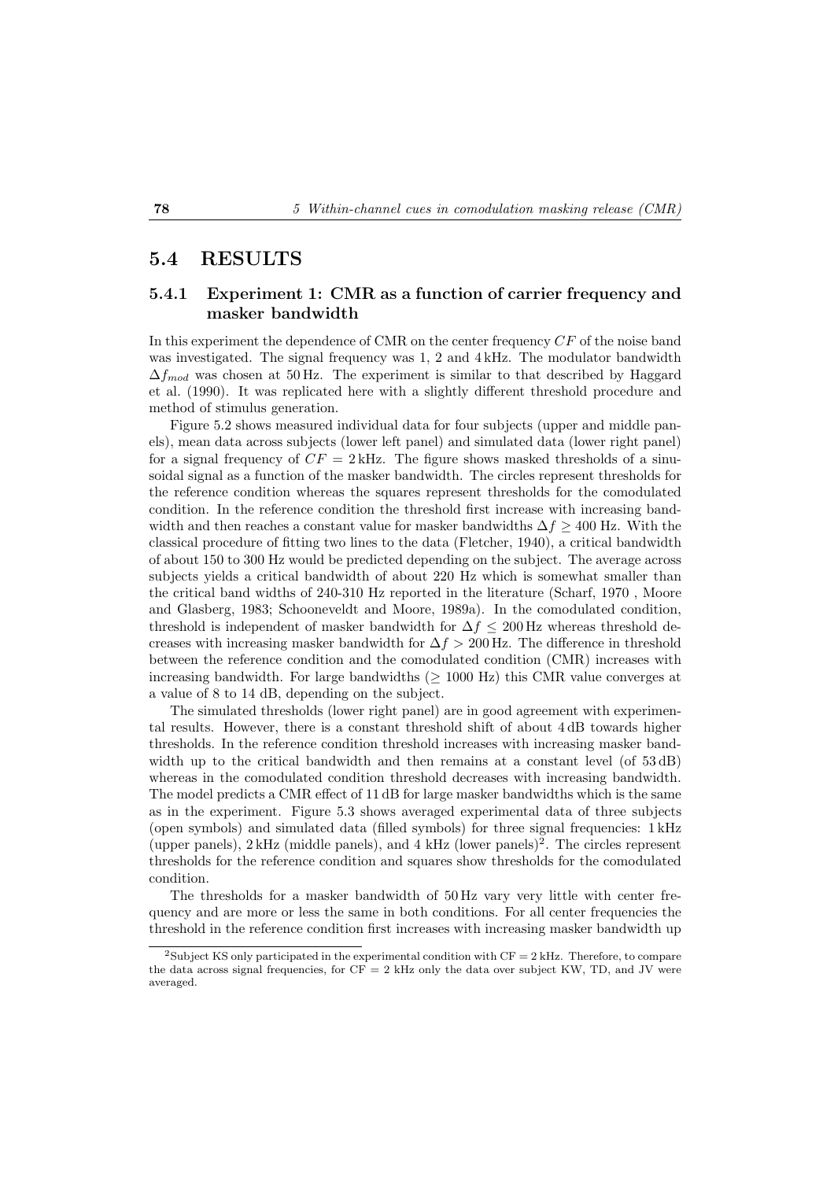## 5.4 RESULTS

### 5.4.1 Experiment 1: CMR as a function of carrier frequency and masker bandwidth

In this experiment the dependence of CMR on the center frequency $CF$ of the noise band was investigated. The signal frequency was 1, 2 and 4 kHz. The modulator bandwidth $\Delta f_{mod}$ was chosen at 50 Hz. The experiment is similar to that described by Haggard et al. (1990). It was replicated here with a slightly different threshold procedure and method of stimulus generation.

Figure 5.2 shows measured individual data for four subjects (upper and middle panels), mean data across subjects (lower left panel) and simulated data (lower right panel) for a signal frequency of $CF = 2$ kHz. The figure shows masked thresholds of a sinusoidal signal as a function of the masker bandwidth. The circles represent thresholds for the reference condition whereas the squares represent thresholds for the comodulated condition. In the reference condition the threshold first increase with increasing bandwidth and then reaches a constant value for masker bandwidths $\Delta f \geq 400$ Hz. With the classical procedure of fitting two lines to the data (Fletcher, 1940), a critical bandwidth of about 150 to 300 Hz would be predicted depending on the subject. The average across subjects yields a critical bandwidth of about 220 Hz which is somewhat smaller than the critical band widths of 240-310 Hz reported in the literature (Scharf, 1970 , Moore and Glasberg, 1983; Schooneveldt and Moore, 1989a). In the comodulated condition, threshold is independent of masker bandwidth for $\Delta f \leq 200$ Hz whereas threshold decreases with increasing masker bandwidth for $\Delta f > 200$ Hz. The difference in threshold between the reference condition and the comodulated condition (CMR) increases with increasing bandwidth. For large bandwidths ($\geq$ 1000 Hz) this CMR value converges at a value of 8 to 14 dB, depending on the subject.

The simulated thresholds (lower right panel) are in good agreement with experimental results. However, there is a constant threshold shift of about 4 dB towards higher thresholds. In the reference condition threshold increases with increasing masker bandwidth up to the critical bandwidth and then remains at a constant level (of 53 dB) whereas in the comodulated condition threshold decreases with increasing bandwidth. The model predicts a CMR effect of 11 dB for large masker bandwidths which is the same as in the experiment. Figure 5.3 shows averaged experimental data of three subjects (open symbols) and simulated data (filled symbols) for three signal frequencies: 1 kHz (upper panels), 2 kHz (middle panels), and 4 kHz (lower panels)[2]. The circles represent thresholds for the reference condition and squares show thresholds for the comodulated condition.

The thresholds for a masker bandwidth of 50 Hz vary very little with center frequency and are more or less the same in both conditions. For all center frequencies the threshold in the reference condition first increases with increasing masker bandwidth up

[2] Subject KS only participated in the experimental condition with CF = 2 kHz. Therefore, to compare the data across signal frequencies, for CF = 2 kHz only the data over subject KW, TD, and JV were averaged.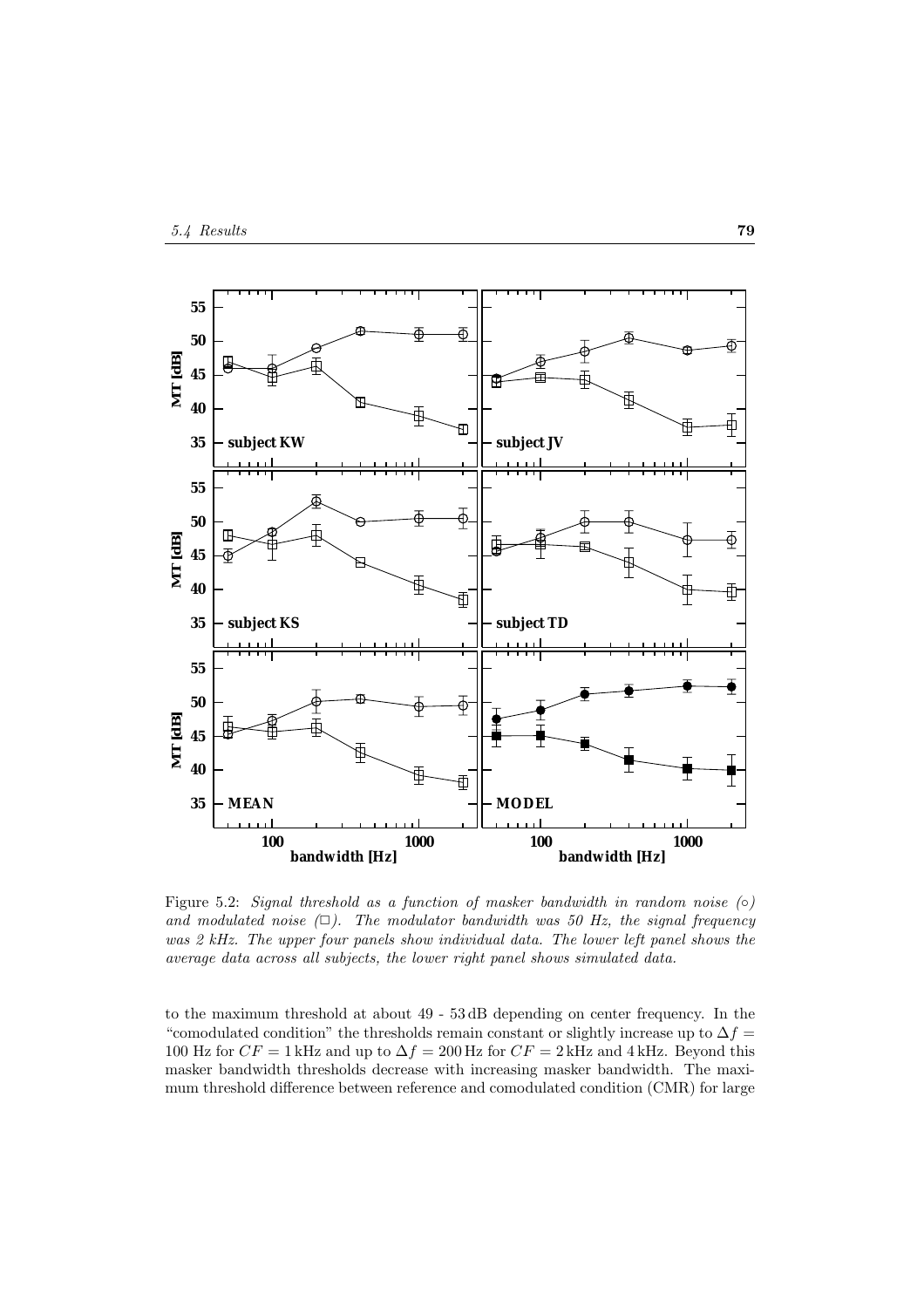Figure 5.2: *Signal threshold as a function of masker bandwidth in random noise (○) and modulated noise (□). The modulator bandwidth was 50 Hz, the signal frequency was 2 kHz. The upper four panels show individual data. The lower left panel shows the average data across all subjects, the lower right panel shows simulated data.*

to the maximum threshold at about 49 - 53 dB depending on center frequency. In the "comodulated condition" the thresholds remain constant or slightly increase up to $\Delta f =$ 100 Hz for $CF = 1$ kHz and up to $\Delta f = 200$ Hz for $CF = 2$ kHz and 4 kHz. Beyond this masker bandwidth thresholds decrease with increasing masker bandwidth. The maximum threshold difference between reference and comodulated condition (CMR) for large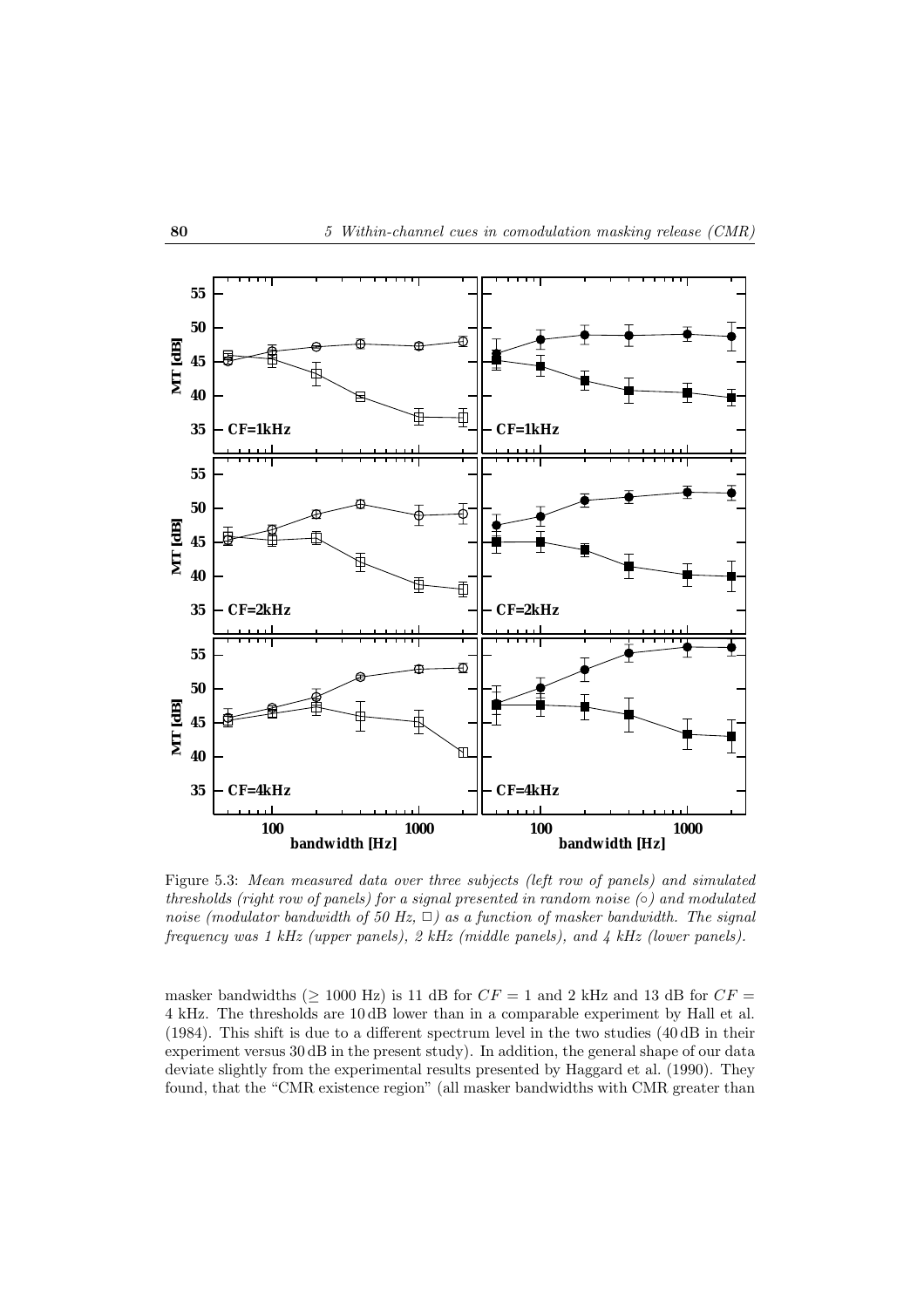Figure 5.3: *Mean measured data over three subjects (left row of panels) and simulated thresholds (right row of panels) for a signal presented in random noise (○) and modulated noise (modulator bandwidth of 50 Hz, □) as a function of masker bandwidth. The signal frequency was 1 kHz (upper panels), 2 kHz (middle panels), and 4 kHz (lower panels).*

masker bandwidths ($\geq$ 1000 Hz) is 11 dB for $CF = 1$ and 2 kHz and 13 dB for $CF =$ 4 kHz. The thresholds are 10 dB lower than in a comparable experiment by Hall et al. (1984). This shift is due to a different spectrum level in the two studies (40 dB in their experiment versus 30 dB in the present study). In addition, the general shape of our data deviate slightly from the experimental results presented by Haggard et al. (1990). They found, that the "CMR existence region" (all masker bandwidths with CMR greater than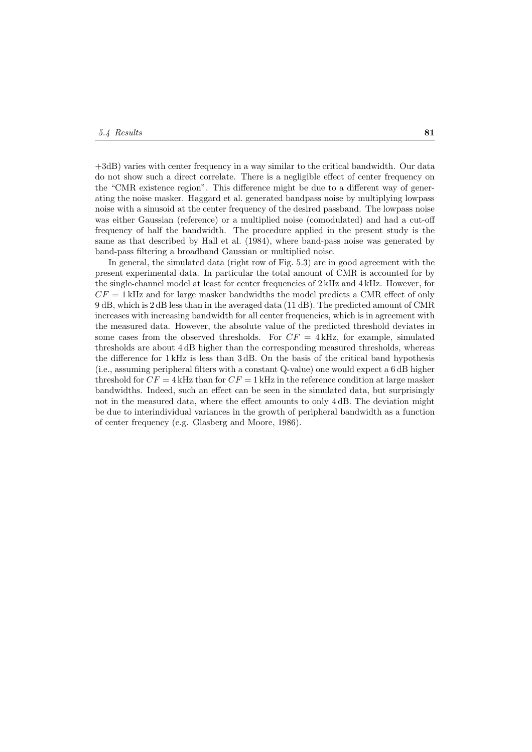+3dB) varies with center frequency in a way similar to the critical bandwidth. Our data do not show such a direct correlate. There is a negligible effect of center frequency on the "CMR existence region". This difference might be due to a different way of generating the noise masker. Haggard et al. generated bandpass noise by multiplying lowpass noise with a sinusoid at the center frequency of the desired passband. The lowpass noise was either Gaussian (reference) or a multiplied noise (comodulated) and had a cut-off frequency of half the bandwidth. The procedure applied in the present study is the same as that described by Hall et al. (1984), where band-pass noise was generated by band-pass filtering a broadband Gaussian or multiplied noise.

In general, the simulated data (right row of Fig. 5.3) are in good agreement with the present experimental data. In particular the total amount of CMR is accounted for by the single-channel model at least for center frequencies of 2 kHz and 4 kHz. However, for $CF = 1\,\text{kHz}$ and for large masker bandwidths the model predicts a CMR effect of only 9 dB, which is 2 dB less than in the averaged data (11 dB). The predicted amount of CMR increases with increasing bandwidth for all center frequencies, which is in agreement with the measured data. However, the absolute value of the predicted threshold deviates in some cases from the observed thresholds. For $CF = 4\,\text{kHz}$, for example, simulated thresholds are about 4 dB higher than the corresponding measured thresholds, whereas the difference for 1 kHz is less than 3 dB. On the basis of the critical band hypothesis (i.e., assuming peripheral filters with a constant Q-value) one would expect a 6 dB higher threshold for $CF = 4\,\text{kHz}$ than for $CF = 1\,\text{kHz}$ in the reference condition at large masker bandwidths. Indeed, such an effect can be seen in the simulated data, but surprisingly not in the measured data, where the effect amounts to only 4 dB. The deviation might be due to interindividual variances in the growth of peripheral bandwidth as a function of center frequency (e.g. Glasberg and Moore, 1986).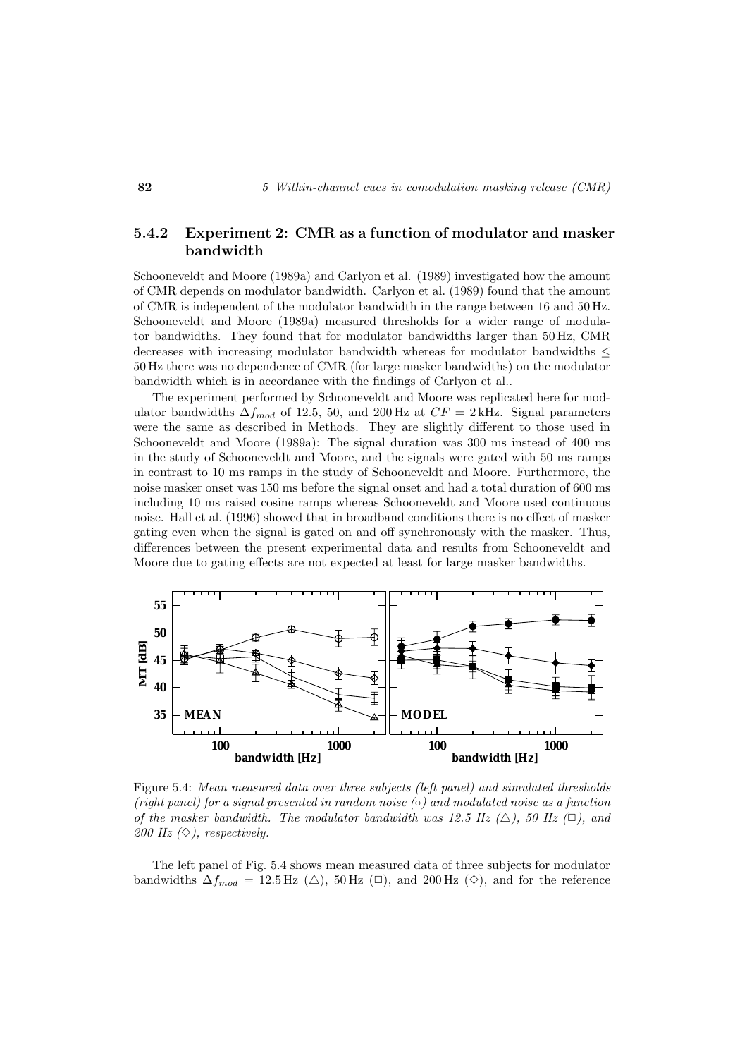### 5.4.2 Experiment 2: CMR as a function of modulator and masker bandwidth

Schooneveldt and Moore (1989a) and Carlyon et al. (1989) investigated how the amount of CMR depends on modulator bandwidth. Carlyon et al. (1989) found that the amount of CMR is independent of the modulator bandwidth in the range between 16 and 50 Hz. Schooneveldt and Moore (1989a) measured thresholds for a wider range of modulator bandwidths. They found that for modulator bandwidths larger than 50 Hz, CMR decreases with increasing modulator bandwidth whereas for modulator bandwidths $\leq$ 50 Hz there was no dependence of CMR (for large masker bandwidths) on the modulator bandwidth which is in accordance with the findings of Carlyon et al..

The experiment performed by Schooneveldt and Moore was replicated here for modulator bandwidths $\Delta f_{mod}$ of 12.5, 50, and 200 Hz at $CF = 2$ kHz. Signal parameters were the same as described in Methods. They are slightly different to those used in Schooneveldt and Moore (1989a): The signal duration was 300 ms instead of 400 ms in the study of Schooneveldt and Moore, and the signals were gated with 50 ms ramps in contrast to 10 ms ramps in the study of Schooneveldt and Moore. Furthermore, the noise masker onset was 150 ms before the signal onset and had a total duration of 600 ms including 10 ms raised cosine ramps whereas Schooneveldt and Moore used continuous noise. Hall et al. (1996) showed that in broadband conditions there is no effect of masker gating even when the signal is gated on and off synchronously with the masker. Thus, differences between the present experimental data and results from Schooneveldt and Moore due to gating effects are not expected at least for large masker bandwidths.

Figure 5.4: *Mean measured data over three subjects (left panel) and simulated thresholds (right panel) for a signal presented in random noise (○) and modulated noise as a function of the masker bandwidth. The modulator bandwidth was 12.5 Hz (△), 50 Hz (□), and 200 Hz (◇), respectively.*

The left panel of Fig. 5.4 shows mean measured data of three subjects for modulator bandwidths $\Delta f_{mod}$ = 12.5 Hz (△), 50 Hz (□), and 200 Hz (◇), and for the reference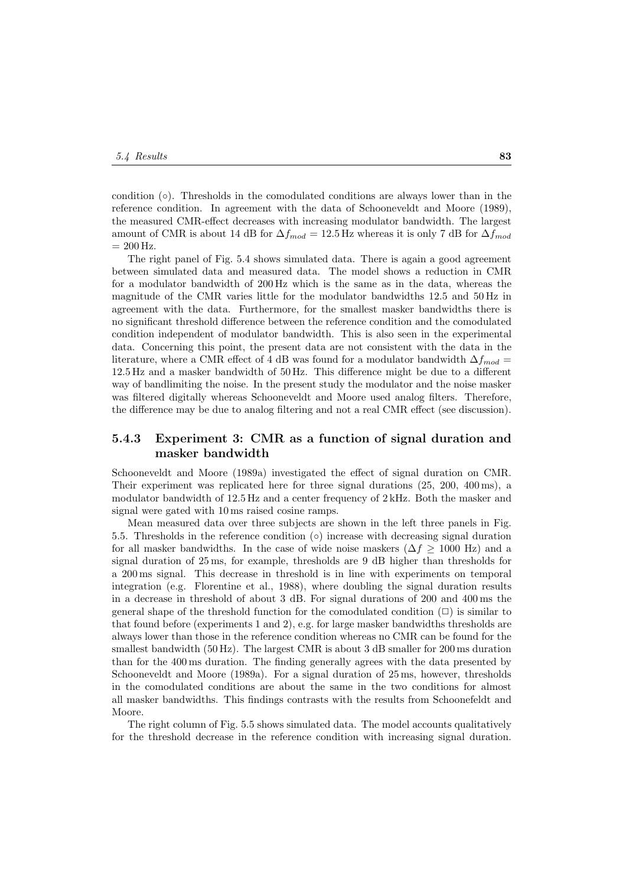condition (○). Thresholds in the comodulated conditions are always lower than in the reference condition. In agreement with the data of Schooneveldt and Moore (1989), the measured CMR-effect decreases with increasing modulator bandwidth. The largest amount of CMR is about 14 dB for $\Delta f_{mod} = 12.5$ Hz whereas it is only 7 dB for $\Delta f_{mod} = 200$ Hz.

The right panel of Fig. 5.4 shows simulated data. There is again a good agreement between simulated data and measured data. The model shows a reduction in CMR for a modulator bandwidth of 200 Hz which is the same as in the data, whereas the magnitude of the CMR varies little for the modulator bandwidths 12.5 and 50 Hz in agreement with the data. Furthermore, for the smallest masker bandwidths there is no significant threshold difference between the reference condition and the comodulated condition independent of modulator bandwidth. This is also seen in the experimental data. Concerning this point, the present data are not consistent with the data in the literature, where a CMR effect of 4 dB was found for a modulator bandwidth $\Delta f_{mod} = 12.5$ Hz and a masker bandwidth of 50 Hz. This difference might be due to a different way of bandlimiting the noise. In the present study the modulator and the noise masker was filtered digitally whereas Schooneveldt and Moore used analog filters. Therefore, the difference may be due to analog filtering and not a real CMR effect (see discussion).

### 5.4.3 Experiment 3: CMR as a function of signal duration and masker bandwidth

Schooneveldt and Moore (1989a) investigated the effect of signal duration on CMR. Their experiment was replicated here for three signal durations (25, 200, 400 ms), a modulator bandwidth of 12.5 Hz and a center frequency of 2 kHz. Both the masker and signal were gated with 10 ms raised cosine ramps.

Mean measured data over three subjects are shown in the left three panels in Fig. 5.5. Thresholds in the reference condition (○) increase with decreasing signal duration for all masker bandwidths. In the case of wide noise maskers ($\Delta f \geq 1000$ Hz) and a signal duration of 25 ms, for example, thresholds are 9 dB higher than thresholds for a 200 ms signal. This decrease in threshold is in line with experiments on temporal integration (e.g. Florentine et al., 1988), where doubling the signal duration results in a decrease in threshold of about 3 dB. For signal durations of 200 and 400 ms the general shape of the threshold function for the comodulated condition (□) is similar to that found before (experiments 1 and 2), e.g. for large masker bandwidths thresholds are always lower than those in the reference condition whereas no CMR can be found for the smallest bandwidth (50 Hz). The largest CMR is about 3 dB smaller for 200 ms duration than for the 400 ms duration. The finding generally agrees with the data presented by Schooneveldt and Moore (1989a). For a signal duration of 25 ms, however, thresholds in the comodulated conditions are about the same in the two conditions for almost all masker bandwidths. This findings contrasts with the results from Schoonefeldt and Moore.

The right column of Fig. 5.5 shows simulated data. The model accounts qualitatively for the threshold decrease in the reference condition with increasing signal duration.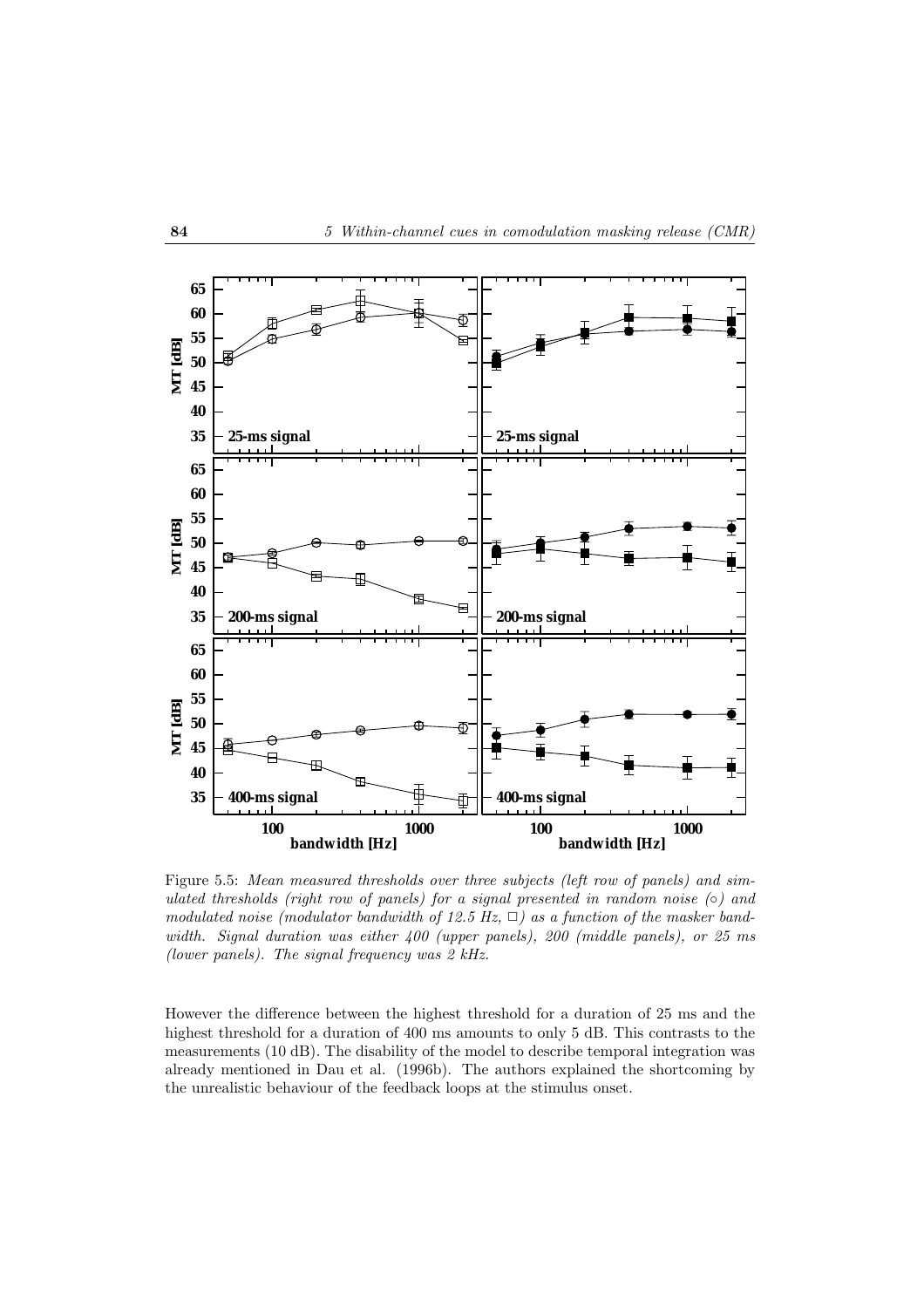Figure 5.5: *Mean measured thresholds over three subjects (left row of panels) and simulated thresholds (right row of panels) for a signal presented in random noise (○) and modulated noise (modulator bandwidth of 12.5 Hz, □) as a function of the masker bandwidth. Signal duration was either 400 (upper panels), 200 (middle panels), or 25 ms (lower panels). The signal frequency was 2 kHz.*

However the difference between the highest threshold for a duration of 25 ms and the highest threshold for a duration of 400 ms amounts to only 5 dB. This contrasts to the measurements (10 dB). The disability of the model to describe temporal integration was already mentioned in Dau et al. (1996b). The authors explained the shortcoming by the unrealistic behaviour of the feedback loops at the stimulus onset.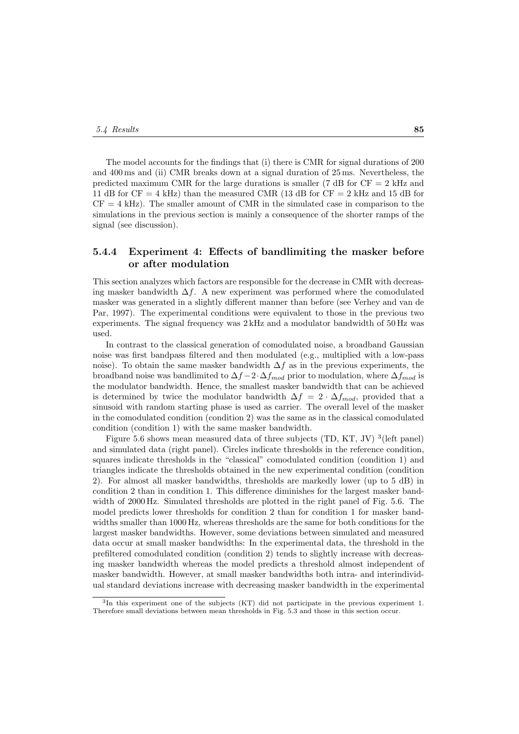The model accounts for the findings that (i) there is CMR for signal durations of 200 and 400 ms and (ii) CMR breaks down at a signal duration of 25 ms. Nevertheless, the predicted maximum CMR for the large durations is smaller (7 dB for CF = 2 kHz and 11 dB for CF = 4 kHz) than the measured CMR (13 dB for CF = 2 kHz and 15 dB for CF = 4 kHz). The smaller amount of CMR in the simulated case in comparison to the simulations in the previous section is mainly a consequence of the shorter ramps of the signal (see discussion).

### 5.4.4 Experiment 4: Effects of bandlimiting the masker before or after modulation

This section analyzes which factors are responsible for the decrease in CMR with decreasing masker bandwidth $\Delta f$. A new experiment was performed where the comodulated masker was generated in a slightly different manner than before (see Verhey and van de Par, 1997). The experimental conditions were equivalent to those in the previous two experiments. The signal frequency was 2 kHz and a modulator bandwidth of 50 Hz was used.

In contrast to the classical generation of comodulated noise, a broadband Gaussian noise was first bandpass filtered and then modulated (e.g., multiplied with a low-pass noise). To obtain the same masker bandwidth $\Delta f$ as in the previous experiments, the broadband noise was bandlimited to $\Delta f - 2 \cdot \Delta f_{mod}$ prior to modulation, where $\Delta f_{mod}$ is the modulator bandwidth. Hence, the smallest masker bandwidth that can be achieved is determined by twice the modulator bandwidth $\Delta f = 2 \cdot \Delta f_{mod}$, provided that a sinusoid with random starting phase is used as carrier. The overall level of the masker in the comodulated condition (condition 2) was the same as in the classical comodulated condition (condition 1) with the same masker bandwidth.

Figure 5.6 shows mean measured data of three subjects (TD, KT, JV) [3](left panel) and simulated data (right panel). Circles indicate thresholds in the reference condition, squares indicate thresholds in the "classical" comodulated condition (condition 1) and triangles indicate the thresholds obtained in the new experimental condition (condition 2). For almost all masker bandwidths, thresholds are markedly lower (up to 5 dB) in condition 2 than in condition 1. This difference diminishes for the largest masker bandwidth of 2000 Hz. Simulated thresholds are plotted in the right panel of Fig. 5.6. The model predicts lower thresholds for condition 2 than for condition 1 for masker bandwidths smaller than 1000 Hz, whereas thresholds are the same for both conditions for the largest masker bandwidths. However, some deviations between simulated and measured data occur at small masker bandwidths: In the experimental data, the threshold in the prefiltered comodulated condition (condition 2) tends to slightly increase with decreasing masker bandwidth whereas the model predicts a threshold almost independent of masker bandwidth. However, at small masker bandwidths both intra- and interindividual standard deviations increase with decreasing masker bandwidth in the experimental

[3]In this experiment one of the subjects (KT) did not participate in the previous experiment 1. Therefore small deviations between mean thresholds in Fig. 5.3 and those in this section occur.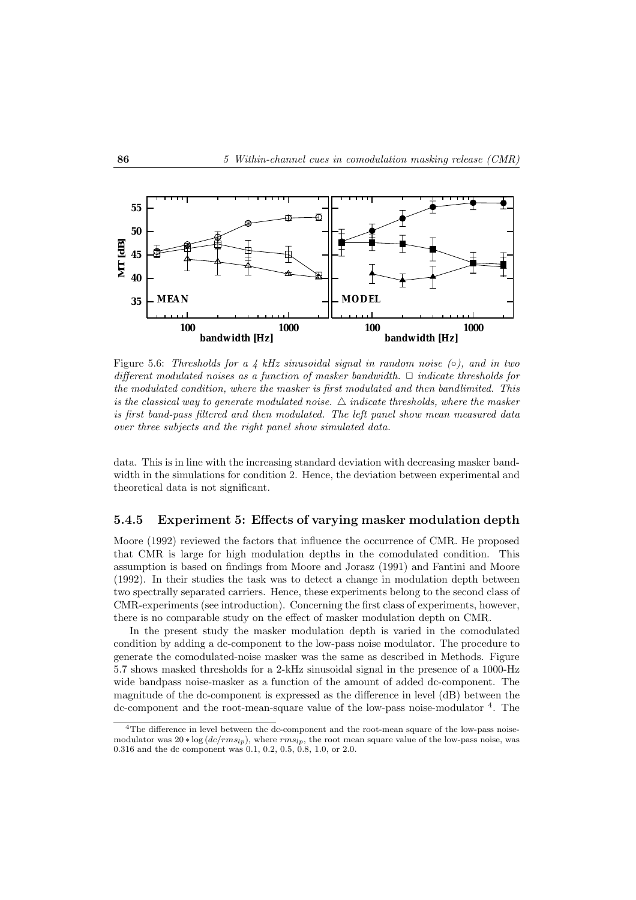Figure 5.6: *Thresholds for a 4 kHz sinusoidal signal in random noise (○), and in two different modulated noises as a function of masker bandwidth. □ indicate thresholds for the modulated condition, where the masker is first modulated and then bandlimited. This is the classical way to generate modulated noise. △ indicate thresholds, where the masker is first band-pass filtered and then modulated. The left panel show mean measured data over three subjects and the right panel show simulated data.*

data. This is in line with the increasing standard deviation with decreasing masker bandwidth in the simulations for condition 2. Hence, the deviation between experimental and theoretical data is not significant.

### 5.4.5 Experiment 5: Effects of varying masker modulation depth

Moore (1992) reviewed the factors that influence the occurrence of CMR. He proposed that CMR is large for high modulation depths in the comodulated condition. This assumption is based on findings from Moore and Jorasz (1991) and Fantini and Moore (1992). In their studies the task was to detect a change in modulation depth between two spectrally separated carriers. Hence, these experiments belong to the second class of CMR-experiments (see introduction). Concerning the first class of experiments, however, there is no comparable study on the effect of masker modulation depth on CMR.

In the present study the masker modulation depth is varied in the comodulated condition by adding a dc-component to the low-pass noise modulator. The procedure to generate the comodulated-noise masker was the same as described in Methods. Figure 5.7 shows masked thresholds for a 2-kHz sinusoidal signal in the presence of a 1000-Hz wide bandpass noise-masker as a function of the amount of added dc-component. The magnitude of the dc-component is expressed as the difference in level (dB) between the dc-component and the root-mean-square value of the low-pass noise-modulator [4]. The

[4] The difference in level between the dc-component and the root-mean square of the low-pass noise-modulator was $20 * \log(dc/rms_{lp})$, where $rms_{lp}$, the root mean square value of the low-pass noise, was 0.316 and the dc component was 0.1, 0.2, 0.5, 0.8, 1.0, or 2.0.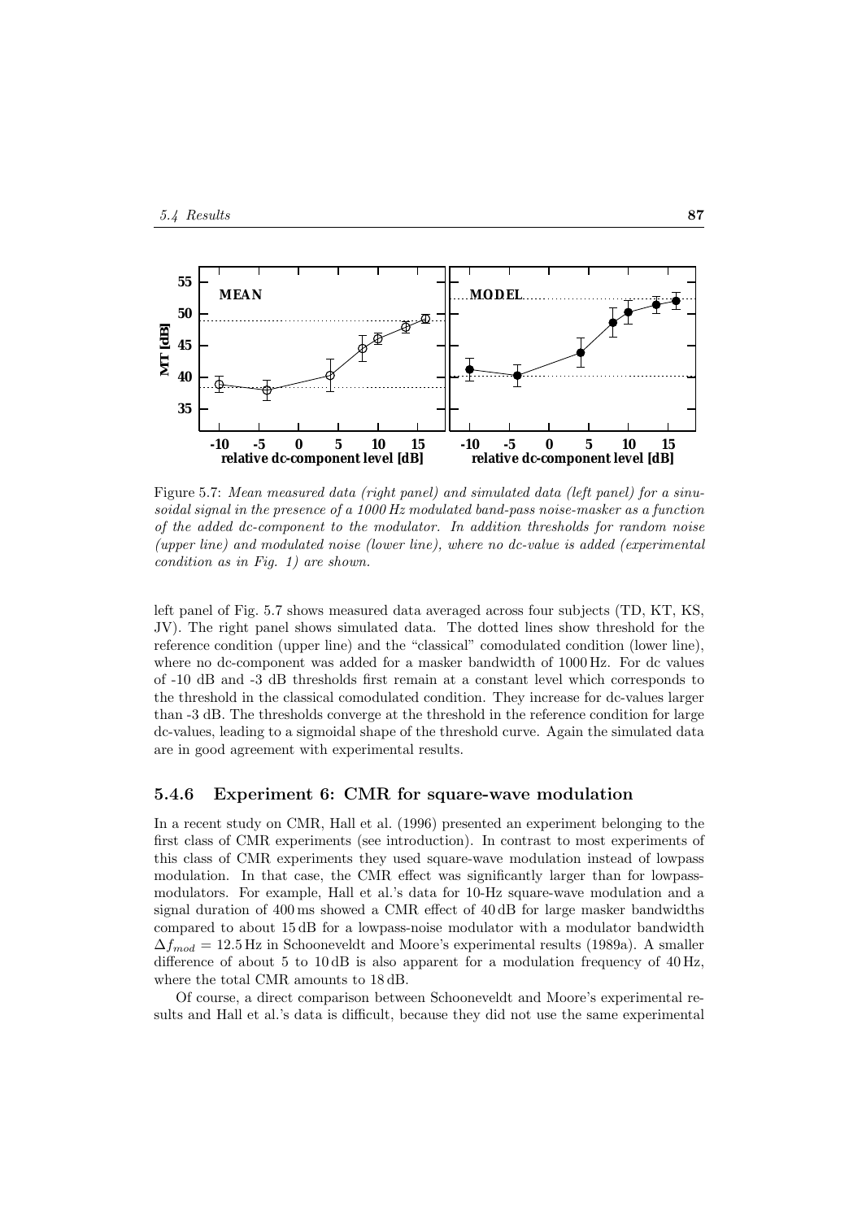Figure 5.7: *Mean measured data (right panel) and simulated data (left panel) for a sinusoidal signal in the presence of a 1000 Hz modulated band-pass noise-masker as a function of the added dc-component to the modulator. In addition thresholds for random noise (upper line) and modulated noise (lower line), where no dc-value is added (experimental condition as in Fig. 1) are shown.*

left panel of Fig. 5.7 shows measured data averaged across four subjects (TD, KT, KS, JV). The right panel shows simulated data. The dotted lines show threshold for the reference condition (upper line) and the "classical" comodulated condition (lower line), where no dc-component was added for a masker bandwidth of 1000 Hz. For dc values of -10 dB and -3 dB thresholds first remain at a constant level which corresponds to the threshold in the classical comodulated condition. They increase for dc-values larger than -3 dB. The thresholds converge at the threshold in the reference condition for large dc-values, leading to a sigmoidal shape of the threshold curve. Again the simulated data are in good agreement with experimental results.

### 5.4.6 Experiment 6: CMR for square-wave modulation

In a recent study on CMR, Hall et al. (1996) presented an experiment belonging to the first class of CMR experiments (see introduction). In contrast to most experiments of this class of CMR experiments they used square-wave modulation instead of lowpass modulation. In that case, the CMR effect was significantly larger than for lowpass-modulators. For example, Hall et al.'s data for 10-Hz square-wave modulation and a signal duration of 400 ms showed a CMR effect of 40 dB for large masker bandwidths compared to about 15 dB for a lowpass-noise modulator with a modulator bandwidth $\Delta f_{mod} = 12.5$ Hz in Schooneveldt and Moore's experimental results (1989a). A smaller difference of about 5 to 10 dB is also apparent for a modulation frequency of 40 Hz, where the total CMR amounts to 18 dB.

Of course, a direct comparison between Schooneveldt and Moore's experimental results and Hall et al.'s data is difficult, because they did not use the same experimental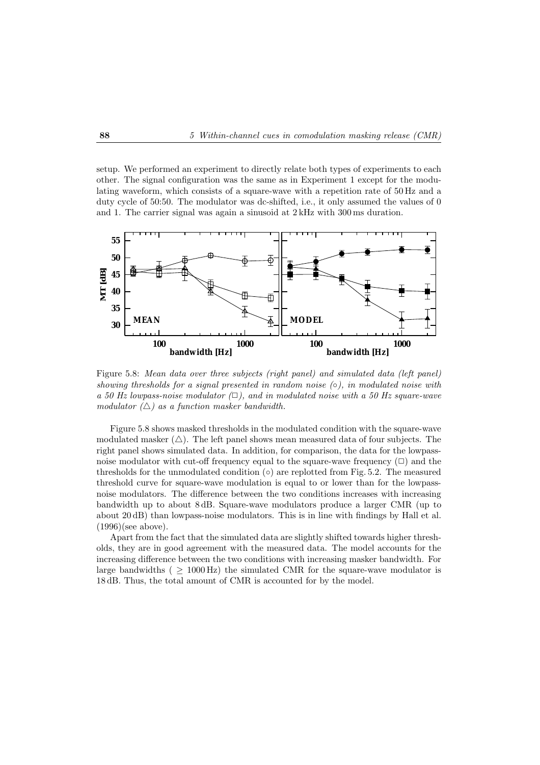setup. We performed an experiment to directly relate both types of experiments to each other. The signal configuration was the same as in Experiment 1 except for the modulating waveform, which consists of a square-wave with a repetition rate of 50 Hz and a duty cycle of 50:50. The modulator was dc-shifted, i.e., it only assumed the values of 0 and 1. The carrier signal was again a sinusoid at 2 kHz with 300 ms duration.

Figure 5.8: *Mean data over three subjects (right panel) and simulated data (left panel) showing thresholds for a signal presented in random noise (○), in modulated noise with a 50 Hz lowpass-noise modulator (□), and in modulated noise with a 50 Hz square-wave modulator (△) as a function masker bandwidth.*

Figure 5.8 shows masked thresholds in the modulated condition with the square-wave modulated masker (△). The left panel shows mean measured data of four subjects. The right panel shows simulated data. In addition, for comparison, the data for the lowpass-noise modulator with cut-off frequency equal to the square-wave frequency (□) and the thresholds for the unmodulated condition (○) are replotted from Fig. 5.2. The measured threshold curve for square-wave modulation is equal to or lower than for the lowpass-noise modulators. The difference between the two conditions increases with increasing bandwidth up to about 8 dB. Square-wave modulators produce a larger CMR (up to about 20 dB) than lowpass-noise modulators. This is in line with findings by Hall et al. (1996)(see above).

Apart from the fact that the simulated data are slightly shifted towards higher thresholds, they are in good agreement with the measured data. The model accounts for the increasing difference between the two conditions with increasing masker bandwidth. For large bandwidths ( $\geq$ 1000 Hz) the simulated CMR for the square-wave modulator is 18 dB. Thus, the total amount of CMR is accounted for by the model.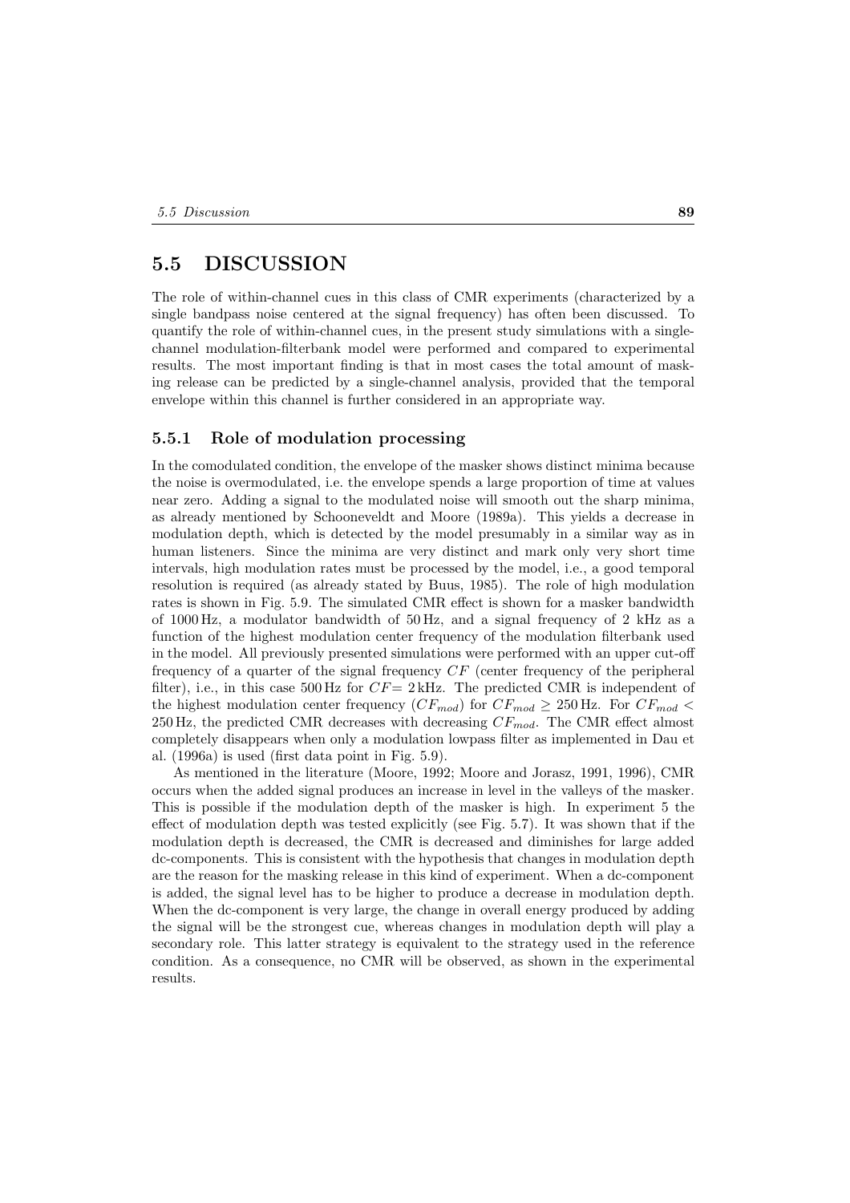## 5.5 DISCUSSION

The role of within-channel cues in this class of CMR experiments (characterized by a single bandpass noise centered at the signal frequency) has often been discussed. To quantify the role of within-channel cues, in the present study simulations with a single-channel modulation-filterbank model were performed and compared to experimental results. The most important finding is that in most cases the total amount of masking release can be predicted by a single-channel analysis, provided that the temporal envelope within this channel is further considered in an appropriate way.

### 5.5.1 Role of modulation processing

In the comodulated condition, the envelope of the masker shows distinct minima because the noise is overmodulated, i.e. the envelope spends a large proportion of time at values near zero. Adding a signal to the modulated noise will smooth out the sharp minima, as already mentioned by Schooneveldt and Moore (1989a). This yields a decrease in modulation depth, which is detected by the model presumably in a similar way as in human listeners. Since the minima are very distinct and mark only very short time intervals, high modulation rates must be processed by the model, i.e., a good temporal resolution is required (as already stated by Buus, 1985). The role of high modulation rates is shown in Fig. 5.9. The simulated CMR effect is shown for a masker bandwidth of 1000 Hz, a modulator bandwidth of 50 Hz, and a signal frequency of 2 kHz as a function of the highest modulation center frequency of the modulation filterbank used in the model. All previously presented simulations were performed with an upper cut-off frequency of a quarter of the signal frequency $CF$ (center frequency of the peripheral filter), i.e., in this case 500 Hz for $CF = 2$ kHz. The predicted CMR is independent of the highest modulation center frequency ($CF_{mod}$) for $CF_{mod} \geq 250$ Hz. For $CF_{mod} < 250$ Hz, the predicted CMR decreases with decreasing $CF_{mod}$. The CMR effect almost completely disappears when only a modulation lowpass filter as implemented in Dau et al. (1996a) is used (first data point in Fig. 5.9).

As mentioned in the literature (Moore, 1992; Moore and Jorasz, 1991, 1996), CMR occurs when the added signal produces an increase in level in the valleys of the masker. This is possible if the modulation depth of the masker is high. In experiment 5 the effect of modulation depth was tested explicitly (see Fig. 5.7). It was shown that if the modulation depth is decreased, the CMR is decreased and diminishes for large added dc-components. This is consistent with the hypothesis that changes in modulation depth are the reason for the masking release in this kind of experiment. When a dc-component is added, the signal level has to be higher to produce a decrease in modulation depth. When the dc-component is very large, the change in overall energy produced by adding the signal will be the strongest cue, whereas changes in modulation depth will play a secondary role. This latter strategy is equivalent to the strategy used in the reference condition. As a consequence, no CMR will be observed, as shown in the experimental results.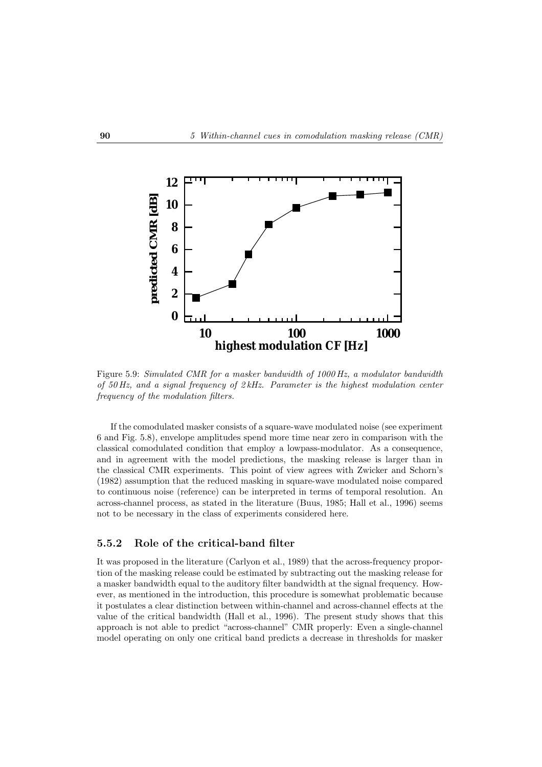Figure 5.9: *Simulated CMR for a masker bandwidth of 1000 Hz, a modulator bandwidth of 50 Hz, and a signal frequency of 2 kHz. Parameter is the highest modulation center frequency of the modulation filters.*

If the comodulated masker consists of a square-wave modulated noise (see experiment 6 and Fig. 5.8), envelope amplitudes spend more time near zero in comparison with the classical comodulated condition that employ a lowpass-modulator. As a consequence, and in agreement with the model predictions, the masking release is larger than in the classical CMR experiments. This point of view agrees with Zwicker and Schorn's (1982) assumption that the reduced masking in square-wave modulated noise compared to continuous noise (reference) can be interpreted in terms of temporal resolution. An across-channel process, as stated in the literature (Buus, 1985; Hall et al., 1996) seems not to be necessary in the class of experiments considered here.

### 5.5.2 Role of the critical-band filter

It was proposed in the literature (Carlyon et al., 1989) that the across-frequency proportion of the masking release could be estimated by subtracting out the masking release for a masker bandwidth equal to the auditory filter bandwidth at the signal frequency. However, as mentioned in the introduction, this procedure is somewhat problematic because it postulates a clear distinction between within-channel and across-channel effects at the value of the critical bandwidth (Hall et al., 1996). The present study shows that this approach is not able to predict "across-channel" CMR properly: Even a single-channel model operating on only one critical band predicts a decrease in thresholds for masker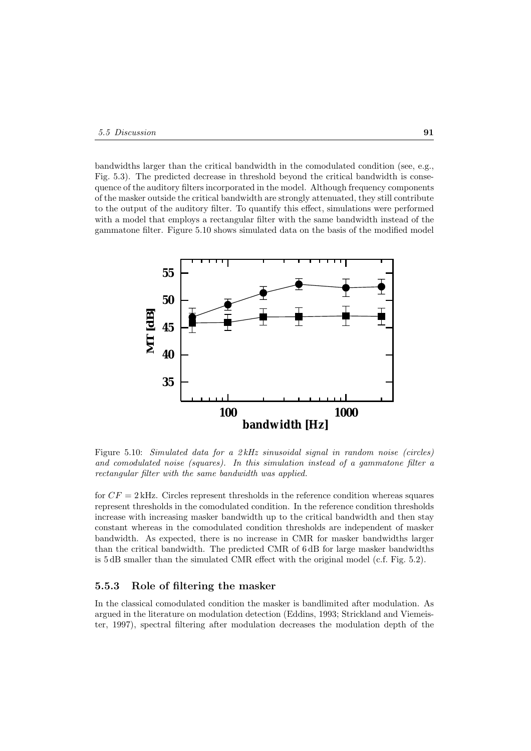bandwidths larger than the critical bandwidth in the comodulated condition (see, e.g., Fig. 5.3). The predicted decrease in threshold beyond the critical bandwidth is consequence of the auditory filters incorporated in the model. Although frequency components of the masker outside the critical bandwidth are strongly attenuated, they still contribute to the output of the auditory filter. To quantify this effect, simulations were performed with a model that employs a rectangular filter with the same bandwidth instead of the gammatone filter. Figure 5.10 shows simulated data on the basis of the modified model

Figure 5.10: *Simulated data for a 2 kHz sinusoidal signal in random noise (circles) and comodulated noise (squares). In this simulation instead of a gammatone filter a rectangular filter with the same bandwidth was applied.*

for $CF = 2\,\text{kHz}$. Circles represent thresholds in the reference condition whereas squares represent thresholds in the comodulated condition. In the reference condition thresholds increase with increasing masker bandwidth up to the critical bandwidth and then stay constant whereas in the comodulated condition thresholds are independent of masker bandwidth. As expected, there is no increase in CMR for masker bandwidths larger than the critical bandwidth. The predicted CMR of 6 dB for large masker bandwidths is 5 dB smaller than the simulated CMR effect with the original model (c.f. Fig. 5.2).

### 5.5.3 Role of filtering the masker

In the classical comodulated condition the masker is bandlimited after modulation. As argued in the literature on modulation detection (Eddins, 1993; Strickland and Viemeister, 1997), spectral filtering after modulation decreases the modulation depth of the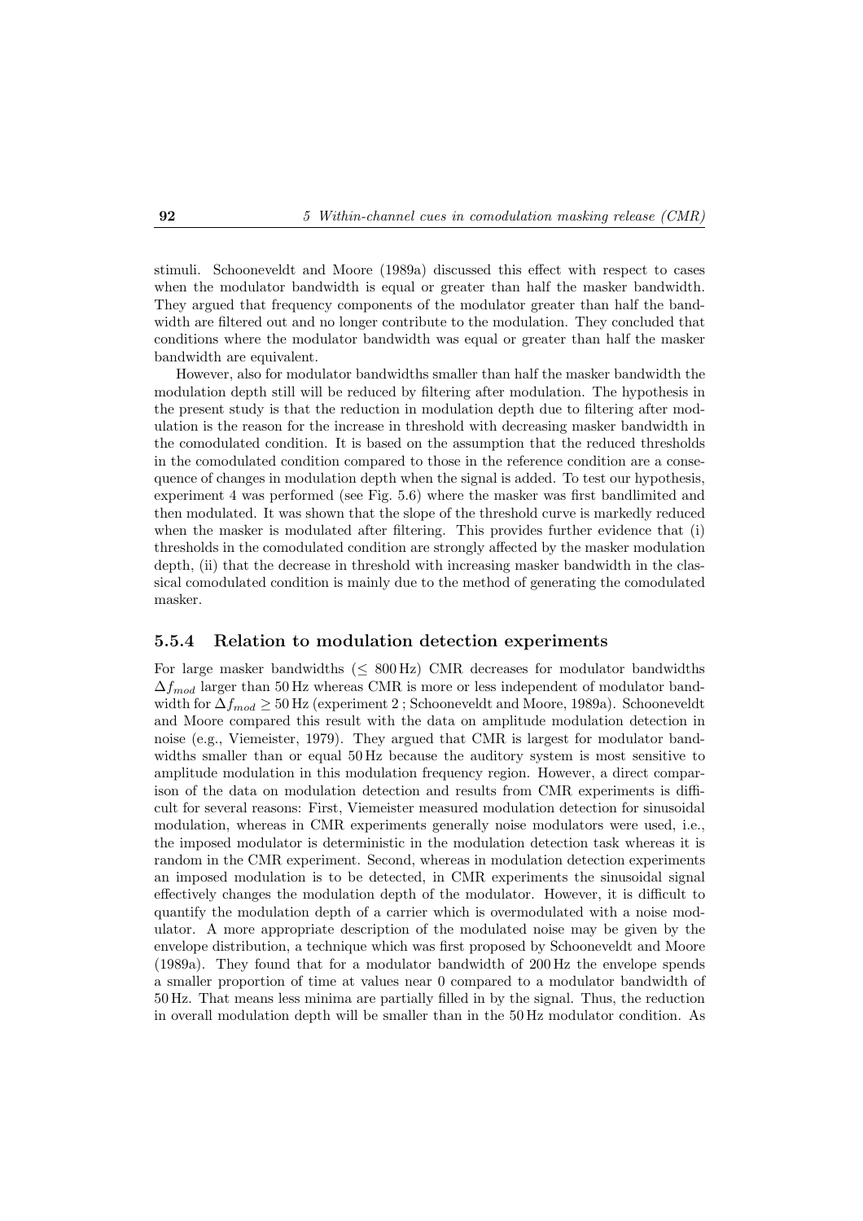stimuli. Schooneveldt and Moore (1989a) discussed this effect with respect to cases when the modulator bandwidth is equal or greater than half the masker bandwidth. They argued that frequency components of the modulator greater than half the bandwidth are filtered out and no longer contribute to the modulation. They concluded that conditions where the modulator bandwidth was equal or greater than half the masker bandwidth are equivalent.

However, also for modulator bandwidths smaller than half the masker bandwidth the modulation depth still will be reduced by filtering after modulation. The hypothesis in the present study is that the reduction in modulation depth due to filtering after modulation is the reason for the increase in threshold with decreasing masker bandwidth in the comodulated condition. It is based on the assumption that the reduced thresholds in the comodulated condition compared to those in the reference condition are a consequence of changes in modulation depth when the signal is added. To test our hypothesis, experiment 4 was performed (see Fig. 5.6) where the masker was first bandlimited and then modulated. It was shown that the slope of the threshold curve is markedly reduced when the masker is modulated after filtering. This provides further evidence that (i) thresholds in the comodulated condition are strongly affected by the masker modulation depth, (ii) that the decrease in threshold with increasing masker bandwidth in the classical comodulated condition is mainly due to the method of generating the comodulated masker.

### 5.5.4 Relation to modulation detection experiments

For large masker bandwidths ($\leq$ 800 Hz) CMR decreases for modulator bandwidths $\Delta f_{mod}$ larger than 50 Hz whereas CMR is more or less independent of modulator bandwidth for $\Delta f_{mod} \geq 50$ Hz (experiment 2 ; Schooneveldt and Moore, 1989a). Schooneveldt and Moore compared this result with the data on amplitude modulation detection in noise (e.g., Viemeister, 1979). They argued that CMR is largest for modulator bandwidths smaller than or equal 50 Hz because the auditory system is most sensitive to amplitude modulation in this modulation frequency region. However, a direct comparison of the data on modulation detection and results from CMR experiments is difficult for several reasons: First, Viemeister measured modulation detection for sinusoidal modulation, whereas in CMR experiments generally noise modulators were used, i.e., the imposed modulator is deterministic in the modulation detection task whereas it is random in the CMR experiment. Second, whereas in modulation detection experiments an imposed modulation is to be detected, in CMR experiments the sinusoidal signal effectively changes the modulation depth of the modulator. However, it is difficult to quantify the modulation depth of a carrier which is overmodulated with a noise modulator. A more appropriate description of the modulated noise may be given by the envelope distribution, a technique which was first proposed by Schooneveldt and Moore (1989a). They found that for a modulator bandwidth of 200 Hz the envelope spends a smaller proportion of time at values near 0 compared to a modulator bandwidth of 50 Hz. That means less minima are partially filled in by the signal. Thus, the reduction in overall modulation depth will be smaller than in the 50 Hz modulator condition. As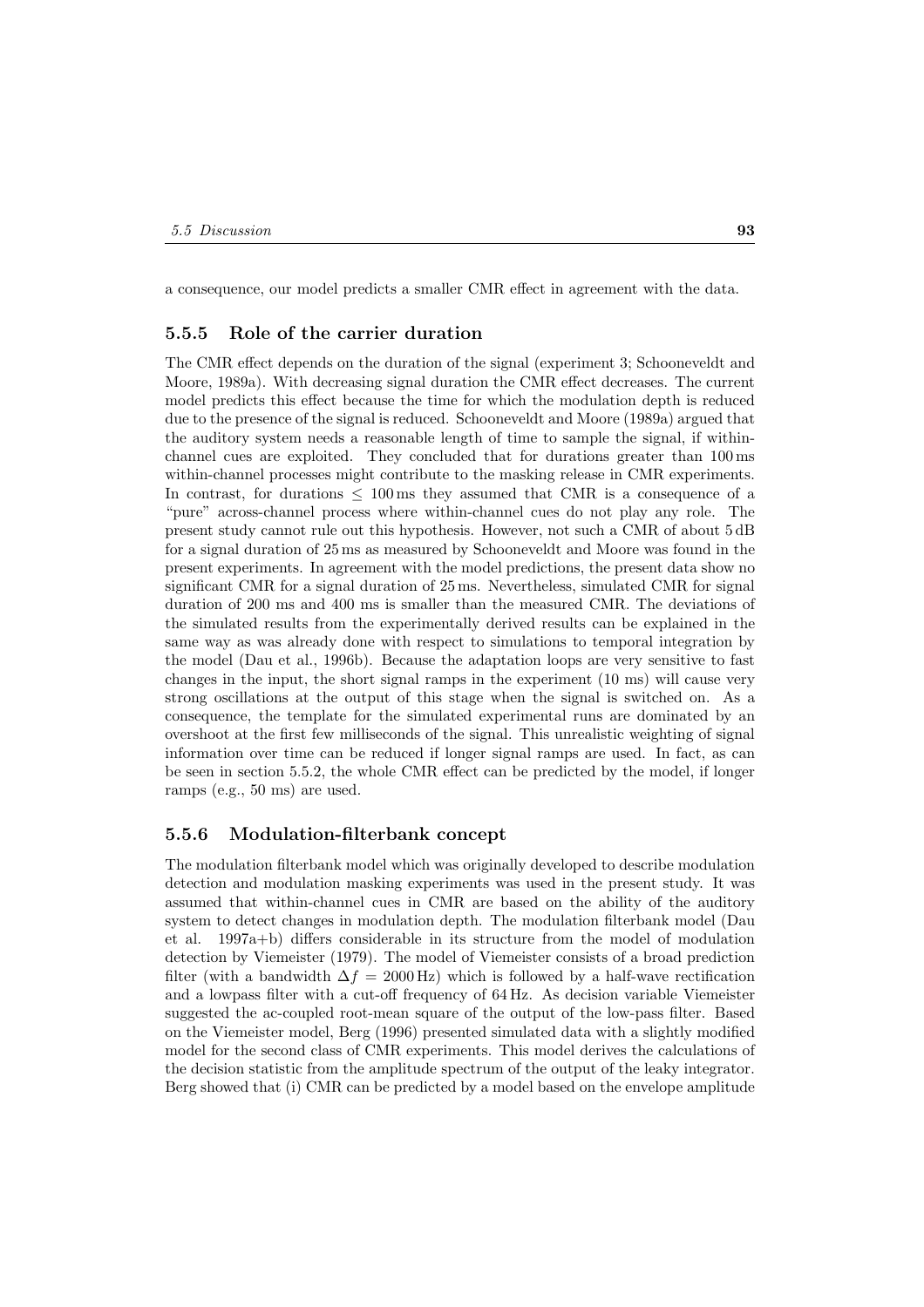a consequence, our model predicts a smaller CMR effect in agreement with the data.

### 5.5.5 Role of the carrier duration

The CMR effect depends on the duration of the signal (experiment 3; Schooneveldt and Moore, 1989a). With decreasing signal duration the CMR effect decreases. The current model predicts this effect because the time for which the modulation depth is reduced due to the presence of the signal is reduced. Schooneveldt and Moore (1989a) argued that the auditory system needs a reasonable length of time to sample the signal, if within-channel cues are exploited. They concluded that for durations greater than 100 ms within-channel processes might contribute to the masking release in CMR experiments. In contrast, for durations $\leq$ 100 ms they assumed that CMR is a consequence of a "pure" across-channel process where within-channel cues do not play any role. The present study cannot rule out this hypothesis. However, not such a CMR of about 5 dB for a signal duration of 25 ms as measured by Schooneveldt and Moore was found in the present experiments. In agreement with the model predictions, the present data show no significant CMR for a signal duration of 25 ms. Nevertheless, simulated CMR for signal duration of 200 ms and 400 ms is smaller than the measured CMR. The deviations of the simulated results from the experimentally derived results can be explained in the same way as was already done with respect to simulations to temporal integration by the model (Dau et al., 1996b). Because the adaptation loops are very sensitive to fast changes in the input, the short signal ramps in the experiment (10 ms) will cause very strong oscillations at the output of this stage when the signal is switched on. As a consequence, the template for the simulated experimental runs are dominated by an overshoot at the first few milliseconds of the signal. This unrealistic weighting of signal information over time can be reduced if longer signal ramps are used. In fact, as can be seen in section 5.5.2, the whole CMR effect can be predicted by the model, if longer ramps (e.g., 50 ms) are used.

### 5.5.6 Modulation-filterbank concept

The modulation filterbank model which was originally developed to describe modulation detection and modulation masking experiments was used in the present study. It was assumed that within-channel cues in CMR are based on the ability of the auditory system to detect changes in modulation depth. The modulation filterbank model (Dau et al. 1997a+b) differs considerable in its structure from the model of modulation detection by Viemeister (1979). The model of Viemeister consists of a broad prediction filter (with a bandwidth $\Delta f$ = 2000 Hz) which is followed by a half-wave rectification and a lowpass filter with a cut-off frequency of 64 Hz. As decision variable Viemeister suggested the ac-coupled root-mean square of the output of the low-pass filter. Based on the Viemeister model, Berg (1996) presented simulated data with a slightly modified model for the second class of CMR experiments. This model derives the calculations of the decision statistic from the amplitude spectrum of the output of the leaky integrator. Berg showed that (i) CMR can be predicted by a model based on the envelope amplitude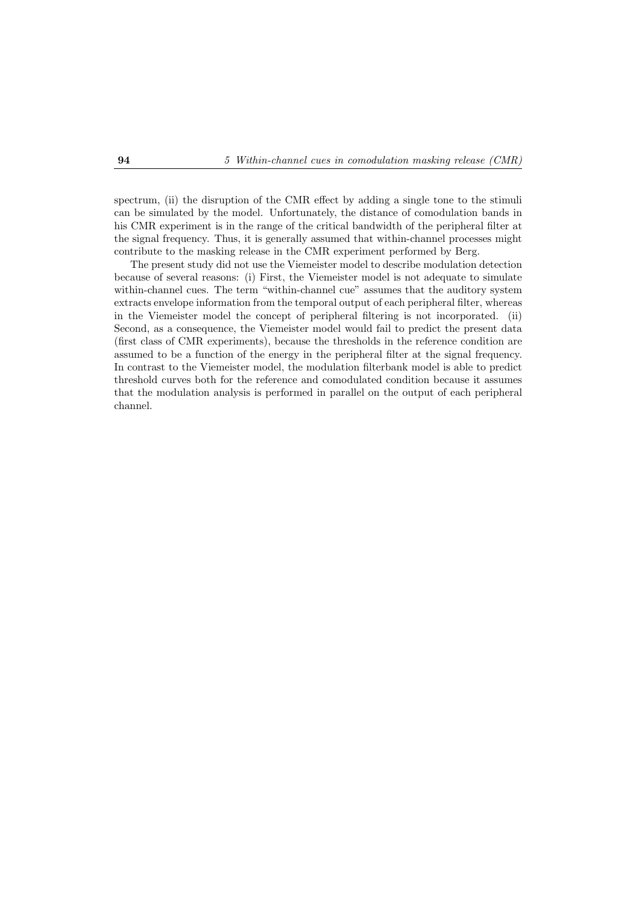spectrum, (ii) the disruption of the CMR effect by adding a single tone to the stimuli can be simulated by the model. Unfortunately, the distance of comodulation bands in his CMR experiment is in the range of the critical bandwidth of the peripheral filter at the signal frequency. Thus, it is generally assumed that within-channel processes might contribute to the masking release in the CMR experiment performed by Berg.

The present study did not use the Viemeister model to describe modulation detection because of several reasons: (i) First, the Viemeister model is not adequate to simulate within-channel cues. The term "within-channel cue" assumes that the auditory system extracts envelope information from the temporal output of each peripheral filter, whereas in the Viemeister model the concept of peripheral filtering is not incorporated. (ii) Second, as a consequence, the Viemeister model would fail to predict the present data (first class of CMR experiments), because the thresholds in the reference condition are assumed to be a function of the energy in the peripheral filter at the signal frequency. In contrast to the Viemeister model, the modulation filterbank model is able to predict threshold curves both for the reference and comodulated condition because it assumes that the modulation analysis is performed in parallel on the output of each peripheral channel.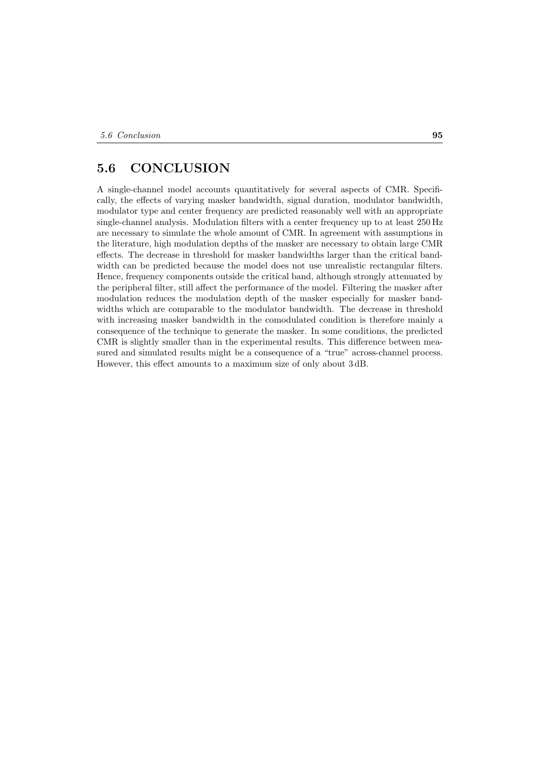## 5.6 CONCLUSION

A single-channel model accounts quantitatively for several aspects of CMR. Specifically, the effects of varying masker bandwidth, signal duration, modulator bandwidth, modulator type and center frequency are predicted reasonably well with an appropriate single-channel analysis. Modulation filters with a center frequency up to at least 250 Hz are necessary to simulate the whole amount of CMR. In agreement with assumptions in the literature, high modulation depths of the masker are necessary to obtain large CMR effects. The decrease in threshold for masker bandwidths larger than the critical bandwidth can be predicted because the model does not use unrealistic rectangular filters. Hence, frequency components outside the critical band, although strongly attenuated by the peripheral filter, still affect the performance of the model. Filtering the masker after modulation reduces the modulation depth of the masker especially for masker bandwidths which are comparable to the modulator bandwidth. The decrease in threshold with increasing masker bandwidth in the comodulated condition is therefore mainly a consequence of the technique to generate the masker. In some conditions, the predicted CMR is slightly smaller than in the experimental results. This difference between measured and simulated results might be a consequence of a "true" across-channel process. However, this effect amounts to a maximum size of only about 3 dB.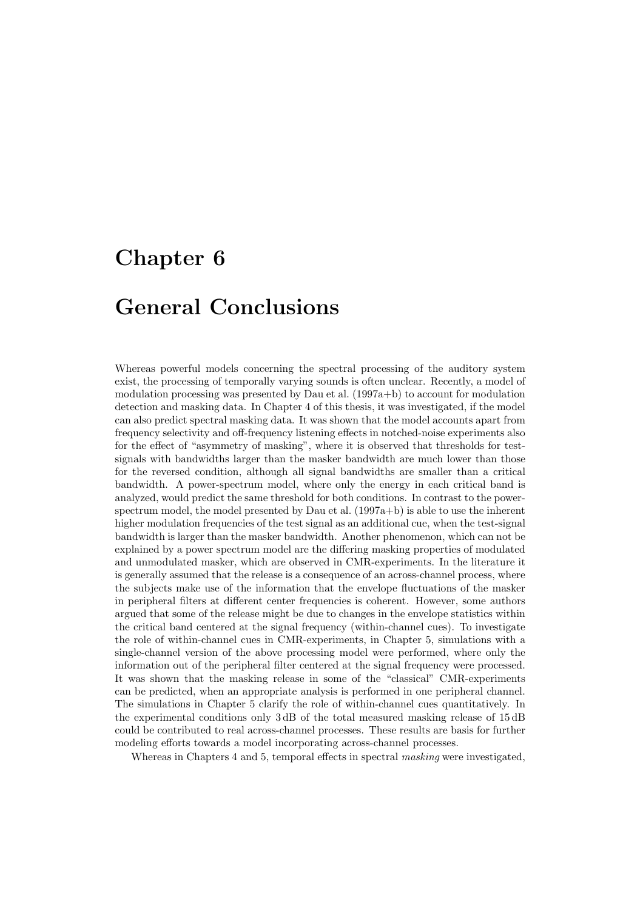# Chapter 6

# General Conclusions

Whereas powerful models concerning the spectral processing of the auditory system exist, the processing of temporally varying sounds is often unclear. Recently, a model of modulation processing was presented by Dau et al. (1997a+b) to account for modulation detection and masking data. In Chapter 4 of this thesis, it was investigated, if the model can also predict spectral masking data. It was shown that the model accounts apart from frequency selectivity and off-frequency listening effects in notched-noise experiments also for the effect of "asymmetry of masking", where it is observed that thresholds for test-signals with bandwidths larger than the masker bandwidth are much lower than those for the reversed condition, although all signal bandwidths are smaller than a critical bandwidth. A power-spectrum model, where only the energy in each critical band is analyzed, would predict the same threshold for both conditions. In contrast to the power-spectrum model, the model presented by Dau et al. (1997a+b) is able to use the inherent higher modulation frequencies of the test signal as an additional cue, when the test-signal bandwidth is larger than the masker bandwidth. Another phenomenon, which can not be explained by a power spectrum model are the differing masking properties of modulated and unmodulated masker, which are observed in CMR-experiments. In the literature it is generally assumed that the release is a consequence of an across-channel process, where the subjects make use of the information that the envelope fluctuations of the masker in peripheral filters at different center frequencies is coherent. However, some authors argued that some of the release might be due to changes in the envelope statistics within the critical band centered at the signal frequency (within-channel cues). To investigate the role of within-channel cues in CMR-experiments, in Chapter 5, simulations with a single-channel version of the above processing model were performed, where only the information out of the peripheral filter centered at the signal frequency were processed. It was shown that the masking release in some of the "classical" CMR-experiments can be predicted, when an appropriate analysis is performed in one peripheral channel. The simulations in Chapter 5 clarify the role of within-channel cues quantitatively. In the experimental conditions only 3 dB of the total measured masking release of 15 dB could be contributed to real across-channel processes. These results are basis for further modeling efforts towards a model incorporating across-channel processes.

Whereas in Chapters 4 and 5, temporal effects in spectral *masking* were investigated,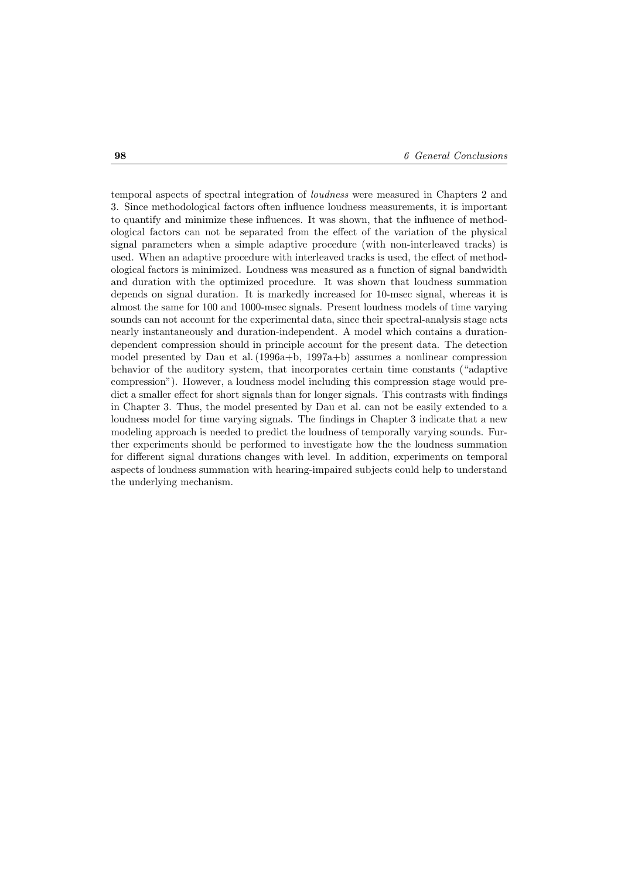temporal aspects of spectral integration of *loudness* were measured in Chapters 2 and 3. Since methodological factors often influence loudness measurements, it is important to quantify and minimize these influences. It was shown, that the influence of methodological factors can not be separated from the effect of the variation of the physical signal parameters when a simple adaptive procedure (with non-interleaved tracks) is used. When an adaptive procedure with interleaved tracks is used, the effect of methodological factors is minimized. Loudness was measured as a function of signal bandwidth and duration with the optimized procedure. It was shown that loudness summation depends on signal duration. It is markedly increased for 10-msec signal, whereas it is almost the same for 100 and 1000-msec signals. Present loudness models of time varying sounds can not account for the experimental data, since their spectral-analysis stage acts nearly instantaneously and duration-independent. A model which contains a duration-dependent compression should in principle account for the present data. The detection model presented by Dau et al. (1996a+b, 1997a+b) assumes a nonlinear compression behavior of the auditory system, that incorporates certain time constants ("adaptive compression"). However, a loudness model including this compression stage would predict a smaller effect for short signals than for longer signals. This contrasts with findings in Chapter 3. Thus, the model presented by Dau et al. can not be easily extended to a loudness model for time varying signals. The findings in Chapter 3 indicate that a new modeling approach is needed to predict the loudness of temporally varying sounds. Further experiments should be performed to investigate how the the loudness summation for different signal durations changes with level. In addition, experiments on temporal aspects of loudness summation with hearing-impaired subjects could help to understand the underlying mechanism.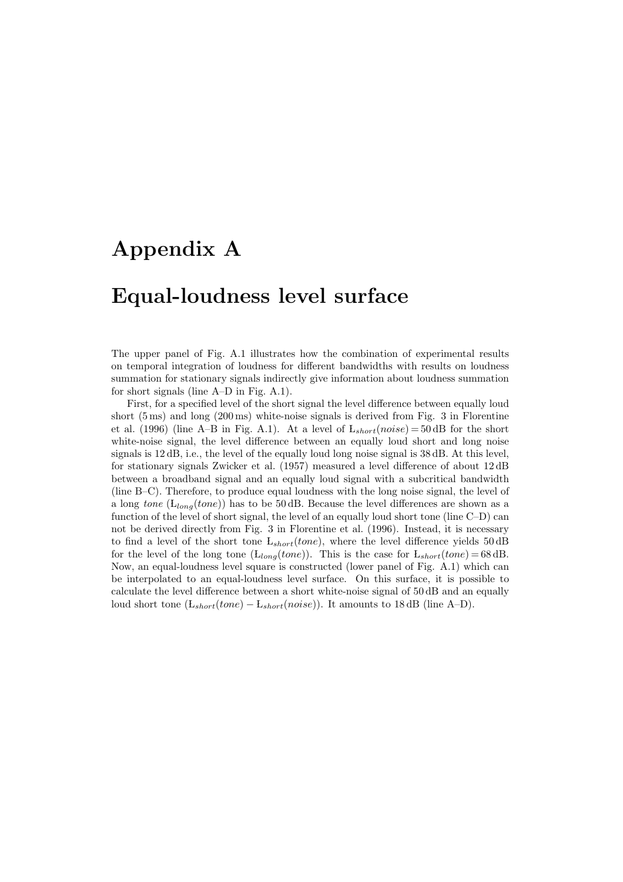# Appendix A

# Equal-loudness level surface

The upper panel of Fig. A.1 illustrates how the combination of experimental results on temporal integration of loudness for different bandwidths with results on loudness summation for stationary signals indirectly give information about loudness summation for short signals (line A–D in Fig. A.1).

First, for a specified level of the short signal the level difference between equally loud short (5 ms) and long (200 ms) white-noise signals is derived from Fig. 3 in Florentine et al. (1996) (line A–B in Fig. A.1). At a level of $L_{short}(noise) = 50\,\text{dB}$ for the short white-noise signal, the level difference between an equally loud short and long noise signals is 12 dB, i.e., the level of the equally loud long noise signal is 38 dB. At this level, for stationary signals Zwicker et al. (1957) measured a level difference of about 12 dB between a broadband signal and an equally loud signal with a subcritical bandwidth (line B–C). Therefore, to produce equal loudness with the long noise signal, the level of a long *tone* ($L_{long}(tone)$) has to be 50 dB. Because the level differences are shown as a function of the level of short signal, the level of an equally loud short tone (line C–D) can not be derived directly from Fig. 3 in Florentine et al. (1996). Instead, it is necessary to find a level of the short tone $L_{short}(tone)$, where the level difference yields 50 dB for the level of the long tone ($L_{long}(tone)$). This is the case for $L_{short}(tone) = 68\,\text{dB}$. Now, an equal-loudness level square is constructed (lower panel of Fig. A.1) which can be interpolated to an equal-loudness level surface. On this surface, it is possible to calculate the level difference between a short white-noise signal of 50 dB and an equally loud short tone ($L_{short}(tone) - L_{short}(noise)$). It amounts to 18 dB (line A–D).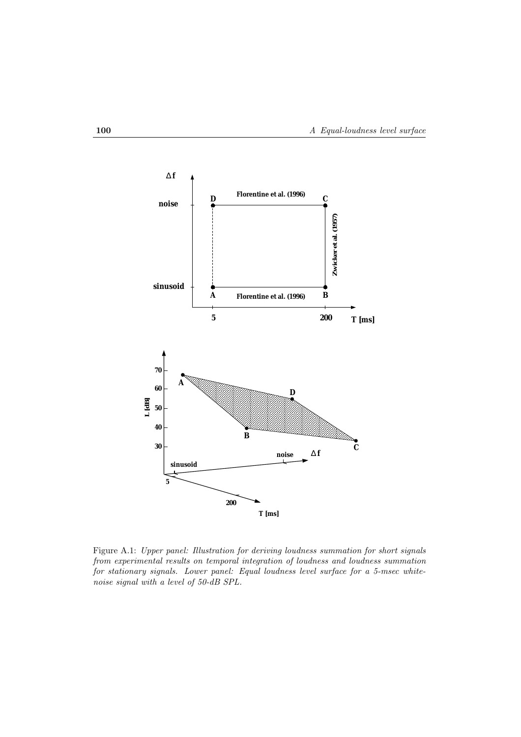Figure A.1: *Upper panel: Illustration for deriving loudness summation for short signals from experimental results on temporal integration of loudness and loudness summation for stationary signals. Lower panel: Equal loudness level surface for a 5-msec white-noise signal with a level of 50-dB SPL.*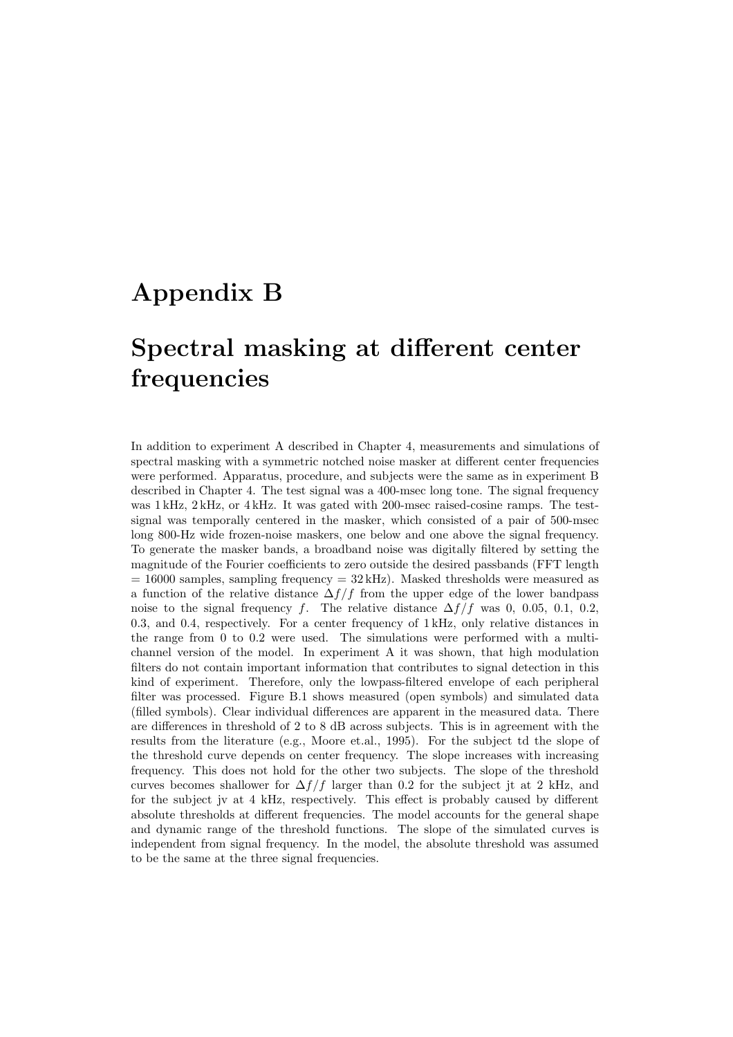# Appendix B

# Spectral masking at different center frequencies

In addition to experiment A described in Chapter 4, measurements and simulations of spectral masking with a symmetric notched noise masker at different center frequencies were performed. Apparatus, procedure, and subjects were the same as in experiment B described in Chapter 4. The test signal was a 400-msec long tone. The signal frequency was 1 kHz, 2 kHz, or 4 kHz. It was gated with 200-msec raised-cosine ramps. The test-signal was temporally centered in the masker, which consisted of a pair of 500-msec long 800-Hz wide frozen-noise maskers, one below and one above the signal frequency. To generate the masker bands, a broadband noise was digitally filtered by setting the magnitude of the Fourier coefficients to zero outside the desired passbands (FFT length = 16000 samples, sampling frequency = 32 kHz). Masked thresholds were measured as a function of the relative distance $\Delta f/f$ from the upper edge of the lower bandpass noise to the signal frequency $f$. The relative distance $\Delta f/f$ was 0, 0.05, 0.1, 0.2, 0.3, and 0.4, respectively. For a center frequency of 1 kHz, only relative distances in the range from 0 to 0.2 were used. The simulations were performed with a multi-channel version of the model. In experiment A it was shown, that high modulation filters do not contain important information that contributes to signal detection in this kind of experiment. Therefore, only the lowpass-filtered envelope of each peripheral filter was processed. Figure B.1 shows measured (open symbols) and simulated data (filled symbols). Clear individual differences are apparent in the measured data. There are differences in threshold of 2 to 8 dB across subjects. This is in agreement with the results from the literature (e.g., Moore et.al., 1995). For the subject td the slope of the threshold curve depends on center frequency. The slope increases with increasing frequency. This does not hold for the other two subjects. The slope of the threshold curves becomes shallower for $\Delta f/f$ larger than 0.2 for the subject jt at 2 kHz, and for the subject jv at 4 kHz, respectively. This effect is probably caused by different absolute thresholds at different frequencies. The model accounts for the general shape and dynamic range of the threshold functions. The slope of the simulated curves is independent from signal frequency. In the model, the absolute threshold was assumed to be the same at the three signal frequencies.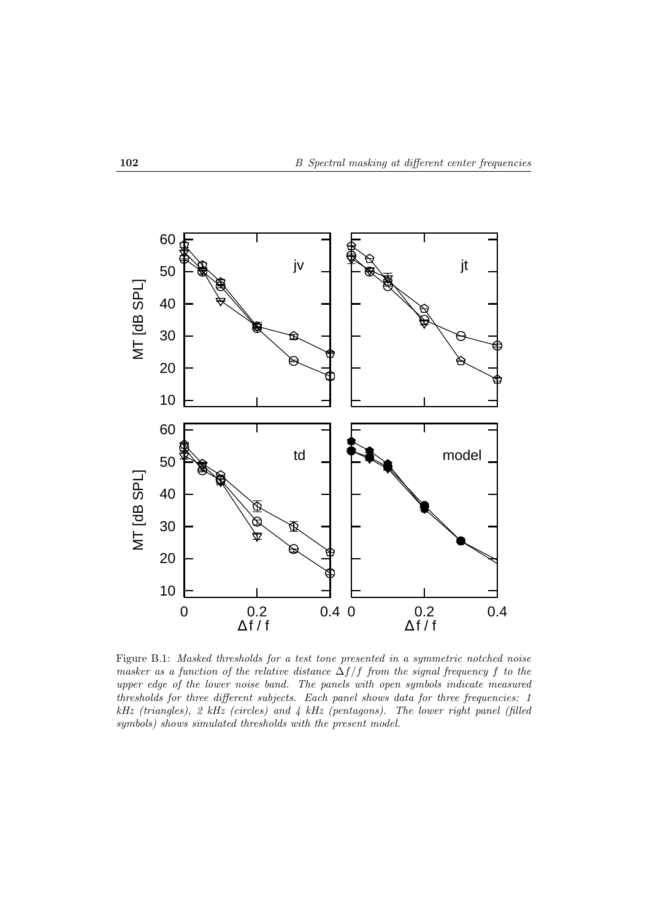Figure B.1: *Masked thresholds for a test tone presented in a symmetric notched noise masker as a function of the relative distance $\Delta f/f$ from the signal frequency $f$ to the upper edge of the lower noise band. The panels with open symbols indicate measured thresholds for three different subjects. Each panel shows data for three frequencies: 1 kHz (triangles), 2 kHz (circles) and 4 kHz (pentagons). The lower right panel (filled symbols) shows simulated thresholds with the present model.*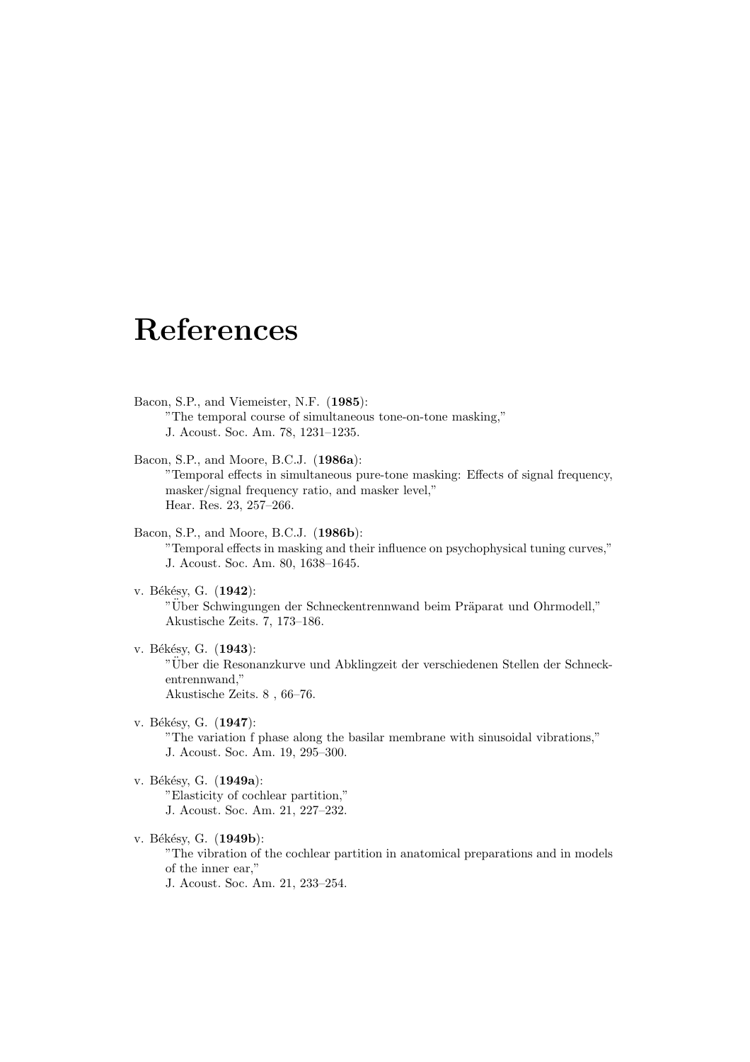# References

Bacon, S.P., and Viemeister, N.F. (**1985**):
"The temporal course of simultaneous tone-on-tone masking,"
J. Acoust. Soc. Am. 78, 1231–1235.

Bacon, S.P., and Moore, B.C.J. (**1986a**):
"Temporal effects in simultaneous pure-tone masking: Effects of signal frequency, masker/signal frequency ratio, and masker level,"
Hear. Res. 23, 257–266.

Bacon, S.P., and Moore, B.C.J. (**1986b**):
"Temporal effects in masking and their influence on psychophysical tuning curves,"
J. Acoust. Soc. Am. 80, 1638–1645.

v. Békésy, G. (**1942**):
"Über Schwingungen der Schneckentrennwand beim Präparat und Ohrmodell,"
Akustische Zeits. 7, 173–186.

v. Békésy, G. (**1943**):
"Über die Resonanzkurve und Abklingzeit der verschiedenen Stellen der Schneckentrennwand,"
Akustische Zeits. 8 , 66–76.

v. Békésy, G. (**1947**):
"The variation f phase along the basilar membrane with sinusoidal vibrations,"
J. Acoust. Soc. Am. 19, 295–300.

v. Békésy, G. (**1949a**):
"Elasticity of cochlear partition,"
J. Acoust. Soc. Am. 21, 227–232.

v. Békésy, G. (**1949b**):
"The vibration of the cochlear partition in anatomical preparations and in models of the inner ear,"
J. Acoust. Soc. Am. 21, 233–254.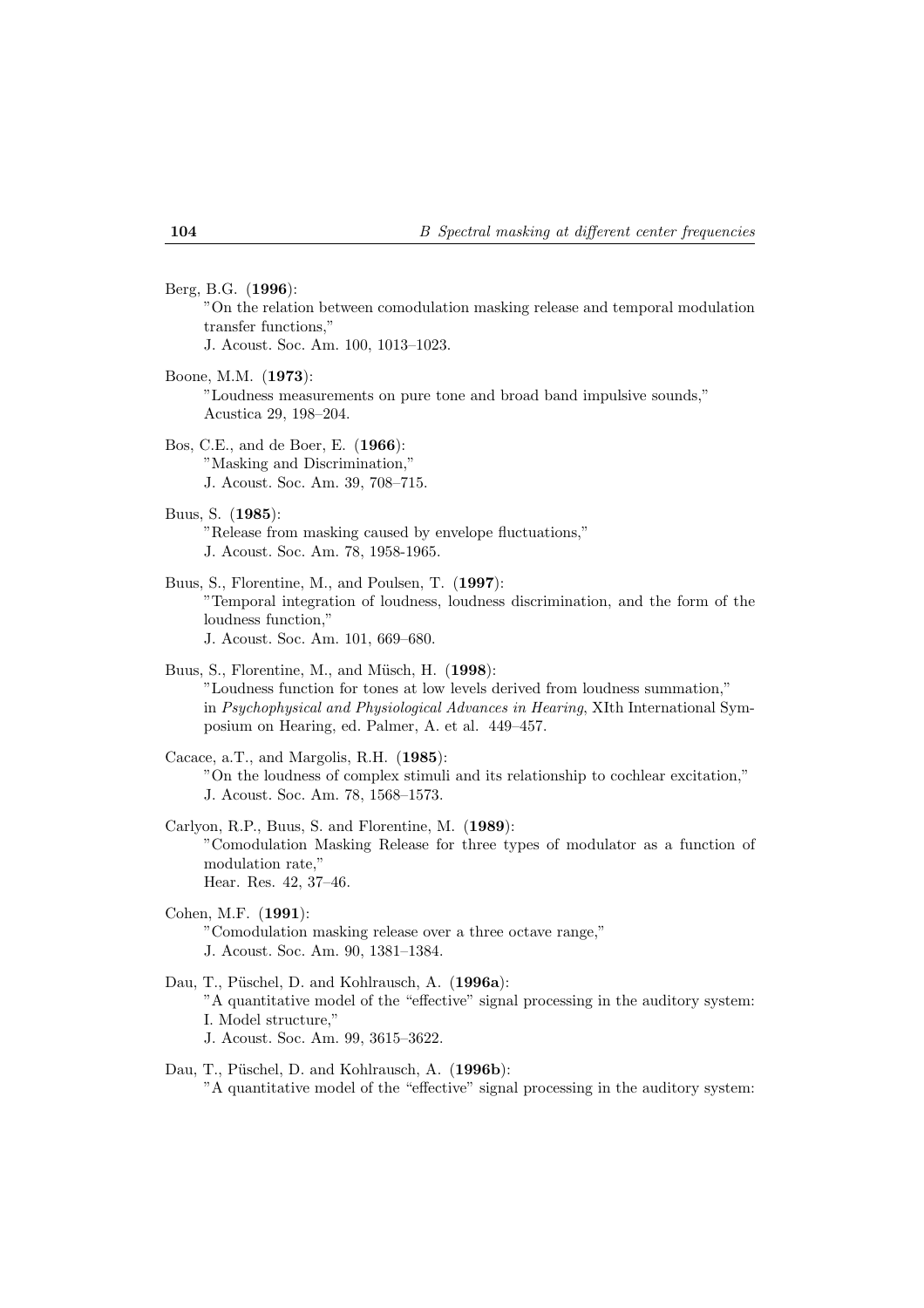Berg, B.G. (**1996**):
”On the relation between comodulation masking release and temporal modulation transfer functions,”
J. Acoust. Soc. Am. 100, 1013–1023.

Boone, M.M. (**1973**):
”Loudness measurements on pure tone and broad band impulsive sounds,”
Acustica 29, 198–204.

Bos, C.E., and de Boer, E. (**1966**):
”Masking and Discrimination,”
J. Acoust. Soc. Am. 39, 708–715.

Buus, S. (**1985**):
”Release from masking caused by envelope fluctuations,”
J. Acoust. Soc. Am. 78, 1958-1965.

Buus, S., Florentine, M., and Poulsen, T. (**1997**):
”Temporal integration of loudness, loudness discrimination, and the form of the loudness function,”
J. Acoust. Soc. Am. 101, 669–680.

Buus, S., Florentine, M., and Müsch, H. (**1998**):
”Loudness function for tones at low levels derived from loudness summation,”
in *Psychophysical and Physiological Advances in Hearing*, XIth International Symposium on Hearing, ed. Palmer, A. et al. 449–457.

Cacace, a.T., and Margolis, R.H. (**1985**):
”On the loudness of complex stimuli and its relationship to cochlear excitation,”
J. Acoust. Soc. Am. 78, 1568–1573.

Carlyon, R.P., Buus, S. and Florentine, M. (**1989**):
”Comodulation Masking Release for three types of modulator as a function of modulation rate,”
Hear. Res. 42, 37–46.

Cohen, M.F. (**1991**):
”Comodulation masking release over a three octave range,”
J. Acoust. Soc. Am. 90, 1381–1384.

Dau, T., Püschel, D. and Kohlrausch, A. (**1996a**):
”A quantitative model of the “effective” signal processing in the auditory system: I. Model structure,”
J. Acoust. Soc. Am. 99, 3615–3622.

Dau, T., Püschel, D. and Kohlrausch, A. (**1996b**):
”A quantitative model of the “effective” signal processing in the auditory system: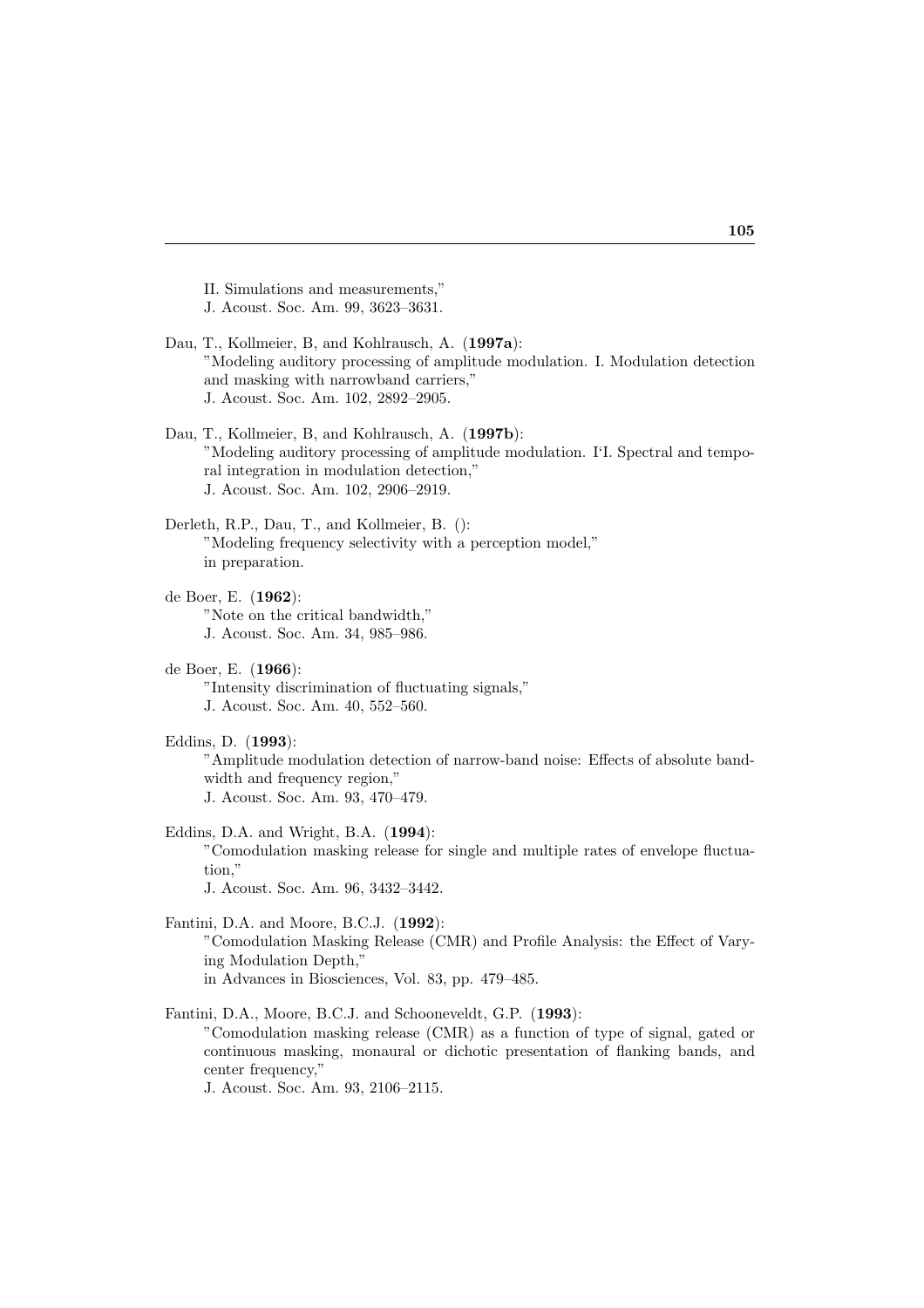II. Simulations and measurements,"
J. Acoust. Soc. Am. 99, 3623–3631.

Dau, T., Kollmeier, B, and Kohlrausch, A. (**1997a**):
"Modeling auditory processing of amplitude modulation. I. Modulation detection and masking with narrowband carriers,"
J. Acoust. Soc. Am. 102, 2892–2905.

Dau, T., Kollmeier, B, and Kohlrausch, A. (**1997b**):
"Modeling auditory processing of amplitude modulation. I'I. Spectral and temporal integration in modulation detection,"
J. Acoust. Soc. Am. 102, 2906–2919.

Derleth, R.P., Dau, T., and Kollmeier, B. ():
"Modeling frequency selectivity with a perception model,"
in preparation.

de Boer, E. (**1962**):
"Note on the critical bandwidth,"
J. Acoust. Soc. Am. 34, 985–986.

de Boer, E. (**1966**):
"Intensity discrimination of fluctuating signals,"
J. Acoust. Soc. Am. 40, 552–560.

Eddins, D. (**1993**):
"Amplitude modulation detection of narrow-band noise: Effects of absolute bandwidth and frequency region,"
J. Acoust. Soc. Am. 93, 470–479.

Eddins, D.A. and Wright, B.A. (**1994**):
"Comodulation masking release for single and multiple rates of envelope fluctuation,"
J. Acoust. Soc. Am. 96, 3432–3442.

Fantini, D.A. and Moore, B.C.J. (**1992**):
"Comodulation Masking Release (CMR) and Profile Analysis: the Effect of Varying Modulation Depth,"
in Advances in Biosciences, Vol. 83, pp. 479–485.

Fantini, D.A., Moore, B.C.J. and Schooneveldt, G.P. (**1993**):
"Comodulation masking release (CMR) as a function of type of signal, gated or continuous masking, monaural or dichotic presentation of flanking bands, and center frequency,"
J. Acoust. Soc. Am. 93, 2106–2115.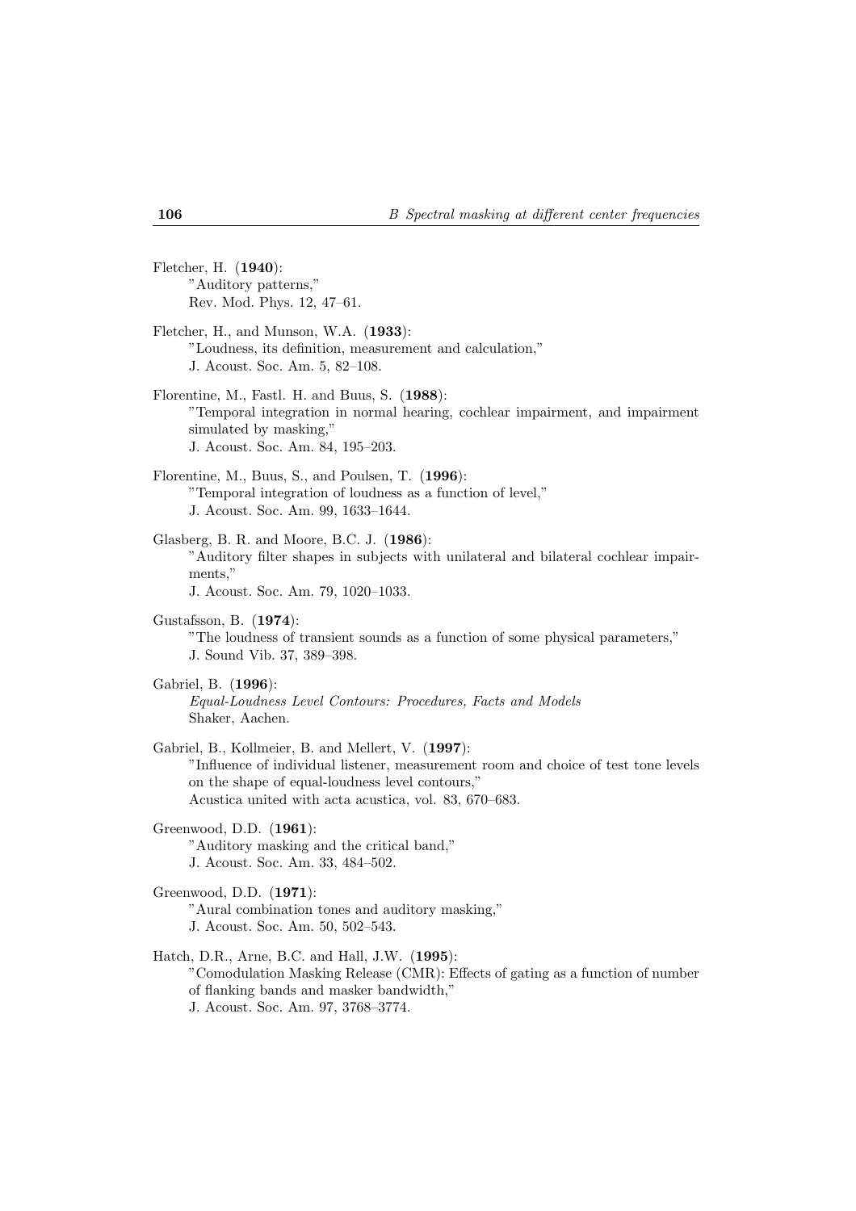Fletcher, H. (**1940**):
"Auditory patterns,"
Rev. Mod. Phys. 12, 47–61.

Fletcher, H., and Munson, W.A. (**1933**):
"Loudness, its definition, measurement and calculation,"
J. Acoust. Soc. Am. 5, 82–108.

Florentine, M., Fastl. H. and Buus, S. (**1988**):
"Temporal integration in normal hearing, cochlear impairment, and impairment simulated by masking,"
J. Acoust. Soc. Am. 84, 195–203.

Florentine, M., Buus, S., and Poulsen, T. (**1996**):
"Temporal integration of loudness as a function of level,"
J. Acoust. Soc. Am. 99, 1633–1644.

Glasberg, B. R. and Moore, B.C. J. (**1986**):
"Auditory filter shapes in subjects with unilateral and bilateral cochlear impairments,"
J. Acoust. Soc. Am. 79, 1020–1033.

Gustafsson, B. (**1974**):
"The loudness of transient sounds as a function of some physical parameters,"
J. Sound Vib. 37, 389–398.

Gabriel, B. (**1996**):
*Equal-Loudness Level Contours: Procedures, Facts and Models*
Shaker, Aachen.

Gabriel, B., Kollmeier, B. and Mellert, V. (**1997**):
"Influence of individual listener, measurement room and choice of test tone levels on the shape of equal-loudness level contours,"
Acustica united with acta acustica, vol. 83, 670–683.

Greenwood, D.D. (**1961**):
"Auditory masking and the critical band,"
J. Acoust. Soc. Am. 33, 484–502.

Greenwood, D.D. (**1971**):
"Aural combination tones and auditory masking,"
J. Acoust. Soc. Am. 50, 502–543.

Hatch, D.R., Arne, B.C. and Hall, J.W. (**1995**):
"Comodulation Masking Release (CMR): Effects of gating as a function of number of flanking bands and masker bandwidth,"
J. Acoust. Soc. Am. 97, 3768–3774.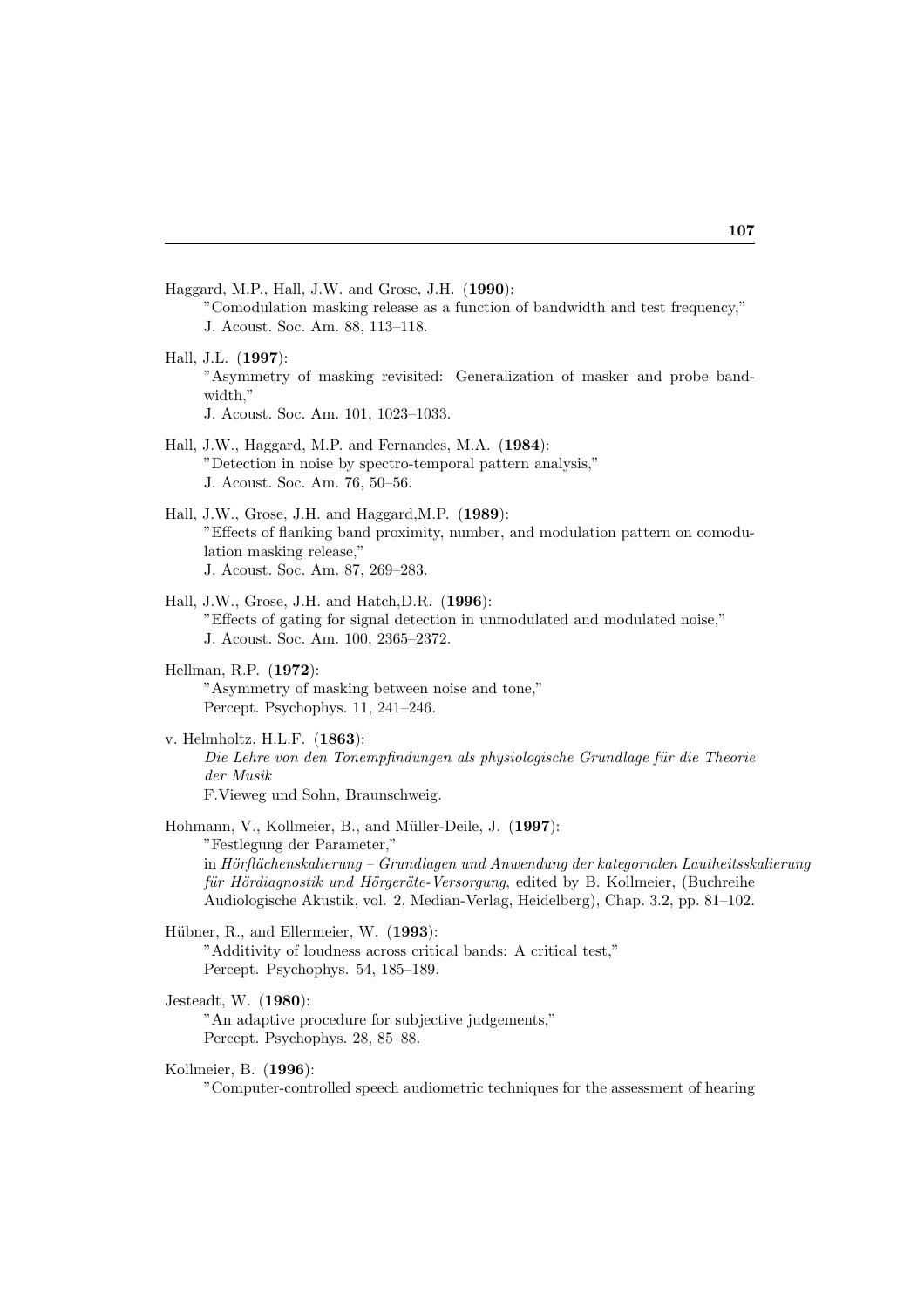Haggard, M.P., Hall, J.W. and Grose, J.H. (**1990**):
 "Comodulation masking release as a function of bandwidth and test frequency,"
 J. Acoust. Soc. Am. 88, 113–118.

Hall, J.L. (**1997**):
 "Asymmetry of masking revisited: Generalization of masker and probe bandwidth,"
 J. Acoust. Soc. Am. 101, 1023–1033.

Hall, J.W., Haggard, M.P. and Fernandes, M.A. (**1984**):
 "Detection in noise by spectro-temporal pattern analysis,"
 J. Acoust. Soc. Am. 76, 50–56.

Hall, J.W., Grose, J.H. and Haggard,M.P. (**1989**):
 "Effects of flanking band proximity, number, and modulation pattern on comodulation masking release,"
 J. Acoust. Soc. Am. 87, 269–283.

Hall, J.W., Grose, J.H. and Hatch,D.R. (**1996**):
 "Effects of gating for signal detection in unmodulated and modulated noise,"
 J. Acoust. Soc. Am. 100, 2365–2372.

Hellman, R.P. (**1972**):
 "Asymmetry of masking between noise and tone,"
 Percept. Psychophys. 11, 241–246.

v. Helmholtz, H.L.F. (**1863**):
 *Die Lehre von den Tonempfindungen als physiologische Grundlage für die Theorie der Musik*
 F.Vieweg und Sohn, Braunschweig.

Hohmann, V., Kollmeier, B., and Müller-Deile, J. (**1997**):
 "Festlegung der Parameter,"
 in *Hörflächenskalierung – Grundlagen und Anwendung der kategorialen Lautheitsskalierung für Hördiagnostik und Hörgeräte-Versorgung*, edited by B. Kollmeier, (Buchreihe Audiologische Akustik, vol. 2, Median-Verlag, Heidelberg), Chap. 3.2, pp. 81–102.

Hübner, R., and Ellermeier, W. (**1993**):
 "Additivity of loudness across critical bands: A critical test,"
 Percept. Psychophys. 54, 185–189.

Jesteadt, W. (**1980**):
 "An adaptive procedure for subjective judgements,"
 Percept. Psychophys. 28, 85–88.

Kollmeier, B. (**1996**):
 "Computer-controlled speech audiometric techniques for the assessment of hearing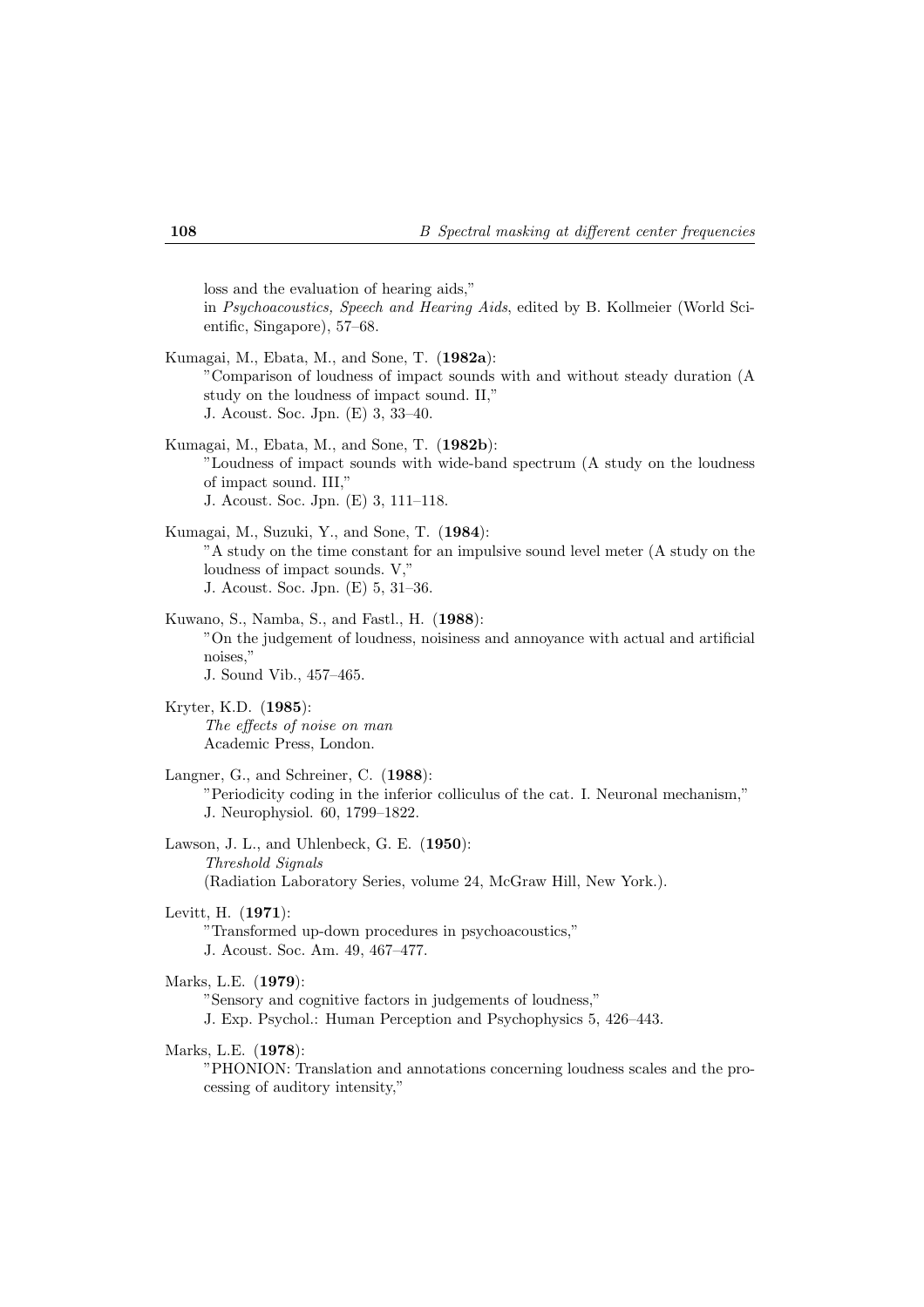loss and the evaluation of hearing aids,"
in *Psychoacoustics, Speech and Hearing Aids*, edited by B. Kollmeier (World Scientific, Singapore), 57–68.

Kumagai, M., Ebata, M., and Sone, T. (**1982a**):
"Comparison of loudness of impact sounds with and without steady duration (A study on the loudness of impact sound. II,"
J. Acoust. Soc. Jpn. (E) 3, 33–40.

Kumagai, M., Ebata, M., and Sone, T. (**1982b**):
"Loudness of impact sounds with wide-band spectrum (A study on the loudness of impact sound. III,"
J. Acoust. Soc. Jpn. (E) 3, 111–118.

Kumagai, M., Suzuki, Y., and Sone, T. (**1984**):
"A study on the time constant for an impulsive sound level meter (A study on the loudness of impact sounds. V,"
J. Acoust. Soc. Jpn. (E) 5, 31–36.

Kuwano, S., Namba, S., and Fastl., H. (**1988**):
"On the judgement of loudness, noisiness and annoyance with actual and artificial noises,"
J. Sound Vib., 457–465.

Kryter, K.D. (**1985**):
*The effects of noise on man*
Academic Press, London.

Langner, G., and Schreiner, C. (**1988**):
"Periodicity coding in the inferior colliculus of the cat. I. Neuronal mechanism,"
J. Neurophysiol. 60, 1799–1822.

Lawson, J. L., and Uhlenbeck, G. E. (**1950**):
*Threshold Signals*
(Radiation Laboratory Series, volume 24, McGraw Hill, New York.).

Levitt, H. (**1971**):
"Transformed up-down procedures in psychoacoustics,"
J. Acoust. Soc. Am. 49, 467–477.

Marks, L.E. (**1979**):
"Sensory and cognitive factors in judgements of loudness,"
J. Exp. Psychol.: Human Perception and Psychophysics 5, 426–443.

Marks, L.E. (**1978**):
"PHONION: Translation and annotations concerning loudness scales and the processing of auditory intensity,"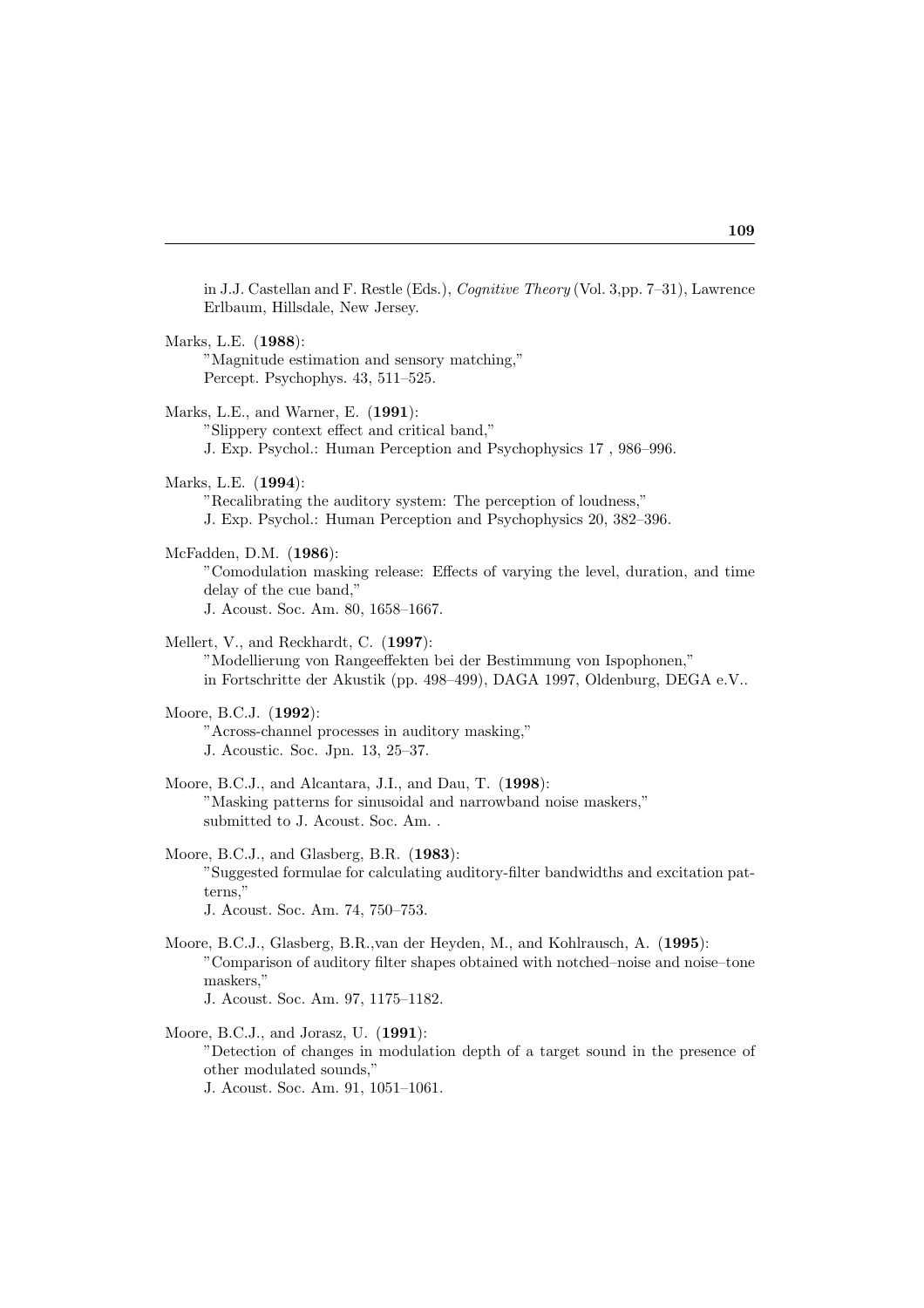in J.J. Castellan and F. Restle (Eds.), *Cognitive Theory* (Vol. 3,pp. 7–31), Lawrence Erlbaum, Hillsdale, New Jersey.

Marks, L.E. (**1988**):
"Magnitude estimation and sensory matching,"
Percept. Psychophys. 43, 511–525.

Marks, L.E., and Warner, E. (**1991**):
"Slippery context effect and critical band,"
J. Exp. Psychol.: Human Perception and Psychophysics 17 , 986–996.

Marks, L.E. (**1994**):
"Recalibrating the auditory system: The perception of loudness,"
J. Exp. Psychol.: Human Perception and Psychophysics 20, 382–396.

McFadden, D.M. (**1986**):
"Comodulation masking release: Effects of varying the level, duration, and time delay of the cue band,"
J. Acoust. Soc. Am. 80, 1658–1667.

Mellert, V., and Reckhardt, C. (**1997**):
"Modellierung von Rangeeffekten bei der Bestimmung von Ispophonen,"
in Fortschritte der Akustik (pp. 498–499), DAGA 1997, Oldenburg, DEGA e.V..

Moore, B.C.J. (**1992**):
"Across-channel processes in auditory masking,"
J. Acoustic. Soc. Jpn. 13, 25–37.

Moore, B.C.J., and Alcantara, J.I., and Dau, T. (**1998**):
"Masking patterns for sinusoidal and narrowband noise maskers,"
submitted to J. Acoust. Soc. Am. .

Moore, B.C.J., and Glasberg, B.R. (**1983**):
"Suggested formulae for calculating auditory-filter bandwidths and excitation patterns,"
J. Acoust. Soc. Am. 74, 750–753.

Moore, B.C.J., Glasberg, B.R.,van der Heyden, M., and Kohlrausch, A. (**1995**):
"Comparison of auditory filter shapes obtained with notched–noise and noise–tone maskers,"
J. Acoust. Soc. Am. 97, 1175–1182.

Moore, B.C.J., and Jorasz, U. (**1991**):
"Detection of changes in modulation depth of a target sound in the presence of other modulated sounds,"
J. Acoust. Soc. Am. 91, 1051–1061.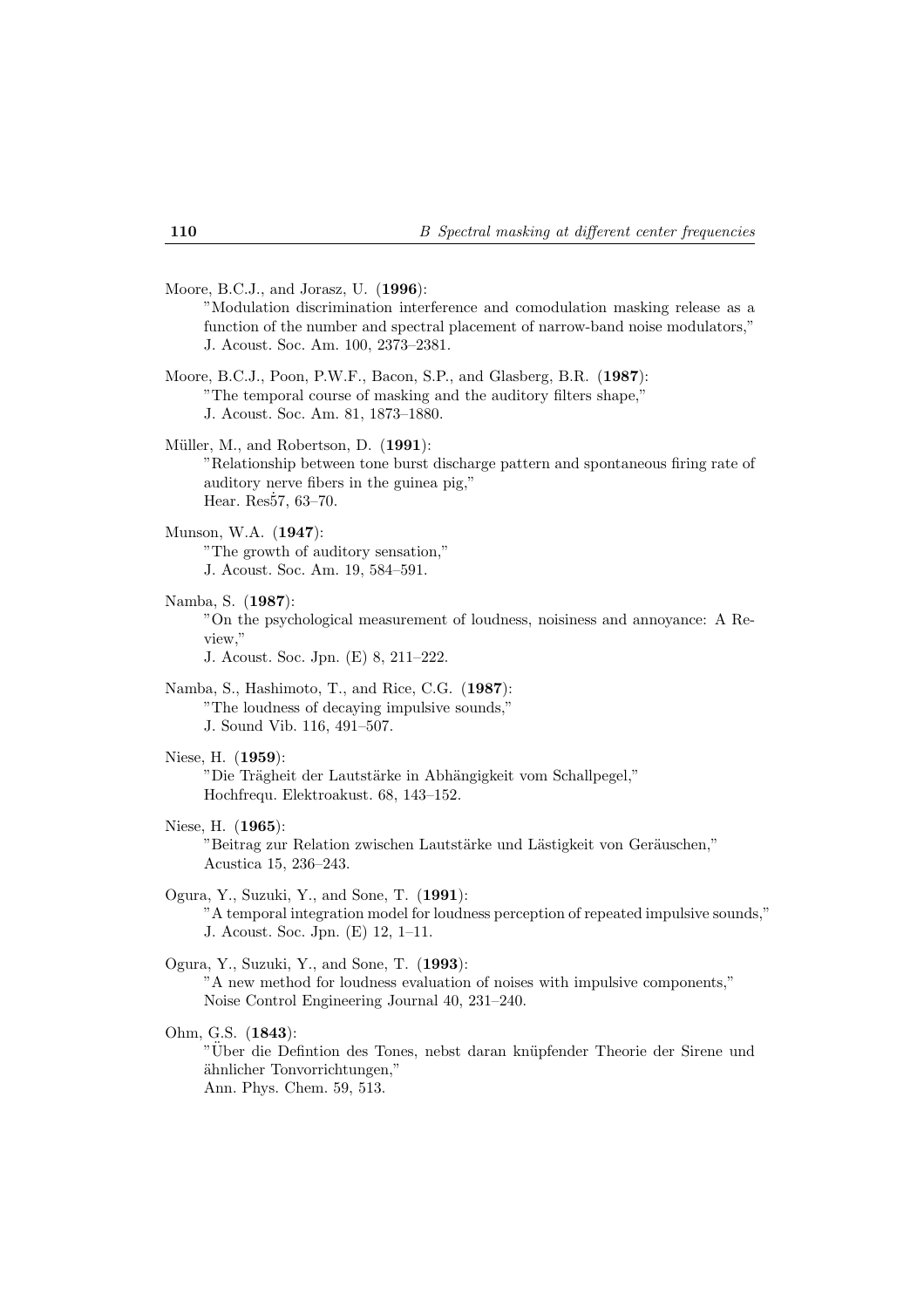Moore, B.C.J., and Jorasz, U. (**1996**):
"Modulation discrimination interference and comodulation masking release as a function of the number and spectral placement of narrow-band noise modulators,"
J. Acoust. Soc. Am. 100, 2373–2381.

Moore, B.C.J., Poon, P.W.F., Bacon, S.P., and Glasberg, B.R. (**1987**):
"The temporal course of masking and the auditory filters shape,"
J. Acoust. Soc. Am. 81, 1873–1880.

Müller, M., and Robertson, D. (**1991**):
"Relationship between tone burst discharge pattern and spontaneous firing rate of auditory nerve fibers in the guinea pig,"
Hear. Res57, 63–70.

Munson, W.A. (**1947**):
"The growth of auditory sensation,"
J. Acoust. Soc. Am. 19, 584–591.

Namba, S. (**1987**):
"On the psychological measurement of loudness, noisiness and annoyance: A Review,"
J. Acoust. Soc. Jpn. (E) 8, 211–222.

Namba, S., Hashimoto, T., and Rice, C.G. (**1987**):
"The loudness of decaying impulsive sounds,"
J. Sound Vib. 116, 491–507.

Niese, H. (**1959**):
"Die Trägheit der Lautstärke in Abhängigkeit vom Schallpegel,"
Hochfrequ. Elektroakust. 68, 143–152.

Niese, H. (**1965**):
"Beitrag zur Relation zwischen Lautstärke und Lästigkeit von Geräuschen,"
Acustica 15, 236–243.

Ogura, Y., Suzuki, Y., and Sone, T. (**1991**):
"A temporal integration model for loudness perception of repeated impulsive sounds,"
J. Acoust. Soc. Jpn. (E) 12, 1–11.

Ogura, Y., Suzuki, Y., and Sone, T. (**1993**):
"A new method for loudness evaluation of noises with impulsive components,"
Noise Control Engineering Journal 40, 231–240.

Ohm, G.S. (**1843**):
"Über die Defintion des Tones, nebst daran knüpfender Theorie der Sirene und ähnlicher Tonvorrichtungen,"
Ann. Phys. Chem. 59, 513.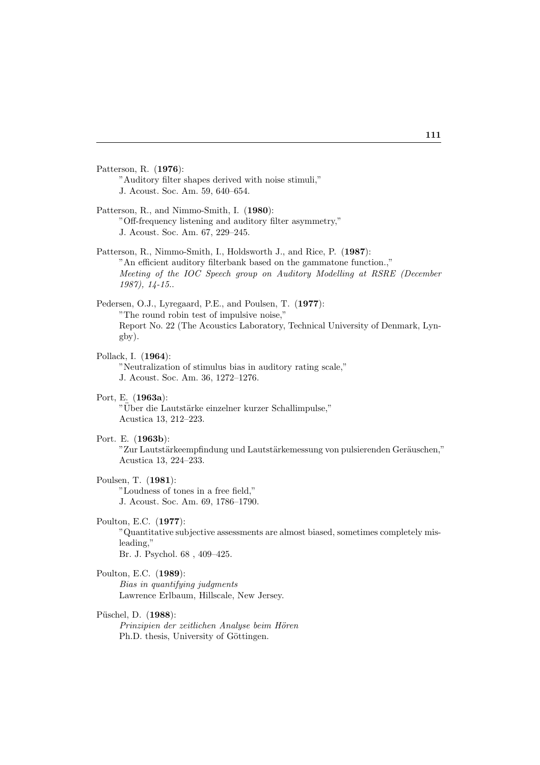Patterson, R. (**1976**):
"Auditory filter shapes derived with noise stimuli,"
J. Acoust. Soc. Am. 59, 640–654.

Patterson, R., and Nimmo-Smith, I. (**1980**):
"Off-frequency listening and auditory filter asymmetry,"
J. Acoust. Soc. Am. 67, 229–245.

Patterson, R., Nimmo-Smith, I., Holdsworth J., and Rice, P. (**1987**):
"An efficient auditory filterbank based on the gammatone function.,"
*Meeting of the IOC Speech group on Auditory Modelling at RSRE (December 1987), 14-15.*.

Pedersen, O.J., Lyregaard, P.E., and Poulsen, T. (**1977**):
"The round robin test of impulsive noise,"
Report No. 22 (The Acoustics Laboratory, Technical University of Denmark, Lyngby).

Pollack, I. (**1964**):
"Neutralization of stimulus bias in auditory rating scale,"
J. Acoust. Soc. Am. 36, 1272–1276.

Port, E. (**1963a**):
"Über die Lautstärke einzelner kurzer Schallimpulse,"
Acustica 13, 212–223.

Port. E. (**1963b**):
"Zur Lautstärkeempfindung und Lautstärkemessung von pulsierenden Geräuschen,"
Acustica 13, 224–233.

Poulsen, T. (**1981**):
"Loudness of tones in a free field,"
J. Acoust. Soc. Am. 69, 1786–1790.

Poulton, E.C. (**1977**):
"Quantitative subjective assessments are almost biased, sometimes completely misleading,"
Br. J. Psychol. 68 , 409–425.

Poulton, E.C. (**1989**):
*Bias in quantifying judgments*
Lawrence Erlbaum, Hillscale, New Jersey.

Püschel, D. (**1988**):
*Prinzipien der zeitlichen Analyse beim Hören*
Ph.D. thesis, University of Göttingen.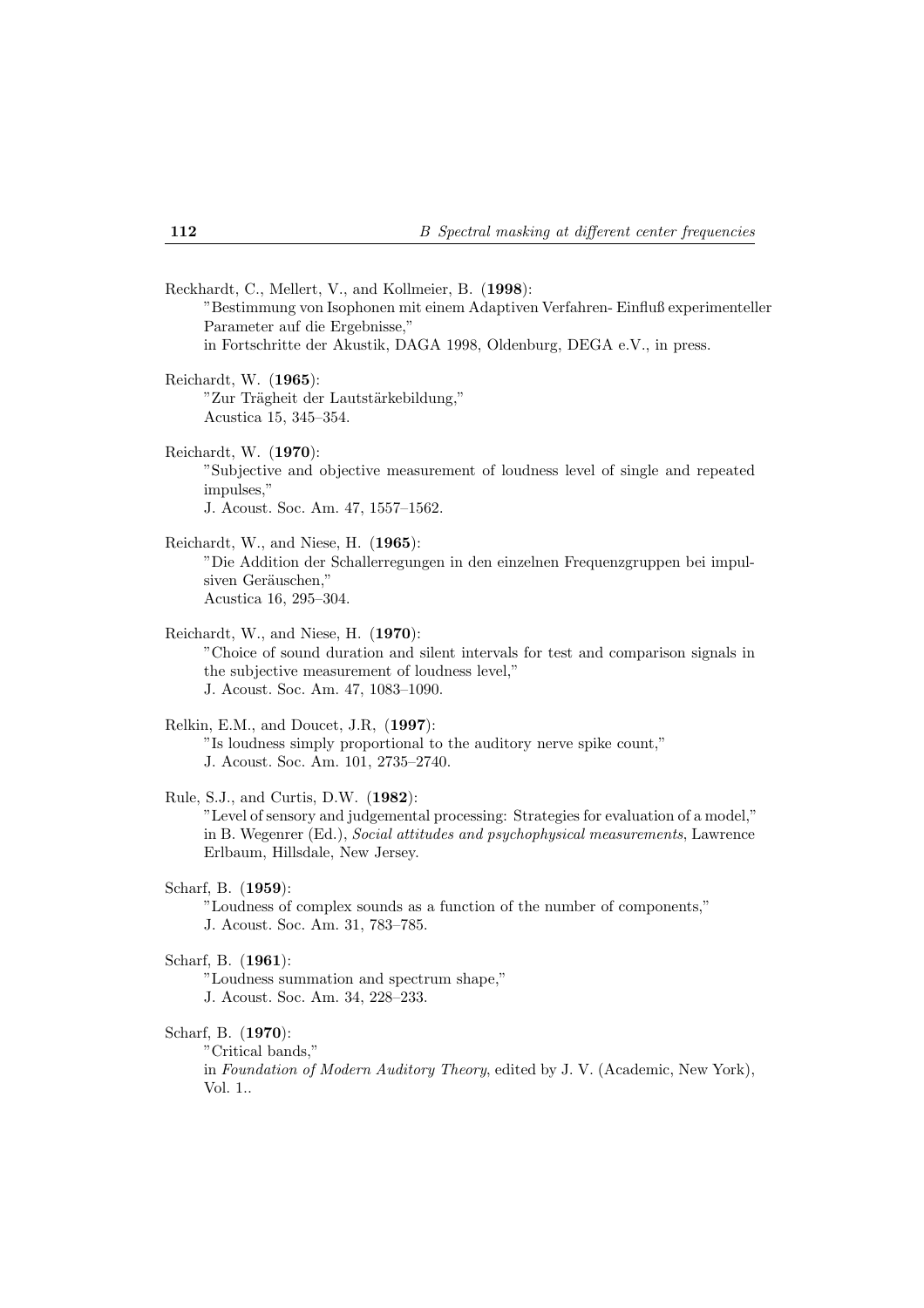Reckhardt, C., Mellert, V., and Kollmeier, B. (**1998**):
"Bestimmung von Isophonen mit einem Adaptiven Verfahren- Einfluß experimenteller Parameter auf die Ergebnisse,"
in Fortschritte der Akustik, DAGA 1998, Oldenburg, DEGA e.V., in press.

Reichardt, W. (**1965**):
"Zur Trägheit der Lautstärkebildung,"
Acustica 15, 345–354.

Reichardt, W. (**1970**):
"Subjective and objective measurement of loudness level of single and repeated impulses,"
J. Acoust. Soc. Am. 47, 1557–1562.

Reichardt, W., and Niese, H. (**1965**):
"Die Addition der Schallerregungen in den einzelnen Frequenzgruppen bei impulsiven Geräuschen,"
Acustica 16, 295–304.

Reichardt, W., and Niese, H. (**1970**):
"Choice of sound duration and silent intervals for test and comparison signals in the subjective measurement of loudness level,"
J. Acoust. Soc. Am. 47, 1083–1090.

Relkin, E.M., and Doucet, J.R, (**1997**):
"Is loudness simply proportional to the auditory nerve spike count,"
J. Acoust. Soc. Am. 101, 2735–2740.

Rule, S.J., and Curtis, D.W. (**1982**):
"Level of sensory and judgemental processing: Strategies for evaluation of a model,"
in B. Wegenrer (Ed.), *Social attitudes and psychophysical measurements*, Lawrence Erlbaum, Hillsdale, New Jersey.

Scharf, B. (**1959**):
"Loudness of complex sounds as a function of the number of components,"
J. Acoust. Soc. Am. 31, 783–785.

Scharf, B. (**1961**):
"Loudness summation and spectrum shape,"
J. Acoust. Soc. Am. 34, 228–233.

Scharf, B. (**1970**):
"Critical bands,"
in *Foundation of Modern Auditory Theory*, edited by J. V. (Academic, New York), Vol. 1..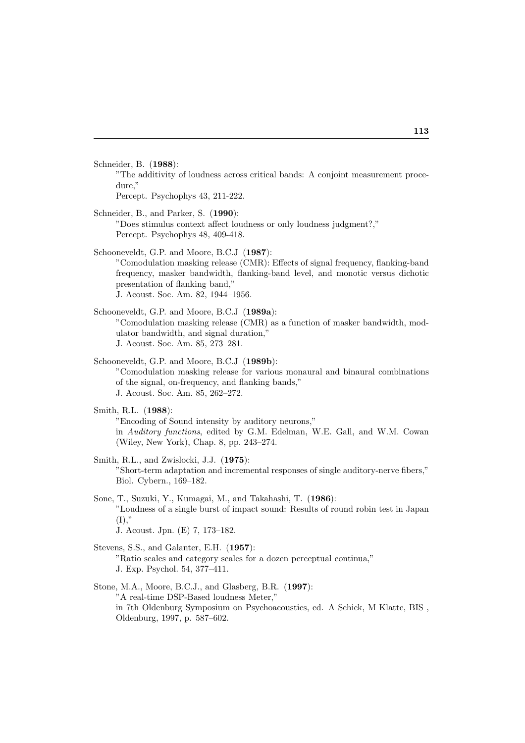Schneider, B. (**1988**):
"The additivity of loudness across critical bands: A conjoint measurement procedure,"
Percept. Psychophys 43, 211-222.

Schneider, B., and Parker, S. (**1990**):
"Does stimulus context affect loudness or only loudness judgment?,"
Percept. Psychophys 48, 409-418.

Schooneveldt, G.P. and Moore, B.C.J (**1987**):
"Comodulation masking release (CMR): Effects of signal frequency, flanking-band frequency, masker bandwidth, flanking-band level, and monotic versus dichotic presentation of flanking band,"
J. Acoust. Soc. Am. 82, 1944–1956.

Schooneveldt, G.P. and Moore, B.C.J (**1989a**):
"Comodulation masking release (CMR) as a function of masker bandwidth, modulator bandwidth, and signal duration,"
J. Acoust. Soc. Am. 85, 273–281.

Schooneveldt, G.P. and Moore, B.C.J (**1989b**):
"Comodulation masking release for various monaural and binaural combinations of the signal, on-frequency, and flanking bands,"
J. Acoust. Soc. Am. 85, 262–272.

Smith, R.L. (**1988**):
"Encoding of Sound intensity by auditory neurons,"
in *Auditory functions*, edited by G.M. Edelman, W.E. Gall, and W.M. Cowan (Wiley, New York), Chap. 8, pp. 243–274.

Smith, R.L., and Zwislocki, J.J. (**1975**):
"Short-term adaptation and incremental responses of single auditory-nerve fibers,"
Biol. Cybern., 169–182.

Sone, T., Suzuki, Y., Kumagai, M., and Takahashi, T. (**1986**):
"Loudness of a single burst of impact sound: Results of round robin test in Japan (I),"
J. Acoust. Jpn. (E) 7, 173–182.

Stevens, S.S., and Galanter, E.H. (**1957**):
"Ratio scales and category scales for a dozen perceptual continua,"
J. Exp. Psychol. 54, 377–411.

Stone, M.A., Moore, B.C.J., and Glasberg, B.R. (**1997**):
"A real-time DSP-Based loudness Meter,"
in 7th Oldenburg Symposium on Psychoacoustics, ed. A Schick, M Klatte, BIS , Oldenburg, 1997, p. 587–602.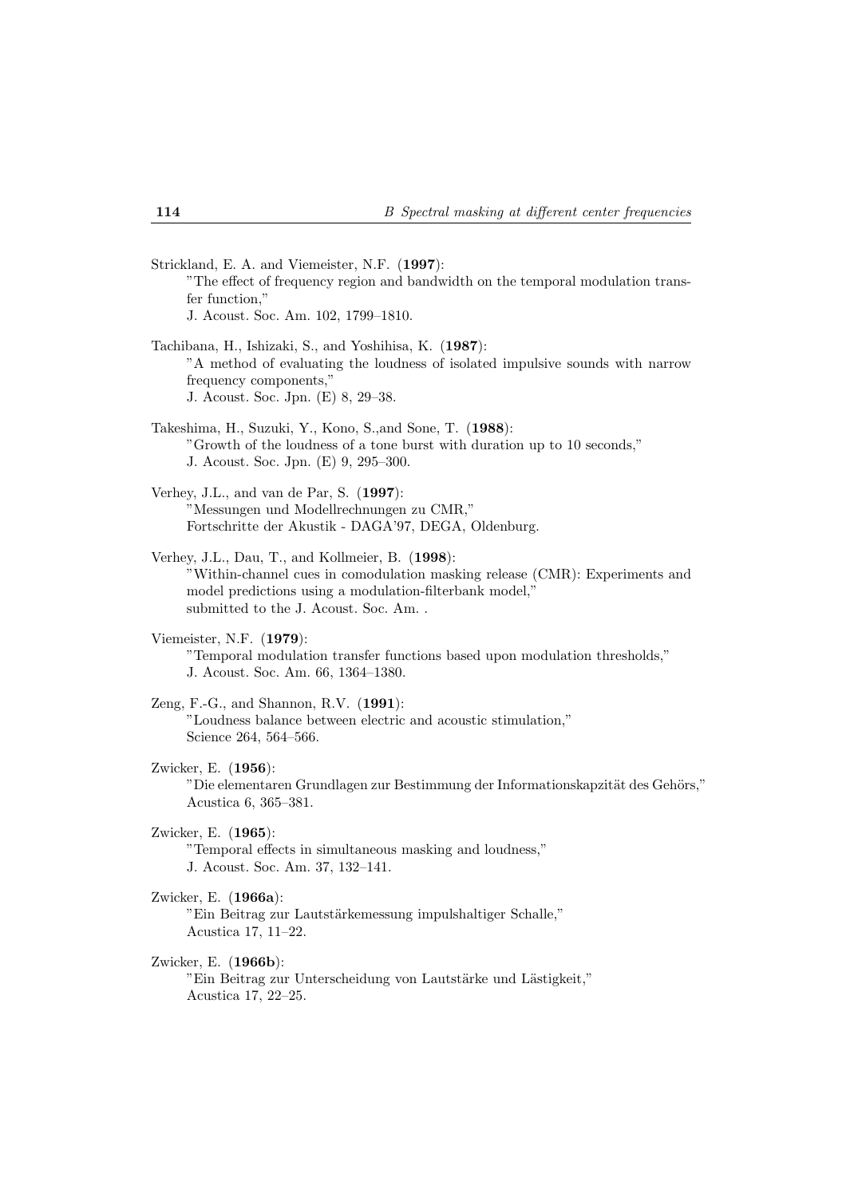Strickland, E. A. and Viemeister, N.F. (**1997**):
"The effect of frequency region and bandwidth on the temporal modulation transfer function,"
J. Acoust. Soc. Am. 102, 1799–1810.

Tachibana, H., Ishizaki, S., and Yoshihisa, K. (**1987**):
"A method of evaluating the loudness of isolated impulsive sounds with narrow frequency components,"
J. Acoust. Soc. Jpn. (E) 8, 29–38.

Takeshima, H., Suzuki, Y., Kono, S.,and Sone, T. (**1988**):
"Growth of the loudness of a tone burst with duration up to 10 seconds,"
J. Acoust. Soc. Jpn. (E) 9, 295–300.

Verhey, J.L., and van de Par, S. (**1997**):
"Messungen und Modellrechnungen zu CMR,"
Fortschritte der Akustik - DAGA'97, DEGA, Oldenburg.

Verhey, J.L., Dau, T., and Kollmeier, B. (**1998**):
"Within-channel cues in comodulation masking release (CMR): Experiments and model predictions using a modulation-filterbank model,"
submitted to the J. Acoust. Soc. Am. .

Viemeister, N.F. (**1979**):
"Temporal modulation transfer functions based upon modulation thresholds,"
J. Acoust. Soc. Am. 66, 1364–1380.

Zeng, F.-G., and Shannon, R.V. (**1991**):
"Loudness balance between electric and acoustic stimulation,"
Science 264, 564–566.

Zwicker, E. (**1956**):
"Die elementaren Grundlagen zur Bestimmung der Informationskapzität des Gehörs,"
Acustica 6, 365–381.

Zwicker, E. (**1965**):
"Temporal effects in simultaneous masking and loudness,"
J. Acoust. Soc. Am. 37, 132–141.

Zwicker, E. (**1966a**):
"Ein Beitrag zur Lautstärkemessung impulshaltiger Schalle,"
Acustica 17, 11–22.

Zwicker, E. (**1966b**):
"Ein Beitrag zur Unterscheidung von Lautstärke und Lästigkeit,"
Acustica 17, 22–25.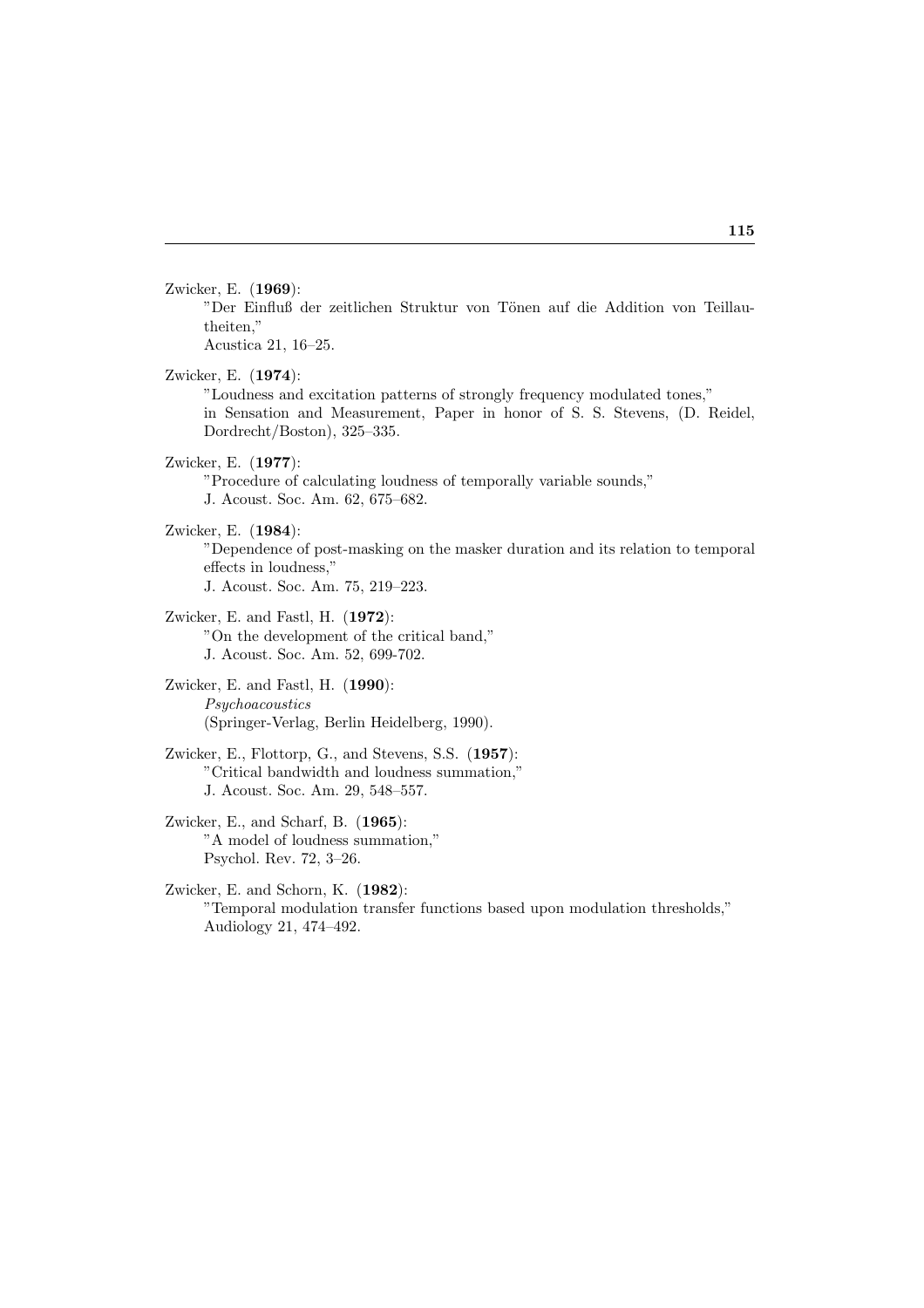Zwicker, E. (**1969**):
"Der Einfluß der zeitlichen Struktur von Tönen auf die Addition von Teillautheiten,"
Acustica 21, 16–25.

Zwicker, E. (**1974**):
"Loudness and excitation patterns of strongly frequency modulated tones,"
in Sensation and Measurement, Paper in honor of S. S. Stevens, (D. Reidel, Dordrecht/Boston), 325–335.

Zwicker, E. (**1977**):
"Procedure of calculating loudness of temporally variable sounds,"
J. Acoust. Soc. Am. 62, 675–682.

Zwicker, E. (**1984**):
"Dependence of post-masking on the masker duration and its relation to temporal effects in loudness,"
J. Acoust. Soc. Am. 75, 219–223.

Zwicker, E. and Fastl, H. (**1972**):
"On the development of the critical band,"
J. Acoust. Soc. Am. 52, 699-702.

Zwicker, E. and Fastl, H. (**1990**):
*Psychoacoustics*
(Springer-Verlag, Berlin Heidelberg, 1990).

Zwicker, E., Flottorp, G., and Stevens, S.S. (**1957**):
"Critical bandwidth and loudness summation,"
J. Acoust. Soc. Am. 29, 548–557.

Zwicker, E., and Scharf, B. (**1965**):
"A model of loudness summation,"
Psychol. Rev. 72, 3–26.

Zwicker, E. and Schorn, K. (**1982**):
"Temporal modulation transfer functions based upon modulation thresholds,"
Audiology 21, 474–492.